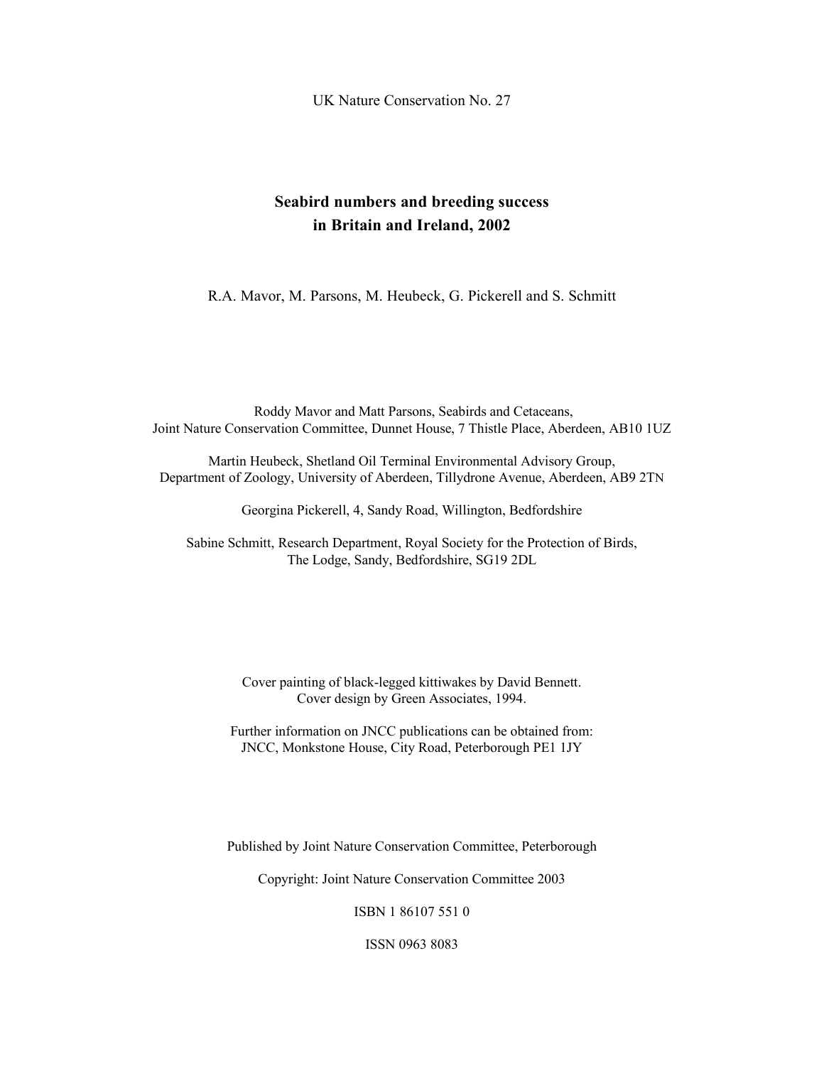UK Nature Conservation No. 27

# Seabird numbers and breeding success in Britain and Ireland, 2002

R.A. Mavor, M. Parsons, M. Heubeck, G. Pickerell and S. Schmitt

Roddy Mavor and Matt Parsons, Seabirds and Cetaceans,
Joint Nature Conservation Committee, Dunnet House, 7 Thistle Place, Aberdeen, AB10 1UZ

Martin Heubeck, Shetland Oil Terminal Environmental Advisory Group,
Department of Zoology, University of Aberdeen, Tillydrone Avenue, Aberdeen, AB9 2TN

Georgina Pickerell, 4, Sandy Road, Willington, Bedfordshire

Sabine Schmitt, Research Department, Royal Society for the Protection of Birds,
The Lodge, Sandy, Bedfordshire, SG19 2DL

Cover painting of black-legged kittiwakes by David Bennett.
Cover design by Green Associates, 1994.

Further information on JNCC publications can be obtained from:
JNCC, Monkstone House, City Road, Peterborough PE1 1JY

Published by Joint Nature Conservation Committee, Peterborough

Copyright: Joint Nature Conservation Committee 2003

ISBN 1 86107 551 0

ISSN 0963 8083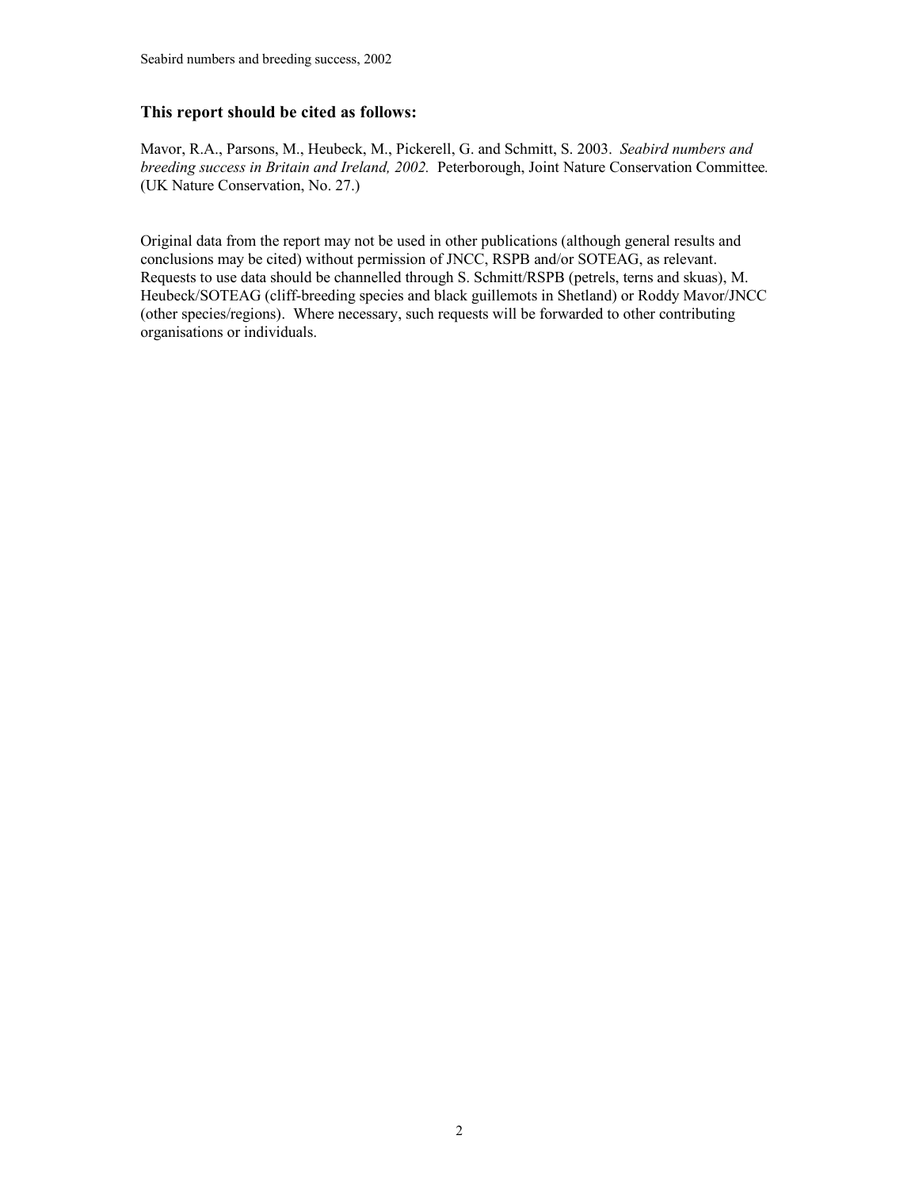### This report should be cited as follows:

Mavor, R.A., Parsons, M., Heubeck, M., Pickerell, G. and Schmitt, S. 2003. *Seabird numbers and breeding success in Britain and Ireland, 2002.* Peterborough, Joint Nature Conservation Committee. (UK Nature Conservation, No. 27.)

Original data from the report may not be used in other publications (although general results and conclusions may be cited) without permission of JNCC, RSPB and/or SOTEAG, as relevant. Requests to use data should be channelled through S. Schmitt/RSPB (petrels, terns and skuas), M. Heubeck/SOTEAG (cliff-breeding species and black guillemots in Shetland) or Roddy Mavor/JNCC (other species/regions). Where necessary, such requests will be forwarded to other contributing organisations or individuals.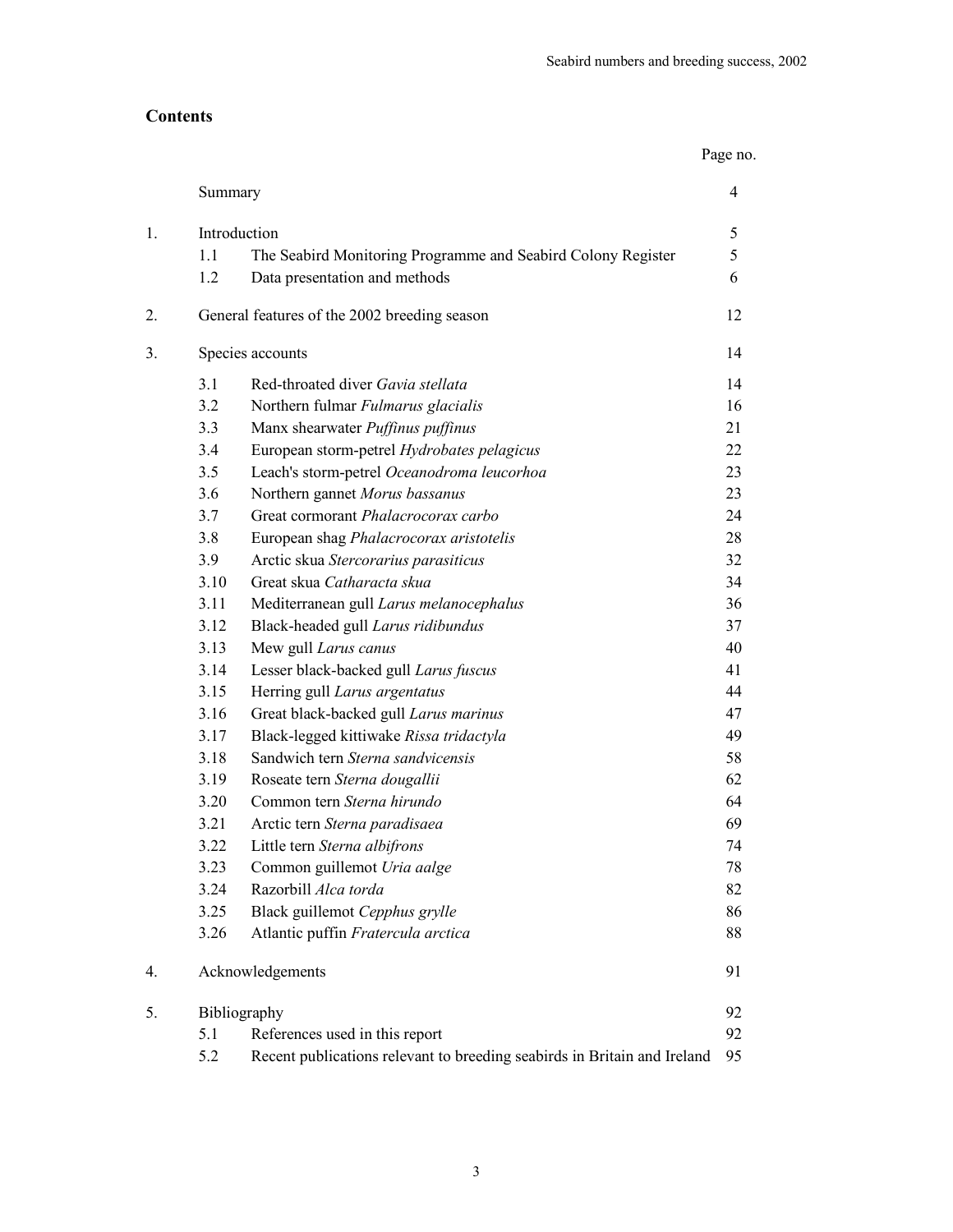## Contents

| | | | Page no. |
|---|---|---|---|
| | Summary | | 4 |
| 1. | Introduction | | 5 |
| | 1.1 | The Seabird Monitoring Programme and Seabird Colony Register | 5 |
| | 1.2 | Data presentation and methods | 6 |
| 2. | General features of the 2002 breeding season | | 12 |
| 3. | Species accounts | | 14 |
| | 3.1 | Red-throated diver *Gavia stellata* | 14 |
| | 3.2 | Northern fulmar *Fulmarus glacialis* | 16 |
| | 3.3 | Manx shearwater *Puffinus puffinus* | 21 |
| | 3.4 | European storm-petrel *Hydrobates pelagicus* | 22 |
| | 3.5 | Leach's storm-petrel *Oceanodroma leucorhoa* | 23 |
| | 3.6 | Northern gannet *Morus bassanus* | 23 |
| | 3.7 | Great cormorant *Phalacrocorax carbo* | 24 |
| | 3.8 | European shag *Phalacrocorax aristotelis* | 28 |
| | 3.9 | Arctic skua *Stercorarius parasiticus* | 32 |
| | 3.10 | Great skua *Catharacta skua* | 34 |
| | 3.11 | Mediterranean gull *Larus melanocephalus* | 36 |
| | 3.12 | Black-headed gull *Larus ridibundus* | 37 |
| | 3.13 | Mew gull *Larus canus* | 40 |
| | 3.14 | Lesser black-backed gull *Larus fuscus* | 41 |
| | 3.15 | Herring gull *Larus argentatus* | 44 |
| | 3.16 | Great black-backed gull *Larus marinus* | 47 |
| | 3.17 | Black-legged kittiwake *Rissa tridactyla* | 49 |
| | 3.18 | Sandwich tern *Sterna sandvicensis* | 58 |
| | 3.19 | Roseate tern *Sterna dougallii* | 62 |
| | 3.20 | Common tern *Sterna hirundo* | 64 |
| | 3.21 | Arctic tern *Sterna paradisaea* | 69 |
| | 3.22 | Little tern *Sterna albifrons* | 74 |
| | 3.23 | Common guillemot *Uria aalge* | 78 |
| | 3.24 | Razorbill *Alca torda* | 82 |
| | 3.25 | Black guillemot *Cepphus grylle* | 86 |
| | 3.26 | Atlantic puffin *Fratercula arctica* | 88 |
| 4. | Acknowledgements | | 91 |
| 5. | Bibliography | | 92 |
| | 5.1 | References used in this report | 92 |
| | 5.2 | Recent publications relevant to breeding seabirds in Britain and Ireland | 95 |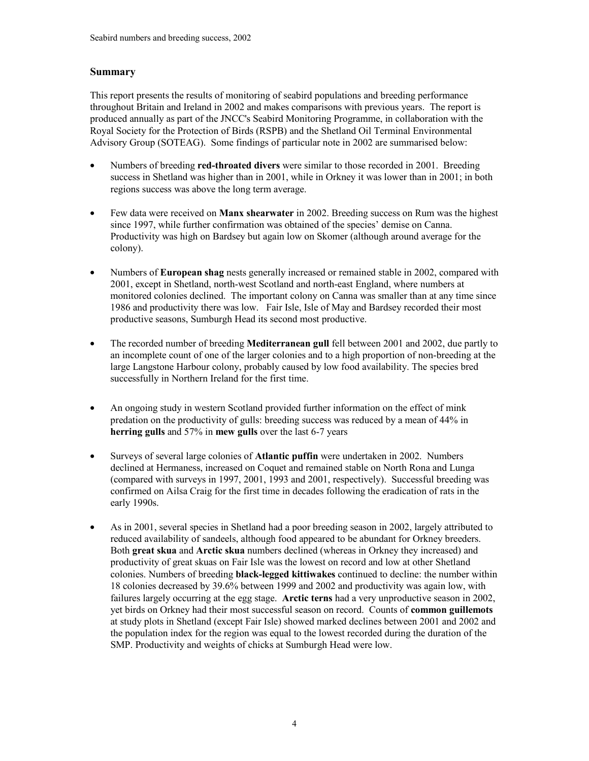## Summary

This report presents the results of monitoring of seabird populations and breeding performance throughout Britain and Ireland in 2002 and makes comparisons with previous years. The report is produced annually as part of the JNCC's Seabird Monitoring Programme, in collaboration with the Royal Society for the Protection of Birds (RSPB) and the Shetland Oil Terminal Environmental Advisory Group (SOTEAG). Some findings of particular note in 2002 are summarised below:

- Numbers of breeding **red-throated divers** were similar to those recorded in 2001. Breeding success in Shetland was higher than in 2001, while in Orkney it was lower than in 2001; in both regions success was above the long term average.
- Few data were received on **Manx shearwater** in 2002. Breeding success on Rum was the highest since 1997, while further confirmation was obtained of the species' demise on Canna. Productivity was high on Bardsey but again low on Skomer (although around average for the colony).
- Numbers of **European shag** nests generally increased or remained stable in 2002, compared with 2001, except in Shetland, north-west Scotland and north-east England, where numbers at monitored colonies declined. The important colony on Canna was smaller than at any time since 1986 and productivity there was low. Fair Isle, Isle of May and Bardsey recorded their most productive seasons, Sumburgh Head its second most productive.
- The recorded number of breeding **Mediterranean gull** fell between 2001 and 2002, due partly to an incomplete count of one of the larger colonies and to a high proportion of non-breeding at the large Langstone Harbour colony, probably caused by low food availability. The species bred successfully in Northern Ireland for the first time.
- An ongoing study in western Scotland provided further information on the effect of mink predation on the productivity of gulls: breeding success was reduced by a mean of 44% in **herring gulls** and 57% in **mew gulls** over the last 6-7 years
- Surveys of several large colonies of **Atlantic puffin** were undertaken in 2002. Numbers declined at Hermaness, increased on Coquet and remained stable on North Rona and Lunga (compared with surveys in 1997, 2001, 1993 and 2001, respectively). Successful breeding was confirmed on Ailsa Craig for the first time in decades following the eradication of rats in the early 1990s.
- As in 2001, several species in Shetland had a poor breeding season in 2002, largely attributed to reduced availability of sandeels, although food appeared to be abundant for Orkney breeders. Both **great skua** and **Arctic skua** numbers declined (whereas in Orkney they increased) and productivity of great skuas on Fair Isle was the lowest on record and low at other Shetland colonies. Numbers of breeding **black-legged kittiwakes** continued to decline: the number within 18 colonies decreased by 39.6% between 1999 and 2002 and productivity was again low, with failures largely occurring at the egg stage. **Arctic terns** had a very unproductive season in 2002, yet birds on Orkney had their most successful season on record. Counts of **common guillemots** at study plots in Shetland (except Fair Isle) showed marked declines between 2001 and 2002 and the population index for the region was equal to the lowest recorded during the duration of the SMP. Productivity and weights of chicks at Sumburgh Head were low.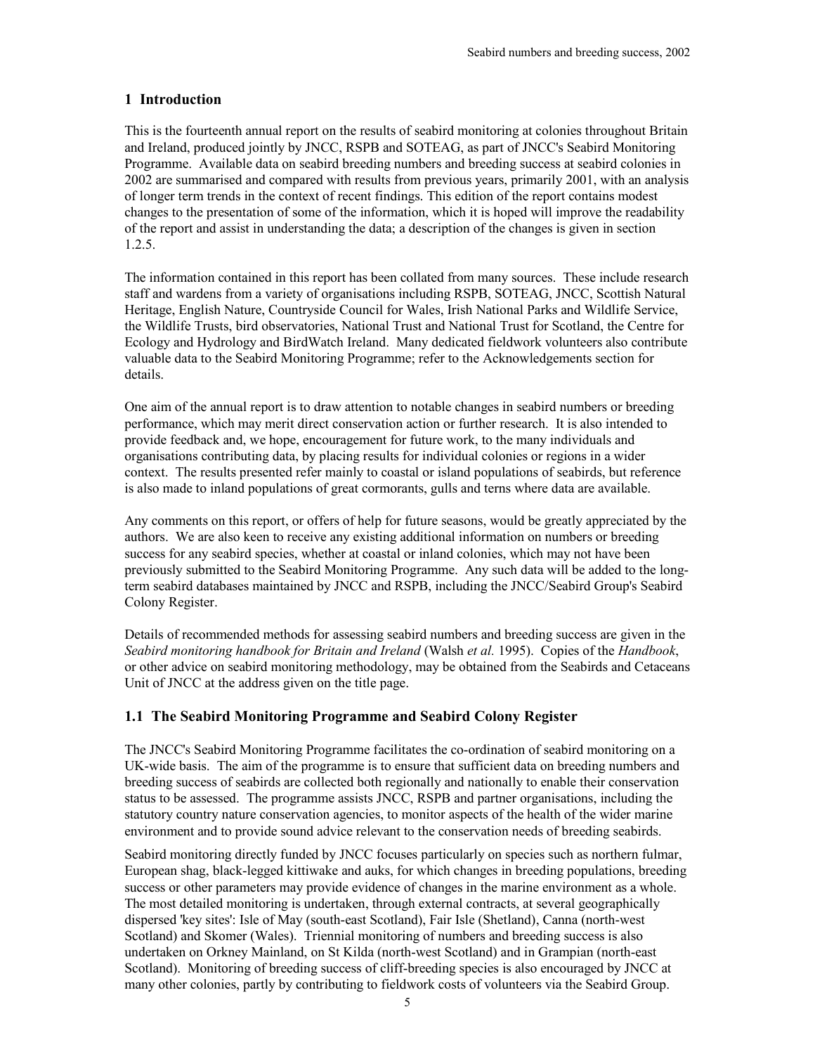## 1 Introduction

This is the fourteenth annual report on the results of seabird monitoring at colonies throughout Britain and Ireland, produced jointly by JNCC, RSPB and SOTEAG, as part of JNCC's Seabird Monitoring Programme. Available data on seabird breeding numbers and breeding success at seabird colonies in 2002 are summarised and compared with results from previous years, primarily 2001, with an analysis of longer term trends in the context of recent findings. This edition of the report contains modest changes to the presentation of some of the information, which it is hoped will improve the readability of the report and assist in understanding the data; a description of the changes is given in section 1.2.5.

The information contained in this report has been collated from many sources. These include research staff and wardens from a variety of organisations including RSPB, SOTEAG, JNCC, Scottish Natural Heritage, English Nature, Countryside Council for Wales, Irish National Parks and Wildlife Service, the Wildlife Trusts, bird observatories, National Trust and National Trust for Scotland, the Centre for Ecology and Hydrology and BirdWatch Ireland. Many dedicated fieldwork volunteers also contribute valuable data to the Seabird Monitoring Programme; refer to the Acknowledgements section for details.

One aim of the annual report is to draw attention to notable changes in seabird numbers or breeding performance, which may merit direct conservation action or further research. It is also intended to provide feedback and, we hope, encouragement for future work, to the many individuals and organisations contributing data, by placing results for individual colonies or regions in a wider context. The results presented refer mainly to coastal or island populations of seabirds, but reference is also made to inland populations of great cormorants, gulls and terns where data are available.

Any comments on this report, or offers of help for future seasons, would be greatly appreciated by the authors. We are also keen to receive any existing additional information on numbers or breeding success for any seabird species, whether at coastal or inland colonies, which may not have been previously submitted to the Seabird Monitoring Programme. Any such data will be added to the long-term seabird databases maintained by JNCC and RSPB, including the JNCC/Seabird Group's Seabird Colony Register.

Details of recommended methods for assessing seabird numbers and breeding success are given in the *Seabird monitoring handbook for Britain and Ireland* (Walsh *et al.* 1995). Copies of the *Handbook*, or other advice on seabird monitoring methodology, may be obtained from the Seabirds and Cetaceans Unit of JNCC at the address given on the title page.

### 1.1 The Seabird Monitoring Programme and Seabird Colony Register

The JNCC's Seabird Monitoring Programme facilitates the co-ordination of seabird monitoring on a UK-wide basis. The aim of the programme is to ensure that sufficient data on breeding numbers and breeding success of seabirds are collected both regionally and nationally to enable their conservation status to be assessed. The programme assists JNCC, RSPB and partner organisations, including the statutory country nature conservation agencies, to monitor aspects of the health of the wider marine environment and to provide sound advice relevant to the conservation needs of breeding seabirds.

Seabird monitoring directly funded by JNCC focuses particularly on species such as northern fulmar, European shag, black-legged kittiwake and auks, for which changes in breeding populations, breeding success or other parameters may provide evidence of changes in the marine environment as a whole. The most detailed monitoring is undertaken, through external contracts, at several geographically dispersed 'key sites': Isle of May (south-east Scotland), Fair Isle (Shetland), Canna (north-west Scotland) and Skomer (Wales). Triennial monitoring of numbers and breeding success is also undertaken on Orkney Mainland, on St Kilda (north-west Scotland) and in Grampian (north-east Scotland). Monitoring of breeding success of cliff-breeding species is also encouraged by JNCC at many other colonies, partly by contributing to fieldwork costs of volunteers via the Seabird Group.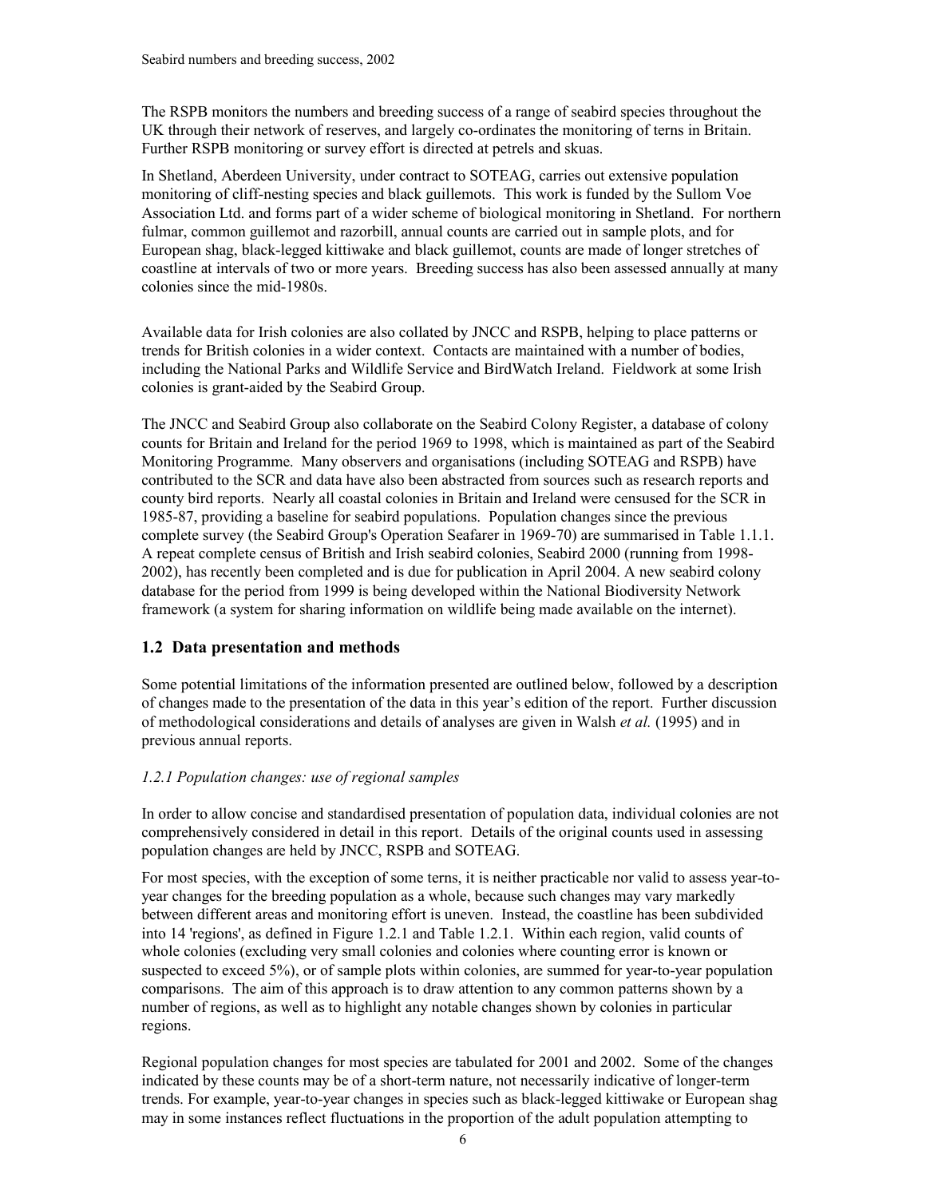The RSPB monitors the numbers and breeding success of a range of seabird species throughout the UK through their network of reserves, and largely co-ordinates the monitoring of terns in Britain. Further RSPB monitoring or survey effort is directed at petrels and skuas.

In Shetland, Aberdeen University, under contract to SOTEAG, carries out extensive population monitoring of cliff-nesting species and black guillemots. This work is funded by the Sullom Voe Association Ltd. and forms part of a wider scheme of biological monitoring in Shetland. For northern fulmar, common guillemot and razorbill, annual counts are carried out in sample plots, and for European shag, black-legged kittiwake and black guillemot, counts are made of longer stretches of coastline at intervals of two or more years. Breeding success has also been assessed annually at many colonies since the mid-1980s.

Available data for Irish colonies are also collated by JNCC and RSPB, helping to place patterns or trends for British colonies in a wider context. Contacts are maintained with a number of bodies, including the National Parks and Wildlife Service and BirdWatch Ireland. Fieldwork at some Irish colonies is grant-aided by the Seabird Group.

The JNCC and Seabird Group also collaborate on the Seabird Colony Register, a database of colony counts for Britain and Ireland for the period 1969 to 1998, which is maintained as part of the Seabird Monitoring Programme. Many observers and organisations (including SOTEAG and RSPB) have contributed to the SCR and data have also been abstracted from sources such as research reports and county bird reports. Nearly all coastal colonies in Britain and Ireland were censused for the SCR in 1985-87, providing a baseline for seabird populations. Population changes since the previous complete survey (the Seabird Group's Operation Seafarer in 1969-70) are summarised in Table 1.1.1. A repeat complete census of British and Irish seabird colonies, Seabird 2000 (running from 1998-2002), has recently been completed and is due for publication in April 2004. A new seabird colony database for the period from 1999 is being developed within the National Biodiversity Network framework (a system for sharing information on wildlife being made available on the internet).

## 1.2 Data presentation and methods

Some potential limitations of the information presented are outlined below, followed by a description of changes made to the presentation of the data in this year's edition of the report. Further discussion of methodological considerations and details of analyses are given in Walsh *et al.* (1995) and in previous annual reports.

### *1.2.1 Population changes: use of regional samples*

In order to allow concise and standardised presentation of population data, individual colonies are not comprehensively considered in detail in this report. Details of the original counts used in assessing population changes are held by JNCC, RSPB and SOTEAG.

For most species, with the exception of some terns, it is neither practicable nor valid to assess year-to-year changes for the breeding population as a whole, because such changes may vary markedly between different areas and monitoring effort is uneven. Instead, the coastline has been subdivided into 14 'regions', as defined in Figure 1.2.1 and Table 1.2.1. Within each region, valid counts of whole colonies (excluding very small colonies and colonies where counting error is known or suspected to exceed 5%), or of sample plots within colonies, are summed for year-to-year population comparisons. The aim of this approach is to draw attention to any common patterns shown by a number of regions, as well as to highlight any notable changes shown by colonies in particular regions.

Regional population changes for most species are tabulated for 2001 and 2002. Some of the changes indicated by these counts may be of a short-term nature, not necessarily indicative of longer-term trends. For example, year-to-year changes in species such as black-legged kittiwake or European shag may in some instances reflect fluctuations in the proportion of the adult population attempting to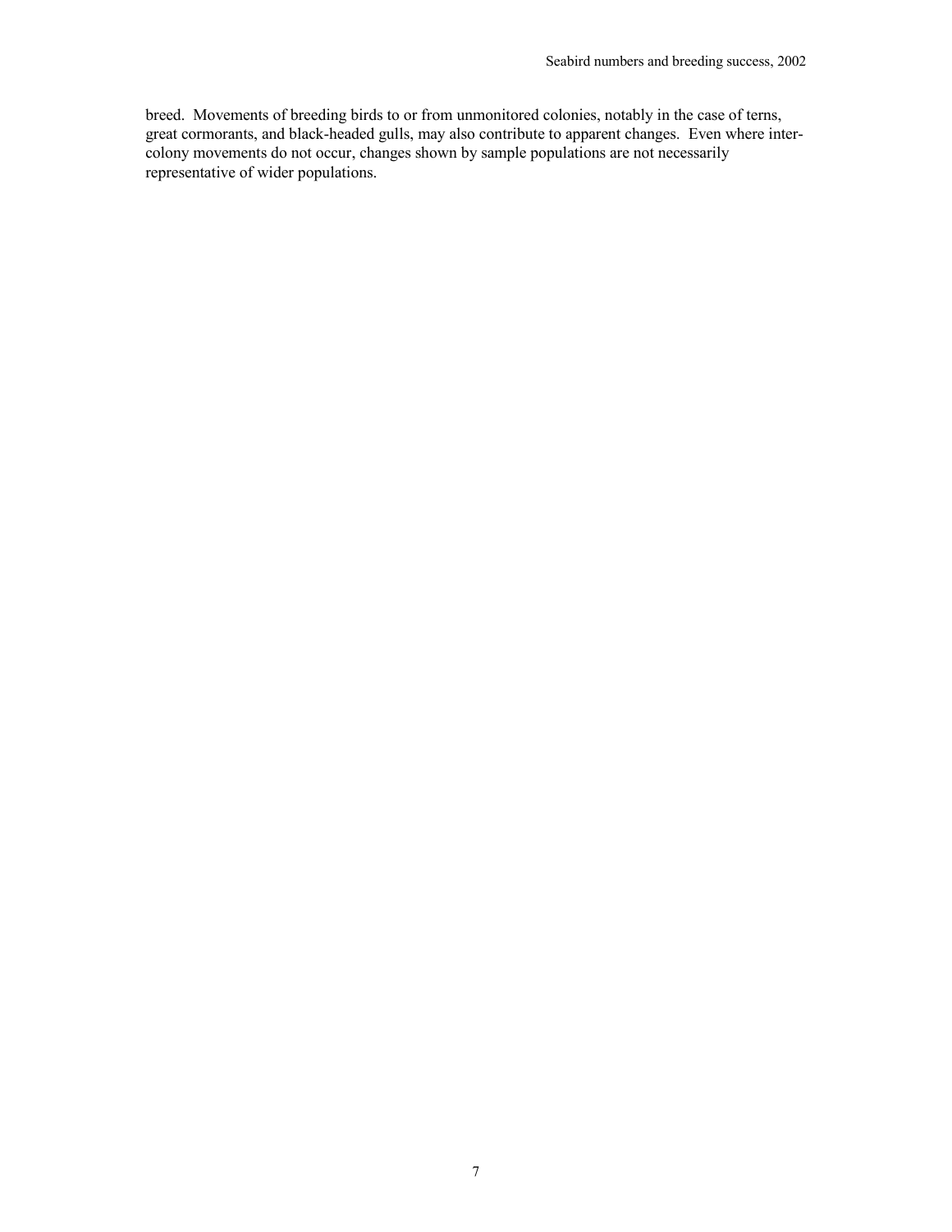breed. Movements of breeding birds to or from unmonitored colonies, notably in the case of terns, great cormorants, and black-headed gulls, may also contribute to apparent changes. Even where inter-colony movements do not occur, changes shown by sample populations are not necessarily representative of wider populations.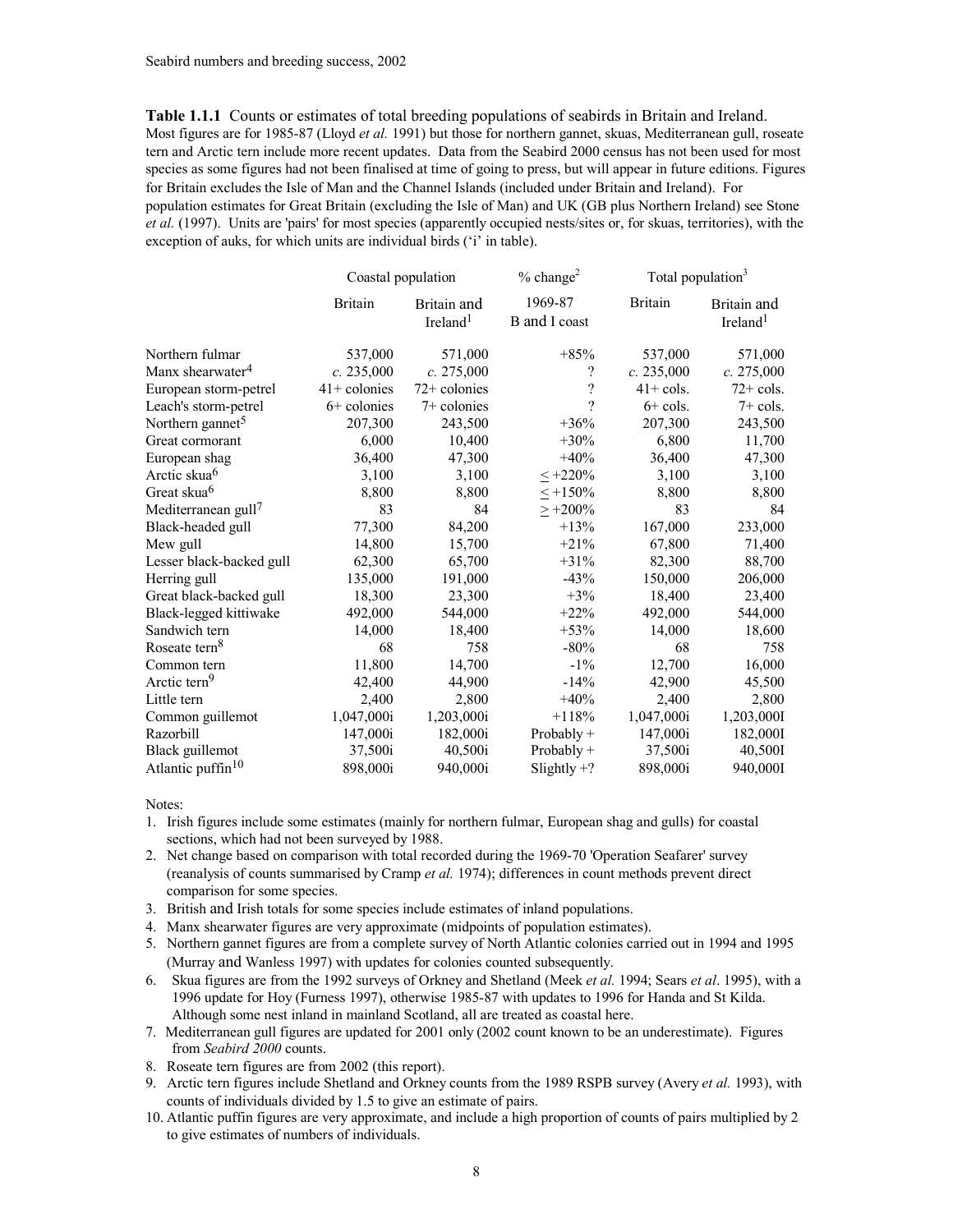**Table 1.1.1** Counts or estimates of total breeding populations of seabirds in Britain and Ireland. Most figures are for 1985-87 (Lloyd *et al.* 1991) but those for northern gannet, skuas, Mediterranean gull, roseate tern and Arctic tern include more recent updates. Data from the Seabird 2000 census has not been used for most species as some figures had not been finalised at time of going to press, but will appear in future editions. Figures for Britain excludes the Isle of Man and the Channel Islands (included under Britain and Ireland). For population estimates for Great Britain (excluding the Isle of Man) and UK (GB plus Northern Ireland) see Stone *et al.* (1997). Units are 'pairs' for most species (apparently occupied nests/sites or, for skuas, territories), with the exception of auks, for which units are individual birds ('i' in table).

| | Coastal population | | % change[2] | Total population[3] | |
|---|---|---|---|---|---|
| | Britain | Britain and Ireland[1] | 1969-87 B and I coast | Britain | Britain and Ireland[1] |
| Northern fulmar | 537,000 | 571,000 | +85% | 537,000 | 571,000 |
| Manx shearwater[4] | *c.* 235,000 | *c.* 275,000 | ? | *c.* 235,000 | *c.* 275,000 |
| European storm-petrel | 41+ colonies | 72+ colonies | ? | 41+ cols. | 72+ cols. |
| Leach's storm-petrel | 6+ colonies | 7+ colonies | ? | 6+ cols. | 7+ cols. |
| Northern gannet[5] | 207,300 | 243,500 | +36% | 207,300 | 243,500 |
| Great cormorant | 6,000 | 10,400 | +30% | 6,800 | 11,700 |
| European shag | 36,400 | 47,300 | +40% | 36,400 | 47,300 |
| Arctic skua[6] | 3,100 | 3,100 | ≤ +220% | 3,100 | 3,100 |
| Great skua[6] | 8,800 | 8,800 | ≤ +150% | 8,800 | 8,800 |
| Mediterranean gull[7] | 83 | 84 | ≥ +200% | 83 | 84 |
| Black-headed gull | 77,300 | 84,200 | +13% | 167,000 | 233,000 |
| Mew gull | 14,800 | 15,700 | +21% | 67,800 | 71,400 |
| Lesser black-backed gull | 62,300 | 65,700 | +31% | 82,300 | 88,700 |
| Herring gull | 135,000 | 191,000 | -43% | 150,000 | 206,000 |
| Great black-backed gull | 18,300 | 23,300 | +3% | 18,400 | 23,400 |
| Black-legged kittiwake | 492,000 | 544,000 | +22% | 492,000 | 544,000 |
| Sandwich tern | 14,000 | 18,400 | +53% | 14,000 | 18,600 |
| Roseate tern[8] | 68 | 758 | -80% | 68 | 758 |
| Common tern | 11,800 | 14,700 | -1% | 12,700 | 16,000 |
| Arctic tern[9] | 42,400 | 44,900 | -14% | 42,900 | 45,500 |
| Little tern | 2,400 | 2,800 | +40% | 2,400 | 2,800 |
| Common guillemot | 1,047,000i | 1,203,000i | +118% | 1,047,000i | 1,203,000I |
| Razorbill | 147,000i | 182,000i | Probably + | 147,000i | 182,000I |
| Black guillemot | 37,500i | 40,500i | Probably + | 37,500i | 40,500I |
| Atlantic puffin[10] | 898,000i | 940,000i | Slightly +? | 898,000i | 940,000I |

Notes:

1. Irish figures include some estimates (mainly for northern fulmar, European shag and gulls) for coastal sections, which had not been surveyed by 1988.
2. Net change based on comparison with total recorded during the 1969-70 'Operation Seafarer' survey (reanalysis of counts summarised by Cramp *et al.* 1974); differences in count methods prevent direct comparison for some species.
3. British and Irish totals for some species include estimates of inland populations.
4. Manx shearwater figures are very approximate (midpoints of population estimates).
5. Northern gannet figures are from a complete survey of North Atlantic colonies carried out in 1994 and 1995 (Murray and Wanless 1997) with updates for colonies counted subsequently.
6. Skua figures are from the 1992 surveys of Orkney and Shetland (Meek *et al.* 1994; Sears *et al*. 1995), with a 1996 update for Hoy (Furness 1997), otherwise 1985-87 with updates to 1996 for Handa and St Kilda. Although some nest inland in mainland Scotland, all are treated as coastal here.
7. Mediterranean gull figures are updated for 2001 only (2002 count known to be an underestimate). Figures from *Seabird 2000* counts.
8. Roseate tern figures are from 2002 (this report).
9. Arctic tern figures include Shetland and Orkney counts from the 1989 RSPB survey (Avery *et al.* 1993), with counts of individuals divided by 1.5 to give an estimate of pairs.
10. Atlantic puffin figures are very approximate, and include a high proportion of counts of pairs multiplied by 2 to give estimates of numbers of individuals.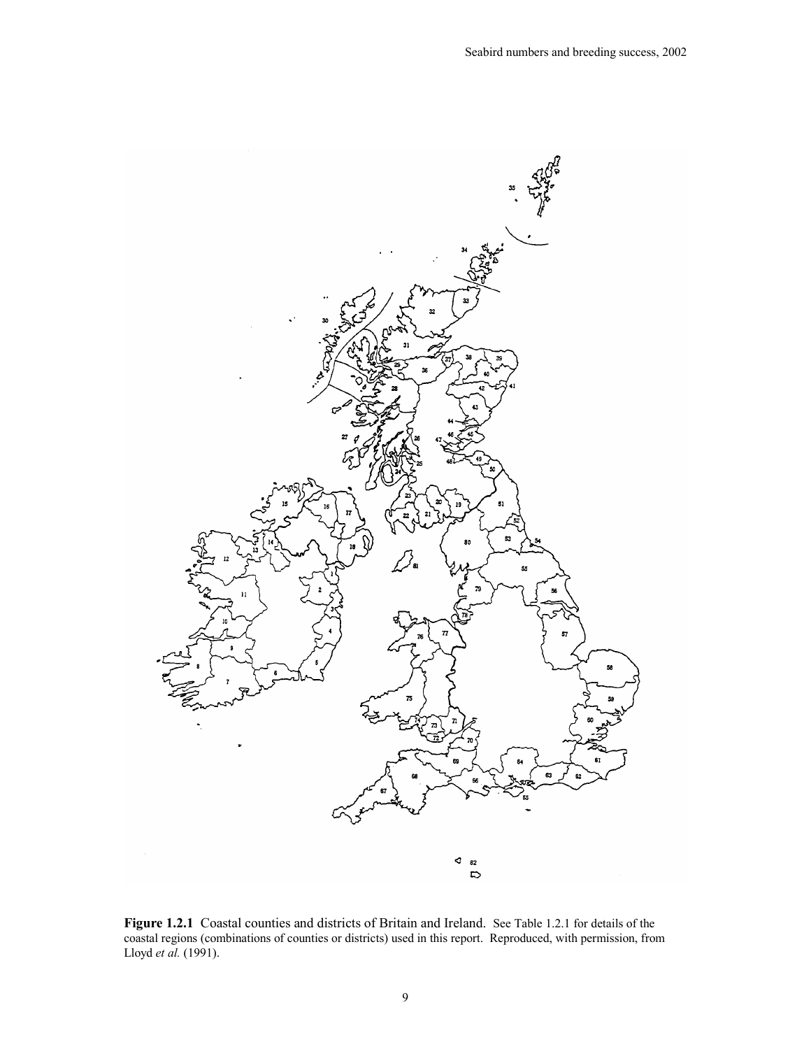**Figure 1.2.1** Coastal counties and districts of Britain and Ireland. See Table 1.2.1 for details of the coastal regions (combinations of counties or districts) used in this report. Reproduced, with permission, from Lloyd *et al.* (1991).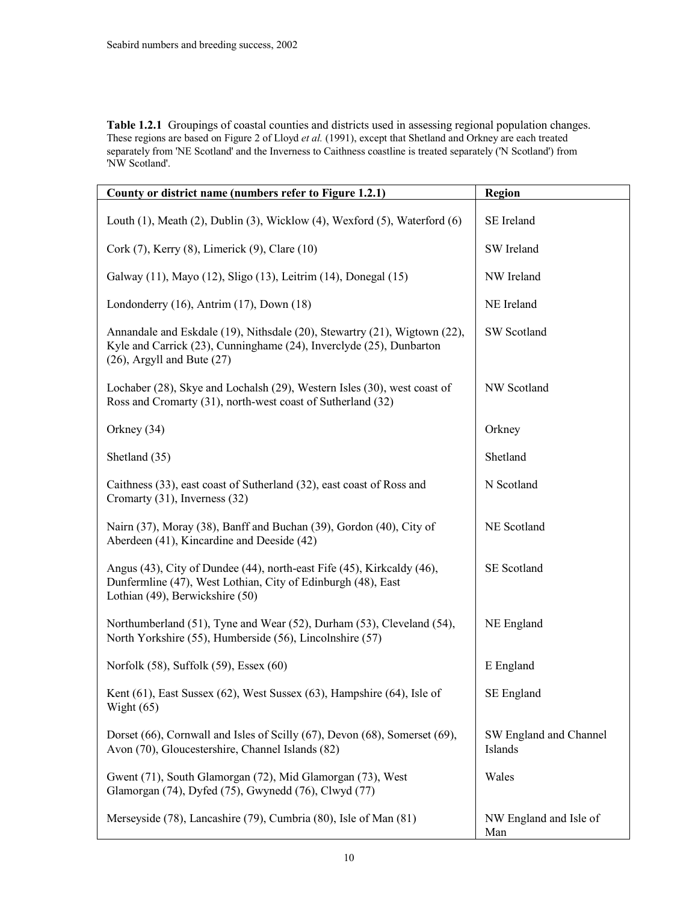**Table 1.2.1** Groupings of coastal counties and districts used in assessing regional population changes. These regions are based on Figure 2 of Lloyd *et al.* (1991), except that Shetland and Orkney are each treated separately from 'NE Scotland' and the Inverness to Caithness coastline is treated separately ('N Scotland') from 'NW Scotland'.

| County or district name (numbers refer to Figure 1.2.1) | Region |
|---|---|
| Louth (1), Meath (2), Dublin (3), Wicklow (4), Wexford (5), Waterford (6) | SE Ireland |
| Cork (7), Kerry (8), Limerick (9), Clare (10) | SW Ireland |
| Galway (11), Mayo (12), Sligo (13), Leitrim (14), Donegal (15) | NW Ireland |
| Londonderry (16), Antrim (17), Down (18) | NE Ireland |
| Annandale and Eskdale (19), Nithsdale (20), Stewartry (21), Wigtown (22), Kyle and Carrick (23), Cunninghame (24), Inverclyde (25), Dunbarton (26), Argyll and Bute (27) | SW Scotland |
| Lochaber (28), Skye and Lochalsh (29), Western Isles (30), west coast of Ross and Cromarty (31), north-west coast of Sutherland (32) | NW Scotland |
| Orkney (34) | Orkney |
| Shetland (35) | Shetland |
| Caithness (33), east coast of Sutherland (32), east coast of Ross and Cromarty (31), Inverness (32) | N Scotland |
| Nairn (37), Moray (38), Banff and Buchan (39), Gordon (40), City of Aberdeen (41), Kincardine and Deeside (42) | NE Scotland |
| Angus (43), City of Dundee (44), north-east Fife (45), Kirkcaldy (46), Dunfermline (47), West Lothian, City of Edinburgh (48), East Lothian (49), Berwickshire (50) | SE Scotland |
| Northumberland (51), Tyne and Wear (52), Durham (53), Cleveland (54), North Yorkshire (55), Humberside (56), Lincolnshire (57) | NE England |
| Norfolk (58), Suffolk (59), Essex (60) | E England |
| Kent (61), East Sussex (62), West Sussex (63), Hampshire (64), Isle of Wight (65) | SE England |
| Dorset (66), Cornwall and Isles of Scilly (67), Devon (68), Somerset (69), Avon (70), Gloucestershire, Channel Islands (82) | SW England and Channel Islands |
| Gwent (71), South Glamorgan (72), Mid Glamorgan (73), West Glamorgan (74), Dyfed (75), Gwynedd (76), Clwyd (77) | Wales |
| Merseyside (78), Lancashire (79), Cumbria (80), Isle of Man (81) | NW England and Isle of Man |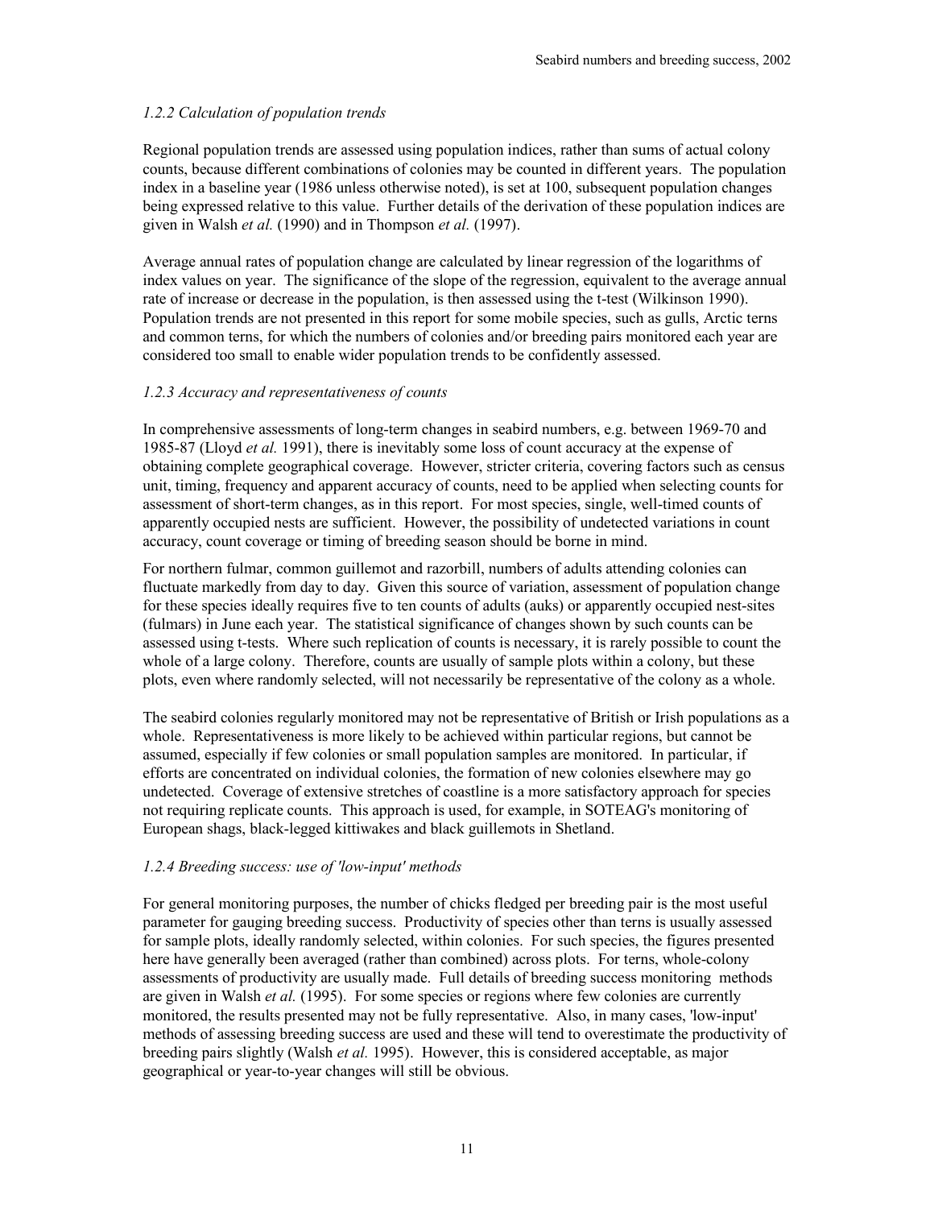### *1.2.2 Calculation of population trends*

Regional population trends are assessed using population indices, rather than sums of actual colony counts, because different combinations of colonies may be counted in different years. The population index in a baseline year (1986 unless otherwise noted), is set at 100, subsequent population changes being expressed relative to this value. Further details of the derivation of these population indices are given in Walsh *et al.* (1990) and in Thompson *et al.* (1997).

Average annual rates of population change are calculated by linear regression of the logarithms of index values on year. The significance of the slope of the regression, equivalent to the average annual rate of increase or decrease in the population, is then assessed using the t-test (Wilkinson 1990). Population trends are not presented in this report for some mobile species, such as gulls, Arctic terns and common terns, for which the numbers of colonies and/or breeding pairs monitored each year are considered too small to enable wider population trends to be confidently assessed.

### *1.2.3 Accuracy and representativeness of counts*

In comprehensive assessments of long-term changes in seabird numbers, e.g. between 1969-70 and 1985-87 (Lloyd *et al.* 1991), there is inevitably some loss of count accuracy at the expense of obtaining complete geographical coverage. However, stricter criteria, covering factors such as census unit, timing, frequency and apparent accuracy of counts, need to be applied when selecting counts for assessment of short-term changes, as in this report. For most species, single, well-timed counts of apparently occupied nests are sufficient. However, the possibility of undetected variations in count accuracy, count coverage or timing of breeding season should be borne in mind.

For northern fulmar, common guillemot and razorbill, numbers of adults attending colonies can fluctuate markedly from day to day. Given this source of variation, assessment of population change for these species ideally requires five to ten counts of adults (auks) or apparently occupied nest-sites (fulmars) in June each year. The statistical significance of changes shown by such counts can be assessed using t-tests. Where such replication of counts is necessary, it is rarely possible to count the whole of a large colony. Therefore, counts are usually of sample plots within a colony, but these plots, even where randomly selected, will not necessarily be representative of the colony as a whole.

The seabird colonies regularly monitored may not be representative of British or Irish populations as a whole. Representativeness is more likely to be achieved within particular regions, but cannot be assumed, especially if few colonies or small population samples are monitored. In particular, if efforts are concentrated on individual colonies, the formation of new colonies elsewhere may go undetected. Coverage of extensive stretches of coastline is a more satisfactory approach for species not requiring replicate counts. This approach is used, for example, in SOTEAG's monitoring of European shags, black-legged kittiwakes and black guillemots in Shetland.

### *1.2.4 Breeding success: use of 'low-input' methods*

For general monitoring purposes, the number of chicks fledged per breeding pair is the most useful parameter for gauging breeding success. Productivity of species other than terns is usually assessed for sample plots, ideally randomly selected, within colonies. For such species, the figures presented here have generally been averaged (rather than combined) across plots. For terns, whole-colony assessments of productivity are usually made. Full details of breeding success monitoring methods are given in Walsh *et al.* (1995). For some species or regions where few colonies are currently monitored, the results presented may not be fully representative. Also, in many cases, 'low-input' methods of assessing breeding success are used and these will tend to overestimate the productivity of breeding pairs slightly (Walsh *et al.* 1995). However, this is considered acceptable, as major geographical or year-to-year changes will still be obvious.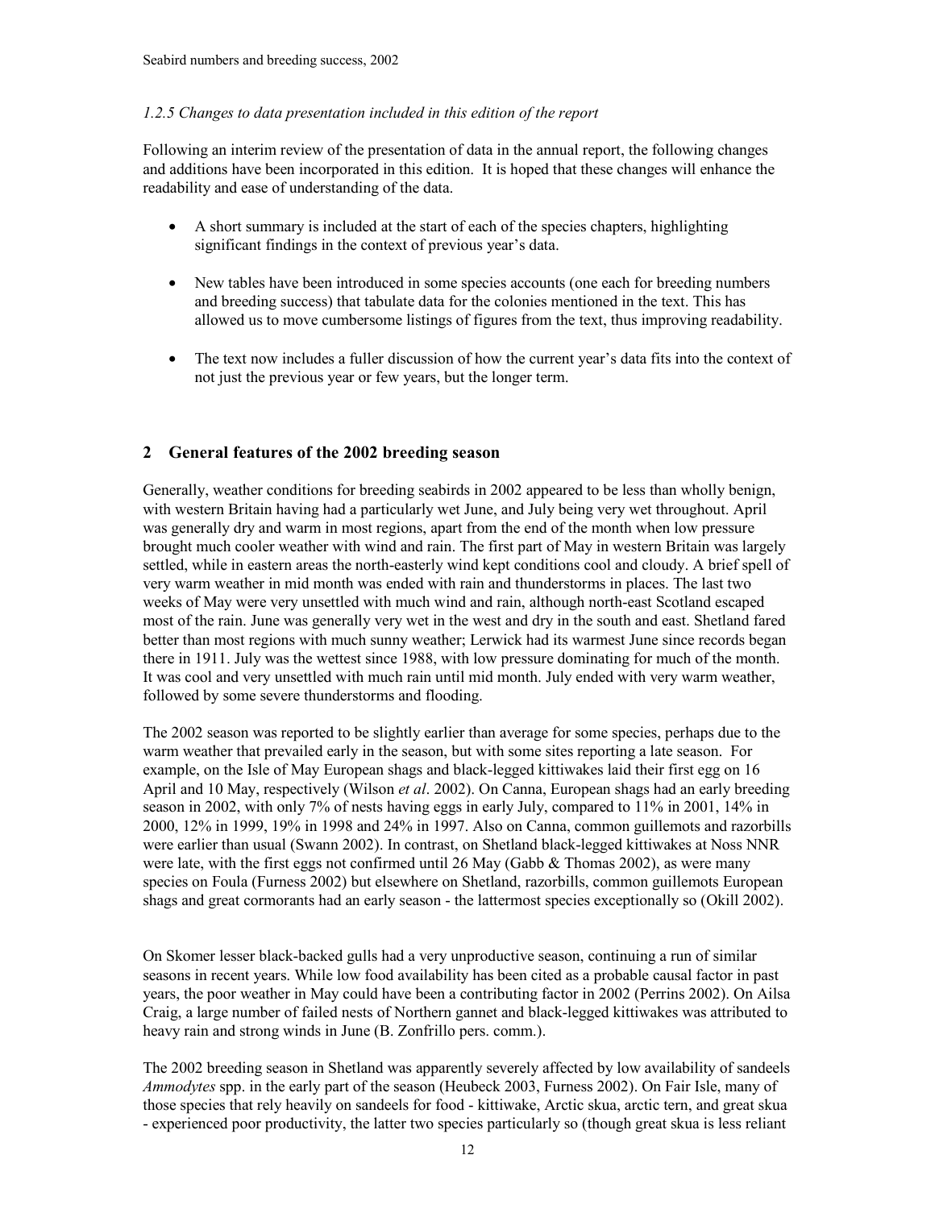### *1.2.5 Changes to data presentation included in this edition of the report*

Following an interim review of the presentation of data in the annual report, the following changes and additions have been incorporated in this edition. It is hoped that these changes will enhance the readability and ease of understanding of the data.

- A short summary is included at the start of each of the species chapters, highlighting significant findings in the context of previous year's data.
- New tables have been introduced in some species accounts (one each for breeding numbers and breeding success) that tabulate data for the colonies mentioned in the text. This has allowed us to move cumbersome listings of figures from the text, thus improving readability.
- The text now includes a fuller discussion of how the current year's data fits into the context of not just the previous year or few years, but the longer term.

## 2 General features of the 2002 breeding season

Generally, weather conditions for breeding seabirds in 2002 appeared to be less than wholly benign, with western Britain having had a particularly wet June, and July being very wet throughout. April was generally dry and warm in most regions, apart from the end of the month when low pressure brought much cooler weather with wind and rain. The first part of May in western Britain was largely settled, while in eastern areas the north-easterly wind kept conditions cool and cloudy. A brief spell of very warm weather in mid month was ended with rain and thunderstorms in places. The last two weeks of May were very unsettled with much wind and rain, although north-east Scotland escaped most of the rain. June was generally very wet in the west and dry in the south and east. Shetland fared better than most regions with much sunny weather; Lerwick had its warmest June since records began there in 1911. July was the wettest since 1988, with low pressure dominating for much of the month. It was cool and very unsettled with much rain until mid month. July ended with very warm weather, followed by some severe thunderstorms and flooding.

The 2002 season was reported to be slightly earlier than average for some species, perhaps due to the warm weather that prevailed early in the season, but with some sites reporting a late season. For example, on the Isle of May European shags and black-legged kittiwakes laid their first egg on 16 April and 10 May, respectively (Wilson *et al*. 2002). On Canna, European shags had an early breeding season in 2002, with only 7% of nests having eggs in early July, compared to 11% in 2001, 14% in 2000, 12% in 1999, 19% in 1998 and 24% in 1997. Also on Canna, common guillemots and razorbills were earlier than usual (Swann 2002). In contrast, on Shetland black-legged kittiwakes at Noss NNR were late, with the first eggs not confirmed until 26 May (Gabb & Thomas 2002), as were many species on Foula (Furness 2002) but elsewhere on Shetland, razorbills, common guillemots European shags and great cormorants had an early season - the lattermost species exceptionally so (Okill 2002).

On Skomer lesser black-backed gulls had a very unproductive season, continuing a run of similar seasons in recent years. While low food availability has been cited as a probable causal factor in past years, the poor weather in May could have been a contributing factor in 2002 (Perrins 2002). On Ailsa Craig, a large number of failed nests of Northern gannet and black-legged kittiwakes was attributed to heavy rain and strong winds in June (B. Zonfrillo pers. comm.).

The 2002 breeding season in Shetland was apparently severely affected by low availability of sandeels *Ammodytes* spp. in the early part of the season (Heubeck 2003, Furness 2002). On Fair Isle, many of those species that rely heavily on sandeels for food - kittiwake, Arctic skua, arctic tern, and great skua - experienced poor productivity, the latter two species particularly so (though great skua is less reliant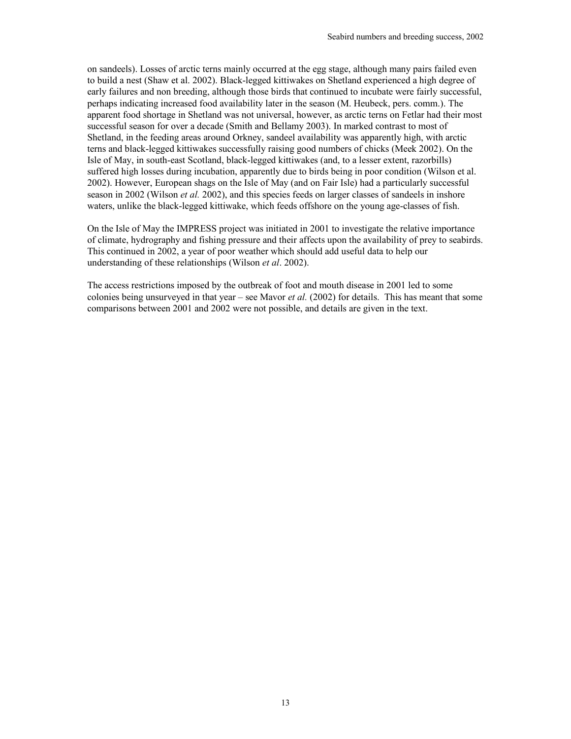on sandeels). Losses of arctic terns mainly occurred at the egg stage, although many pairs failed even to build a nest (Shaw et al. 2002). Black-legged kittiwakes on Shetland experienced a high degree of early failures and non breeding, although those birds that continued to incubate were fairly successful, perhaps indicating increased food availability later in the season (M. Heubeck, pers. comm.). The apparent food shortage in Shetland was not universal, however, as arctic terns on Fetlar had their most successful season for over a decade (Smith and Bellamy 2003). In marked contrast to most of Shetland, in the feeding areas around Orkney, sandeel availability was apparently high, with arctic terns and black-legged kittiwakes successfully raising good numbers of chicks (Meek 2002). On the Isle of May, in south-east Scotland, black-legged kittiwakes (and, to a lesser extent, razorbills) suffered high losses during incubation, apparently due to birds being in poor condition (Wilson et al. 2002). However, European shags on the Isle of May (and on Fair Isle) had a particularly successful season in 2002 (Wilson *et al.* 2002), and this species feeds on larger classes of sandeels in inshore waters, unlike the black-legged kittiwake, which feeds offshore on the young age-classes of fish.

On the Isle of May the IMPRESS project was initiated in 2001 to investigate the relative importance of climate, hydrography and fishing pressure and their affects upon the availability of prey to seabirds. This continued in 2002, a year of poor weather which should add useful data to help our understanding of these relationships (Wilson *et al*. 2002).

The access restrictions imposed by the outbreak of foot and mouth disease in 2001 led to some colonies being unsurveyed in that year – see Mavor *et al.* (2002) for details. This has meant that some comparisons between 2001 and 2002 were not possible, and details are given in the text.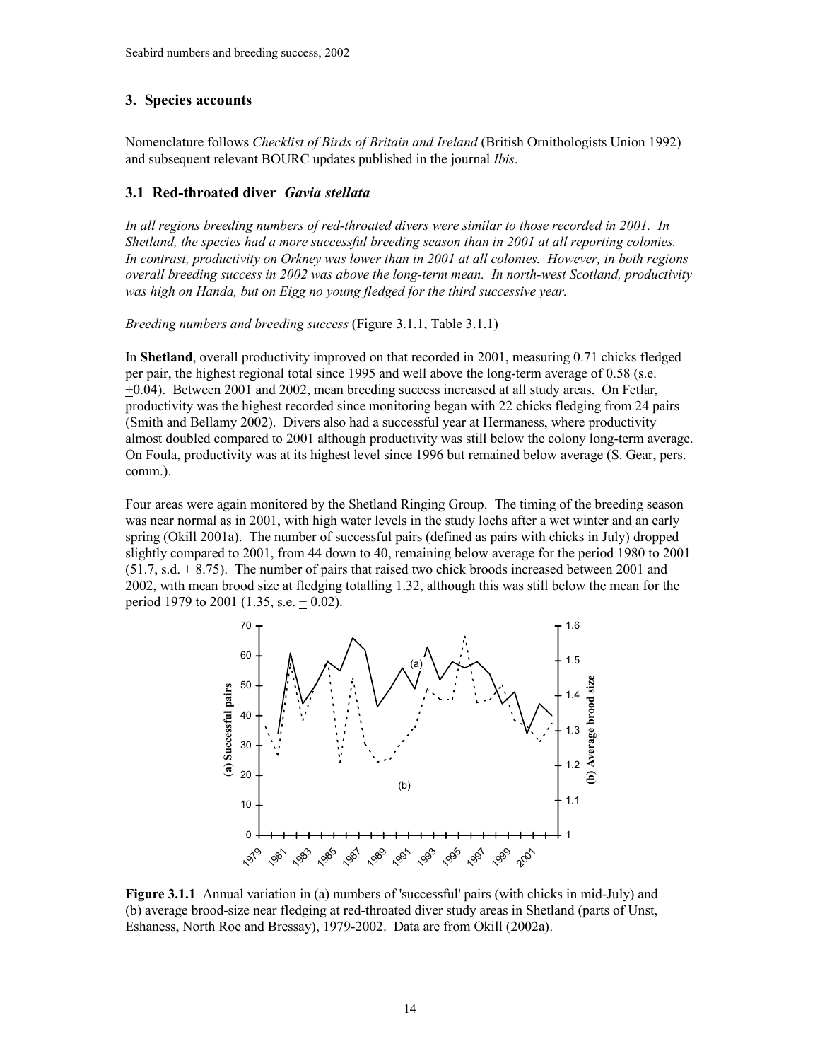## 3. Species accounts

Nomenclature follows *Checklist of Birds of Britain and Ireland* (British Ornithologists Union 1992) and subsequent relevant BOURC updates published in the journal *Ibis*.

### 3.1 Red-throated diver *Gavia stellata*

*In all regions breeding numbers of red-throated divers were similar to those recorded in 2001. In Shetland, the species had a more successful breeding season than in 2001 at all reporting colonies. In contrast, productivity on Orkney was lower than in 2001 at all colonies. However, in both regions overall breeding success in 2002 was above the long-term mean. In north-west Scotland, productivity was high on Handa, but on Eigg no young fledged for the third successive year.*

*Breeding numbers and breeding success* (Figure 3.1.1, Table 3.1.1)

In **Shetland**, overall productivity improved on that recorded in 2001, measuring 0.71 chicks fledged per pair, the highest regional total since 1995 and well above the long-term average of 0.58 (s.e. ±0.04). Between 2001 and 2002, mean breeding success increased at all study areas. On Fetlar, productivity was the highest recorded since monitoring began with 22 chicks fledging from 24 pairs (Smith and Bellamy 2002). Divers also had a successful year at Hermaness, where productivity almost doubled compared to 2001 although productivity was still below the colony long-term average. On Foula, productivity was at its highest level since 1996 but remained below average (S. Gear, pers. comm.).

Four areas were again monitored by the Shetland Ringing Group. The timing of the breeding season was near normal as in 2001, with high water levels in the study lochs after a wet winter and an early spring (Okill 2001a). The number of successful pairs (defined as pairs with chicks in July) dropped slightly compared to 2001, from 44 down to 40, remaining below average for the period 1980 to 2001 (51.7, s.d. ± 8.75). The number of pairs that raised two chick broods increased between 2001 and 2002, with mean brood size at fledging totalling 1.32, although this was still below the mean for the period 1979 to 2001 (1.35, s.e. ± 0.02).

**Figure 3.1.1** Annual variation in (a) numbers of 'successful' pairs (with chicks in mid-July) and (b) average brood-size near fledging at red-throated diver study areas in Shetland (parts of Unst, Eshaness, North Roe and Bressay), 1979-2002. Data are from Okill (2002a).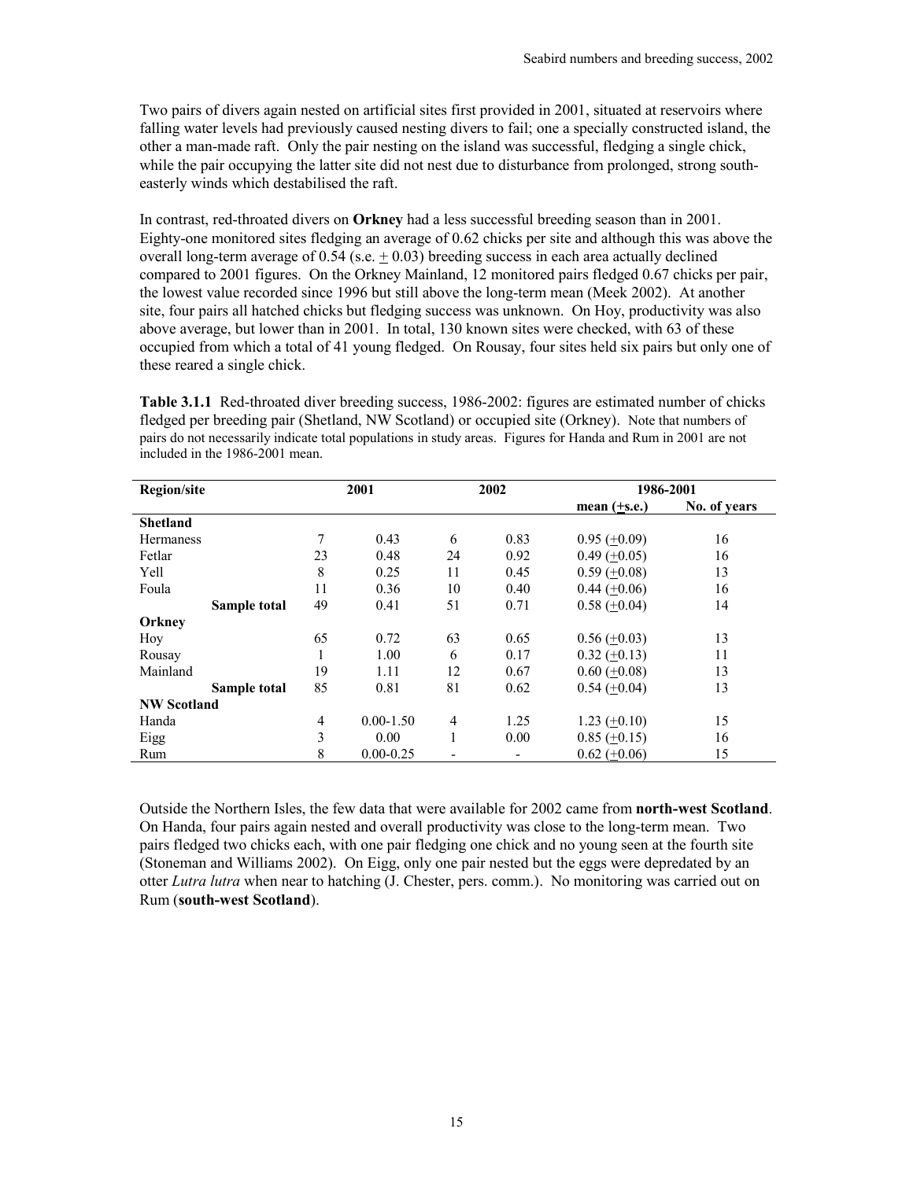Two pairs of divers again nested on artificial sites first provided in 2001, situated at reservoirs where falling water levels had previously caused nesting divers to fail; one a specially constructed island, the other a man-made raft. Only the pair nesting on the island was successful, fledging a single chick, while the pair occupying the latter site did not nest due to disturbance from prolonged, strong south-easterly winds which destabilised the raft.

In contrast, red-throated divers on **Orkney** had a less successful breeding season than in 2001. Eighty-one monitored sites fledging an average of 0.62 chicks per site and although this was above the overall long-term average of 0.54 (s.e. + 0.03) breeding success in each area actually declined compared to 2001 figures. On the Orkney Mainland, 12 monitored pairs fledged 0.67 chicks per pair, the lowest value recorded since 1996 but still above the long-term mean (Meek 2002). At another site, four pairs all hatched chicks but fledging success was unknown. On Hoy, productivity was also above average, but lower than in 2001. In total, 130 known sites were checked, with 63 of these occupied from which a total of 41 young fledged. On Rousay, four sites held six pairs but only one of these reared a single chick.

**Table 3.1.1** Red-throated diver breeding success, 1986-2002: figures are estimated number of chicks fledged per breeding pair (Shetland, NW Scotland) or occupied site (Orkney). Note that numbers of pairs do not necessarily indicate total populations in study areas. Figures for Handa and Rum in 2001 are not included in the 1986-2001 mean.

| Region/site | 2001 | | 2002 | | 1986-2001 | |
|---|---|---|---|---|---|---|
| | | | | | mean (+s.e.) | No. of years |
| **Shetland** | | | | | | |
| Hermaness | 7 | 0.43 | 6 | 0.83 | 0.95 (+0.09) | 16 |
| Fetlar | 23 | 0.48 | 24 | 0.92 | 0.49 (+0.05) | 16 |
| Yell | 8 | 0.25 | 11 | 0.45 | 0.59 (+0.08) | 13 |
| Foula | 11 | 0.36 | 10 | 0.40 | 0.44 (+0.06) | 16 |
| **Sample total** | 49 | 0.41 | 51 | 0.71 | 0.58 (+0.04) | 14 |
| **Orkney** | | | | | | |
| Hoy | 65 | 0.72 | 63 | 0.65 | 0.56 (+0.03) | 13 |
| Rousay | 1 | 1.00 | 6 | 0.17 | 0.32 (+0.13) | 11 |
| Mainland | 19 | 1.11 | 12 | 0.67 | 0.60 (+0.08) | 13 |
| **Sample total** | 85 | 0.81 | 81 | 0.62 | 0.54 (+0.04) | 13 |
| **NW Scotland** | | | | | | |
| Handa | 4 | 0.00-1.50 | 4 | 1.25 | 1.23 (+0.10) | 15 |
| Eigg | 3 | 0.00 | 1 | 0.00 | 0.85 (+0.15) | 16 |
| Rum | 8 | 0.00-0.25 | - | - | 0.62 (+0.06) | 15 |

Outside the Northern Isles, the few data that were available for 2002 came from **north-west Scotland**. On Handa, four pairs again nested and overall productivity was close to the long-term mean. Two pairs fledged two chicks each, with one pair fledging one chick and no young seen at the fourth site (Stoneman and Williams 2002). On Eigg, only one pair nested but the eggs were depredated by an otter *Lutra lutra* when near to hatching (J. Chester, pers. comm.). No monitoring was carried out on Rum (**south-west Scotland**).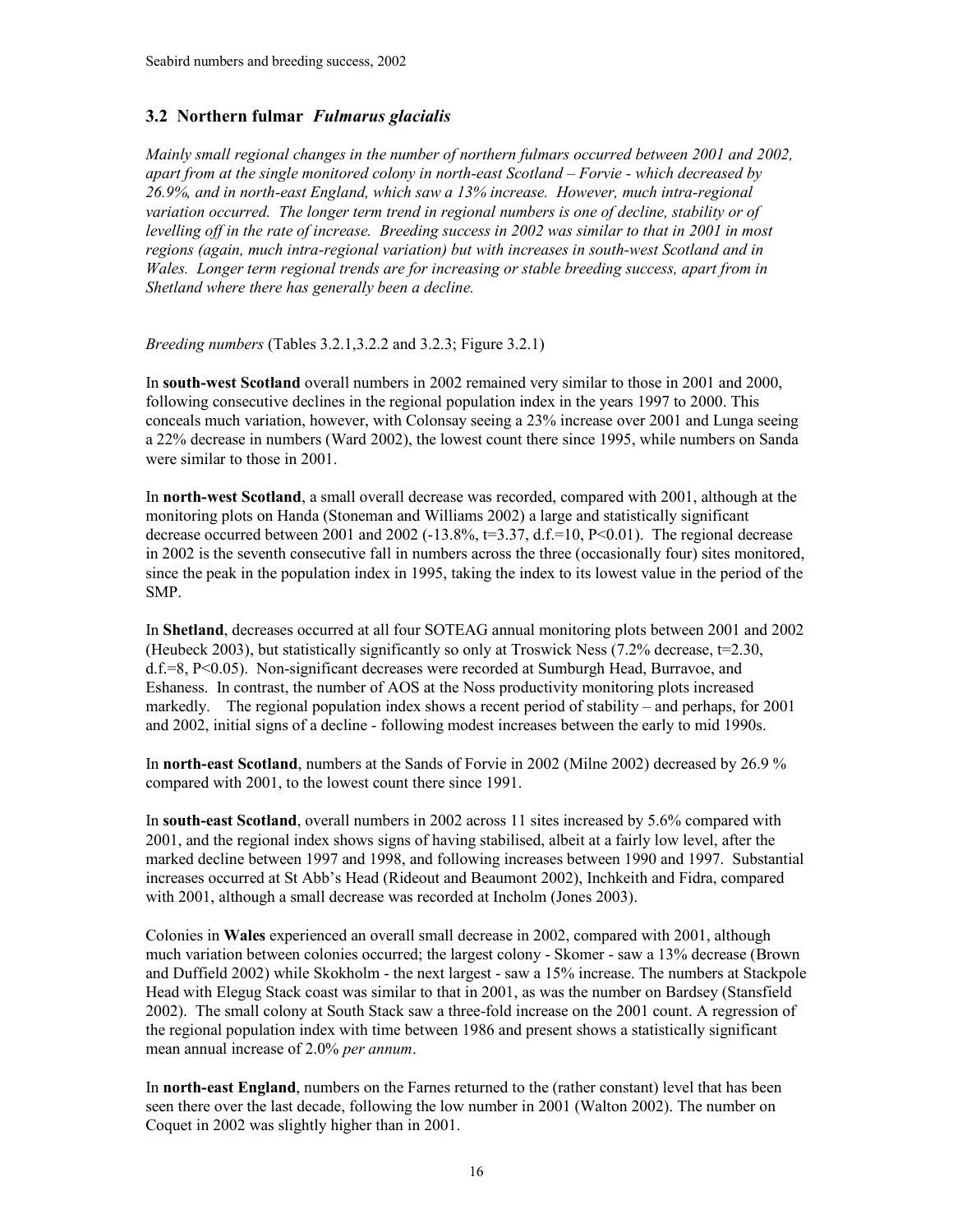### 3.2 Northern fulmar *Fulmarus glacialis*

*Mainly small regional changes in the number of northern fulmars occurred between 2001 and 2002, apart from at the single monitored colony in north-east Scotland – Forvie - which decreased by 26.9%, and in north-east England, which saw a 13% increase. However, much intra-regional variation occurred. The longer term trend in regional numbers is one of decline, stability or of levelling off in the rate of increase. Breeding success in 2002 was similar to that in 2001 in most regions (again, much intra-regional variation) but with increases in south-west Scotland and in Wales. Longer term regional trends are for increasing or stable breeding success, apart from in Shetland where there has generally been a decline.*

*Breeding numbers* (Tables 3.2.1,3.2.2 and 3.2.3; Figure 3.2.1)

In **south-west Scotland** overall numbers in 2002 remained very similar to those in 2001 and 2000, following consecutive declines in the regional population index in the years 1997 to 2000. This conceals much variation, however, with Colonsay seeing a 23% increase over 2001 and Lunga seeing a 22% decrease in numbers (Ward 2002), the lowest count there since 1995, while numbers on Sanda were similar to those in 2001.

In **north-west Scotland**, a small overall decrease was recorded, compared with 2001, although at the monitoring plots on Handa (Stoneman and Williams 2002) a large and statistically significant decrease occurred between 2001 and 2002 (-13.8%, $t=3.37$, $d.f.=10$, $P<0.01$). The regional decrease in 2002 is the seventh consecutive fall in numbers across the three (occasionally four) sites monitored, since the peak in the population index in 1995, taking the index to its lowest value in the period of the SMP.

In **Shetland**, decreases occurred at all four SOTEAG annual monitoring plots between 2001 and 2002 (Heubeck 2003), but statistically significantly so only at Troswick Ness (7.2% decrease, $t=2.30$, $d.f.=8$, $P<0.05$). Non-significant decreases were recorded at Sumburgh Head, Burravoe, and Eshaness. In contrast, the number of AOS at the Noss productivity monitoring plots increased markedly. The regional population index shows a recent period of stability – and perhaps, for 2001 and 2002, initial signs of a decline - following modest increases between the early to mid 1990s.

In **north-east Scotland**, numbers at the Sands of Forvie in 2002 (Milne 2002) decreased by 26.9 % compared with 2001, to the lowest count there since 1991.

In **south-east Scotland**, overall numbers in 2002 across 11 sites increased by 5.6% compared with 2001, and the regional index shows signs of having stabilised, albeit at a fairly low level, after the marked decline between 1997 and 1998, and following increases between 1990 and 1997. Substantial increases occurred at St Abb's Head (Rideout and Beaumont 2002), Inchkeith and Fidra, compared with 2001, although a small decrease was recorded at Incholm (Jones 2003).

Colonies in **Wales** experienced an overall small decrease in 2002, compared with 2001, although much variation between colonies occurred; the largest colony - Skomer - saw a 13% decrease (Brown and Duffield 2002) while Skokholm - the next largest - saw a 15% increase. The numbers at Stackpole Head with Elegug Stack coast was similar to that in 2001, as was the number on Bardsey (Stansfield 2002). The small colony at South Stack saw a three-fold increase on the 2001 count. A regression of the regional population index with time between 1986 and present shows a statistically significant mean annual increase of 2.0% *per annum*.

In **north-east England**, numbers on the Farnes returned to the (rather constant) level that has been seen there over the last decade, following the low number in 2001 (Walton 2002). The number on Coquet in 2002 was slightly higher than in 2001.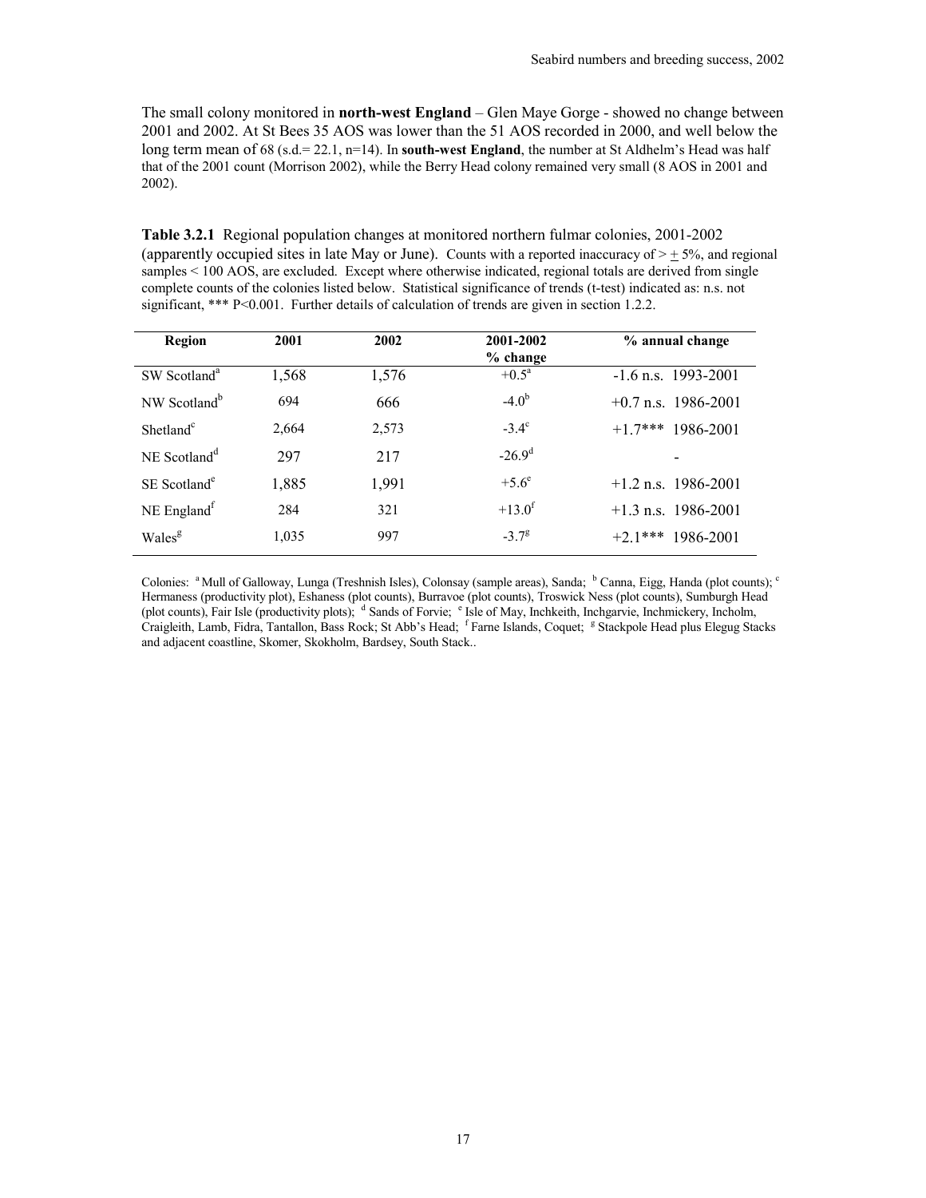The small colony monitored in **north-west England** – Glen Maye Gorge - showed no change between 2001 and 2002. At St Bees 35 AOS was lower than the 51 AOS recorded in 2000, and well below the long term mean of 68 (s.d.= 22.1, n=14). In **south-west England**, the number at St Aldhelm's Head was half that of the 2001 count (Morrison 2002), while the Berry Head colony remained very small (8 AOS in 2001 and 2002).

**Table 3.2.1** Regional population changes at monitored northern fulmar colonies, 2001-2002 (apparently occupied sites in late May or June). Counts with a reported inaccuracy of > ± 5%, and regional samples < 100 AOS, are excluded. Except where otherwise indicated, regional totals are derived from single complete counts of the colonies listed below. Statistical significance of trends (t-test) indicated as: n.s. not significant, *** P<0.001. Further details of calculation of trends are given in section 1.2.2.

| Region | 2001 | 2002 | 2001-2002 % change | % annual change |
|---|---|---|---|---|
| SW Scotland[a] | 1,568 | 1,576 | +0.5[a] | -1.6 n.s. 1993-2001 |
| NW Scotland[b] | 694 | 666 | -4.0[b] | +0.7 n.s. 1986-2001 |
| Shetland[c] | 2,664 | 2,573 | -3.4[c] | +1.7*** 1986-2001 |
| NE Scotland[d] | 297 | 217 | -26.9[d] | - |
| SE Scotland[e] | 1,885 | 1,991 | +5.6[e] | +1.2 n.s. 1986-2001 |
| NE England[f] | 284 | 321 | +13.0[f] | +1.3 n.s. 1986-2001 |
| Wales[g] | 1,035 | 997 | -3.7[g] | +2.1*** 1986-2001 |

Colonies: [a] Mull of Galloway, Lunga (Treshnish Isles), Colonsay (sample areas), Sanda; [b] Canna, Eigg, Handa (plot counts); [c] Hermaness (productivity plot), Eshaness (plot counts), Burravoe (plot counts), Troswick Ness (plot counts), Sumburgh Head (plot counts), Fair Isle (productivity plots); [d] Sands of Forvie; [e] Isle of May, Inchkeith, Inchgarvie, Inchmickery, Incholm, Craigleith, Lamb, Fidra, Tantallon, Bass Rock; St Abb's Head; [f] Farne Islands, Coquet; [g] Stackpole Head plus Elegug Stacks and adjacent coastline, Skomer, Skokholm, Bardsey, South Stack..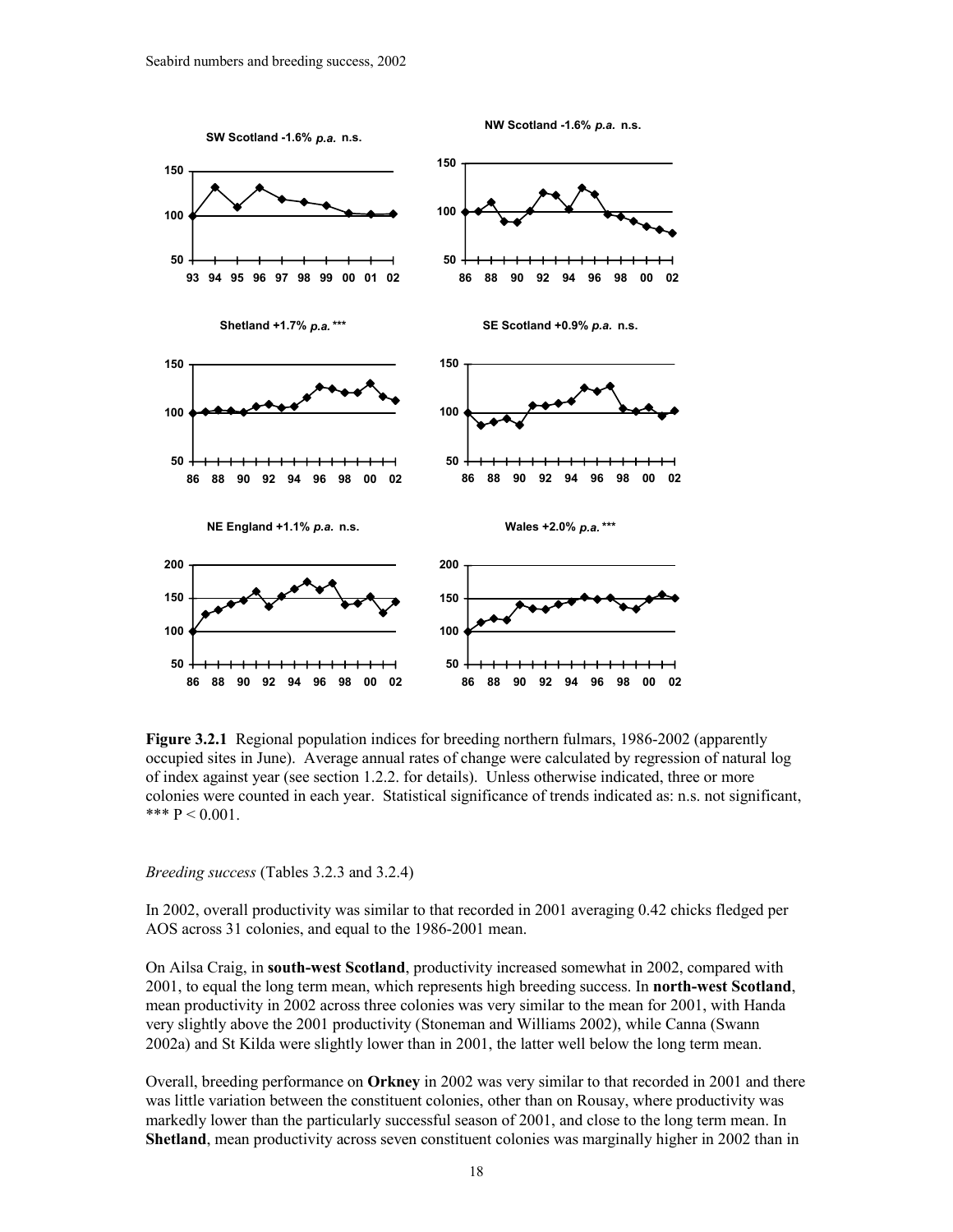**SW Scotland -1.6% *p.a.* n.s.**

**NW Scotland -1.6% *p.a.* n.s.**

**Shetland +1.7% *p.a.* \*\*\***

**SE Scotland +0.9% *p.a.* n.s.**

**NE England +1.1% *p.a.* n.s.**

**Wales +2.0% *p.a.* \*\*\***

**Figure 3.2.1** Regional population indices for breeding northern fulmars, 1986-2002 (apparently occupied sites in June). Average annual rates of change were calculated by regression of natural log of index against year (see section 1.2.2. for details). Unless otherwise indicated, three or more colonies were counted in each year. Statistical significance of trends indicated as: n.s. not significant, *** $P < 0.001$.

*Breeding success* (Tables 3.2.3 and 3.2.4)

In 2002, overall productivity was similar to that recorded in 2001 averaging 0.42 chicks fledged per AOS across 31 colonies, and equal to the 1986-2001 mean.

On Ailsa Craig, in **south-west Scotland**, productivity increased somewhat in 2002, compared with 2001, to equal the long term mean, which represents high breeding success. In **north-west Scotland**, mean productivity in 2002 across three colonies was very similar to the mean for 2001, with Handa very slightly above the 2001 productivity (Stoneman and Williams 2002), while Canna (Swann 2002a) and St Kilda were slightly lower than in 2001, the latter well below the long term mean.

Overall, breeding performance on **Orkney** in 2002 was very similar to that recorded in 2001 and there was little variation between the constituent colonies, other than on Rousay, where productivity was markedly lower than the particularly successful season of 2001, and close to the long term mean. In **Shetland**, mean productivity across seven constituent colonies was marginally higher in 2002 than in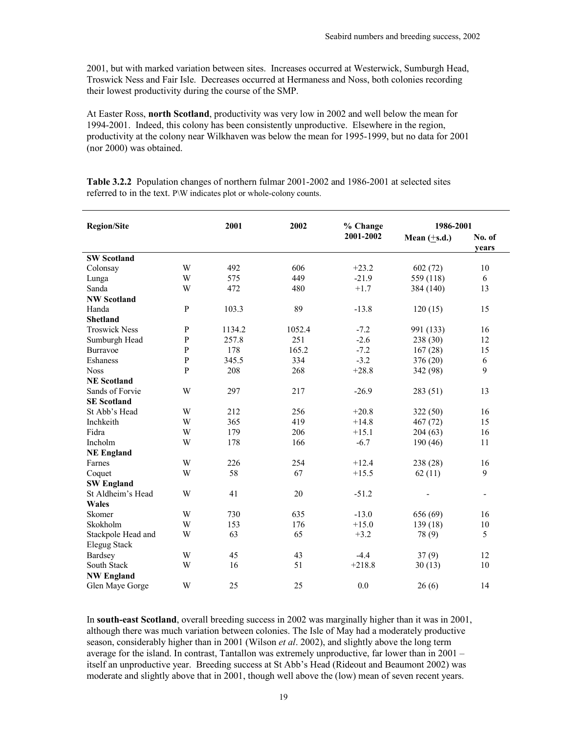2001, but with marked variation between sites. Increases occurred at Westerwick, Sumburgh Head, Troswick Ness and Fair Isle. Decreases occurred at Hermaness and Noss, both colonies recording their lowest productivity during the course of the SMP.

At Easter Ross, **north Scotland**, productivity was very low in 2002 and well below the mean for 1994-2001. Indeed, this colony has been consistently unproductive. Elsewhere in the region, productivity at the colony near Wilkhaven was below the mean for 1995-1999, but no data for 2001 (nor 2000) was obtained.

**Table 3.2.2** Population changes of northern fulmar 2001-2002 and 1986-2001 at selected sites referred to in the text. P\W indicates plot or whole-colony counts.

| Region/Site | | 2001 | 2002 | % Change 2001-2002 | 1986-2001 | |
|---|---|---|---|---|---|---|
| | | | | | Mean (±s.d.) | No. of years |
| **SW Scotland** | | | | | | |
| Colonsay | W | 492 | 606 | +23.2 | 602 (72) | 10 |
| Lunga | W | 575 | 449 | -21.9 | 559 (118) | 6 |
| Sanda | W | 472 | 480 | +1.7 | 384 (140) | 13 |
| **NW Scotland** | | | | | | |
| Handa | P | 103.3 | 89 | -13.8 | 120 (15) | 15 |
| **Shetland** | | | | | | |
| Troswick Ness | P | 1134.2 | 1052.4 | -7.2 | 991 (133) | 16 |
| Sumburgh Head | P | 257.8 | 251 | -2.6 | 238 (30) | 12 |
| Burravoe | P | 178 | 165.2 | -7.2 | 167 (28) | 15 |
| Eshaness | P | 345.5 | 334 | -3.2 | 376 (20) | 6 |
| Noss | P | 208 | 268 | +28.8 | 342 (98) | 9 |
| **NE Scotland** | | | | | | |
| Sands of Forvie | W | 297 | 217 | -26.9 | 283 (51) | 13 |
| **SE Scotland** | | | | | | |
| St Abb's Head | W | 212 | 256 | +20.8 | 322 (50) | 16 |
| Inchkeith | W | 365 | 419 | +14.8 | 467 (72) | 15 |
| Fidra | W | 179 | 206 | +15.1 | 204 (63) | 16 |
| Incholm | W | 178 | 166 | -6.7 | 190 (46) | 11 |
| **NE England** | | | | | | |
| Farnes | W | 226 | 254 | +12.4 | 238 (28) | 16 |
| Coquet | W | 58 | 67 | +15.5 | 62 (11) | 9 |
| **SW England** | | | | | | |
| St Aldheim's Head | W | 41 | 20 | -51.2 | - | - |
| **Wales** | | | | | | |
| Skomer | W | 730 | 635 | -13.0 | 656 (69) | 16 |
| Skokholm | W | 153 | 176 | +15.0 | 139 (18) | 10 |
| Stackpole Head and Elegug Stack | W | 63 | 65 | +3.2 | 78 (9) | 5 |
| Bardsey | W | 45 | 43 | -4.4 | 37 (9) | 12 |
| South Stack | W | 16 | 51 | +218.8 | 30 (13) | 10 |
| **NW England** | | | | | | |
| Glen Maye Gorge | W | 25 | 25 | 0.0 | 26 (6) | 14 |

In **south-east Scotland**, overall breeding success in 2002 was marginally higher than it was in 2001, although there was much variation between colonies. The Isle of May had a moderately productive season, considerably higher than in 2001 (Wilson *et al*. 2002), and slightly above the long term average for the island. In contrast, Tantallon was extremely unproductive, far lower than in 2001 – itself an unproductive year. Breeding success at St Abb's Head (Rideout and Beaumont 2002) was moderate and slightly above that in 2001, though well above the (low) mean of seven recent years.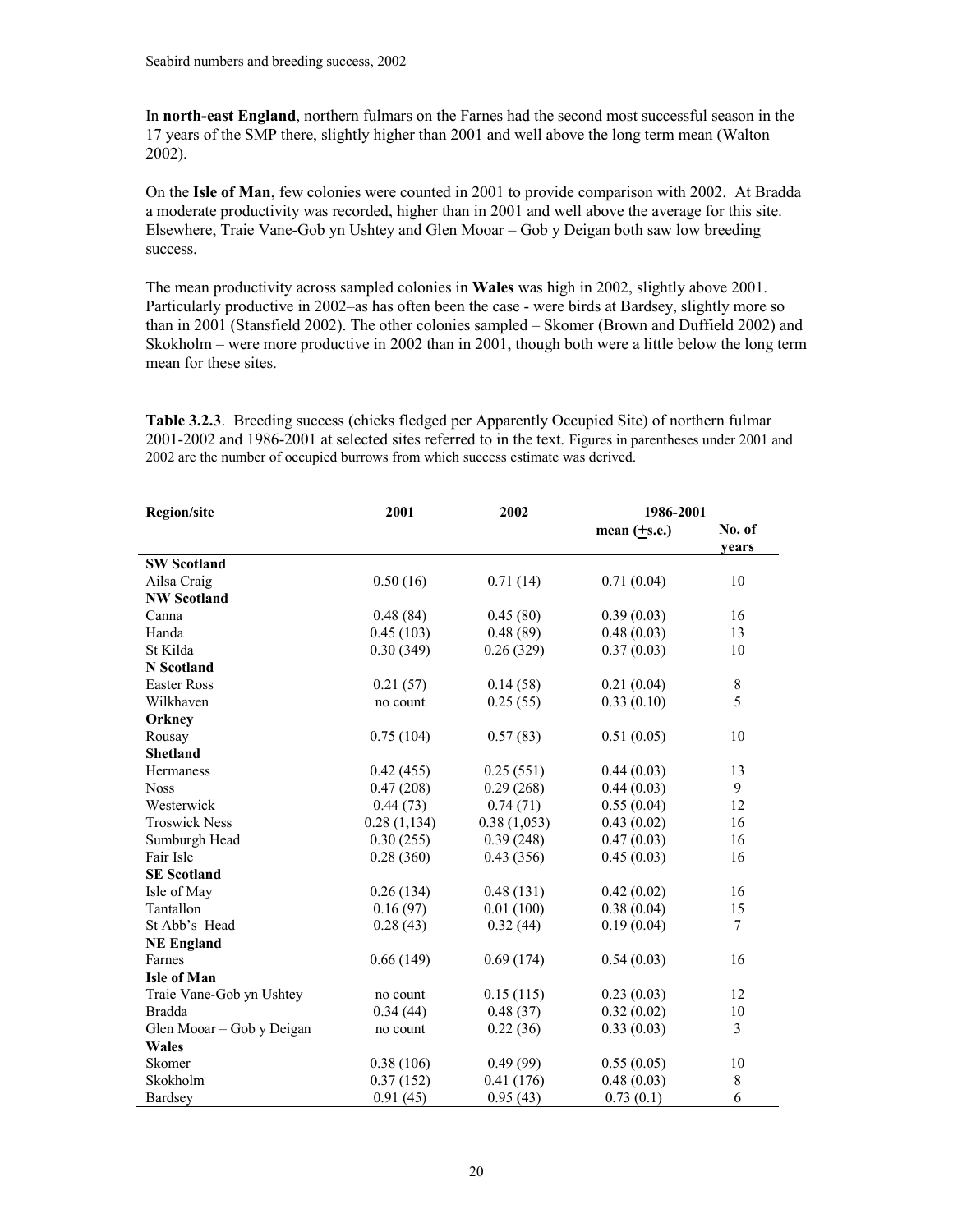In **north-east England**, northern fulmars on the Farnes had the second most successful season in the 17 years of the SMP there, slightly higher than 2001 and well above the long term mean (Walton 2002).

On the **Isle of Man**, few colonies were counted in 2001 to provide comparison with 2002. At Bradda a moderate productivity was recorded, higher than in 2001 and well above the average for this site. Elsewhere, Traie Vane-Gob yn Ushtey and Glen Mooar – Gob y Deigan both saw low breeding success.

The mean productivity across sampled colonies in **Wales** was high in 2002, slightly above 2001. Particularly productive in 2002–as has often been the case - were birds at Bardsey, slightly more so than in 2001 (Stansfield 2002). The other colonies sampled – Skomer (Brown and Duffield 2002) and Skokholm – were more productive in 2002 than in 2001, though both were a little below the long term mean for these sites.

**Table 3.2.3**. Breeding success (chicks fledged per Apparently Occupied Site) of northern fulmar 2001-2002 and 1986-2001 at selected sites referred to in the text. Figures in parentheses under 2001 and 2002 are the number of occupied burrows from which success estimate was derived.

| Region/site | 2001 | 2002 | 1986-2001 | |
|---|---|---|---|---|
| | | | mean (±s.e.) | No. of years |
| **SW Scotland** | | | | |
| Ailsa Craig | 0.50 (16) | 0.71 (14) | 0.71 (0.04) | 10 |
| **NW Scotland** | | | | |
| Canna | 0.48 (84) | 0.45 (80) | 0.39 (0.03) | 16 |
| Handa | 0.45 (103) | 0.48 (89) | 0.48 (0.03) | 13 |
| St Kilda | 0.30 (349) | 0.26 (329) | 0.37 (0.03) | 10 |
| **N Scotland** | | | | |
| Easter Ross | 0.21 (57) | 0.14 (58) | 0.21 (0.04) | 8 |
| Wilkhaven | no count | 0.25 (55) | 0.33 (0.10) | 5 |
| **Orkney** | | | | |
| Rousay | 0.75 (104) | 0.57 (83) | 0.51 (0.05) | 10 |
| **Shetland** | | | | |
| Hermaness | 0.42 (455) | 0.25 (551) | 0.44 (0.03) | 13 |
| Noss | 0.47 (208) | 0.29 (268) | 0.44 (0.03) | 9 |
| Westerwick | 0.44 (73) | 0.74 (71) | 0.55 (0.04) | 12 |
| Troswick Ness | 0.28 (1,134) | 0.38 (1,053) | 0.43 (0.02) | 16 |
| Sumburgh Head | 0.30 (255) | 0.39 (248) | 0.47 (0.03) | 16 |
| Fair Isle | 0.28 (360) | 0.43 (356) | 0.45 (0.03) | 16 |
| **SE Scotland** | | | | |
| Isle of May | 0.26 (134) | 0.48 (131) | 0.42 (0.02) | 16 |
| Tantallon | 0.16 (97) | 0.01 (100) | 0.38 (0.04) | 15 |
| St Abb's Head | 0.28 (43) | 0.32 (44) | 0.19 (0.04) | 7 |
| **NE England** | | | | |
| Farnes | 0.66 (149) | 0.69 (174) | 0.54 (0.03) | 16 |
| **Isle of Man** | | | | |
| Traie Vane-Gob yn Ushtey | no count | 0.15 (115) | 0.23 (0.03) | 12 |
| Bradda | 0.34 (44) | 0.48 (37) | 0.32 (0.02) | 10 |
| Glen Mooar – Gob y Deigan | no count | 0.22 (36) | 0.33 (0.03) | 3 |
| **Wales** | | | | |
| Skomer | 0.38 (106) | 0.49 (99) | 0.55 (0.05) | 10 |
| Skokholm | 0.37 (152) | 0.41 (176) | 0.48 (0.03) | 8 |
| Bardsey | 0.91 (45) | 0.95 (43) | 0.73 (0.1) | 6 |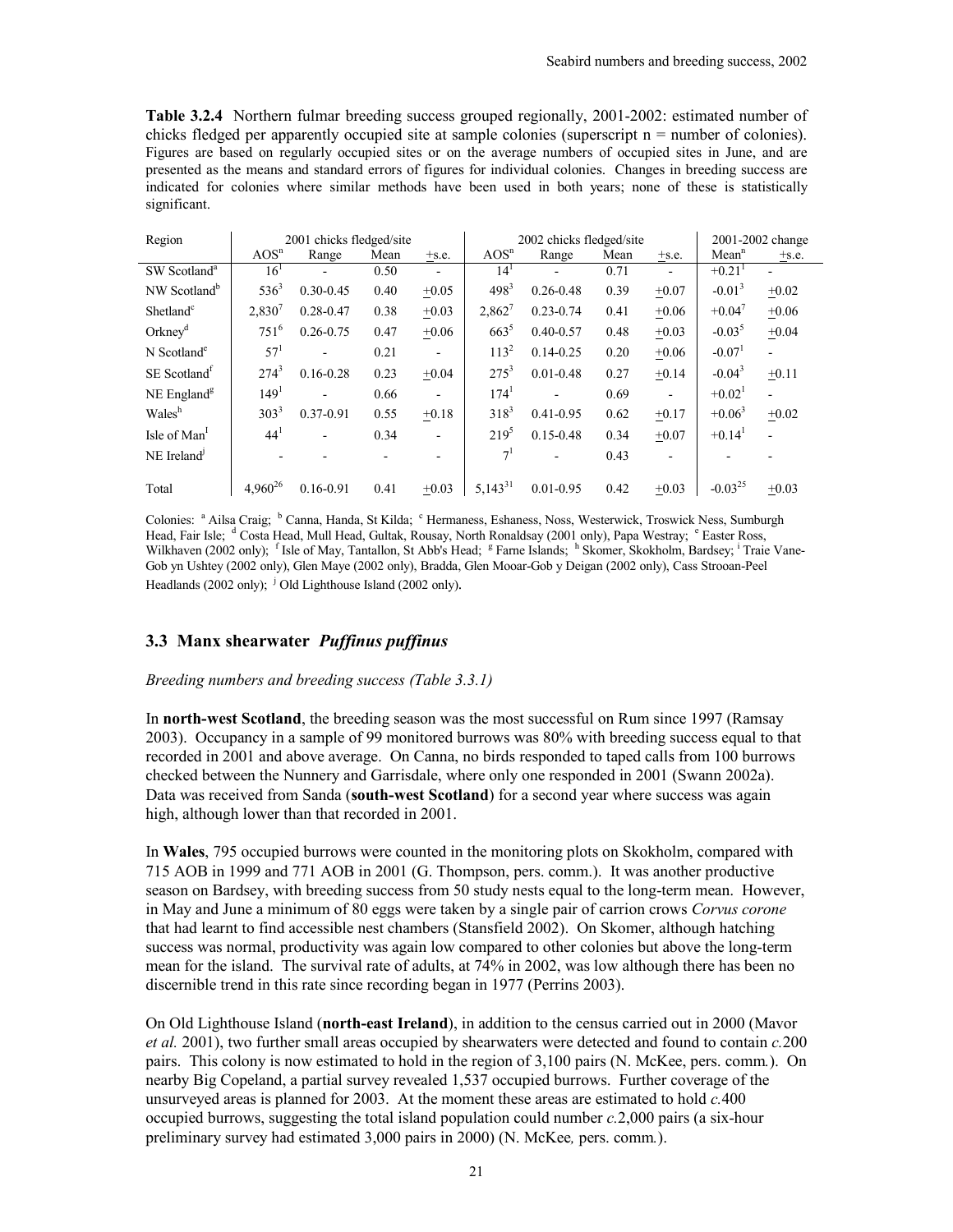**Table 3.2.4** Northern fulmar breeding success grouped regionally, 2001-2002: estimated number of chicks fledged per apparently occupied site at sample colonies (superscript n = number of colonies). Figures are based on regularly occupied sites or on the average numbers of occupied sites in June, and are presented as the means and standard errors of figures for individual colonies. Changes in breeding success are indicated for colonies where similar methods have been used in both years; none of these is statistically significant.

| Region | 2001 chicks fledged/site | | | | 2002 chicks fledged/site | | | | 2001-2002 change | |
|---|---|---|---|---|---|---|---|---|---|---|
| | $AOS^n$ | Range | Mean | ±s.e. | $AOS^n$ | Range | Mean | ±s.e. | $Mean^n$ | ±s.e. |
| SW Scotland[a] | $16^1$ | - | 0.50 | - | $14^1$ | - | 0.71 | - | $+0.21^1$ | - |
| NW Scotland[b] | $536^3$ | 0.30-0.45 | 0.40 | ±0.05 | $498^3$ | 0.26-0.48 | 0.39 | ±0.07 | $-0.01^3$ | ±0.02 |
| Shetland[c] | $2,830^7$ | 0.28-0.47 | 0.38 | ±0.03 | $2,862^7$ | 0.23-0.74 | 0.41 | ±0.06 | $+0.04^7$ | ±0.06 |
| Orkney[d] | $751^6$ | 0.26-0.75 | 0.47 | ±0.06 | $663^5$ | 0.40-0.57 | 0.48 | ±0.03 | $-0.03^5$ | ±0.04 |
| N Scotland[e] | $57^1$ | - | 0.21 | - | $113^2$ | 0.14-0.25 | 0.20 | ±0.06 | $-0.07^1$ | - |
| SE Scotland[f] | $274^3$ | 0.16-0.28 | 0.23 | ±0.04 | $275^3$ | 0.01-0.48 | 0.27 | ±0.14 | $-0.04^3$ | ±0.11 |
| NE England[g] | $149^1$ | - | 0.66 | - | $174^1$ | - | 0.69 | - | $+0.02^1$ | - |
| Wales[h] | $303^3$ | 0.37-0.91 | 0.55 | ±0.18 | $318^3$ | 0.41-0.95 | 0.62 | ±0.17 | $+0.06^3$ | ±0.02 |
| Isle of Man[i] | $44^1$ | - | 0.34 | - | $219^5$ | 0.15-0.48 | 0.34 | ±0.07 | $+0.14^1$ | - |
| NE Ireland[j] | - | - | - | - | $7^1$ | - | 0.43 | - | - | - |
| Total | $4,960^{26}$ | 0.16-0.91 | 0.41 | ±0.03 | $5,143^{31}$ | 0.01-0.95 | 0.42 | ±0.03 | $-0.03^{25}$ | ±0.03 |

Colonies: [a] Ailsa Craig; [b] Canna, Handa, St Kilda; [c] Hermaness, Eshaness, Noss, Westerwick, Troswick Ness, Sumburgh Head, Fair Isle; [d] Costa Head, Mull Head, Gultak, Rousay, North Ronaldsay (2001 only), Papa Westray; [e] Easter Ross, Wilkhaven (2002 only); [f] Isle of May, Tantallon, St Abb's Head; [g] Farne Islands; [h] Skomer, Skokholm, Bardsey; [i] Traie Vane-Gob yn Ushtey (2002 only), Glen Maye (2002 only), Bradda, Glen Mooar-Gob y Deigan (2002 only), Cass Strooan-Peel Headlands (2002 only); [j] Old Lighthouse Island (2002 only).

## 3.3 Manx shearwater *Puffinus puffinus*

*Breeding numbers and breeding success (Table 3.3.1)*

In **north-west Scotland**, the breeding season was the most successful on Rum since 1997 (Ramsay 2003). Occupancy in a sample of 99 monitored burrows was 80% with breeding success equal to that recorded in 2001 and above average. On Canna, no birds responded to taped calls from 100 burrows checked between the Nunnery and Garrisdale, where only one responded in 2001 (Swann 2002a). Data was received from Sanda (**south-west Scotland**) for a second year where success was again high, although lower than that recorded in 2001.

In **Wales**, 795 occupied burrows were counted in the monitoring plots on Skokholm, compared with 715 AOB in 1999 and 771 AOB in 2001 (G. Thompson, pers. comm.). It was another productive season on Bardsey, with breeding success from 50 study nests equal to the long-term mean. However, in May and June a minimum of 80 eggs were taken by a single pair of carrion crows *Corvus corone* that had learnt to find accessible nest chambers (Stansfield 2002). On Skomer, although hatching success was normal, productivity was again low compared to other colonies but above the long-term mean for the island. The survival rate of adults, at 74% in 2002, was low although there has been no discernible trend in this rate since recording began in 1977 (Perrins 2003).

On Old Lighthouse Island (**north-east Ireland**), in addition to the census carried out in 2000 (Mavor *et al.* 2001), two further small areas occupied by shearwaters were detected and found to contain *c.*200 pairs. This colony is now estimated to hold in the region of 3,100 pairs (N. McKee, pers. comm.). On nearby Big Copeland, a partial survey revealed 1,537 occupied burrows. Further coverage of the unsurveyed areas is planned for 2003. At the moment these areas are estimated to hold *c.*400 occupied burrows, suggesting the total island population could number *c.*2,000 pairs (a six-hour preliminary survey had estimated 3,000 pairs in 2000) (N. McKee*,* pers. comm*.*).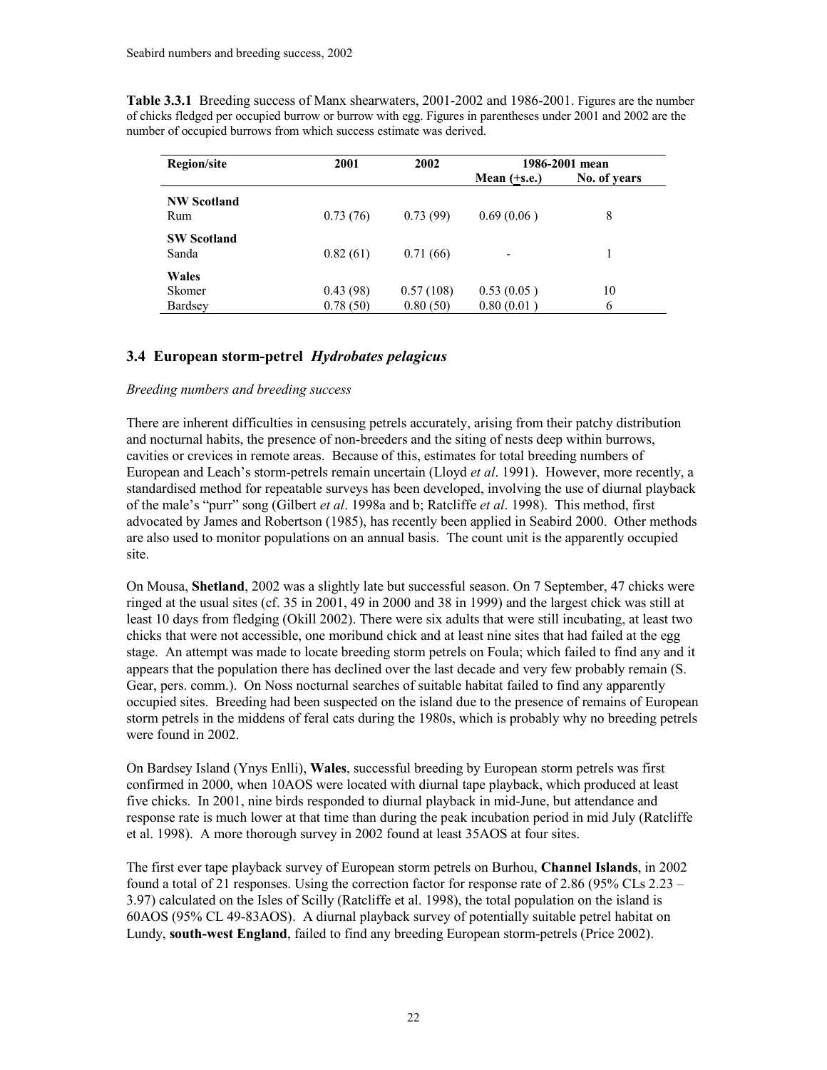**Table 3.3.1** Breeding success of Manx shearwaters, 2001-2002 and 1986-2001. Figures are the number of chicks fledged per occupied burrow or burrow with egg. Figures in parentheses under 2001 and 2002 are the number of occupied burrows from which success estimate was derived.

| Region/site | 2001 | 2002 | 1986-2001 mean | |
|---|---|---|---|---|
| | | | Mean (±s.e.) | No. of years |
| **NW Scotland** | | | | |
| Rum | 0.73 (76) | 0.73 (99) | 0.69 (0.06 ) | 8 |
| **SW Scotland** | | | | |
| Sanda | 0.82 (61) | 0.71 (66) | - | 1 |
| **Wales** | | | | |
| Skomer | 0.43 (98) | 0.57 (108) | 0.53 (0.05 ) | 10 |
| Bardsey | 0.78 (50) | 0.80 (50) | 0.80 (0.01 ) | 6 |

## 3.4 European storm-petrel *Hydrobates pelagicus*

*Breeding numbers and breeding success*

There are inherent difficulties in censusing petrels accurately, arising from their patchy distribution and nocturnal habits, the presence of non-breeders and the siting of nests deep within burrows, cavities or crevices in remote areas. Because of this, estimates for total breeding numbers of European and Leach's storm-petrels remain uncertain (Lloyd *et al*. 1991). However, more recently, a standardised method for repeatable surveys has been developed, involving the use of diurnal playback of the male's "purr" song (Gilbert *et al*. 1998a and b; Ratcliffe *et al*. 1998). This method, first advocated by James and Robertson (1985), has recently been applied in Seabird 2000. Other methods are also used to monitor populations on an annual basis. The count unit is the apparently occupied site.

On Mousa, **Shetland**, 2002 was a slightly late but successful season. On 7 September, 47 chicks were ringed at the usual sites (cf. 35 in 2001, 49 in 2000 and 38 in 1999) and the largest chick was still at least 10 days from fledging (Okill 2002). There were six adults that were still incubating, at least two chicks that were not accessible, one moribund chick and at least nine sites that had failed at the egg stage. An attempt was made to locate breeding storm petrels on Foula; which failed to find any and it appears that the population there has declined over the last decade and very few probably remain (S. Gear, pers. comm.). On Noss nocturnal searches of suitable habitat failed to find any apparently occupied sites. Breeding had been suspected on the island due to the presence of remains of European storm petrels in the middens of feral cats during the 1980s, which is probably why no breeding petrels were found in 2002.

On Bardsey Island (Ynys Enlli), **Wales**, successful breeding by European storm petrels was first confirmed in 2000, when 10AOS were located with diurnal tape playback, which produced at least five chicks. In 2001, nine birds responded to diurnal playback in mid-June, but attendance and response rate is much lower at that time than during the peak incubation period in mid July (Ratcliffe et al. 1998). A more thorough survey in 2002 found at least 35AOS at four sites.

The first ever tape playback survey of European storm petrels on Burhou, **Channel Islands**, in 2002 found a total of 21 responses. Using the correction factor for response rate of 2.86 (95% CLs 2.23 – 3.97) calculated on the Isles of Scilly (Ratcliffe et al. 1998), the total population on the island is 60AOS (95% CL 49-83AOS). A diurnal playback survey of potentially suitable petrel habitat on Lundy, **south-west England**, failed to find any breeding European storm-petrels (Price 2002).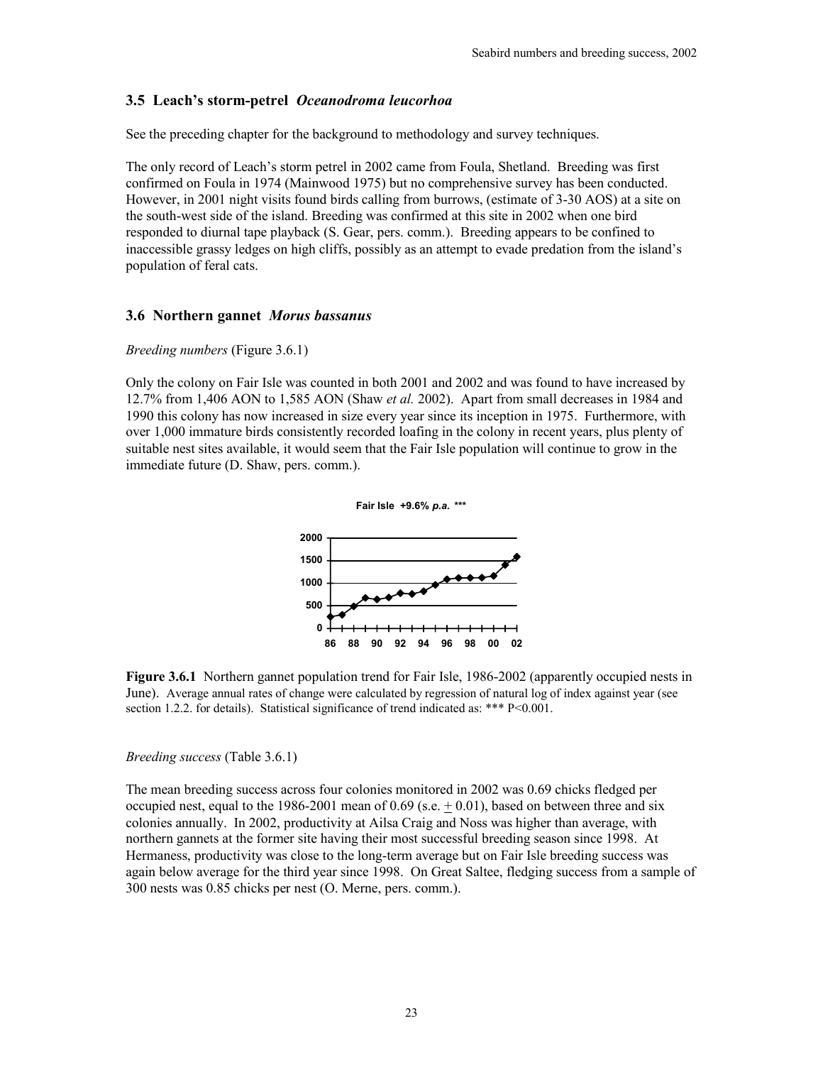### 3.5 Leach's storm-petrel *Oceanodroma leucorhoa*

See the preceding chapter for the background to methodology and survey techniques.

The only record of Leach's storm petrel in 2002 came from Foula, Shetland. Breeding was first confirmed on Foula in 1974 (Mainwood 1975) but no comprehensive survey has been conducted. However, in 2001 night visits found birds calling from burrows, (estimate of 3-30 AOS) at a site on the south-west side of the island. Breeding was confirmed at this site in 2002 when one bird responded to diurnal tape playback (S. Gear, pers. comm.). Breeding appears to be confined to inaccessible grassy ledges on high cliffs, possibly as an attempt to evade predation from the island's population of feral cats.

### 3.6 Northern gannet *Morus bassanus*

*Breeding numbers* (Figure 3.6.1)

Only the colony on Fair Isle was counted in both 2001 and 2002 and was found to have increased by 12.7% from 1,406 AON to 1,585 AON (Shaw *et al.* 2002). Apart from small decreases in 1984 and 1990 this colony has now increased in size every year since its inception in 1975. Furthermore, with over 1,000 immature birds consistently recorded loafing in the colony in recent years, plus plenty of suitable nest sites available, it would seem that the Fair Isle population will continue to grow in the immediate future (D. Shaw, pers. comm.).

**Fair Isle +9.6% *p.a.* \*\*\***

**Figure 3.6.1** Northern gannet population trend for Fair Isle, 1986-2002 (apparently occupied nests in June). Average annual rates of change were calculated by regression of natural log of index against year (see section 1.2.2. for details). Statistical significance of trend indicated as: *** P<0.001.

*Breeding success* (Table 3.6.1)

The mean breeding success across four colonies monitored in 2002 was 0.69 chicks fledged per occupied nest, equal to the 1986-2001 mean of 0.69 (s.e. $\pm$ 0.01), based on between three and six colonies annually. In 2002, productivity at Ailsa Craig and Noss was higher than average, with northern gannets at the former site having their most successful breeding season since 1998. At Hermaness, productivity was close to the long-term average but on Fair Isle breeding success was again below average for the third year since 1998. On Great Saltee, fledging success from a sample of 300 nests was 0.85 chicks per nest (O. Merne, pers. comm.).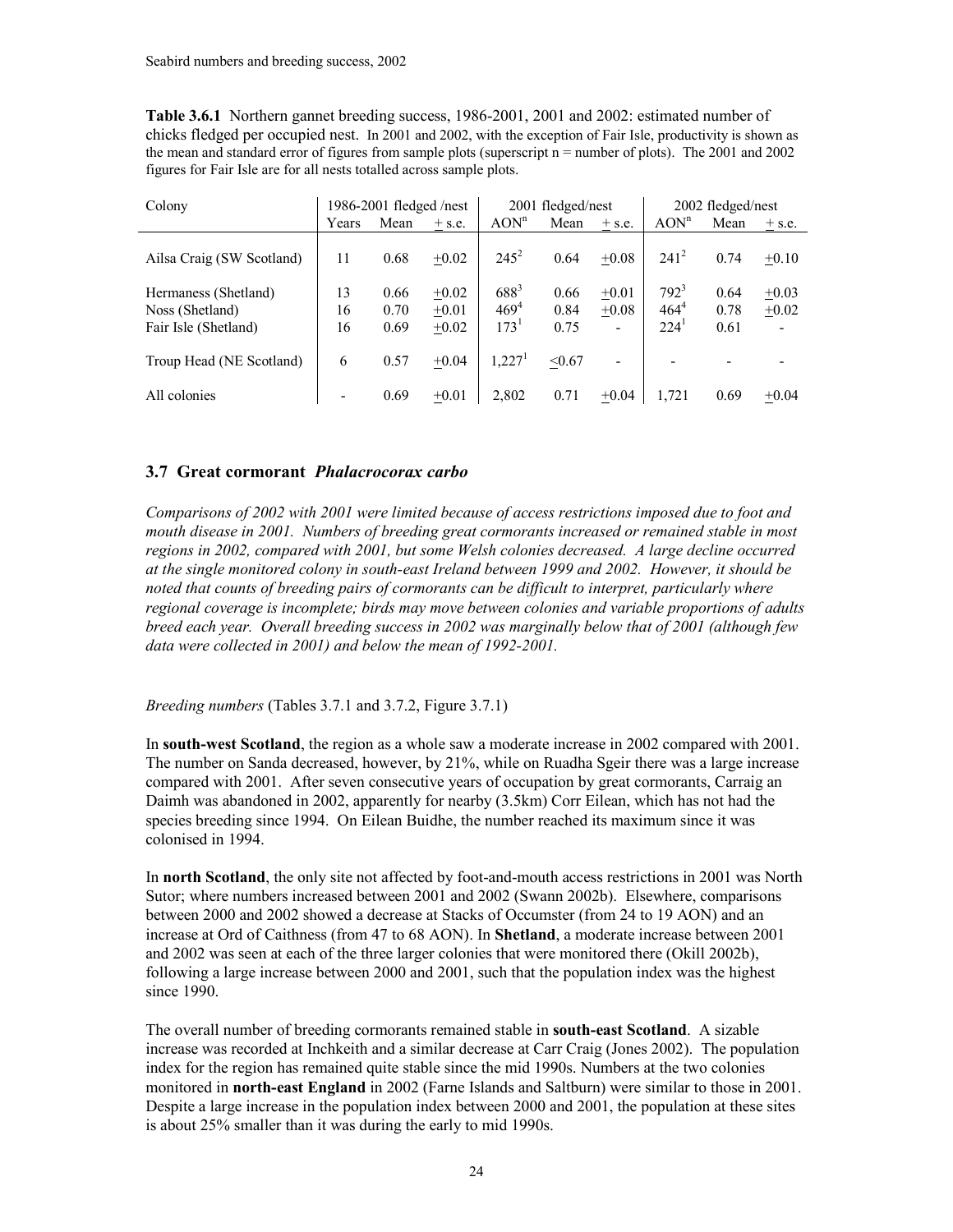**Table 3.6.1** Northern gannet breeding success, 1986-2001, 2001 and 2002: estimated number of chicks fledged per occupied nest. In 2001 and 2002, with the exception of Fair Isle, productivity is shown as the mean and standard error of figures from sample plots (superscript n = number of plots). The 2001 and 2002 figures for Fair Isle are for all nests totalled across sample plots.

| Colony | 1986-2001 fledged /nest | | | 2001 fledged/nest | | | 2002 fledged/nest | | |
|---|---|---|---|---|---|---|---|---|---|
| | Years | Mean | ± s.e. | $AON^n$ | Mean | ± s.e. | $AON^n$ | Mean | ± s.e. |
| Ailsa Craig (SW Scotland) | 11 | 0.68 | ±0.02 | $245^2$ | 0.64 | ±0.08 | $241^2$ | 0.74 | ±0.10 |
| Hermaness (Shetland) | 13 | 0.66 | ±0.02 | $688^3$ | 0.66 | ±0.01 | $792^3$ | 0.64 | ±0.03 |
| Noss (Shetland) | 16 | 0.70 | ±0.01 | $469^4$ | 0.84 | ±0.08 | $464^4$ | 0.78 | ±0.02 |
| Fair Isle (Shetland) | 16 | 0.69 | ±0.02 | $173^1$ | 0.75 | - | $224^1$ | 0.61 | - |
| Troup Head (NE Scotland) | 6 | 0.57 | ±0.04 | $1,227^1$ | ≤0.67 | - | - | - | - |
| All colonies | - | 0.69 | ±0.01 | 2,802 | 0.71 | ±0.04 | 1,721 | 0.69 | ±0.04 |

## 3.7 Great cormorant *Phalacrocorax carbo*

*Comparisons of 2002 with 2001 were limited because of access restrictions imposed due to foot and mouth disease in 2001. Numbers of breeding great cormorants increased or remained stable in most regions in 2002, compared with 2001, but some Welsh colonies decreased. A large decline occurred at the single monitored colony in south-east Ireland between 1999 and 2002. However, it should be noted that counts of breeding pairs of cormorants can be difficult to interpret, particularly where regional coverage is incomplete; birds may move between colonies and variable proportions of adults breed each year. Overall breeding success in 2002 was marginally below that of 2001 (although few data were collected in 2001) and below the mean of 1992-2001.*

*Breeding numbers* (Tables 3.7.1 and 3.7.2, Figure 3.7.1)

In **south-west Scotland**, the region as a whole saw a moderate increase in 2002 compared with 2001. The number on Sanda decreased, however, by 21%, while on Ruadha Sgeir there was a large increase compared with 2001. After seven consecutive years of occupation by great cormorants, Carraig an Daimh was abandoned in 2002, apparently for nearby (3.5km) Corr Eilean, which has not had the species breeding since 1994. On Eilean Buidhe, the number reached its maximum since it was colonised in 1994.

In **north Scotland**, the only site not affected by foot-and-mouth access restrictions in 2001 was North Sutor; where numbers increased between 2001 and 2002 (Swann 2002b). Elsewhere, comparisons between 2000 and 2002 showed a decrease at Stacks of Occumster (from 24 to 19 AON) and an increase at Ord of Caithness (from 47 to 68 AON). In **Shetland**, a moderate increase between 2001 and 2002 was seen at each of the three larger colonies that were monitored there (Okill 2002b), following a large increase between 2000 and 2001, such that the population index was the highest since 1990.

The overall number of breeding cormorants remained stable in **south-east Scotland**. A sizable increase was recorded at Inchkeith and a similar decrease at Carr Craig (Jones 2002). The population index for the region has remained quite stable since the mid 1990s. Numbers at the two colonies monitored in **north-east England** in 2002 (Farne Islands and Saltburn) were similar to those in 2001. Despite a large increase in the population index between 2000 and 2001, the population at these sites is about 25% smaller than it was during the early to mid 1990s.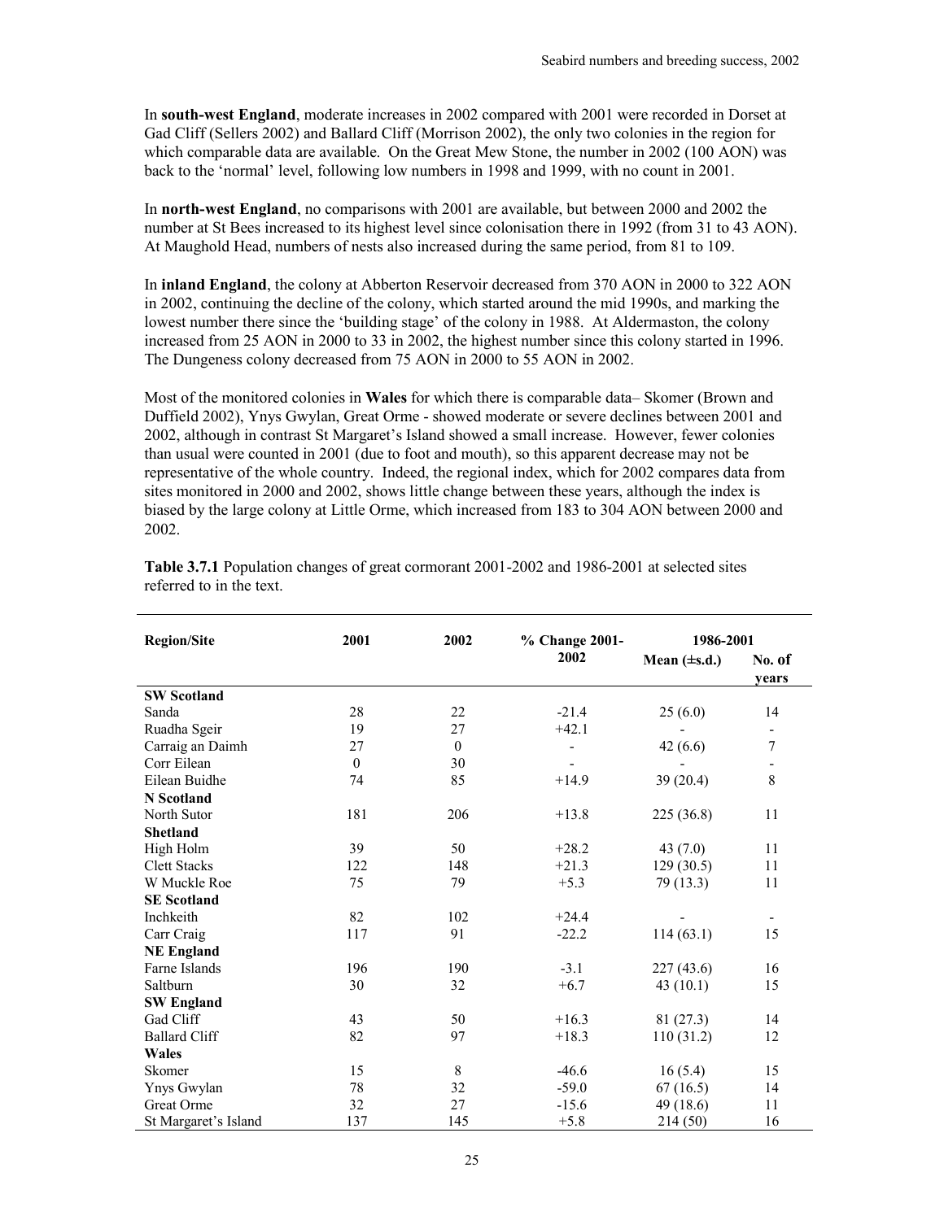In **south-west England**, moderate increases in 2002 compared with 2001 were recorded in Dorset at Gad Cliff (Sellers 2002) and Ballard Cliff (Morrison 2002), the only two colonies in the region for which comparable data are available. On the Great Mew Stone, the number in 2002 (100 AON) was back to the 'normal' level, following low numbers in 1998 and 1999, with no count in 2001.

In **north-west England**, no comparisons with 2001 are available, but between 2000 and 2002 the number at St Bees increased to its highest level since colonisation there in 1992 (from 31 to 43 AON). At Maughold Head, numbers of nests also increased during the same period, from 81 to 109.

In **inland England**, the colony at Abberton Reservoir decreased from 370 AON in 2000 to 322 AON in 2002, continuing the decline of the colony, which started around the mid 1990s, and marking the lowest number there since the 'building stage' of the colony in 1988. At Aldermaston, the colony increased from 25 AON in 2000 to 33 in 2002, the highest number since this colony started in 1996. The Dungeness colony decreased from 75 AON in 2000 to 55 AON in 2002.

Most of the monitored colonies in **Wales** for which there is comparable data– Skomer (Brown and Duffield 2002), Ynys Gwylan, Great Orme - showed moderate or severe declines between 2001 and 2002, although in contrast St Margaret's Island showed a small increase. However, fewer colonies than usual were counted in 2001 (due to foot and mouth), so this apparent decrease may not be representative of the whole country. Indeed, the regional index, which for 2002 compares data from sites monitored in 2000 and 2002, shows little change between these years, although the index is biased by the large colony at Little Orme, which increased from 183 to 304 AON between 2000 and 2002.

**Table 3.7.1** Population changes of great cormorant 2001-2002 and 1986-2001 at selected sites referred to in the text.

| Region/Site | 2001 | 2002 | % Change 2001-2002 | 1986-2001 | |
|---|---|---|---|---|---|
| | | | | Mean (±s.d.) | No. of years |
| **SW Scotland** | | | | | |
| Sanda | 28 | 22 | -21.4 | 25 (6.0) | 14 |
| Ruadha Sgeir | 19 | 27 | +42.1 | - | - |
| Carraig an Daimh | 27 | 0 | - | 42 (6.6) | 7 |
| Corr Eilean | 0 | 30 | - | - | - |
| Eilean Buidhe | 74 | 85 | +14.9 | 39 (20.4) | 8 |
| **N Scotland** | | | | | |
| North Sutor | 181 | 206 | +13.8 | 225 (36.8) | 11 |
| **Shetland** | | | | | |
| High Holm | 39 | 50 | +28.2 | 43 (7.0) | 11 |
| Clett Stacks | 122 | 148 | +21.3 | 129 (30.5) | 11 |
| W Muckle Roe | 75 | 79 | +5.3 | 79 (13.3) | 11 |
| **SE Scotland** | | | | | |
| Inchkeith | 82 | 102 | +24.4 | - | - |
| Carr Craig | 117 | 91 | -22.2 | 114 (63.1) | 15 |
| **NE England** | | | | | |
| Farne Islands | 196 | 190 | -3.1 | 227 (43.6) | 16 |
| Saltburn | 30 | 32 | +6.7 | 43 (10.1) | 15 |
| **SW England** | | | | | |
| Gad Cliff | 43 | 50 | +16.3 | 81 (27.3) | 14 |
| Ballard Cliff | 82 | 97 | +18.3 | 110 (31.2) | 12 |
| **Wales** | | | | | |
| Skomer | 15 | 8 | -46.6 | 16 (5.4) | 15 |
| Ynys Gwylan | 78 | 32 | -59.0 | 67 (16.5) | 14 |
| Great Orme | 32 | 27 | -15.6 | 49 (18.6) | 11 |
| St Margaret's Island | 137 | 145 | +5.8 | 214 (50) | 16 |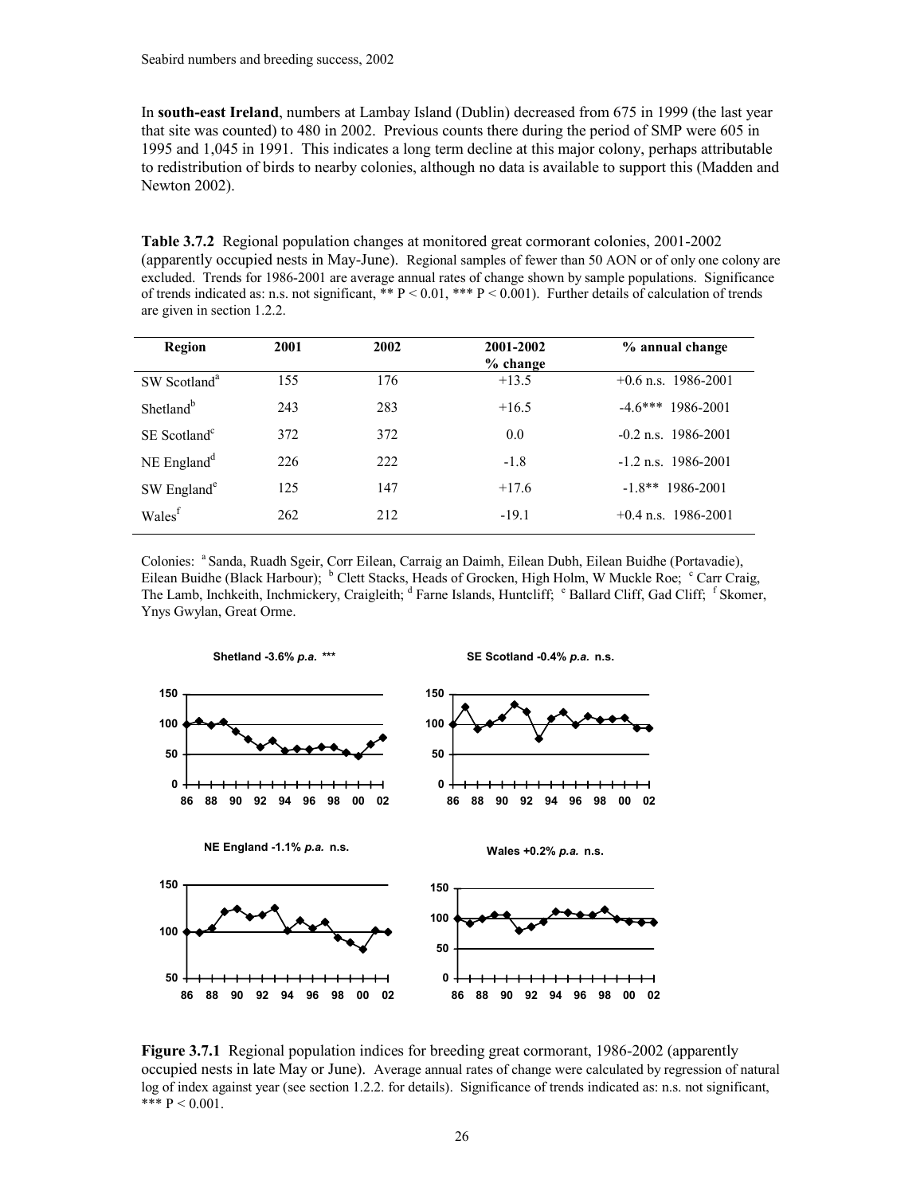In **south-east Ireland**, numbers at Lambay Island (Dublin) decreased from 675 in 1999 (the last year that site was counted) to 480 in 2002. Previous counts there during the period of SMP were 605 in 1995 and 1,045 in 1991. This indicates a long term decline at this major colony, perhaps attributable to redistribution of birds to nearby colonies, although no data is available to support this (Madden and Newton 2002).

**Table 3.7.2** Regional population changes at monitored great cormorant colonies, 2001-2002 (apparently occupied nests in May-June). Regional samples of fewer than 50 AON or of only one colony are excluded. Trends for 1986-2001 are average annual rates of change shown by sample populations. Significance of trends indicated as: n.s. not significant, ** P < 0.01, *** P < 0.001). Further details of calculation of trends are given in section 1.2.2.

| Region | 2001 | 2002 | 2001-2002 % change | % annual change |
|---|---|---|---|---|
| SW Scotland[a] | 155 | 176 | +13.5 | +0.6 n.s. 1986-2001 |
| Shetland[b] | 243 | 283 | +16.5 | -4.6*** 1986-2001 |
| SE Scotland[c] | 372 | 372 | 0.0 | -0.2 n.s. 1986-2001 |
| NE England[d] | 226 | 222 | -1.8 | -1.2 n.s. 1986-2001 |
| SW England[e] | 125 | 147 | +17.6 | -1.8** 1986-2001 |
| Wales[f] | 262 | 212 | -19.1 | +0.4 n.s. 1986-2001 |

Colonies: [a] Sanda, Ruadh Sgeir, Corr Eilean, Carraig an Daimh, Eilean Dubh, Eilean Buidhe (Portavadie), Eilean Buidhe (Black Harbour); [b] Clett Stacks, Heads of Grocken, High Holm, W Muckle Roe; [c] Carr Craig, The Lamb, Inchkeith, Inchmickery, Craigleith; [d] Farne Islands, Huntcliff; [e] Ballard Cliff, Gad Cliff; [f] Skomer, Ynys Gwylan, Great Orme.

**Figure 3.7.1** Regional population indices for breeding great cormorant, 1986-2002 (apparently occupied nests in late May or June). Average annual rates of change were calculated by regression of natural log of index against year (see section 1.2.2. for details). Significance of trends indicated as: n.s. not significant, *** P < 0.001.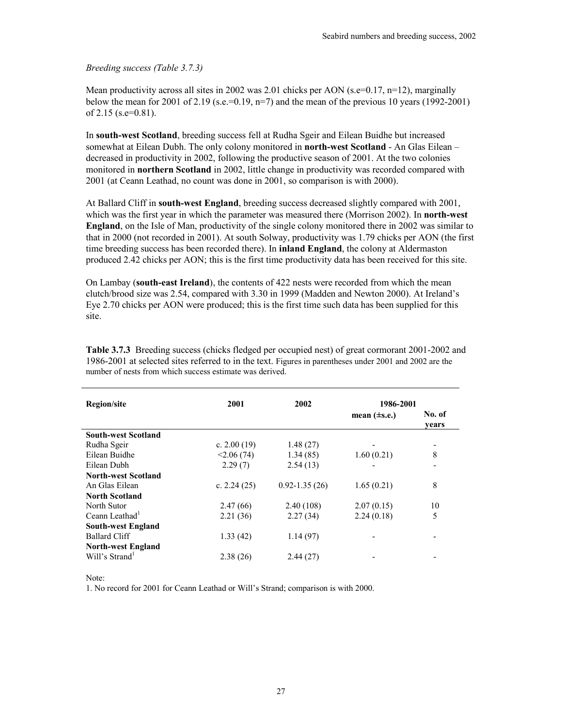*Breeding success (Table 3.7.3)*

Mean productivity across all sites in 2002 was 2.01 chicks per AON (s.e=0.17, n=12), marginally below the mean for 2001 of 2.19 (s.e.=0.19, n=7) and the mean of the previous 10 years (1992-2001) of 2.15 (s.e=0.81).

In **south-west Scotland**, breeding success fell at Rudha Sgeir and Eilean Buidhe but increased somewhat at Eilean Dubh. The only colony monitored in **north-west Scotland** - An Glas Eilean – decreased in productivity in 2002, following the productive season of 2001. At the two colonies monitored in **northern Scotland** in 2002, little change in productivity was recorded compared with 2001 (at Ceann Leathad, no count was done in 2001, so comparison is with 2000).

At Ballard Cliff in **south-west England**, breeding success decreased slightly compared with 2001, which was the first year in which the parameter was measured there (Morrison 2002). In **north-west England**, on the Isle of Man, productivity of the single colony monitored there in 2002 was similar to that in 2000 (not recorded in 2001). At south Solway, productivity was 1.79 chicks per AON (the first time breeding success has been recorded there). In **inland England**, the colony at Aldermaston produced 2.42 chicks per AON; this is the first time productivity data has been received for this site.

On Lambay (**south-east Ireland**), the contents of 422 nests were recorded from which the mean clutch/brood size was 2.54, compared with 3.30 in 1999 (Madden and Newton 2000). At Ireland's Eye 2.70 chicks per AON were produced; this is the first time such data has been supplied for this site.

**Table 3.7.3** Breeding success (chicks fledged per occupied nest) of great cormorant 2001-2002 and 1986-2001 at selected sites referred to in the text. Figures in parentheses under 2001 and 2002 are the number of nests from which success estimate was derived.

| Region/site | 2001 | 2002 | 1986-2001 mean (±s.e.) | 1986-2001 No. of years |
|---|---|---|---|---|
| **South-west Scotland** | | | | |
| Rudha Sgeir | c. 2.00 (19) | 1.48 (27) | - | - |
| Eilean Buidhe | <2.06 (74) | 1.34 (85) | 1.60 (0.21) | 8 |
| Eilean Dubh | 2.29 (7) | 2.54 (13) | - | - |
| **North-west Scotland** | | | | |
| An Glas Eilean | c. 2.24 (25) | 0.92-1.35 (26) | 1.65 (0.21) | 8 |
| **North Scotland** | | | | |
| North Sutor | 2.47 (66) | 2.40 (108) | 2.07 (0.15) | 10 |
| Ceann Leathad[1] | 2.21 (36) | 2.27 (34) | 2.24 (0.18) | 5 |
| **South-west England** | | | | |
| Ballard Cliff | 1.33 (42) | 1.14 (97) | - | - |
| **North-west England** | | | | |
| Will's Strand[1] | 2.38 (26) | 2.44 (27) | - | - |

Note:

1. No record for 2001 for Ceann Leathad or Will's Strand; comparison is with 2000.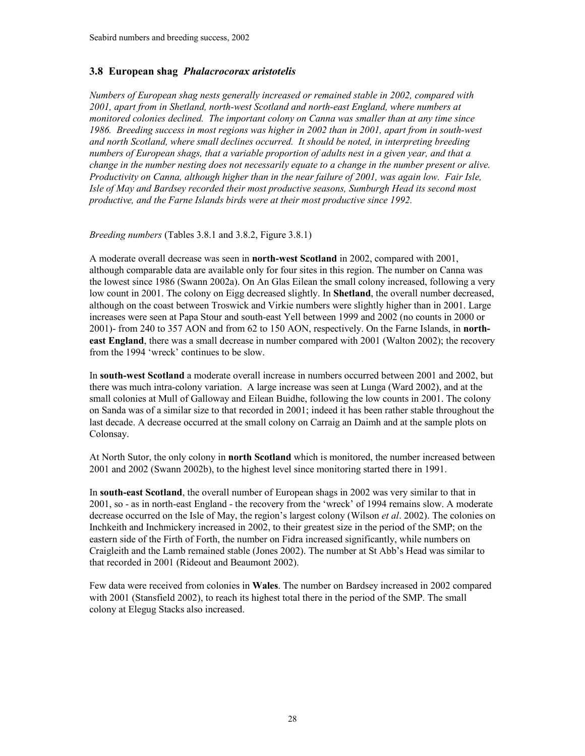### 3.8 European shag *Phalacrocorax aristotelis*

*Numbers of European shag nests generally increased or remained stable in 2002, compared with 2001, apart from in Shetland, north-west Scotland and north-east England, where numbers at monitored colonies declined. The important colony on Canna was smaller than at any time since 1986. Breeding success in most regions was higher in 2002 than in 2001, apart from in south-west and north Scotland, where small declines occurred. It should be noted, in interpreting breeding numbers of European shags, that a variable proportion of adults nest in a given year, and that a change in the number nesting does not necessarily equate to a change in the number present or alive. Productivity on Canna, although higher than in the near failure of 2001, was again low. Fair Isle, Isle of May and Bardsey recorded their most productive seasons, Sumburgh Head its second most productive, and the Farne Islands birds were at their most productive since 1992.*

*Breeding numbers* (Tables 3.8.1 and 3.8.2, Figure 3.8.1)

A moderate overall decrease was seen in **north-west Scotland** in 2002, compared with 2001, although comparable data are available only for four sites in this region. The number on Canna was the lowest since 1986 (Swann 2002a). On An Glas Eilean the small colony increased, following a very low count in 2001. The colony on Eigg decreased slightly. In **Shetland**, the overall number decreased, although on the coast between Troswick and Virkie numbers were slightly higher than in 2001. Large increases were seen at Papa Stour and south-east Yell between 1999 and 2002 (no counts in 2000 or 2001)- from 240 to 357 AON and from 62 to 150 AON, respectively. On the Farne Islands, in **north-east England**, there was a small decrease in number compared with 2001 (Walton 2002); the recovery from the 1994 'wreck' continues to be slow.

In **south-west Scotland** a moderate overall increase in numbers occurred between 2001 and 2002, but there was much intra-colony variation. A large increase was seen at Lunga (Ward 2002), and at the small colonies at Mull of Galloway and Eilean Buidhe, following the low counts in 2001. The colony on Sanda was of a similar size to that recorded in 2001; indeed it has been rather stable throughout the last decade. A decrease occurred at the small colony on Carraig an Daimh and at the sample plots on Colonsay.

At North Sutor, the only colony in **north Scotland** which is monitored, the number increased between 2001 and 2002 (Swann 2002b), to the highest level since monitoring started there in 1991.

In **south-east Scotland**, the overall number of European shags in 2002 was very similar to that in 2001, so - as in north-east England - the recovery from the 'wreck' of 1994 remains slow. A moderate decrease occurred on the Isle of May, the region's largest colony (Wilson *et al*. 2002). The colonies on Inchkeith and Inchmickery increased in 2002, to their greatest size in the period of the SMP; on the eastern side of the Firth of Forth, the number on Fidra increased significantly, while numbers on Craigleith and the Lamb remained stable (Jones 2002). The number at St Abb's Head was similar to that recorded in 2001 (Rideout and Beaumont 2002).

Few data were received from colonies in **Wales**. The number on Bardsey increased in 2002 compared with 2001 (Stansfield 2002), to reach its highest total there in the period of the SMP. The small colony at Elegug Stacks also increased.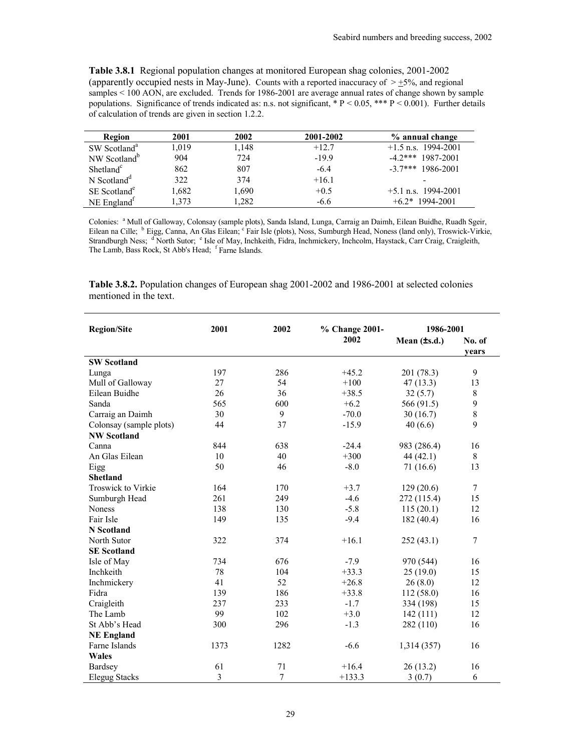**Table 3.8.1** Regional population changes at monitored European shag colonies, 2001-2002 (apparently occupied nests in May-June). Counts with a reported inaccuracy of > ±5%, and regional samples < 100 AON, are excluded. Trends for 1986-2001 are average annual rates of change shown by sample populations. Significance of trends indicated as: n.s. not significant, * P < 0.05, *** P < 0.001). Further details of calculation of trends are given in section 1.2.2.

| Region | 2001 | 2002 | 2001-2002 | % annual change |
|---|---|---|---|---|
| SW Scotland[a] | 1,019 | 1,148 | +12.7 | +1.5 n.s. 1994-2001 |
| NW Scotland[b] | 904 | 724 | -19.9 | -4.2*** 1987-2001 |
| Shetland[c] | 862 | 807 | -6.4 | -3.7*** 1986-2001 |
| N Scotland[d] | 322 | 374 | +16.1 | - |
| SE Scotland[e] | 1,682 | 1,690 | +0.5 | +5.1 n.s. 1994-2001 |
| NE England[f] | 1,373 | 1,282 | -6.6 | +6.2* 1994-2001 |

Colonies: [a] Mull of Galloway, Colonsay (sample plots), Sanda Island, Lunga, Carraig an Daimh, Eilean Buidhe, Ruadh Sgeir, Eilean na Cille; [b] Eigg, Canna, An Glas Eilean; [c] Fair Isle (plots), Noss, Sumburgh Head, Noness (land only), Troswick-Virkie, Strandburgh Ness; [d] North Sutor; [e] Isle of May, Inchkeith, Fidra, Inchmickery, Inchcolm, Haystack, Carr Craig, Craigleith, The Lamb, Bass Rock, St Abb's Head; [f] Farne Islands.

**Table 3.8.2.** Population changes of European shag 2001-2002 and 1986-2001 at selected colonies mentioned in the text.

| Region/Site | 2001 | 2002 | % Change 2001-2002 | 1986-2001 | |
|---|---|---|---|---|---|
| | | | | Mean (±s.d.) | No. of years |
| **SW Scotland** | | | | | |
| Lunga | 197 | 286 | +45.2 | 201 (78.3) | 9 |
| Mull of Galloway | 27 | 54 | +100 | 47 (13.3) | 13 |
| Eilean Buidhe | 26 | 36 | +38.5 | 32 (5.7) | 8 |
| Sanda | 565 | 600 | +6.2 | 566 (91.5) | 9 |
| Carraig an Daimh | 30 | 9 | -70.0 | 30 (16.7) | 8 |
| Colonsay (sample plots) | 44 | 37 | -15.9 | 40 (6.6) | 9 |
| **NW Scotland** | | | | | |
| Canna | 844 | 638 | -24.4 | 983 (286.4) | 16 |
| An Glas Eilean | 10 | 40 | +300 | 44 (42.1) | 8 |
| Eigg | 50 | 46 | -8.0 | 71 (16.6) | 13 |
| **Shetland** | | | | | |
| Troswick to Virkie | 164 | 170 | +3.7 | 129 (20.6) | 7 |
| Sumburgh Head | 261 | 249 | -4.6 | 272 (115.4) | 15 |
| Noness | 138 | 130 | -5.8 | 115 (20.1) | 12 |
| Fair Isle | 149 | 135 | -9.4 | 182 (40.4) | 16 |
| **N Scotland** | | | | | |
| North Sutor | 322 | 374 | +16.1 | 252 (43.1) | 7 |
| **SE Scotland** | | | | | |
| Isle of May | 734 | 676 | -7.9 | 970 (544) | 16 |
| Inchkeith | 78 | 104 | +33.3 | 25 (19.0) | 15 |
| Inchmickery | 41 | 52 | +26.8 | 26 (8.0) | 12 |
| Fidra | 139 | 186 | +33.8 | 112 (58.0) | 16 |
| Craigleith | 237 | 233 | -1.7 | 334 (198) | 15 |
| The Lamb | 99 | 102 | +3.0 | 142 (111) | 12 |
| St Abb's Head | 300 | 296 | -1.3 | 282 (110) | 16 |
| **NE England** | | | | | |
| Farne Islands | 1373 | 1282 | -6.6 | 1,314 (357) | 16 |
| **Wales** | | | | | |
| Bardsey | 61 | 71 | +16.4 | 26 (13.2) | 16 |
| Elegug Stacks | 3 | 7 | +133.3 | 3 (0.7) | 6 |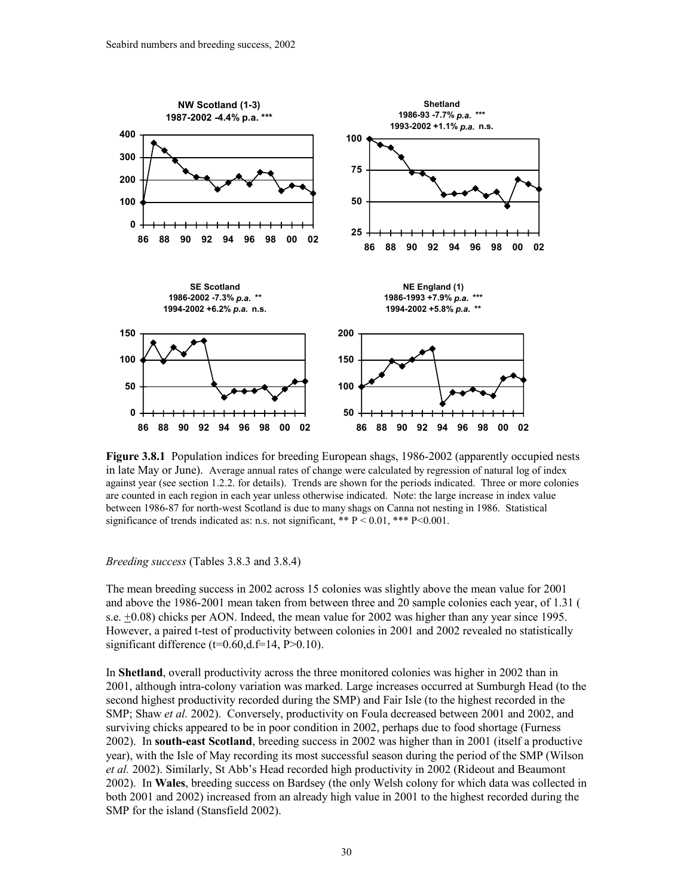**NW Scotland (1-3)**
**1987-2002 -4.4% p.a. \*\*\***

**Shetland**
**1986-93 -7.7% *p.a.* \*\*\***
**1993-2002 +1.1% *p.a.* n.s.**

**SE Scotland**
**1986-2002 -7.3% *p.a.* \*\***
**1994-2002 +6.2% *p.a.* n.s.**

**NE England (1)**
**1986-1993 +7.9% *p.a.* \*\*\***
**1994-2002 +5.8% *p.a.* \*\***

**Figure 3.8.1** Population indices for breeding European shags, 1986-2002 (apparently occupied nests in late May or June). Average annual rates of change were calculated by regression of natural log of index against year (see section 1.2.2. for details). Trends are shown for the periods indicated. Three or more colonies are counted in each region in each year unless otherwise indicated. Note: the large increase in index value between 1986-87 for north-west Scotland is due to many shags on Canna not nesting in 1986. Statistical significance of trends indicated as: n.s. not significant, \*\* P < 0.01, \*\*\* P<0.001.

*Breeding success* (Tables 3.8.3 and 3.8.4)

The mean breeding success in 2002 across 15 colonies was slightly above the mean value for 2001 and above the 1986-2001 mean taken from between three and 20 sample colonies each year, of 1.31 ( s.e. $\pm$0.08) chicks per AON. Indeed, the mean value for 2002 was higher than any year since 1995. However, a paired t-test of productivity between colonies in 2001 and 2002 revealed no statistically significant difference ($t=0.60$, d.f=14, $P>0.10$).

In **Shetland**, overall productivity across the three monitored colonies was higher in 2002 than in 2001, although intra-colony variation was marked. Large increases occurred at Sumburgh Head (to the second highest productivity recorded during the SMP) and Fair Isle (to the highest recorded in the SMP; Shaw *et al.* 2002). Conversely, productivity on Foula decreased between 2001 and 2002, and surviving chicks appeared to be in poor condition in 2002, perhaps due to food shortage (Furness 2002). In **south-east Scotland**, breeding success in 2002 was higher than in 2001 (itself a productive year), with the Isle of May recording its most successful season during the period of the SMP (Wilson *et al.* 2002). Similarly, St Abb's Head recorded high productivity in 2002 (Rideout and Beaumont 2002). In **Wales**, breeding success on Bardsey (the only Welsh colony for which data was collected in both 2001 and 2002) increased from an already high value in 2001 to the highest recorded during the SMP for the island (Stansfield 2002).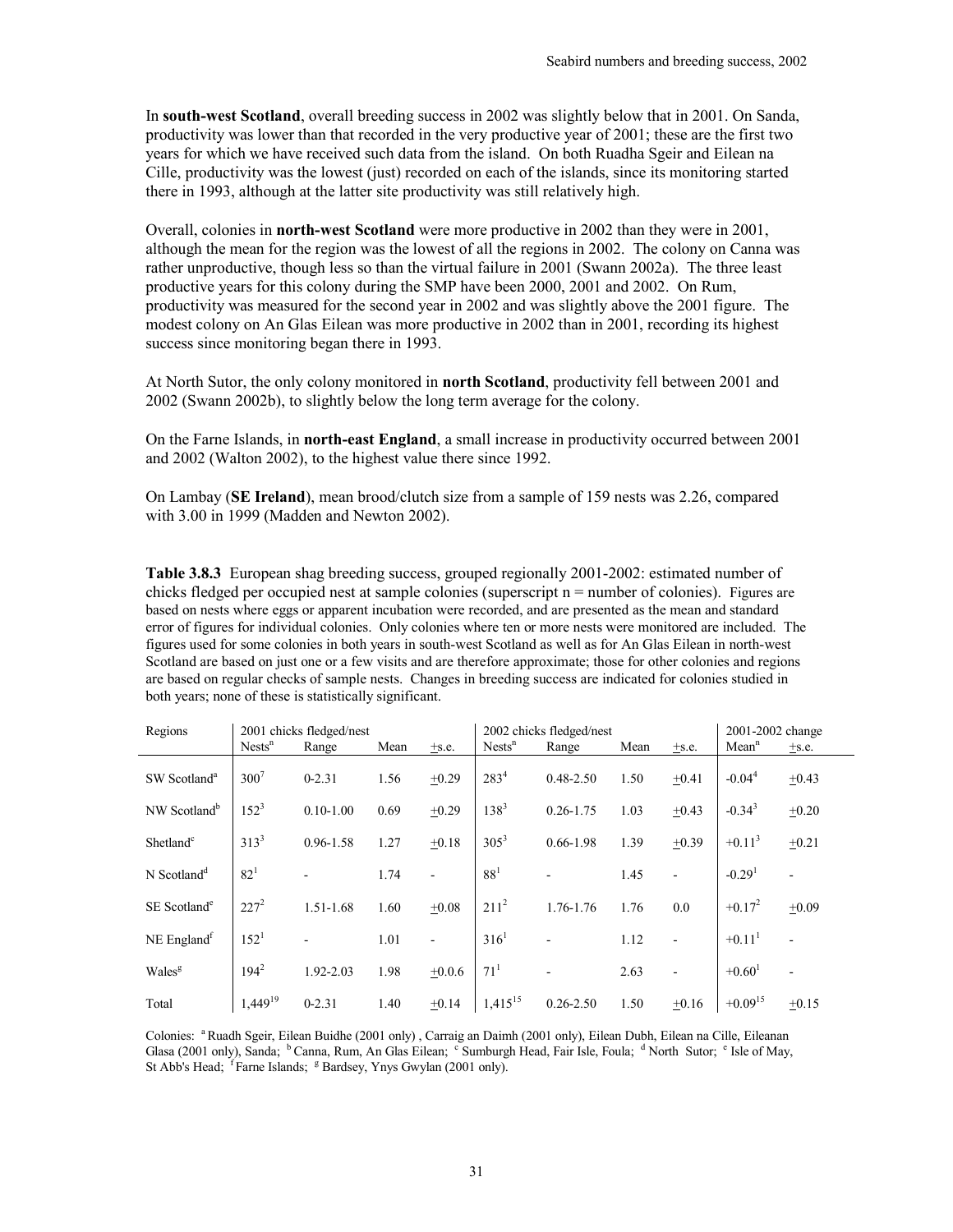In **south-west Scotland**, overall breeding success in 2002 was slightly below that in 2001. On Sanda, productivity was lower than that recorded in the very productive year of 2001; these are the first two years for which we have received such data from the island. On both Ruadha Sgeir and Eilean na Cille, productivity was the lowest (just) recorded on each of the islands, since its monitoring started there in 1993, although at the latter site productivity was still relatively high.

Overall, colonies in **north-west Scotland** were more productive in 2002 than they were in 2001, although the mean for the region was the lowest of all the regions in 2002. The colony on Canna was rather unproductive, though less so than the virtual failure in 2001 (Swann 2002a). The three least productive years for this colony during the SMP have been 2000, 2001 and 2002. On Rum, productivity was measured for the second year in 2002 and was slightly above the 2001 figure. The modest colony on An Glas Eilean was more productive in 2002 than in 2001, recording its highest success since monitoring began there in 1993.

At North Sutor, the only colony monitored in **north Scotland**, productivity fell between 2001 and 2002 (Swann 2002b), to slightly below the long term average for the colony.

On the Farne Islands, in **north-east England**, a small increase in productivity occurred between 2001 and 2002 (Walton 2002), to the highest value there since 1992.

On Lambay (**SE Ireland**), mean brood/clutch size from a sample of 159 nests was 2.26, compared with 3.00 in 1999 (Madden and Newton 2002).

**Table 3.8.3** European shag breeding success, grouped regionally 2001-2002: estimated number of chicks fledged per occupied nest at sample colonies (superscript n = number of colonies). Figures are based on nests where eggs or apparent incubation were recorded, and are presented as the mean and standard error of figures for individual colonies. Only colonies where ten or more nests were monitored are included. The figures used for some colonies in both years in south-west Scotland as well as for An Glas Eilean in north-west Scotland are based on just one or a few visits and are therefore approximate; those for other colonies and regions are based on regular checks of sample nests. Changes in breeding success are indicated for colonies studied in both years; none of these is statistically significant.

| Regions | 2001 chicks fledged/nest | | | | 2002 chicks fledged/nest | | | | 2001-2002 change | |
|---|---|---|---|---|---|---|---|---|---|---|
| | Nests$^n$ | Range | Mean | ±s.e. | Nests$^n$ | Range | Mean | ±s.e. | Mean$^n$ | ±s.e. |
| SW Scotland[a] | $300^7$ | 0-2.31 | 1.56 | ±0.29 | $283^4$ | 0.48-2.50 | 1.50 | ±0.41 | $-0.04^4$ | ±0.43 |
| NW Scotland[b] | $152^3$ | 0.10-1.00 | 0.69 | ±0.29 | $138^3$ | 0.26-1.75 | 1.03 | ±0.43 | $-0.34^3$ | ±0.20 |
| Shetland[c] | $313^3$ | 0.96-1.58 | 1.27 | ±0.18 | $305^3$ | 0.66-1.98 | 1.39 | ±0.39 | $+0.11^3$ | ±0.21 |
| N Scotland[d] | $82^1$ | - | 1.74 | - | $88^1$ | - | 1.45 | - | $-0.29^1$ | - |
| SE Scotland[e] | $227^2$ | 1.51-1.68 | 1.60 | ±0.08 | $211^2$ | 1.76-1.76 | 1.76 | 0.0 | $+0.17^2$ | ±0.09 |
| NE England[f] | $152^1$ | - | 1.01 | - | $316^1$ | - | 1.12 | - | $+0.11^1$ | - |
| Wales[g] | $194^2$ | 1.92-2.03 | 1.98 | ±0.0.6 | $71^1$ | - | 2.63 | - | $+0.60^1$ | - |
| Total | $1{,}449^{19}$ | 0-2.31 | 1.40 | ±0.14 | $1{,}415^{15}$ | 0.26-2.50 | 1.50 | ±0.16 | $+0.09^{15}$ | ±0.15 |

Colonies: [a] Ruadh Sgeir, Eilean Buidhe (2001 only) , Carraig an Daimh (2001 only), Eilean Dubh, Eilean na Cille, Eileanan Glasa (2001 only), Sanda; [b] Canna, Rum, An Glas Eilean; [c] Sumburgh Head, Fair Isle, Foula; [d] North Sutor; [e] Isle of May, St Abb's Head; [f] Farne Islands; [g] Bardsey, Ynys Gwylan (2001 only).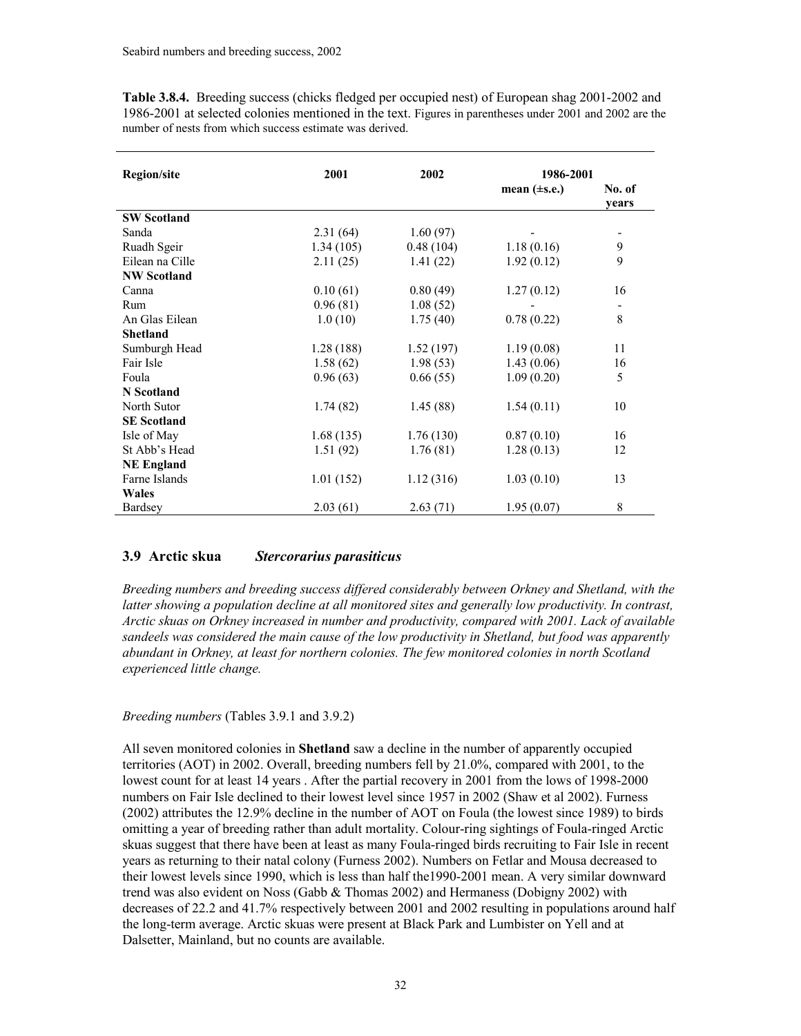**Table 3.8.4.** Breeding success (chicks fledged per occupied nest) of European shag 2001-2002 and 1986-2001 at selected colonies mentioned in the text. Figures in parentheses under 2001 and 2002 are the number of nests from which success estimate was derived.

| Region/site | 2001 | 2002 | 1986-2001 | |
|---|---|---|---|---|
| | | | mean (±s.e.) | No. of years |
| **SW Scotland** | | | | |
| Sanda | 2.31 (64) | 1.60 (97) | - | - |
| Ruadh Sgeir | 1.34 (105) | 0.48 (104) | 1.18 (0.16) | 9 |
| Eilean na Cille | 2.11 (25) | 1.41 (22) | 1.92 (0.12) | 9 |
| **NW Scotland** | | | | |
| Canna | 0.10 (61) | 0.80 (49) | 1.27 (0.12) | 16 |
| Rum | 0.96 (81) | 1.08 (52) | - | - |
| An Glas Eilean | 1.0 (10) | 1.75 (40) | 0.78 (0.22) | 8 |
| **Shetland** | | | | |
| Sumburgh Head | 1.28 (188) | 1.52 (197) | 1.19 (0.08) | 11 |
| Fair Isle | 1.58 (62) | 1.98 (53) | 1.43 (0.06) | 16 |
| Foula | 0.96 (63) | 0.66 (55) | 1.09 (0.20) | 5 |
| **N Scotland** | | | | |
| North Sutor | 1.74 (82) | 1.45 (88) | 1.54 (0.11) | 10 |
| **SE Scotland** | | | | |
| Isle of May | 1.68 (135) | 1.76 (130) | 0.87 (0.10) | 16 |
| St Abb's Head | 1.51 (92) | 1.76 (81) | 1.28 (0.13) | 12 |
| **NE England** | | | | |
| Farne Islands | 1.01 (152) | 1.12 (316) | 1.03 (0.10) | 13 |
| **Wales** | | | | |
| Bardsey | 2.03 (61) | 2.63 (71) | 1.95 (0.07) | 8 |

## 3.9 Arctic skua *Stercorarius parasiticus*

*Breeding numbers and breeding success differed considerably between Orkney and Shetland, with the latter showing a population decline at all monitored sites and generally low productivity. In contrast, Arctic skuas on Orkney increased in number and productivity, compared with 2001. Lack of available sandeels was considered the main cause of the low productivity in Shetland, but food was apparently abundant in Orkney, at least for northern colonies. The few monitored colonies in north Scotland experienced little change.*

*Breeding numbers* (Tables 3.9.1 and 3.9.2)

All seven monitored colonies in **Shetland** saw a decline in the number of apparently occupied territories (AOT) in 2002. Overall, breeding numbers fell by 21.0%, compared with 2001, to the lowest count for at least 14 years . After the partial recovery in 2001 from the lows of 1998-2000 numbers on Fair Isle declined to their lowest level since 1957 in 2002 (Shaw et al 2002). Furness (2002) attributes the 12.9% decline in the number of AOT on Foula (the lowest since 1989) to birds omitting a year of breeding rather than adult mortality. Colour-ring sightings of Foula-ringed Arctic skuas suggest that there have been at least as many Foula-ringed birds recruiting to Fair Isle in recent years as returning to their natal colony (Furness 2002). Numbers on Fetlar and Mousa decreased to their lowest levels since 1990, which is less than half the1990-2001 mean. A very similar downward trend was also evident on Noss (Gabb & Thomas 2002) and Hermaness (Dobigny 2002) with decreases of 22.2 and 41.7% respectively between 2001 and 2002 resulting in populations around half the long-term average. Arctic skuas were present at Black Park and Lumbister on Yell and at Dalsetter, Mainland, but no counts are available.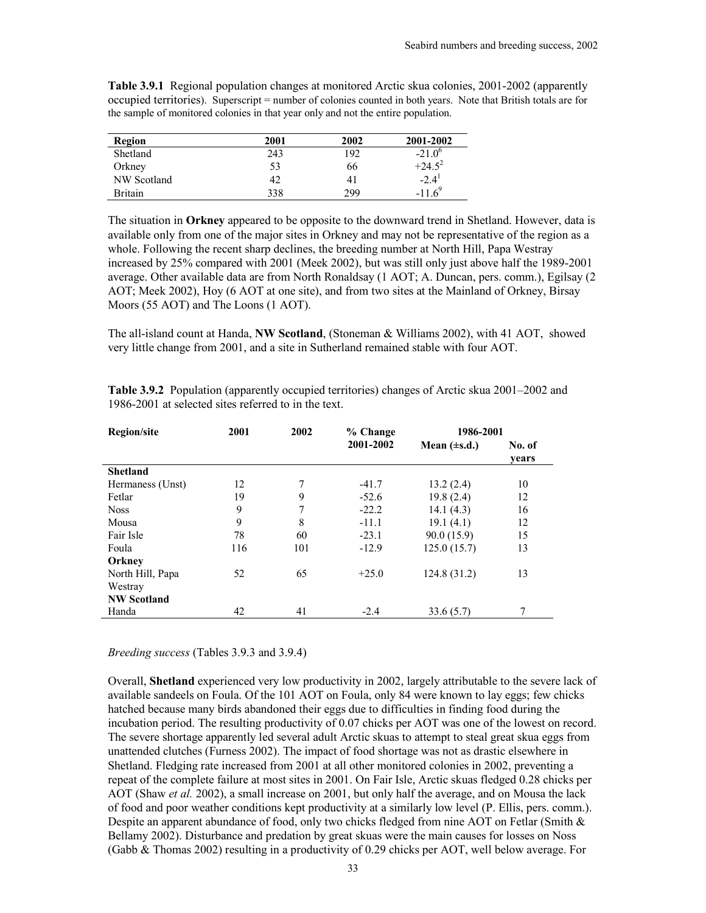**Table 3.9.1** Regional population changes at monitored Arctic skua colonies, 2001-2002 (apparently occupied territories). Superscript = number of colonies counted in both years. Note that British totals are for the sample of monitored colonies in that year only and not the entire population.

| Region | 2001 | 2002 | 2001-2002 |
|---|---|---|---|
| Shetland | 243 | 192 | $-21.0^{6}$ |
| Orkney | 53 | 66 | $+24.5^{2}$ |
| NW Scotland | 42 | 41 | $-2.4^{1}$ |
| Britain | 338 | 299 | $-11.6^{9}$ |

The situation in **Orkney** appeared to be opposite to the downward trend in Shetland. However, data is available only from one of the major sites in Orkney and may not be representative of the region as a whole. Following the recent sharp declines, the breeding number at North Hill, Papa Westray increased by 25% compared with 2001 (Meek 2002), but was still only just above half the 1989-2001 average. Other available data are from North Ronaldsay (1 AOT; A. Duncan, pers. comm.), Egilsay (2 AOT; Meek 2002), Hoy (6 AOT at one site), and from two sites at the Mainland of Orkney, Birsay Moors (55 AOT) and The Loons (1 AOT).

The all-island count at Handa, **NW Scotland**, (Stoneman & Williams 2002), with 41 AOT, showed very little change from 2001, and a site in Sutherland remained stable with four AOT.

**Table 3.9.2** Population (apparently occupied territories) changes of Arctic skua 2001–2002 and 1986-2001 at selected sites referred to in the text.

| Region/site | 2001 | 2002 | % Change 2001-2002 | 1986-2001 | |
|---|---|---|---|---|---|
| | | | | Mean (±s.d.) | No. of years |
| **Shetland** | | | | | |
| Hermaness (Unst) | 12 | 7 | -41.7 | 13.2 (2.4) | 10 |
| Fetlar | 19 | 9 | -52.6 | 19.8 (2.4) | 12 |
| Noss | 9 | 7 | -22.2 | 14.1 (4.3) | 16 |
| Mousa | 9 | 8 | -11.1 | 19.1 (4.1) | 12 |
| Fair Isle | 78 | 60 | -23.1 | 90.0 (15.9) | 15 |
| Foula | 116 | 101 | -12.9 | 125.0 (15.7) | 13 |
| **Orkney** | | | | | |
| North Hill, Papa Westray | 52 | 65 | +25.0 | 124.8 (31.2) | 13 |
| **NW Scotland** | | | | | |
| Handa | 42 | 41 | -2.4 | 33.6 (5.7) | 7 |

*Breeding success* (Tables 3.9.3 and 3.9.4)

Overall, **Shetland** experienced very low productivity in 2002, largely attributable to the severe lack of available sandeels on Foula. Of the 101 AOT on Foula, only 84 were known to lay eggs; few chicks hatched because many birds abandoned their eggs due to difficulties in finding food during the incubation period. The resulting productivity of 0.07 chicks per AOT was one of the lowest on record. The severe shortage apparently led several adult Arctic skuas to attempt to steal great skua eggs from unattended clutches (Furness 2002). The impact of food shortage was not as drastic elsewhere in Shetland. Fledging rate increased from 2001 at all other monitored colonies in 2002, preventing a repeat of the complete failure at most sites in 2001. On Fair Isle, Arctic skuas fledged 0.28 chicks per AOT (Shaw *et al.* 2002), a small increase on 2001, but only half the average, and on Mousa the lack of food and poor weather conditions kept productivity at a similarly low level (P. Ellis, pers. comm.). Despite an apparent abundance of food, only two chicks fledged from nine AOT on Fetlar (Smith & Bellamy 2002). Disturbance and predation by great skuas were the main causes for losses on Noss (Gabb & Thomas 2002) resulting in a productivity of 0.29 chicks per AOT, well below average. For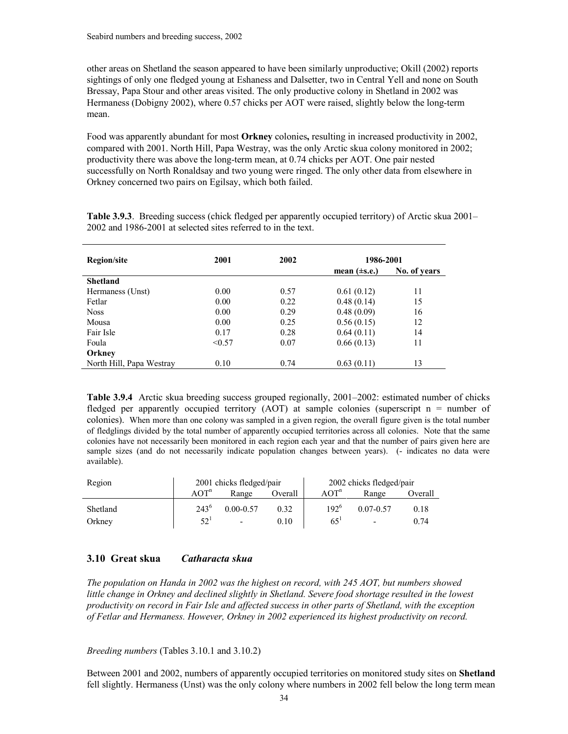other areas on Shetland the season appeared to have been similarly unproductive; Okill (2002) reports sightings of only one fledged young at Eshaness and Dalsetter, two in Central Yell and none on South Bressay, Papa Stour and other areas visited. The only productive colony in Shetland in 2002 was Hermaness (Dobigny 2002), where 0.57 chicks per AOT were raised, slightly below the long-term mean.

Food was apparently abundant for most **Orkney** colonies**,** resulting in increased productivity in 2002, compared with 2001. North Hill, Papa Westray, was the only Arctic skua colony monitored in 2002; productivity there was above the long-term mean, at 0.74 chicks per AOT. One pair nested successfully on North Ronaldsay and two young were ringed. The only other data from elsewhere in Orkney concerned two pairs on Egilsay, which both failed.

**Table 3.9.3**. Breeding success (chick fledged per apparently occupied territory) of Arctic skua 2001–2002 and 1986-2001 at selected sites referred to in the text.

| Region/site | 2001 | 2002 | 1986-2001 | |
|---|---|---|---|---|
| | | | mean (±s.e.) | No. of years |
| **Shetland** | | | | |
| Hermaness (Unst) | 0.00 | 0.57 | 0.61 (0.12) | 11 |
| Fetlar | 0.00 | 0.22 | 0.48 (0.14) | 15 |
| Noss | 0.00 | 0.29 | 0.48 (0.09) | 16 |
| Mousa | 0.00 | 0.25 | 0.56 (0.15) | 12 |
| Fair Isle | 0.17 | 0.28 | 0.64 (0.11) | 14 |
| Foula | <0.57 | 0.07 | 0.66 (0.13) | 11 |
| **Orkney** | | | | |
| North Hill, Papa Westray | 0.10 | 0.74 | 0.63 (0.11) | 13 |

**Table 3.9.4** Arctic skua breeding success grouped regionally, 2001–2002: estimated number of chicks fledged per apparently occupied territory (AOT) at sample colonies (superscript n = number of colonies). When more than one colony was sampled in a given region, the overall figure given is the total number of fledglings divided by the total number of apparently occupied territories across all colonies. Note that the same colonies have not necessarily been monitored in each region each year and that the number of pairs given here are sample sizes (and do not necessarily indicate population changes between years). (- indicates no data were available).

| Region | 2001 chicks fledged/pair | | | 2002 chicks fledged/pair | | |
|---|---|---|---|---|---|---|
| | $AOT^n$ | Range | Overall | $AOT^n$ | Range | Overall |
| Shetland | $243^6$ | 0.00-0.57 | 0.32 | $192^6$ | 0.07-0.57 | 0.18 |
| Orkney | $52^1$ | - | 0.10 | $65^1$ | - | 0.74 |

## 3.10 Great skua *Catharacta skua*

*The population on Handa in 2002 was the highest on record, with 245 AOT, but numbers showed little change in Orkney and declined slightly in Shetland. Severe food shortage resulted in the lowest productivity on record in Fair Isle and affected success in other parts of Shetland, with the exception of Fetlar and Hermaness. However, Orkney in 2002 experienced its highest productivity on record.*

*Breeding numbers* (Tables 3.10.1 and 3.10.2)

Between 2001 and 2002, numbers of apparently occupied territories on monitored study sites on **Shetland** fell slightly. Hermaness (Unst) was the only colony where numbers in 2002 fell below the long term mean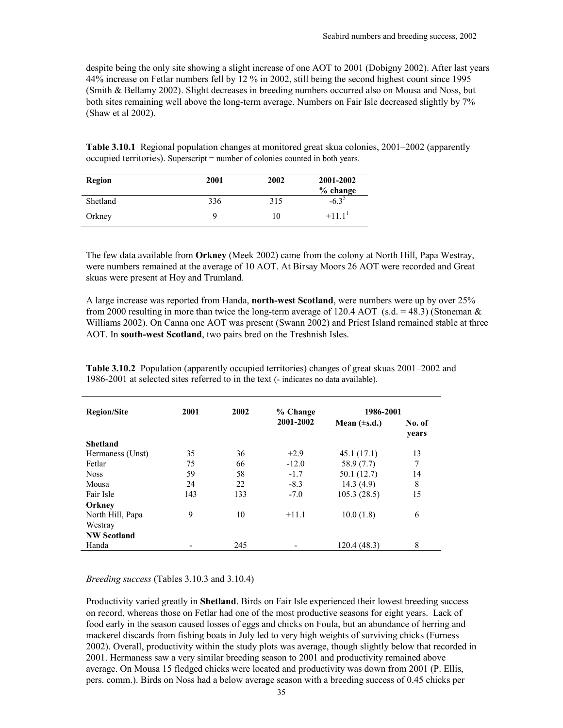despite being the only site showing a slight increase of one AOT to 2001 (Dobigny 2002). After last years 44% increase on Fetlar numbers fell by 12 % in 2002, still being the second highest count since 1995 (Smith & Bellamy 2002). Slight decreases in breeding numbers occurred also on Mousa and Noss, but both sites remaining well above the long-term average. Numbers on Fair Isle decreased slightly by 7% (Shaw et al 2002).

**Table 3.10.1** Regional population changes at monitored great skua colonies, 2001–2002 (apparently occupied territories). Superscript = number of colonies counted in both years.

| Region | 2001 | 2002 | 2001-2002 % change |
|---|---|---|---|
| Shetland | 336 | 315 | -6.3[5] |
| Orkney | 9 | 10 | +11.1[1] |

The few data available from **Orkney** (Meek 2002) came from the colony at North Hill, Papa Westray, were numbers remained at the average of 10 AOT. At Birsay Moors 26 AOT were recorded and Great skuas were present at Hoy and Trumland.

A large increase was reported from Handa, **north-west Scotland**, were numbers were up by over 25% from 2000 resulting in more than twice the long-term average of 120.4 AOT (s.d. = 48.3) (Stoneman & Williams 2002). On Canna one AOT was present (Swann 2002) and Priest Island remained stable at three AOT. In **south-west Scotland**, two pairs bred on the Treshnish Isles.

**Table 3.10.2** Population (apparently occupied territories) changes of great skuas 2001–2002 and 1986-2001 at selected sites referred to in the text (- indicates no data available).

| Region/Site | 2001 | 2002 | % Change 2001-2002 | 1986-2001 | |
|---|---|---|---|---|---|
| | | | | Mean (±s.d.) | No. of years |
| **Shetland** | | | | | |
| Hermaness (Unst) | 35 | 36 | +2.9 | 45.1 (17.1) | 13 |
| Fetlar | 75 | 66 | -12.0 | 58.9 (7.7) | 7 |
| Noss | 59 | 58 | -1.7 | 50.1 (12.7) | 14 |
| Mousa | 24 | 22 | -8.3 | 14.3 (4.9) | 8 |
| Fair Isle | 143 | 133 | -7.0 | 105.3 (28.5) | 15 |
| **Orkney** | | | | | |
| North Hill, Papa Westray | 9 | 10 | +11.1 | 10.0 (1.8) | 6 |
| **NW Scotland** | | | | | |
| Handa | - | 245 | - | 120.4 (48.3) | 8 |

*Breeding success* (Tables 3.10.3 and 3.10.4)

Productivity varied greatly in **Shetland**. Birds on Fair Isle experienced their lowest breeding success on record, whereas those on Fetlar had one of the most productive seasons for eight years. Lack of food early in the season caused losses of eggs and chicks on Foula, but an abundance of herring and mackerel discards from fishing boats in July led to very high weights of surviving chicks (Furness 2002). Overall, productivity within the study plots was average, though slightly below that recorded in 2001. Hermaness saw a very similar breeding season to 2001 and productivity remained above average. On Mousa 15 fledged chicks were located and productivity was down from 2001 (P. Ellis, pers. comm.). Birds on Noss had a below average season with a breeding success of 0.45 chicks per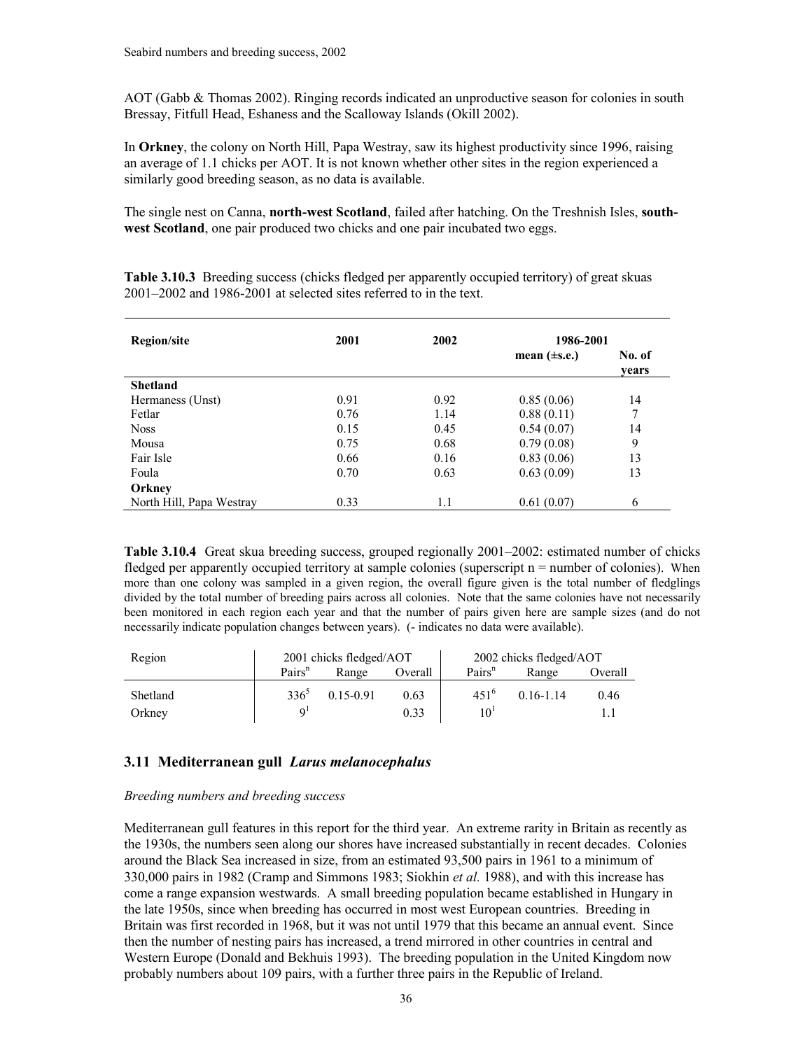AOT (Gabb & Thomas 2002). Ringing records indicated an unproductive season for colonies in south Bressay, Fitfull Head, Eshaness and the Scalloway Islands (Okill 2002).

In **Orkney**, the colony on North Hill, Papa Westray, saw its highest productivity since 1996, raising an average of 1.1 chicks per AOT. It is not known whether other sites in the region experienced a similarly good breeding season, as no data is available.

The single nest on Canna, **north-west Scotland**, failed after hatching. On the Treshnish Isles, **south-west Scotland**, one pair produced two chicks and one pair incubated two eggs.

**Table 3.10.3** Breeding success (chicks fledged per apparently occupied territory) of great skuas 2001–2002 and 1986-2001 at selected sites referred to in the text.

| Region/site | 2001 | 2002 | 1986-2001 mean (±s.e.) | No. of years |
|---|---|---|---|---|
| **Shetland** | | | | |
| Hermaness (Unst) | 0.91 | 0.92 | 0.85 (0.06) | 14 |
| Fetlar | 0.76 | 1.14 | 0.88 (0.11) | 7 |
| Noss | 0.15 | 0.45 | 0.54 (0.07) | 14 |
| Mousa | 0.75 | 0.68 | 0.79 (0.08) | 9 |
| Fair Isle | 0.66 | 0.16 | 0.83 (0.06) | 13 |
| Foula | 0.70 | 0.63 | 0.63 (0.09) | 13 |
| **Orkney** | | | | |
| North Hill, Papa Westray | 0.33 | 1.1 | 0.61 (0.07) | 6 |

**Table 3.10.4** Great skua breeding success, grouped regionally 2001–2002: estimated number of chicks fledged per apparently occupied territory at sample colonies (superscript n = number of colonies). When more than one colony was sampled in a given region, the overall figure given is the total number of fledglings divided by the total number of breeding pairs across all colonies. Note that the same colonies have not necessarily been monitored in each region each year and that the number of pairs given here are sample sizes (and do not necessarily indicate population changes between years). (- indicates no data were available).

| Region | 2001 chicks fledged/AOT | | | 2002 chicks fledged/AOT | | |
|---|---|---|---|---|---|---|
| | Pairs$^n$ | Range | Overall | Pairs$^n$ | Range | Overall |
| Shetland | $336^5$ | 0.15-0.91 | 0.63 | $451^6$ | 0.16-1.14 | 0.46 |
| Orkney | $9^1$ | | 0.33 | $10^1$ | | 1.1 |

## 3.11 Mediterranean gull *Larus melanocephalus*

*Breeding numbers and breeding success*

Mediterranean gull features in this report for the third year. An extreme rarity in Britain as recently as the 1930s, the numbers seen along our shores have increased substantially in recent decades. Colonies around the Black Sea increased in size, from an estimated 93,500 pairs in 1961 to a minimum of 330,000 pairs in 1982 (Cramp and Simmons 1983; Siokhin *et al.* 1988), and with this increase has come a range expansion westwards. A small breeding population became established in Hungary in the late 1950s, since when breeding has occurred in most west European countries. Breeding in Britain was first recorded in 1968, but it was not until 1979 that this became an annual event. Since then the number of nesting pairs has increased, a trend mirrored in other countries in central and Western Europe (Donald and Bekhuis 1993). The breeding population in the United Kingdom now probably numbers about 109 pairs, with a further three pairs in the Republic of Ireland.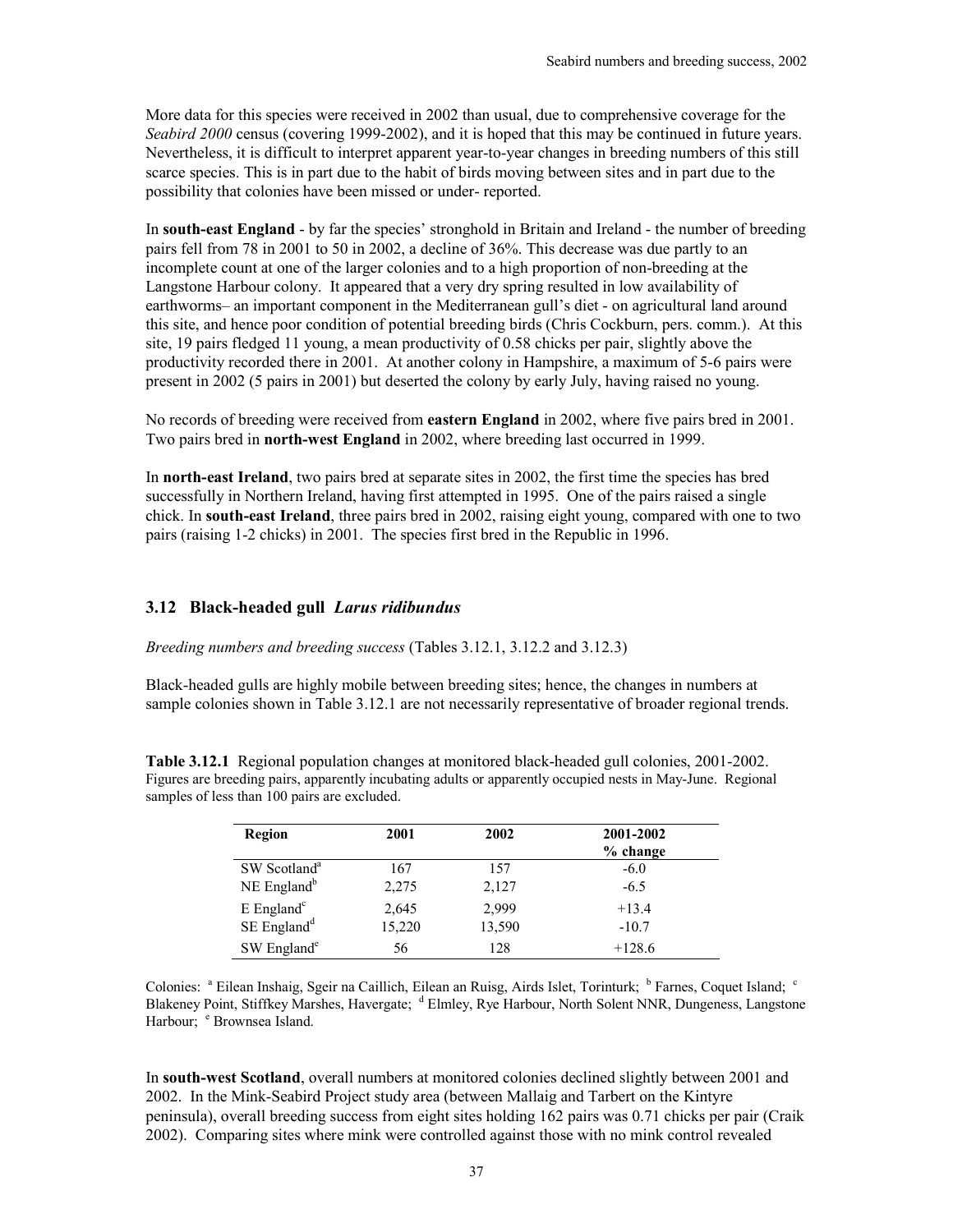More data for this species were received in 2002 than usual, due to comprehensive coverage for the *Seabird 2000* census (covering 1999-2002), and it is hoped that this may be continued in future years. Nevertheless, it is difficult to interpret apparent year-to-year changes in breeding numbers of this still scarce species. This is in part due to the habit of birds moving between sites and in part due to the possibility that colonies have been missed or under- reported.

In **south-east England** - by far the species' stronghold in Britain and Ireland - the number of breeding pairs fell from 78 in 2001 to 50 in 2002, a decline of 36%. This decrease was due partly to an incomplete count at one of the larger colonies and to a high proportion of non-breeding at the Langstone Harbour colony. It appeared that a very dry spring resulted in low availability of earthworms– an important component in the Mediterranean gull's diet - on agricultural land around this site, and hence poor condition of potential breeding birds (Chris Cockburn, pers. comm.). At this site, 19 pairs fledged 11 young, a mean productivity of 0.58 chicks per pair, slightly above the productivity recorded there in 2001. At another colony in Hampshire, a maximum of 5-6 pairs were present in 2002 (5 pairs in 2001) but deserted the colony by early July, having raised no young.

No records of breeding were received from **eastern England** in 2002, where five pairs bred in 2001. Two pairs bred in **north-west England** in 2002, where breeding last occurred in 1999.

In **north-east Ireland**, two pairs bred at separate sites in 2002, the first time the species has bred successfully in Northern Ireland, having first attempted in 1995. One of the pairs raised a single chick. In **south-east Ireland**, three pairs bred in 2002, raising eight young, compared with one to two pairs (raising 1-2 chicks) in 2001. The species first bred in the Republic in 1996.

### 3.12 Black-headed gull *Larus ridibundus*

*Breeding numbers and breeding success* (Tables 3.12.1, 3.12.2 and 3.12.3)

Black-headed gulls are highly mobile between breeding sites; hence, the changes in numbers at sample colonies shown in Table 3.12.1 are not necessarily representative of broader regional trends.

**Table 3.12.1** Regional population changes at monitored black-headed gull colonies, 2001-2002. Figures are breeding pairs, apparently incubating adults or apparently occupied nests in May-June. Regional samples of less than 100 pairs are excluded.

| Region | 2001 | 2002 | 2001-2002 % change |
|---|---|---|---|
| SW Scotland[a] | 167 | 157 | -6.0 |
| NE England[b] | 2,275 | 2,127 | -6.5 |
| E England[c] | 2,645 | 2,999 | +13.4 |
| SE England[d] | 15,220 | 13,590 | -10.7 |
| SW England[e] | 56 | 128 | +128.6 |

Colonies: [a] Eilean Inshaig, Sgeir na Caillich, Eilean an Ruisg, Airds Islet, Torinturk; [b] Farnes, Coquet Island; [c] Blakeney Point, Stiffkey Marshes, Havergate; [d] Elmley, Rye Harbour, North Solent NNR, Dungeness, Langstone Harbour; [e] Brownsea Island.

In **south-west Scotland**, overall numbers at monitored colonies declined slightly between 2001 and 2002. In the Mink-Seabird Project study area (between Mallaig and Tarbert on the Kintyre peninsula), overall breeding success from eight sites holding 162 pairs was 0.71 chicks per pair (Craik 2002). Comparing sites where mink were controlled against those with no mink control revealed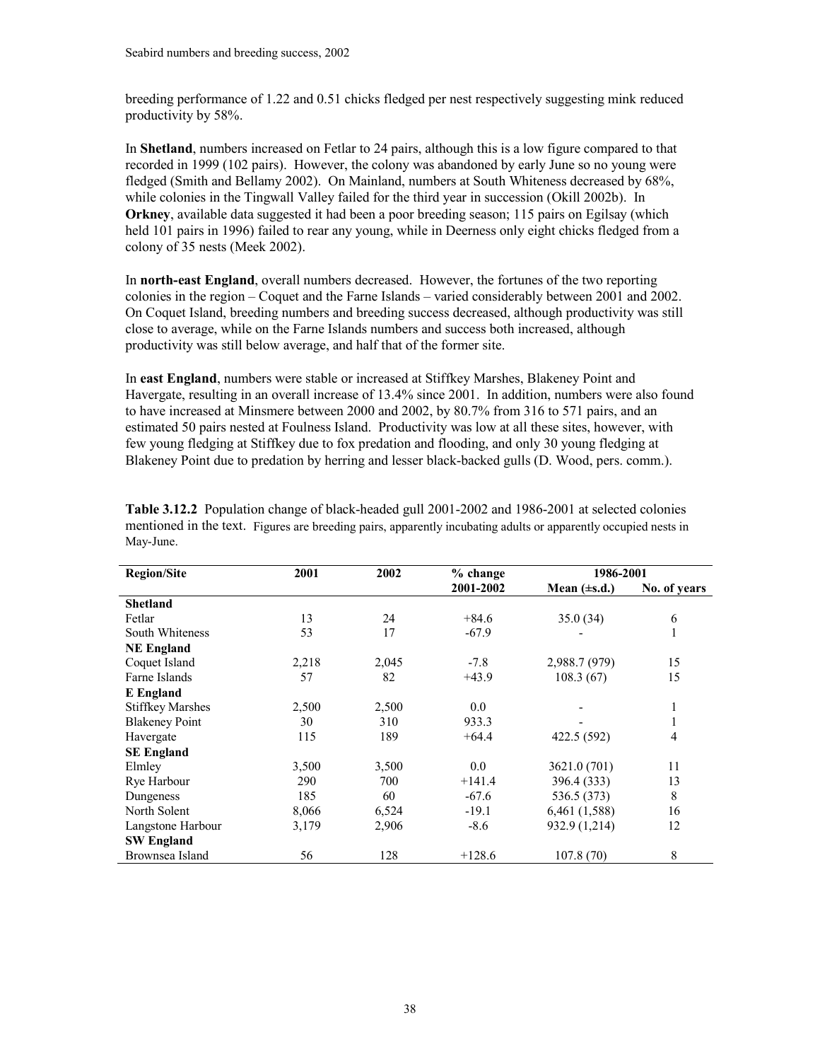breeding performance of 1.22 and 0.51 chicks fledged per nest respectively suggesting mink reduced productivity by 58%.

In **Shetland**, numbers increased on Fetlar to 24 pairs, although this is a low figure compared to that recorded in 1999 (102 pairs). However, the colony was abandoned by early June so no young were fledged (Smith and Bellamy 2002). On Mainland, numbers at South Whiteness decreased by 68%, while colonies in the Tingwall Valley failed for the third year in succession (Okill 2002b). In **Orkney**, available data suggested it had been a poor breeding season; 115 pairs on Egilsay (which held 101 pairs in 1996) failed to rear any young, while in Deerness only eight chicks fledged from a colony of 35 nests (Meek 2002).

In **north-east England**, overall numbers decreased. However, the fortunes of the two reporting colonies in the region – Coquet and the Farne Islands – varied considerably between 2001 and 2002. On Coquet Island, breeding numbers and breeding success decreased, although productivity was still close to average, while on the Farne Islands numbers and success both increased, although productivity was still below average, and half that of the former site.

In **east England**, numbers were stable or increased at Stiffkey Marshes, Blakeney Point and Havergate, resulting in an overall increase of 13.4% since 2001. In addition, numbers were also found to have increased at Minsmere between 2000 and 2002, by 80.7% from 316 to 571 pairs, and an estimated 50 pairs nested at Foulness Island. Productivity was low at all these sites, however, with few young fledging at Stiffkey due to fox predation and flooding, and only 30 young fledging at Blakeney Point due to predation by herring and lesser black-backed gulls (D. Wood, pers. comm.).

**Table 3.12.2** Population change of black-headed gull 2001-2002 and 1986-2001 at selected colonies mentioned in the text. Figures are breeding pairs, apparently incubating adults or apparently occupied nests in May-June.

| Region/Site | 2001 | 2002 | % change 2001-2002 | 1986-2001 Mean (±s.d.) | 1986-2001 No. of years |
|---|---|---|---|---|---|
| **Shetland** | | | | | |
| Fetlar | 13 | 24 | +84.6 | 35.0 (34) | 6 |
| South Whiteness | 53 | 17 | -67.9 | - | 1 |
| **NE England** | | | | | |
| Coquet Island | 2,218 | 2,045 | -7.8 | 2,988.7 (979) | 15 |
| Farne Islands | 57 | 82 | +43.9 | 108.3 (67) | 15 |
| **E England** | | | | | |
| Stiffkey Marshes | 2,500 | 2,500 | 0.0 | - | 1 |
| Blakeney Point | 30 | 310 | 933.3 | - | 1 |
| Havergate | 115 | 189 | +64.4 | 422.5 (592) | 4 |
| **SE England** | | | | | |
| Elmley | 3,500 | 3,500 | 0.0 | 3621.0 (701) | 11 |
| Rye Harbour | 290 | 700 | +141.4 | 396.4 (333) | 13 |
| Dungeness | 185 | 60 | -67.6 | 536.5 (373) | 8 |
| North Solent | 8,066 | 6,524 | -19.1 | 6,461 (1,588) | 16 |
| Langstone Harbour | 3,179 | 2,906 | -8.6 | 932.9 (1,214) | 12 |
| **SW England** | | | | | |
| Brownsea Island | 56 | 128 | +128.6 | 107.8 (70) | 8 |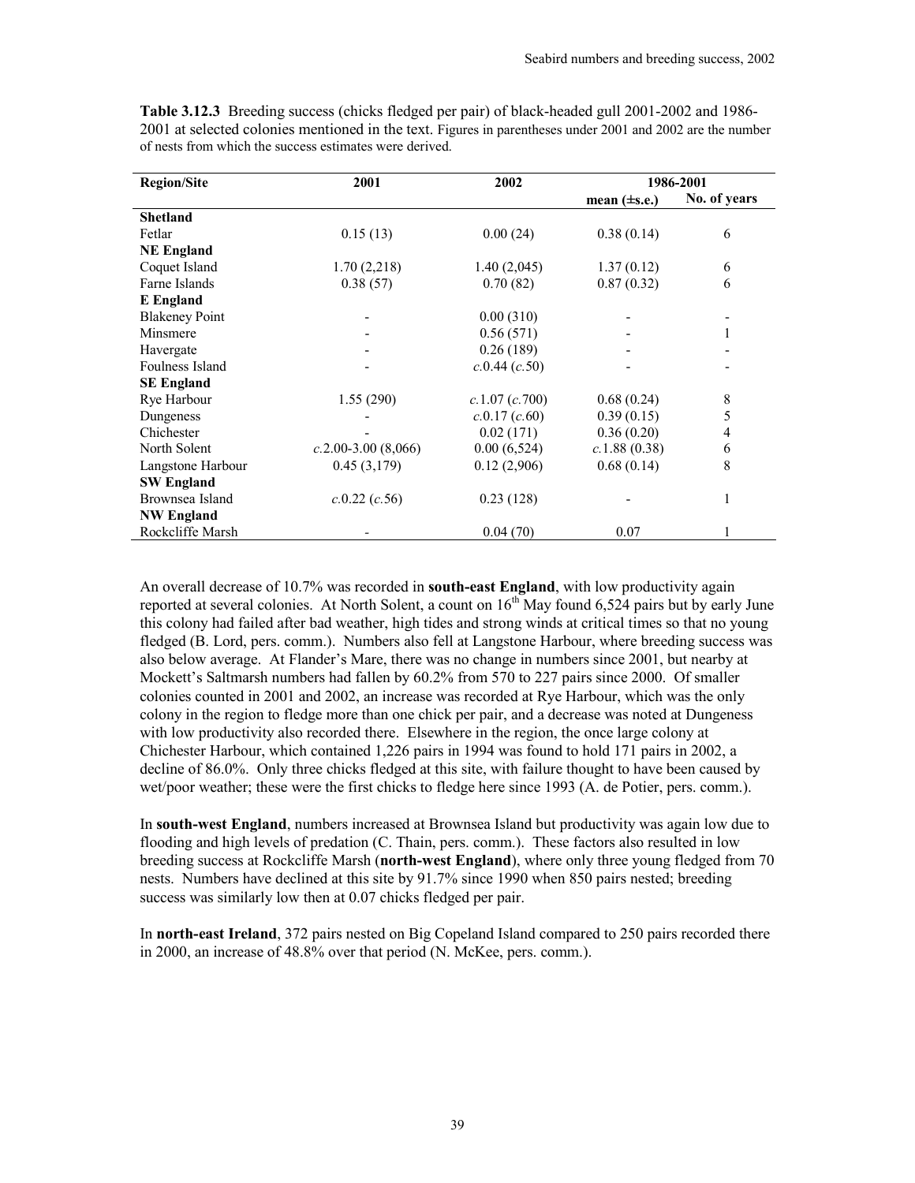**Table 3.12.3** Breeding success (chicks fledged per pair) of black-headed gull 2001-2002 and 1986-2001 at selected colonies mentioned in the text. Figures in parentheses under 2001 and 2002 are the number of nests from which the success estimates were derived.

| Region/Site | 2001 | 2002 | 1986-2001 | |
|---|---|---|---|---|
| | | | mean (±s.e.) | No. of years |
| **Shetland** | | | | |
| Fetlar | 0.15 (13) | 0.00 (24) | 0.38 (0.14) | 6 |
| **NE England** | | | | |
| Coquet Island | 1.70 (2,218) | 1.40 (2,045) | 1.37 (0.12) | 6 |
| Farne Islands | 0.38 (57) | 0.70 (82) | 0.87 (0.32) | 6 |
| **E England** | | | | |
| Blakeney Point | - | 0.00 (310) | - | - |
| Minsmere | - | 0.56 (571) | - | 1 |
| Havergate | - | 0.26 (189) | - | - |
| Foulness Island | - | *c.*0.44 (*c.*50) | - | - |
| **SE England** | | | | |
| Rye Harbour | 1.55 (290) | *c.*1.07 (*c.*700) | 0.68 (0.24) | 8 |
| Dungeness | - | *c.*0.17 (*c.*60) | 0.39 (0.15) | 5 |
| Chichester | - | 0.02 (171) | 0.36 (0.20) | 4 |
| North Solent | *c.*2.00-3.00 (8,066) | 0.00 (6,524) | *c.*1.88 (0.38) | 6 |
| Langstone Harbour | 0.45 (3,179) | 0.12 (2,906) | 0.68 (0.14) | 8 |
| **SW England** | | | | |
| Brownsea Island | *c.*0.22 (*c.*56) | 0.23 (128) | - | 1 |
| **NW England** | | | | |
| Rockcliffe Marsh | - | 0.04 (70) | 0.07 | 1 |

An overall decrease of 10.7% was recorded in **south-east England**, with low productivity again reported at several colonies. At North Solent, a count on 16th May found 6,524 pairs but by early June this colony had failed after bad weather, high tides and strong winds at critical times so that no young fledged (B. Lord, pers. comm.). Numbers also fell at Langstone Harbour, where breeding success was also below average. At Flander's Mare, there was no change in numbers since 2001, but nearby at Mockett's Saltmarsh numbers had fallen by 60.2% from 570 to 227 pairs since 2000. Of smaller colonies counted in 2001 and 2002, an increase was recorded at Rye Harbour, which was the only colony in the region to fledge more than one chick per pair, and a decrease was noted at Dungeness with low productivity also recorded there. Elsewhere in the region, the once large colony at Chichester Harbour, which contained 1,226 pairs in 1994 was found to hold 171 pairs in 2002, a decline of 86.0%. Only three chicks fledged at this site, with failure thought to have been caused by wet/poor weather; these were the first chicks to fledge here since 1993 (A. de Potier, pers. comm.).

In **south-west England**, numbers increased at Brownsea Island but productivity was again low due to flooding and high levels of predation (C. Thain, pers. comm.). These factors also resulted in low breeding success at Rockcliffe Marsh (**north-west England**), where only three young fledged from 70 nests. Numbers have declined at this site by 91.7% since 1990 when 850 pairs nested; breeding success was similarly low then at 0.07 chicks fledged per pair.

In **north-east Ireland**, 372 pairs nested on Big Copeland Island compared to 250 pairs recorded there in 2000, an increase of 48.8% over that period (N. McKee, pers. comm.).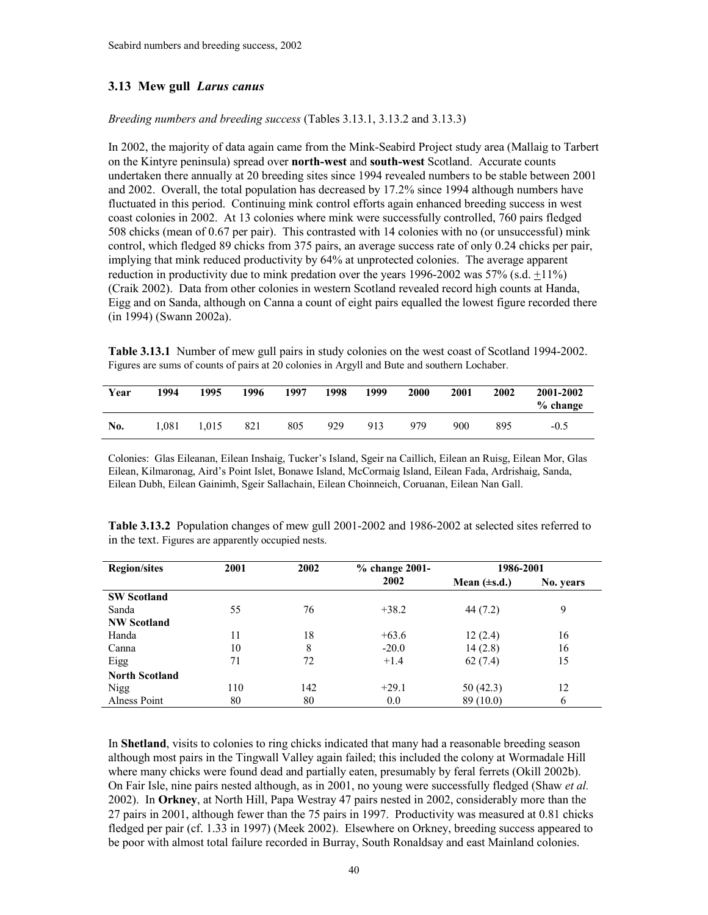### 3.13 Mew gull *Larus canus*

*Breeding numbers and breeding success* (Tables 3.13.1, 3.13.2 and 3.13.3)

In 2002, the majority of data again came from the Mink-Seabird Project study area (Mallaig to Tarbert on the Kintyre peninsula) spread over **north-west** and **south-west** Scotland. Accurate counts undertaken there annually at 20 breeding sites since 1994 revealed numbers to be stable between 2001 and 2002. Overall, the total population has decreased by 17.2% since 1994 although numbers have fluctuated in this period. Continuing mink control efforts again enhanced breeding success in west coast colonies in 2002. At 13 colonies where mink were successfully controlled, 760 pairs fledged 508 chicks (mean of 0.67 per pair). This contrasted with 14 colonies with no (or unsuccessful) mink control, which fledged 89 chicks from 375 pairs, an average success rate of only 0.24 chicks per pair, implying that mink reduced productivity by 64% at unprotected colonies. The average apparent reduction in productivity due to mink predation over the years 1996-2002 was 57% (s.d. ±11%) (Craik 2002). Data from other colonies in western Scotland revealed record high counts at Handa, Eigg and on Sanda, although on Canna a count of eight pairs equalled the lowest figure recorded there (in 1994) (Swann 2002a).

**Table 3.13.1** Number of mew gull pairs in study colonies on the west coast of Scotland 1994-2002. Figures are sums of counts of pairs at 20 colonies in Argyll and Bute and southern Lochaber.

| Year | 1994 | 1995 | 1996 | 1997 | 1998 | 1999 | 2000 | 2001 | 2002 | 2001-2002 % change |
|---|---|---|---|---|---|---|---|---|---|---|
| No. | 1,081 | 1,015 | 821 | 805 | 929 | 913 | 979 | 900 | 895 | -0.5 |

Colonies: Glas Eileanan, Eilean Inshaig, Tucker's Island, Sgeir na Caillich, Eilean an Ruisg, Eilean Mor, Glas Eilean, Kilmaronag, Aird's Point Islet, Bonawe Island, McCormaig Island, Eilean Fada, Ardrishaig, Sanda, Eilean Dubh, Eilean Gainimh, Sgeir Sallachain, Eilean Choinneich, Coruanan, Eilean Nan Gall.

**Table 3.13.2** Population changes of mew gull 2001-2002 and 1986-2002 at selected sites referred to in the text. Figures are apparently occupied nests.

| Region/sites | 2001 | 2002 | % change 2001-2002 | 1986-2001 | |
|---|---|---|---|---|---|
| | | | | Mean (±s.d.) | No. years |
| **SW Scotland** | | | | | |
| Sanda | 55 | 76 | +38.2 | 44 (7.2) | 9 |
| **NW Scotland** | | | | | |
| Handa | 11 | 18 | +63.6 | 12 (2.4) | 16 |
| Canna | 10 | 8 | -20.0 | 14 (2.8) | 16 |
| Eigg | 71 | 72 | +1.4 | 62 (7.4) | 15 |
| **North Scotland** | | | | | |
| Nigg | 110 | 142 | +29.1 | 50 (42.3) | 12 |
| Alness Point | 80 | 80 | 0.0 | 89 (10.0) | 6 |

In **Shetland**, visits to colonies to ring chicks indicated that many had a reasonable breeding season although most pairs in the Tingwall Valley again failed; this included the colony at Wormadale Hill where many chicks were found dead and partially eaten, presumably by feral ferrets (Okill 2002b). On Fair Isle, nine pairs nested although, as in 2001, no young were successfully fledged (Shaw *et al.* 2002). In **Orkney**, at North Hill, Papa Westray 47 pairs nested in 2002, considerably more than the 27 pairs in 2001, although fewer than the 75 pairs in 1997. Productivity was measured at 0.81 chicks fledged per pair (cf. 1.33 in 1997) (Meek 2002). Elsewhere on Orkney, breeding success appeared to be poor with almost total failure recorded in Burray, South Ronaldsay and east Mainland colonies.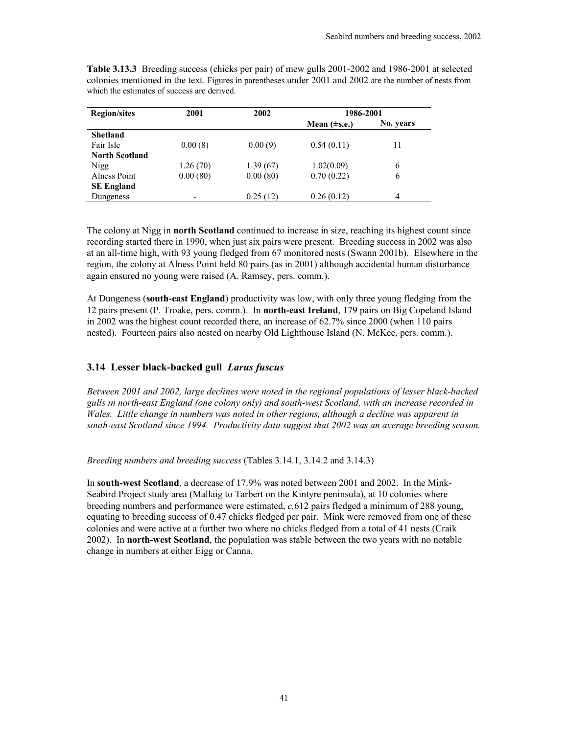**Table 3.13.3** Breeding success (chicks per pair) of mew gulls 2001-2002 and 1986-2001 at selected colonies mentioned in the text. Figures in parentheses under 2001 and 2002 are the number of nests from which the estimates of success are derived.

| Region/sites | 2001 | 2002 | 1986-2001 | |
|---|---|---|---|---|
| | | | Mean (±s.e.) | No. years |
| **Shetland** | | | | |
| Fair Isle | 0.00 (8) | 0.00 (9) | 0.54 (0.11) | 11 |
| **North Scotland** | | | | |
| Nigg | 1.26 (70) | 1.39 (67) | 1.02(0.09) | 6 |
| Alness Point | 0.00 (80) | 0.00 (80) | 0.70 (0.22) | 6 |
| **SE England** | | | | |
| Dungeness | - | 0.25 (12) | 0.26 (0.12) | 4 |

The colony at Nigg in **north Scotland** continued to increase in size, reaching its highest count since recording started there in 1990, when just six pairs were present. Breeding success in 2002 was also at an all-time high, with 93 young fledged from 67 monitored nests (Swann 2001b). Elsewhere in the region, the colony at Alness Point held 80 pairs (as in 2001) although accidental human disturbance again ensured no young were raised (A. Ramsey, pers. comm.).

At Dungeness (**south-east England**) productivity was low, with only three young fledging from the 12 pairs present (P. Troake, pers. comm.). In **north-east Ireland**, 179 pairs on Big Copeland Island in 2002 was the highest count recorded there, an increase of 62.7% since 2000 (when 110 pairs nested). Fourteen pairs also nested on nearby Old Lighthouse Island (N. McKee, pers. comm.).

## 3.14 Lesser black-backed gull *Larus fuscus*

*Between 2001 and 2002, large declines were noted in the regional populations of lesser black-backed gulls in north-east England (one colony only) and south-west Scotland, with an increase recorded in Wales. Little change in numbers was noted in other regions, although a decline was apparent in south-east Scotland since 1994. Productivity data suggest that 2002 was an average breeding season.*

*Breeding numbers and breeding success* (Tables 3.14.1, 3.14.2 and 3.14.3)

In **south-west Scotland**, a decrease of 17.9% was noted between 2001 and 2002. In the Mink-Seabird Project study area (Mallaig to Tarbert on the Kintyre peninsula), at 10 colonies where breeding numbers and performance were estimated, *c.*612 pairs fledged a minimum of 288 young, equating to breeding success of 0.47 chicks fledged per pair. Mink were removed from one of these colonies and were active at a further two where no chicks fledged from a total of 41 nests (Craik 2002). In **north-west Scotland**, the population was stable between the two years with no notable change in numbers at either Eigg or Canna.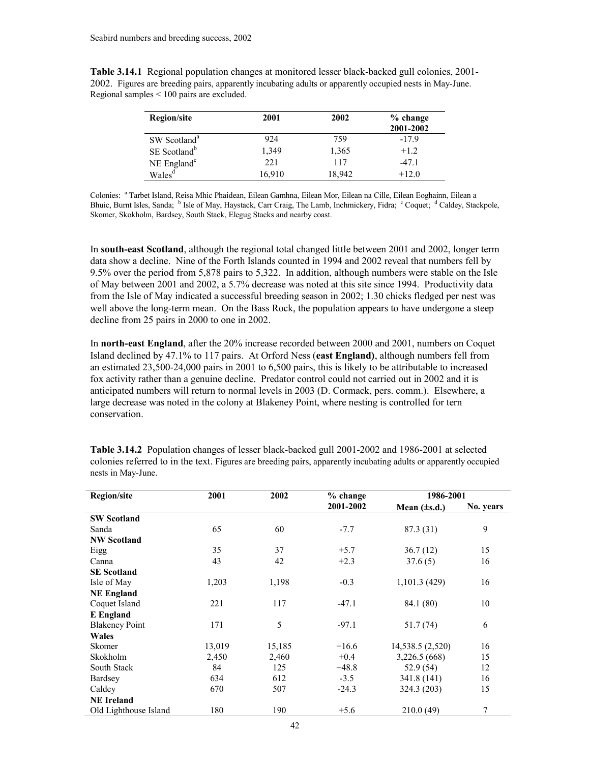**Table 3.14.1** Regional population changes at monitored lesser black-backed gull colonies, 2001-2002. Figures are breeding pairs, apparently incubating adults or apparently occupied nests in May-June. Regional samples < 100 pairs are excluded.

| Region/site | 2001 | 2002 | % change 2001-2002 |
|---|---|---|---|
| SW Scotland[a] | 924 | 759 | -17.9 |
| SE Scotland[b] | 1,349 | 1,365 | +1.2 |
| NE England[c] | 221 | 117 | -47.1 |
| Wales[d] | 16,910 | 18,942 | +12.0 |

Colonies: [a] Tarbet Island, Reisa Mhic Phaidean, Eilean Gamhna, Eilean Mor, Eilean na Cille, Eilean Eoghainn, Eilean a Bhuic, Burnt Isles, Sanda; [b] Isle of May, Haystack, Carr Craig, The Lamb, Inchmickery, Fidra; [c] Coquet; [d] Caldey, Stackpole, Skomer, Skokholm, Bardsey, South Stack, Elegug Stacks and nearby coast.

In **south-east Scotland**, although the regional total changed little between 2001 and 2002, longer term data show a decline. Nine of the Forth Islands counted in 1994 and 2002 reveal that numbers fell by 9.5% over the period from 5,878 pairs to 5,322. In addition, although numbers were stable on the Isle of May between 2001 and 2002, a 5.7% decrease was noted at this site since 1994. Productivity data from the Isle of May indicated a successful breeding season in 2002; 1.30 chicks fledged per nest was well above the long-term mean. On the Bass Rock, the population appears to have undergone a steep decline from 25 pairs in 2000 to one in 2002.

In **north-east England**, after the 20% increase recorded between 2000 and 2001, numbers on Coquet Island declined by 47.1% to 117 pairs. At Orford Ness (**east England)**, although numbers fell from an estimated 23,500-24,000 pairs in 2001 to 6,500 pairs, this is likely to be attributable to increased fox activity rather than a genuine decline. Predator control could not carried out in 2002 and it is anticipated numbers will return to normal levels in 2003 (D. Cormack, pers. comm.). Elsewhere, a large decrease was noted in the colony at Blakeney Point, where nesting is controlled for tern conservation.

**Table 3.14.2** Population changes of lesser black-backed gull 2001-2002 and 1986-2001 at selected colonies referred to in the text. Figures are breeding pairs, apparently incubating adults or apparently occupied nests in May-June.

| Region/site | 2001 | 2002 | % change 2001-2002 | 1986-2001 Mean (±s.d.) | 1986-2001 No. years |
|---|---|---|---|---|---|
| **SW Scotland** | | | | | |
| Sanda | 65 | 60 | -7.7 | 87.3 (31) | 9 |
| **NW Scotland** | | | | | |
| Eigg | 35 | 37 | +5.7 | 36.7 (12) | 15 |
| Canna | 43 | 42 | +2.3 | 37.6 (5) | 16 |
| **SE Scotland** | | | | | |
| Isle of May | 1,203 | 1,198 | -0.3 | 1,101.3 (429) | 16 |
| **NE England** | | | | | |
| Coquet Island | 221 | 117 | -47.1 | 84.1 (80) | 10 |
| **E England** | | | | | |
| Blakeney Point | 171 | 5 | -97.1 | 51.7 (74) | 6 |
| **Wales** | | | | | |
| Skomer | 13,019 | 15,185 | +16.6 | 14,538.5 (2,520) | 16 |
| Skokholm | 2,450 | 2,460 | +0.4 | 3,226.5 (668) | 15 |
| South Stack | 84 | 125 | +48.8 | 52.9 (54) | 12 |
| Bardsey | 634 | 612 | -3.5 | 341.8 (141) | 16 |
| Caldey | 670 | 507 | -24.3 | 324.3 (203) | 15 |
| **NE Ireland** | | | | | |
| Old Lighthouse Island | 180 | 190 | +5.6 | 210.0 (49) | 7 |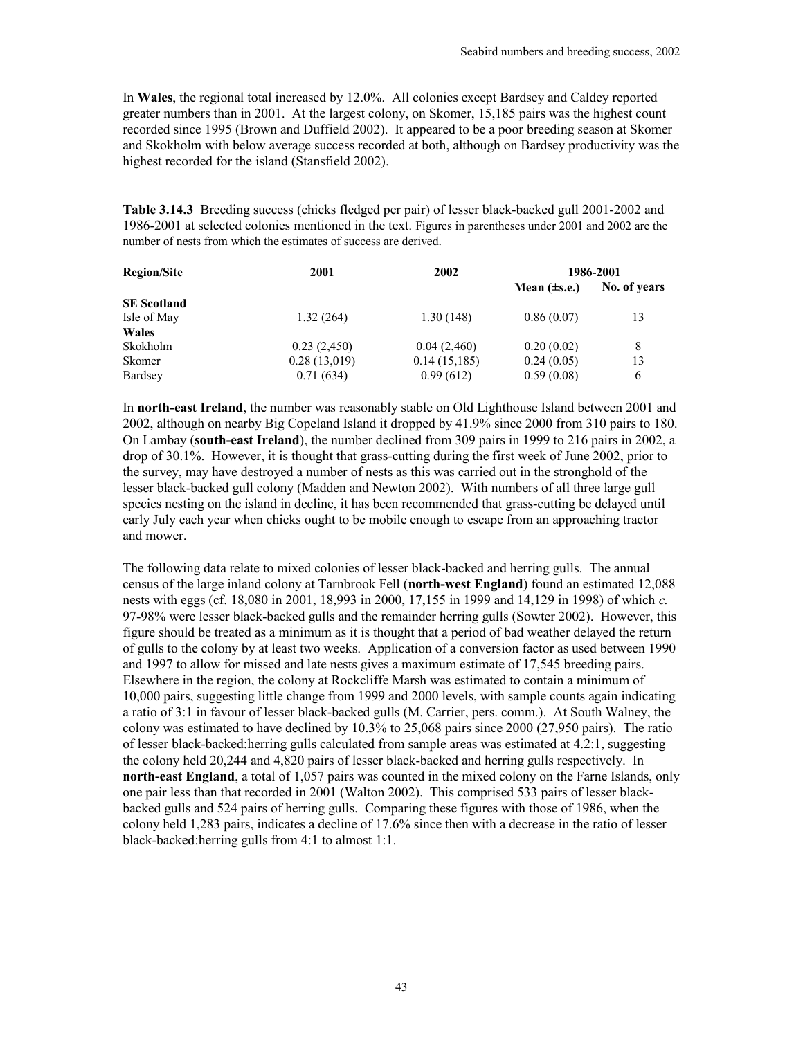In **Wales**, the regional total increased by 12.0%. All colonies except Bardsey and Caldey reported greater numbers than in 2001. At the largest colony, on Skomer, 15,185 pairs was the highest count recorded since 1995 (Brown and Duffield 2002). It appeared to be a poor breeding season at Skomer and Skokholm with below average success recorded at both, although on Bardsey productivity was the highest recorded for the island (Stansfield 2002).

**Table 3.14.3** Breeding success (chicks fledged per pair) of lesser black-backed gull 2001-2002 and 1986-2001 at selected colonies mentioned in the text. Figures in parentheses under 2001 and 2002 are the number of nests from which the estimates of success are derived.

| Region/Site | 2001 | 2002 | 1986-2001 | |
|---|---|---|---|---|
| | | | Mean (±s.e.) | No. of years |
| **SE Scotland** | | | | |
| Isle of May | 1.32 (264) | 1.30 (148) | 0.86 (0.07) | 13 |
| **Wales** | | | | |
| Skokholm | 0.23 (2,450) | 0.04 (2,460) | 0.20 (0.02) | 8 |
| Skomer | 0.28 (13,019) | 0.14 (15,185) | 0.24 (0.05) | 13 |
| Bardsey | 0.71 (634) | 0.99 (612) | 0.59 (0.08) | 6 |

In **north-east Ireland**, the number was reasonably stable on Old Lighthouse Island between 2001 and 2002, although on nearby Big Copeland Island it dropped by 41.9% since 2000 from 310 pairs to 180. On Lambay (**south-east Ireland**), the number declined from 309 pairs in 1999 to 216 pairs in 2002, a drop of 30.1%. However, it is thought that grass-cutting during the first week of June 2002, prior to the survey, may have destroyed a number of nests as this was carried out in the stronghold of the lesser black-backed gull colony (Madden and Newton 2002). With numbers of all three large gull species nesting on the island in decline, it has been recommended that grass-cutting be delayed until early July each year when chicks ought to be mobile enough to escape from an approaching tractor and mower.

The following data relate to mixed colonies of lesser black-backed and herring gulls. The annual census of the large inland colony at Tarnbrook Fell (**north-west England**) found an estimated 12,088 nests with eggs (cf. 18,080 in 2001, 18,993 in 2000, 17,155 in 1999 and 14,129 in 1998) of which *c.* 97-98% were lesser black-backed gulls and the remainder herring gulls (Sowter 2002). However, this figure should be treated as a minimum as it is thought that a period of bad weather delayed the return of gulls to the colony by at least two weeks. Application of a conversion factor as used between 1990 and 1997 to allow for missed and late nests gives a maximum estimate of 17,545 breeding pairs. Elsewhere in the region, the colony at Rockcliffe Marsh was estimated to contain a minimum of 10,000 pairs, suggesting little change from 1999 and 2000 levels, with sample counts again indicating a ratio of 3:1 in favour of lesser black-backed gulls (M. Carrier, pers. comm.). At South Walney, the colony was estimated to have declined by 10.3% to 25,068 pairs since 2000 (27,950 pairs). The ratio of lesser black-backed:herring gulls calculated from sample areas was estimated at 4.2:1, suggesting the colony held 20,244 and 4,820 pairs of lesser black-backed and herring gulls respectively. In **north-east England**, a total of 1,057 pairs was counted in the mixed colony on the Farne Islands, only one pair less than that recorded in 2001 (Walton 2002). This comprised 533 pairs of lesser black-backed gulls and 524 pairs of herring gulls. Comparing these figures with those of 1986, when the colony held 1,283 pairs, indicates a decline of 17.6% since then with a decrease in the ratio of lesser black-backed:herring gulls from 4:1 to almost 1:1.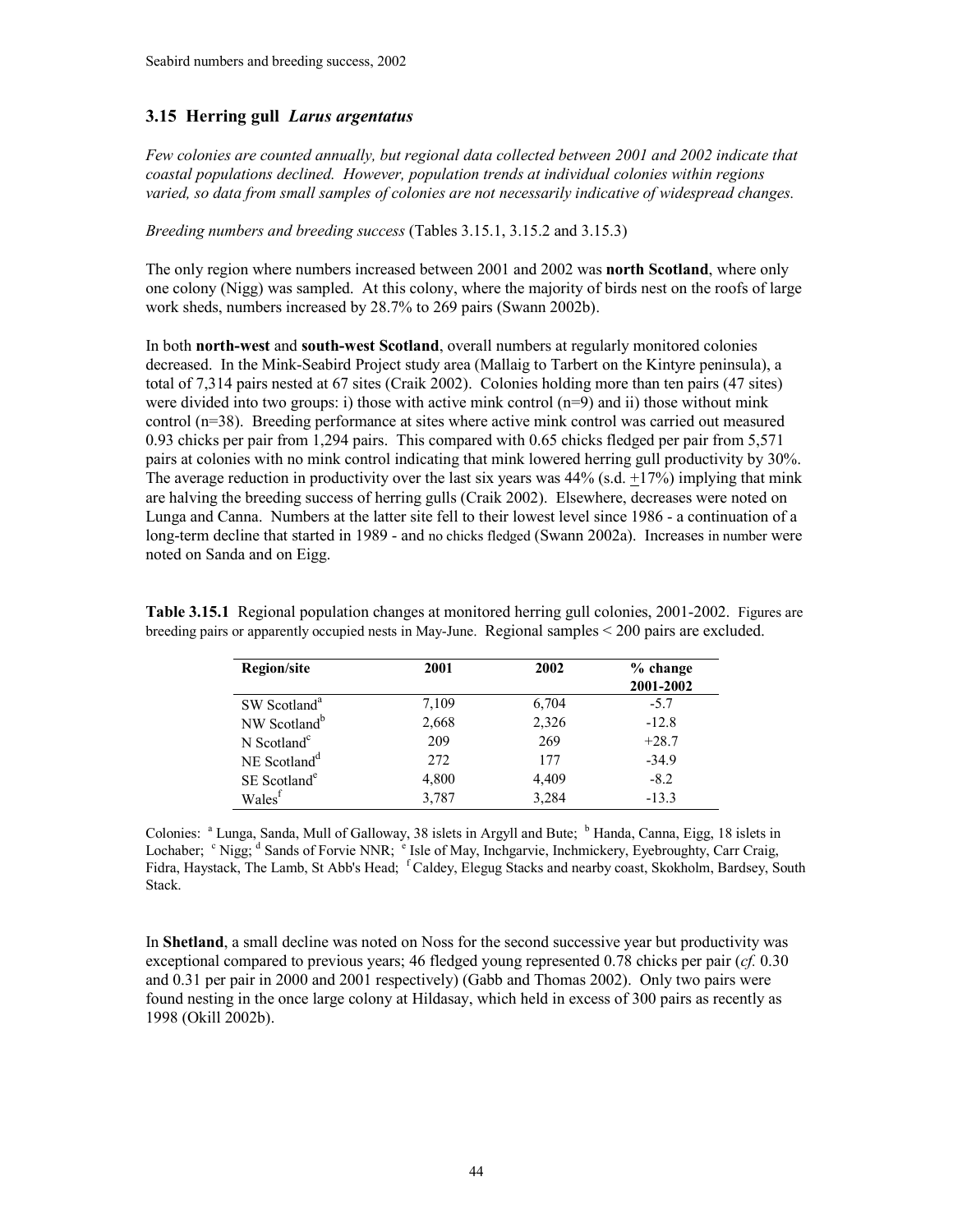### 3.15 Herring gull *Larus argentatus*

*Few colonies are counted annually, but regional data collected between 2001 and 2002 indicate that coastal populations declined. However, population trends at individual colonies within regions varied, so data from small samples of colonies are not necessarily indicative of widespread changes.*

*Breeding numbers and breeding success* (Tables 3.15.1, 3.15.2 and 3.15.3)

The only region where numbers increased between 2001 and 2002 was **north Scotland**, where only one colony (Nigg) was sampled. At this colony, where the majority of birds nest on the roofs of large work sheds, numbers increased by 28.7% to 269 pairs (Swann 2002b).

In both **north-west** and **south-west Scotland**, overall numbers at regularly monitored colonies decreased. In the Mink-Seabird Project study area (Mallaig to Tarbert on the Kintyre peninsula), a total of 7,314 pairs nested at 67 sites (Craik 2002). Colonies holding more than ten pairs (47 sites) were divided into two groups: i) those with active mink control (n=9) and ii) those without mink control (n=38). Breeding performance at sites where active mink control was carried out measured 0.93 chicks per pair from 1,294 pairs. This compared with 0.65 chicks fledged per pair from 5,571 pairs at colonies with no mink control indicating that mink lowered herring gull productivity by 30%. The average reduction in productivity over the last six years was 44% (s.d. ±17%) implying that mink are halving the breeding success of herring gulls (Craik 2002). Elsewhere, decreases were noted on Lunga and Canna. Numbers at the latter site fell to their lowest level since 1986 - a continuation of a long-term decline that started in 1989 - and no chicks fledged (Swann 2002a). Increases in number were noted on Sanda and on Eigg.

**Table 3.15.1** Regional population changes at monitored herring gull colonies, 2001-2002. Figures are breeding pairs or apparently occupied nests in May-June. Regional samples < 200 pairs are excluded.

| Region/site | 2001 | 2002 | % change 2001-2002 |
|---|---|---|---|
| SW Scotland[a] | 7,109 | 6,704 | -5.7 |
| NW Scotland[b] | 2,668 | 2,326 | -12.8 |
| N Scotland[c] | 209 | 269 | +28.7 |
| NE Scotland[d] | 272 | 177 | -34.9 |
| SE Scotland[e] | 4,800 | 4,409 | -8.2 |
| Wales[f] | 3,787 | 3,284 | -13.3 |

Colonies: [a] Lunga, Sanda, Mull of Galloway, 38 islets in Argyll and Bute; [b] Handa, Canna, Eigg, 18 islets in Lochaber; [c] Nigg; [d] Sands of Forvie NNR; [e] Isle of May, Inchgarvie, Inchmickery, Eyebroughty, Carr Craig, Fidra, Haystack, The Lamb, St Abb's Head; [f] Caldey, Elegug Stacks and nearby coast, Skokholm, Bardsey, South Stack.

In **Shetland**, a small decline was noted on Noss for the second successive year but productivity was exceptional compared to previous years; 46 fledged young represented 0.78 chicks per pair (*cf.* 0.30 and 0.31 per pair in 2000 and 2001 respectively) (Gabb and Thomas 2002). Only two pairs were found nesting in the once large colony at Hildasay, which held in excess of 300 pairs as recently as 1998 (Okill 2002b).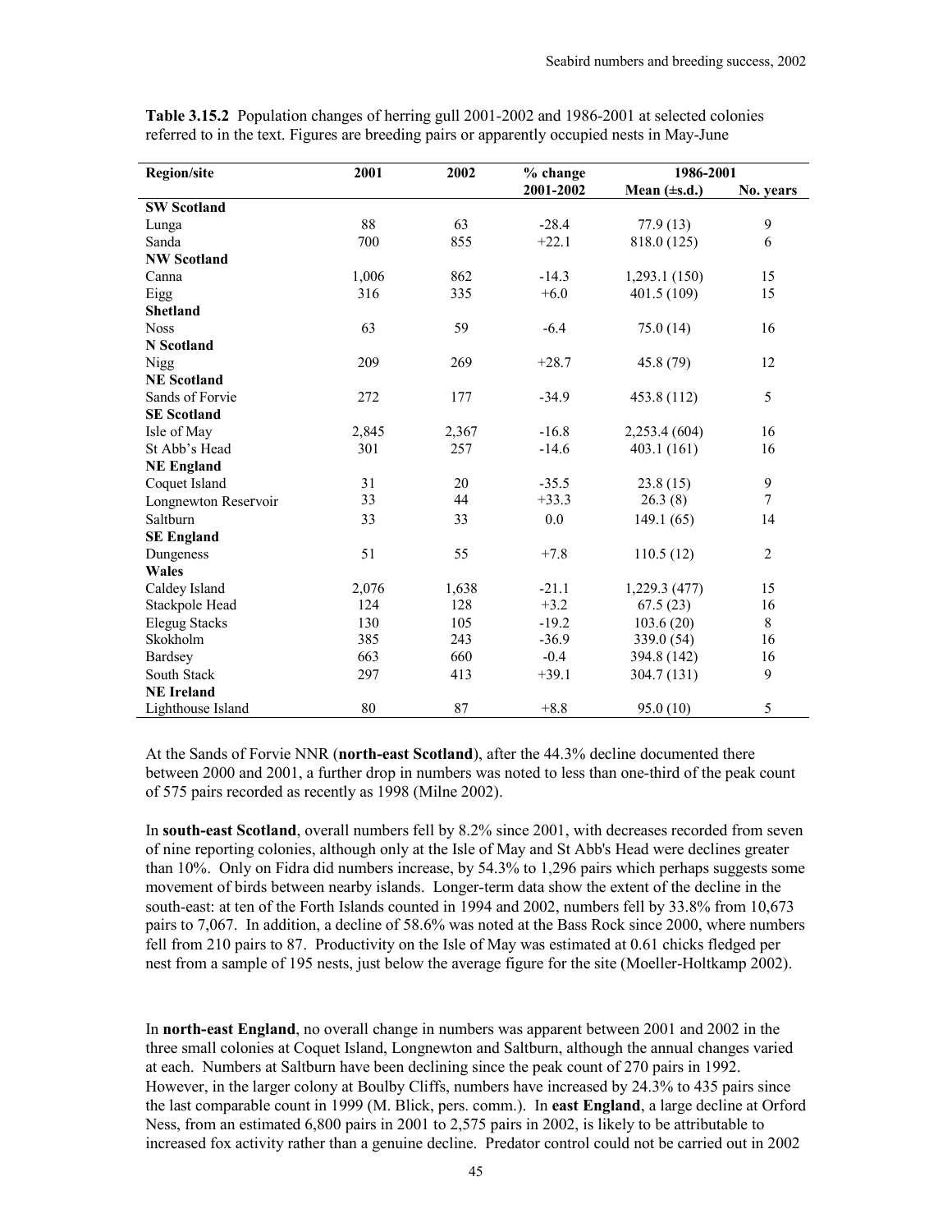**Table 3.15.2** Population changes of herring gull 2001-2002 and 1986-2001 at selected colonies referred to in the text. Figures are breeding pairs or apparently occupied nests in May-June

| Region/site | 2001 | 2002 | % change | 1986-2001 | |
|---|---|---|---|---|---|
| | | | 2001-2002 | Mean (±s.d.) | No. years |
| **SW Scotland** | | | | | |
| Lunga | 88 | 63 | -28.4 | 77.9 (13) | 9 |
| Sanda | 700 | 855 | +22.1 | 818.0 (125) | 6 |
| **NW Scotland** | | | | | |
| Canna | 1,006 | 862 | -14.3 | 1,293.1 (150) | 15 |
| Eigg | 316 | 335 | +6.0 | 401.5 (109) | 15 |
| **Shetland** | | | | | |
| Noss | 63 | 59 | -6.4 | 75.0 (14) | 16 |
| **N Scotland** | | | | | |
| Nigg | 209 | 269 | +28.7 | 45.8 (79) | 12 |
| **NE Scotland** | | | | | |
| Sands of Forvie | 272 | 177 | -34.9 | 453.8 (112) | 5 |
| **SE Scotland** | | | | | |
| Isle of May | 2,845 | 2,367 | -16.8 | 2,253.4 (604) | 16 |
| St Abb's Head | 301 | 257 | -14.6 | 403.1 (161) | 16 |
| **NE England** | | | | | |
| Coquet Island | 31 | 20 | -35.5 | 23.8 (15) | 9 |
| Longnewton Reservoir | 33 | 44 | +33.3 | 26.3 (8) | 7 |
| Saltburn | 33 | 33 | 0.0 | 149.1 (65) | 14 |
| **SE England** | | | | | |
| Dungeness | 51 | 55 | +7.8 | 110.5 (12) | 2 |
| **Wales** | | | | | |
| Caldey Island | 2,076 | 1,638 | -21.1 | 1,229.3 (477) | 15 |
| Stackpole Head | 124 | 128 | +3.2 | 67.5 (23) | 16 |
| Elegug Stacks | 130 | 105 | -19.2 | 103.6 (20) | 8 |
| Skokholm | 385 | 243 | -36.9 | 339.0 (54) | 16 |
| Bardsey | 663 | 660 | -0.4 | 394.8 (142) | 16 |
| South Stack | 297 | 413 | +39.1 | 304.7 (131) | 9 |
| **NE Ireland** | | | | | |
| Lighthouse Island | 80 | 87 | +8.8 | 95.0 (10) | 5 |

At the Sands of Forvie NNR (**north-east Scotland**), after the 44.3% decline documented there between 2000 and 2001, a further drop in numbers was noted to less than one-third of the peak count of 575 pairs recorded as recently as 1998 (Milne 2002).

In **south-east Scotland**, overall numbers fell by 8.2% since 2001, with decreases recorded from seven of nine reporting colonies, although only at the Isle of May and St Abb's Head were declines greater than 10%. Only on Fidra did numbers increase, by 54.3% to 1,296 pairs which perhaps suggests some movement of birds between nearby islands. Longer-term data show the extent of the decline in the south-east: at ten of the Forth Islands counted in 1994 and 2002, numbers fell by 33.8% from 10,673 pairs to 7,067. In addition, a decline of 58.6% was noted at the Bass Rock since 2000, where numbers fell from 210 pairs to 87. Productivity on the Isle of May was estimated at 0.61 chicks fledged per nest from a sample of 195 nests, just below the average figure for the site (Moeller-Holtkamp 2002).

In **north-east England**, no overall change in numbers was apparent between 2001 and 2002 in the three small colonies at Coquet Island, Longnewton and Saltburn, although the annual changes varied at each. Numbers at Saltburn have been declining since the peak count of 270 pairs in 1992. However, in the larger colony at Boulby Cliffs, numbers have increased by 24.3% to 435 pairs since the last comparable count in 1999 (M. Blick, pers. comm.). In **east England**, a large decline at Orford Ness, from an estimated 6,800 pairs in 2001 to 2,575 pairs in 2002, is likely to be attributable to increased fox activity rather than a genuine decline. Predator control could not be carried out in 2002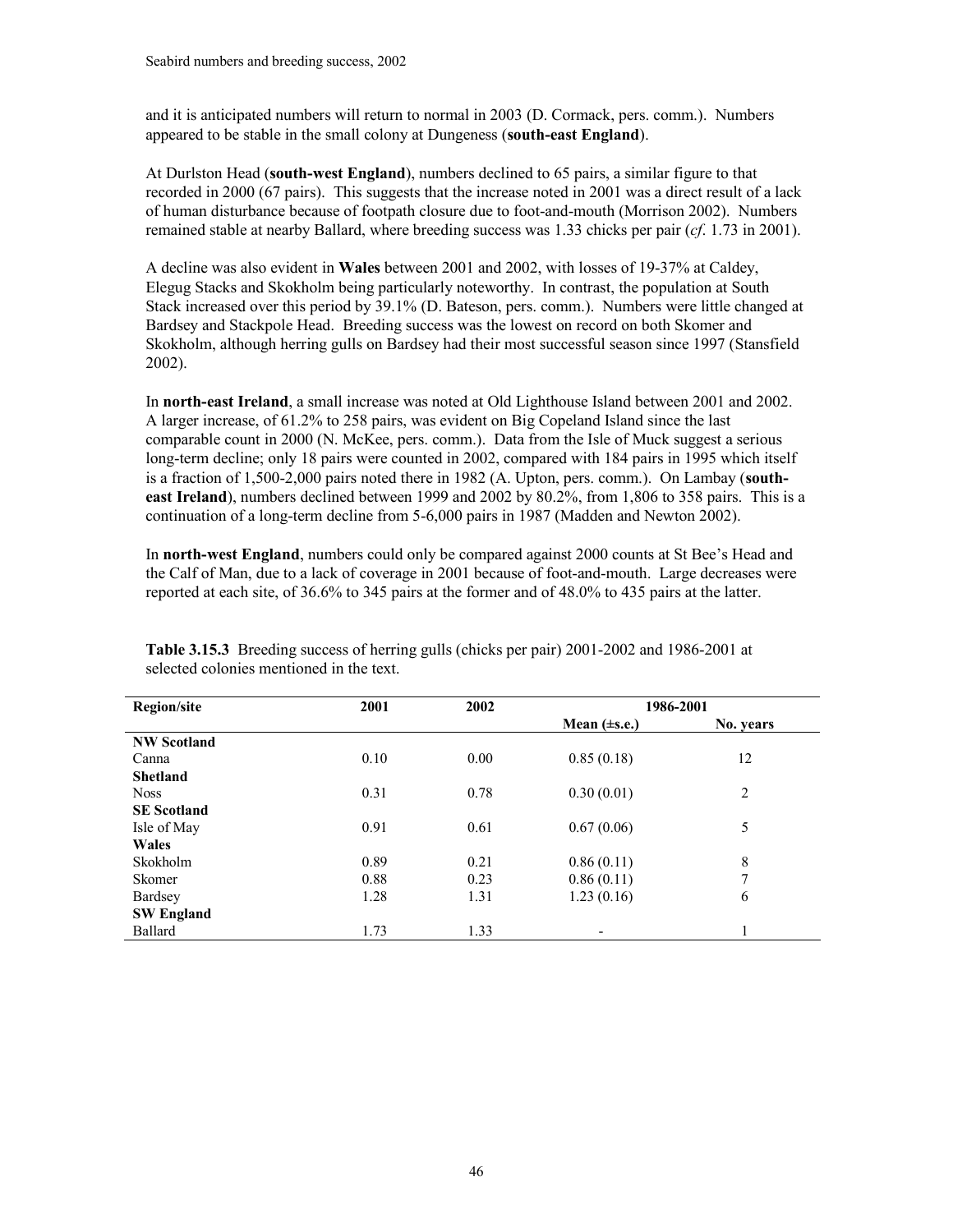and it is anticipated numbers will return to normal in 2003 (D. Cormack, pers. comm.). Numbers appeared to be stable in the small colony at Dungeness (**south-east England**).

At Durlston Head (**south-west England**), numbers declined to 65 pairs, a similar figure to that recorded in 2000 (67 pairs). This suggests that the increase noted in 2001 was a direct result of a lack of human disturbance because of footpath closure due to foot-and-mouth (Morrison 2002). Numbers remained stable at nearby Ballard, where breeding success was 1.33 chicks per pair (*cf*. 1.73 in 2001).

A decline was also evident in **Wales** between 2001 and 2002, with losses of 19-37% at Caldey, Elegug Stacks and Skokholm being particularly noteworthy. In contrast, the population at South Stack increased over this period by 39.1% (D. Bateson, pers. comm.). Numbers were little changed at Bardsey and Stackpole Head. Breeding success was the lowest on record on both Skomer and Skokholm, although herring gulls on Bardsey had their most successful season since 1997 (Stansfield 2002).

In **north-east Ireland**, a small increase was noted at Old Lighthouse Island between 2001 and 2002. A larger increase, of 61.2% to 258 pairs, was evident on Big Copeland Island since the last comparable count in 2000 (N. McKee, pers. comm.). Data from the Isle of Muck suggest a serious long-term decline; only 18 pairs were counted in 2002, compared with 184 pairs in 1995 which itself is a fraction of 1,500-2,000 pairs noted there in 1982 (A. Upton, pers. comm.). On Lambay (**south-east Ireland**), numbers declined between 1999 and 2002 by 80.2%, from 1,806 to 358 pairs. This is a continuation of a long-term decline from 5-6,000 pairs in 1987 (Madden and Newton 2002).

In **north-west England**, numbers could only be compared against 2000 counts at St Bee's Head and the Calf of Man, due to a lack of coverage in 2001 because of foot-and-mouth. Large decreases were reported at each site, of 36.6% to 345 pairs at the former and of 48.0% to 435 pairs at the latter.

**Table 3.15.3** Breeding success of herring gulls (chicks per pair) 2001-2002 and 1986-2001 at selected colonies mentioned in the text.

| Region/site | 2001 | 2002 | 1986-2001 | |
|---|---|---|---|---|
| | | | Mean (±s.e.) | No. years |
| **NW Scotland** | | | | |
| Canna | 0.10 | 0.00 | 0.85 (0.18) | 12 |
| **Shetland** | | | | |
| Noss | 0.31 | 0.78 | 0.30 (0.01) | 2 |
| **SE Scotland** | | | | |
| Isle of May | 0.91 | 0.61 | 0.67 (0.06) | 5 |
| **Wales** | | | | |
| Skokholm | 0.89 | 0.21 | 0.86 (0.11) | 8 |
| Skomer | 0.88 | 0.23 | 0.86 (0.11) | 7 |
| Bardsey | 1.28 | 1.31 | 1.23 (0.16) | 6 |
| **SW England** | | | | |
| Ballard | 1.73 | 1.33 | - | 1 |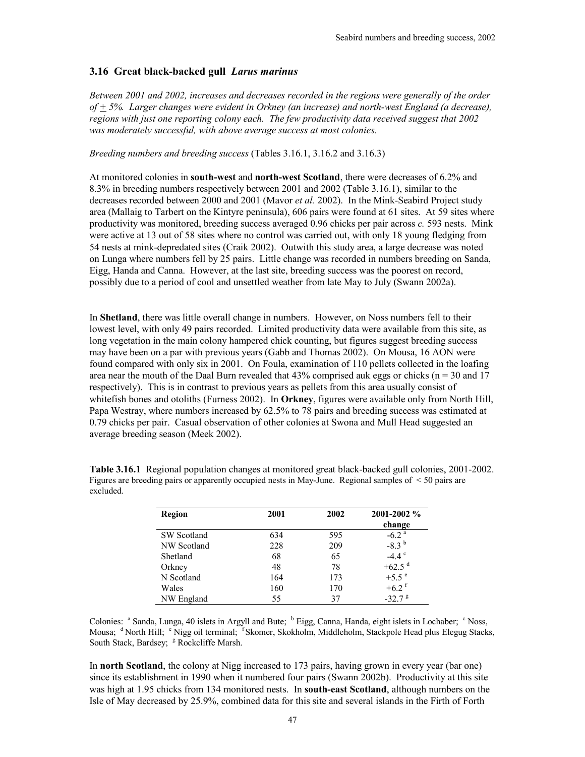### 3.16 Great black-backed gull *Larus marinus*

*Between 2001 and 2002, increases and decreases recorded in the regions were generally of the order of ± 5%. Larger changes were evident in Orkney (an increase) and north-west England (a decrease), regions with just one reporting colony each. The few productivity data received suggest that 2002 was moderately successful, with above average success at most colonies.*

*Breeding numbers and breeding success* (Tables 3.16.1, 3.16.2 and 3.16.3)

At monitored colonies in **south-west** and **north-west Scotland**, there were decreases of 6.2% and 8.3% in breeding numbers respectively between 2001 and 2002 (Table 3.16.1), similar to the decreases recorded between 2000 and 2001 (Mavor *et al.* 2002). In the Mink-Seabird Project study area (Mallaig to Tarbert on the Kintyre peninsula), 606 pairs were found at 61 sites. At 59 sites where productivity was monitored, breeding success averaged 0.96 chicks per pair across *c.* 593 nests. Mink were active at 13 out of 58 sites where no control was carried out, with only 18 young fledging from 54 nests at mink-depredated sites (Craik 2002). Outwith this study area, a large decrease was noted on Lunga where numbers fell by 25 pairs. Little change was recorded in numbers breeding on Sanda, Eigg, Handa and Canna. However, at the last site, breeding success was the poorest on record, possibly due to a period of cool and unsettled weather from late May to July (Swann 2002a).

In **Shetland**, there was little overall change in numbers. However, on Noss numbers fell to their lowest level, with only 49 pairs recorded. Limited productivity data were available from this site, as long vegetation in the main colony hampered chick counting, but figures suggest breeding success may have been on a par with previous years (Gabb and Thomas 2002). On Mousa, 16 AON were found compared with only six in 2001. On Foula, examination of 110 pellets collected in the loafing area near the mouth of the Daal Burn revealed that 43% comprised auk eggs or chicks (n = 30 and 17 respectively). This is in contrast to previous years as pellets from this area usually consist of whitefish bones and otoliths (Furness 2002). In **Orkney**, figures were available only from North Hill, Papa Westray, where numbers increased by 62.5% to 78 pairs and breeding success was estimated at 0.79 chicks per pair. Casual observation of other colonies at Swona and Mull Head suggested an average breeding season (Meek 2002).

**Table 3.16.1** Regional population changes at monitored great black-backed gull colonies, 2001-2002. Figures are breeding pairs or apparently occupied nests in May-June. Regional samples of < 50 pairs are excluded.

| Region | 2001 | 2002 | 2001-2002 % change |
|---|---|---|---|
| SW Scotland | 634 | 595 | -6.2 [a] |
| NW Scotland | 228 | 209 | -8.3 [b] |
| Shetland | 68 | 65 | -4.4 [c] |
| Orkney | 48 | 78 | +62.5 [d] |
| N Scotland | 164 | 173 | +5.5 [e] |
| Wales | 160 | 170 | +6.2 [f] |
| NW England | 55 | 37 | -32.7 [g] |

Colonies: [a] Sanda, Lunga, 40 islets in Argyll and Bute; [b] Eigg, Canna, Handa, eight islets in Lochaber; [c] Noss, Mousa; [d] North Hill; [e] Nigg oil terminal; [f] Skomer, Skokholm, Middleholm, Stackpole Head plus Elegug Stacks, South Stack, Bardsey; [g] Rockcliffe Marsh.

In **north Scotland**, the colony at Nigg increased to 173 pairs, having grown in every year (bar one) since its establishment in 1990 when it numbered four pairs (Swann 2002b). Productivity at this site was high at 1.95 chicks from 134 monitored nests. In **south-east Scotland**, although numbers on the Isle of May decreased by 25.9%, combined data for this site and several islands in the Firth of Forth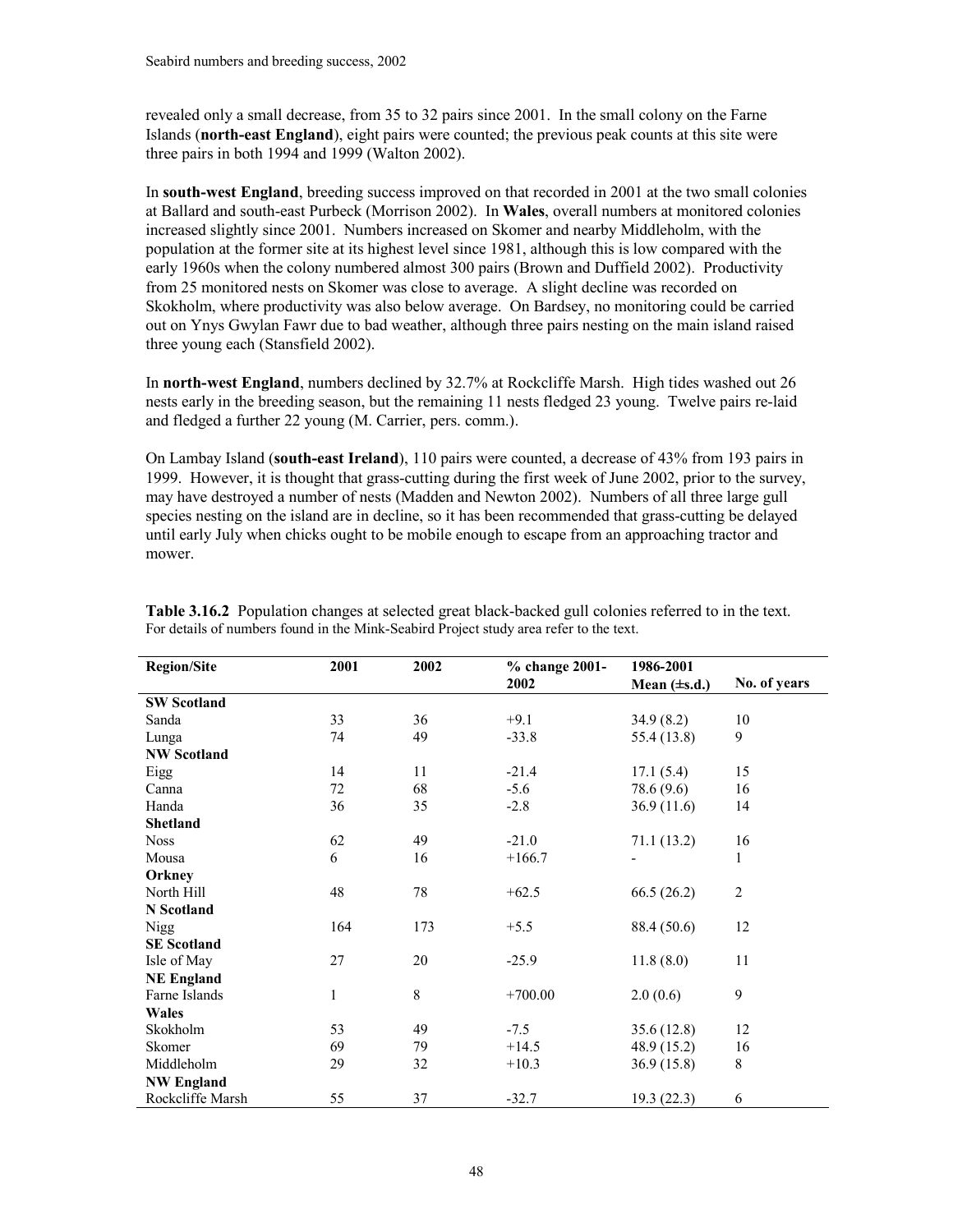revealed only a small decrease, from 35 to 32 pairs since 2001. In the small colony on the Farne Islands (**north-east England**), eight pairs were counted; the previous peak counts at this site were three pairs in both 1994 and 1999 (Walton 2002).

In **south-west England**, breeding success improved on that recorded in 2001 at the two small colonies at Ballard and south-east Purbeck (Morrison 2002). In **Wales**, overall numbers at monitored colonies increased slightly since 2001. Numbers increased on Skomer and nearby Middleholm, with the population at the former site at its highest level since 1981, although this is low compared with the early 1960s when the colony numbered almost 300 pairs (Brown and Duffield 2002). Productivity from 25 monitored nests on Skomer was close to average. A slight decline was recorded on Skokholm, where productivity was also below average. On Bardsey, no monitoring could be carried out on Ynys Gwylan Fawr due to bad weather, although three pairs nesting on the main island raised three young each (Stansfield 2002).

In **north-west England**, numbers declined by 32.7% at Rockcliffe Marsh. High tides washed out 26 nests early in the breeding season, but the remaining 11 nests fledged 23 young. Twelve pairs re-laid and fledged a further 22 young (M. Carrier, pers. comm.).

On Lambay Island (**south-east Ireland**), 110 pairs were counted, a decrease of 43% from 193 pairs in 1999. However, it is thought that grass-cutting during the first week of June 2002, prior to the survey, may have destroyed a number of nests (Madden and Newton 2002). Numbers of all three large gull species nesting on the island are in decline, so it has been recommended that grass-cutting be delayed until early July when chicks ought to be mobile enough to escape from an approaching tractor and mower.

**Table 3.16.2** Population changes at selected great black-backed gull colonies referred to in the text. For details of numbers found in the Mink-Seabird Project study area refer to the text.

| Region/Site | 2001 | 2002 | % change 2001-2002 | 1986-2001 Mean (±s.d.) | No. of years |
|---|---|---|---|---|---|
| **SW Scotland** | | | | | |
| Sanda | 33 | 36 | +9.1 | 34.9 (8.2) | 10 |
| Lunga | 74 | 49 | -33.8 | 55.4 (13.8) | 9 |
| **NW Scotland** | | | | | |
| Eigg | 14 | 11 | -21.4 | 17.1 (5.4) | 15 |
| Canna | 72 | 68 | -5.6 | 78.6 (9.6) | 16 |
| Handa | 36 | 35 | -2.8 | 36.9 (11.6) | 14 |
| **Shetland** | | | | | |
| Noss | 62 | 49 | -21.0 | 71.1 (13.2) | 16 |
| Mousa | 6 | 16 | +166.7 | - | 1 |
| **Orkney** | | | | | |
| North Hill | 48 | 78 | +62.5 | 66.5 (26.2) | 2 |
| **N Scotland** | | | | | |
| Nigg | 164 | 173 | +5.5 | 88.4 (50.6) | 12 |
| **SE Scotland** | | | | | |
| Isle of May | 27 | 20 | -25.9 | 11.8 (8.0) | 11 |
| **NE England** | | | | | |
| Farne Islands | 1 | 8 | +700.00 | 2.0 (0.6) | 9 |
| **Wales** | | | | | |
| Skokholm | 53 | 49 | -7.5 | 35.6 (12.8) | 12 |
| Skomer | 69 | 79 | +14.5 | 48.9 (15.2) | 16 |
| Middleholm | 29 | 32 | +10.3 | 36.9 (15.8) | 8 |
| **NW England** | | | | | |
| Rockcliffe Marsh | 55 | 37 | -32.7 | 19.3 (22.3) | 6 |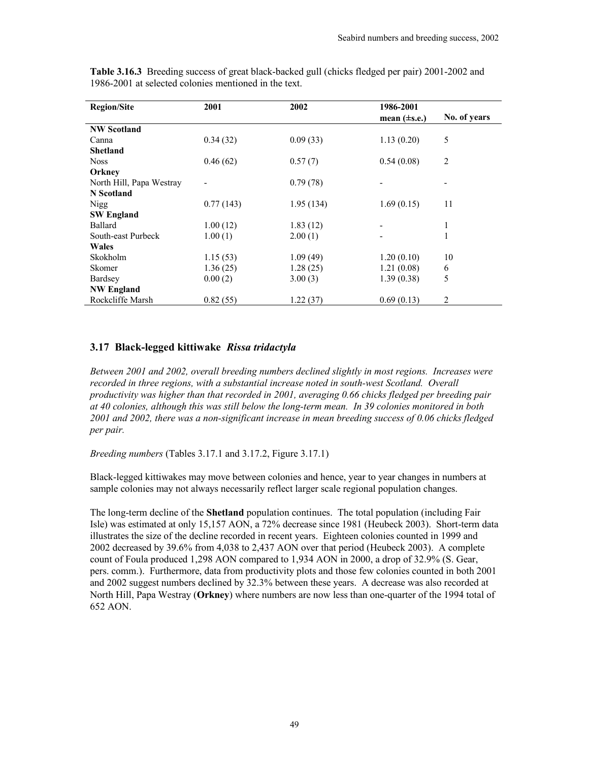**Table 3.16.3** Breeding success of great black-backed gull (chicks fledged per pair) 2001-2002 and 1986-2001 at selected colonies mentioned in the text.

| Region/Site | 2001 | 2002 | 1986-2001 mean (±s.e.) | No. of years |
|---|---|---|---|---|
| **NW Scotland** | | | | |
| Canna | 0.34 (32) | 0.09 (33) | 1.13 (0.20) | 5 |
| **Shetland** | | | | |
| Noss | 0.46 (62) | 0.57 (7) | 0.54 (0.08) | 2 |
| **Orkney** | | | | |
| North Hill, Papa Westray | - | 0.79 (78) | - | - |
| **N Scotland** | | | | |
| Nigg | 0.77 (143) | 1.95 (134) | 1.69 (0.15) | 11 |
| **SW England** | | | | |
| Ballard | 1.00 (12) | 1.83 (12) | - | 1 |
| South-east Purbeck | 1.00 (1) | 2.00 (1) | - | 1 |
| **Wales** | | | | |
| Skokholm | 1.15 (53) | 1.09 (49) | 1.20 (0.10) | 10 |
| Skomer | 1.36 (25) | 1.28 (25) | 1.21 (0.08) | 6 |
| Bardsey | 0.00 (2) | 3.00 (3) | 1.39 (0.38) | 5 |
| **NW England** | | | | |
| Rockcliffe Marsh | 0.82 (55) | 1.22 (37) | 0.69 (0.13) | 2 |

## 3.17 Black-legged kittiwake *Rissa tridactyla*

*Between 2001 and 2002, overall breeding numbers declined slightly in most regions. Increases were recorded in three regions, with a substantial increase noted in south-west Scotland. Overall productivity was higher than that recorded in 2001, averaging 0.66 chicks fledged per breeding pair at 40 colonies, although this was still below the long-term mean. In 39 colonies monitored in both 2001 and 2002, there was a non-significant increase in mean breeding success of 0.06 chicks fledged per pair.*

*Breeding numbers* (Tables 3.17.1 and 3.17.2, Figure 3.17.1)

Black-legged kittiwakes may move between colonies and hence, year to year changes in numbers at sample colonies may not always necessarily reflect larger scale regional population changes.

The long-term decline of the **Shetland** population continues. The total population (including Fair Isle) was estimated at only 15,157 AON, a 72% decrease since 1981 (Heubeck 2003). Short-term data illustrates the size of the decline recorded in recent years. Eighteen colonies counted in 1999 and 2002 decreased by 39.6% from 4,038 to 2,437 AON over that period (Heubeck 2003). A complete count of Foula produced 1,298 AON compared to 1,934 AON in 2000, a drop of 32.9% (S. Gear, pers. comm.). Furthermore, data from productivity plots and those few colonies counted in both 2001 and 2002 suggest numbers declined by 32.3% between these years. A decrease was also recorded at North Hill, Papa Westray (**Orkney**) where numbers are now less than one-quarter of the 1994 total of 652 AON.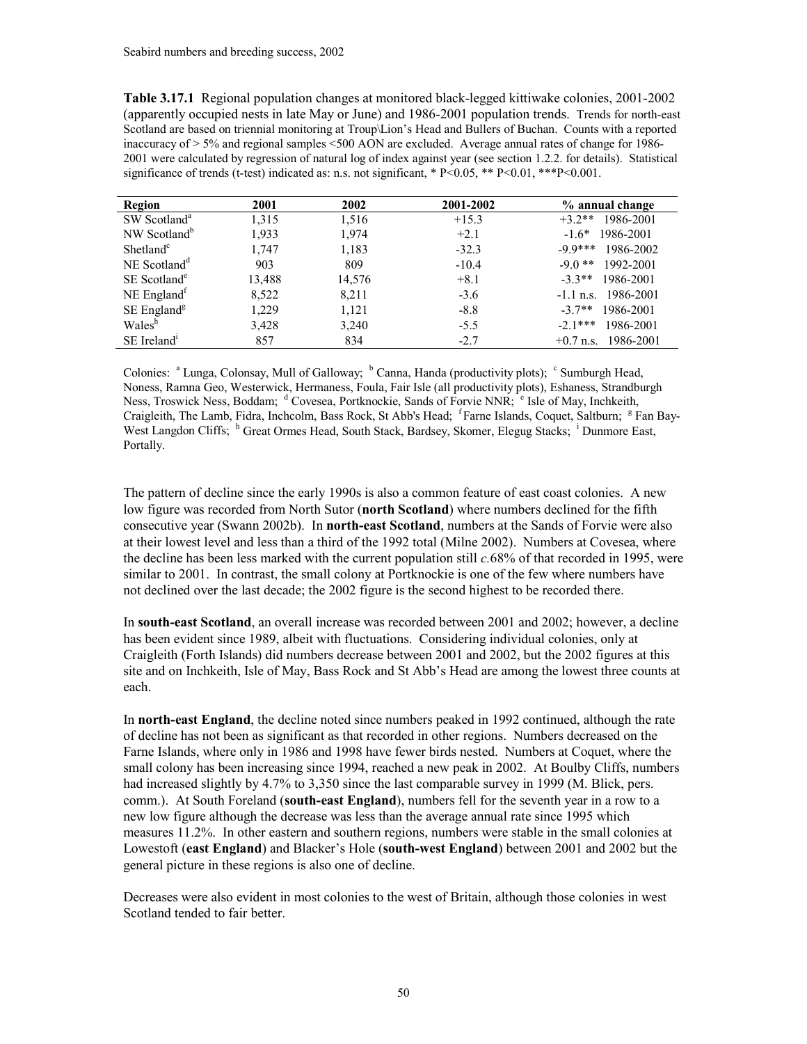**Table 3.17.1** Regional population changes at monitored black-legged kittiwake colonies, 2001-2002 (apparently occupied nests in late May or June) and 1986-2001 population trends. Trends for north-east Scotland are based on triennial monitoring at Troup\Lion's Head and Bullers of Buchan. Counts with a reported inaccuracy of > 5% and regional samples <500 AON are excluded. Average annual rates of change for 1986-2001 were calculated by regression of natural log of index against year (see section 1.2.2. for details). Statistical significance of trends (t-test) indicated as: n.s. not significant, * P<0.05, ** P<0.01, ***P<0.001.

| Region | 2001 | 2002 | 2001-2002 | % annual change |
|---|---|---|---|---|
| SW Scotland[a] | 1,315 | 1,516 | +15.3 | +3.2** 1986-2001 |
| NW Scotland[b] | 1,933 | 1,974 | +2.1 | -1.6* 1986-2001 |
| Shetland[c] | 1,747 | 1,183 | -32.3 | -9.9*** 1986-2002 |
| NE Scotland[d] | 903 | 809 | -10.4 | -9.0 ** 1992-2001 |
| SE Scotland[e] | 13,488 | 14,576 | +8.1 | -3.3** 1986-2001 |
| NE England[f] | 8,522 | 8,211 | -3.6 | -1.1 n.s. 1986-2001 |
| SE England[g] | 1,229 | 1,121 | -8.8 | -3.7** 1986-2001 |
| Wales[h] | 3,428 | 3,240 | -5.5 | -2.1*** 1986-2001 |
| SE Ireland[i] | 857 | 834 | -2.7 | +0.7 n.s. 1986-2001 |

Colonies: [a] Lunga, Colonsay, Mull of Galloway; [b] Canna, Handa (productivity plots); [c] Sumburgh Head, Noness, Ramna Geo, Westerwick, Hermaness, Foula, Fair Isle (all productivity plots), Eshaness, Strandburgh Ness, Troswick Ness, Boddam; [d] Covesea, Portknockie, Sands of Forvie NNR; [e] Isle of May, Inchkeith, Craigleith, The Lamb, Fidra, Inchcolm, Bass Rock, St Abb's Head; [f] Farne Islands, Coquet, Saltburn; [g] Fan Bay-West Langdon Cliffs; [h] Great Ormes Head, South Stack, Bardsey, Skomer, Elegug Stacks; [i] Dunmore East, Portally.

The pattern of decline since the early 1990s is also a common feature of east coast colonies. A new low figure was recorded from North Sutor (**north Scotland**) where numbers declined for the fifth consecutive year (Swann 2002b). In **north-east Scotland**, numbers at the Sands of Forvie were also at their lowest level and less than a third of the 1992 total (Milne 2002). Numbers at Covesea, where the decline has been less marked with the current population still *c.*68% of that recorded in 1995, were similar to 2001. In contrast, the small colony at Portknockie is one of the few where numbers have not declined over the last decade; the 2002 figure is the second highest to be recorded there.

In **south-east Scotland**, an overall increase was recorded between 2001 and 2002; however, a decline has been evident since 1989, albeit with fluctuations. Considering individual colonies, only at Craigleith (Forth Islands) did numbers decrease between 2001 and 2002, but the 2002 figures at this site and on Inchkeith, Isle of May, Bass Rock and St Abb's Head are among the lowest three counts at each.

In **north-east England**, the decline noted since numbers peaked in 1992 continued, although the rate of decline has not been as significant as that recorded in other regions. Numbers decreased on the Farne Islands, where only in 1986 and 1998 have fewer birds nested. Numbers at Coquet, where the small colony has been increasing since 1994, reached a new peak in 2002. At Boulby Cliffs, numbers had increased slightly by 4.7% to 3,350 since the last comparable survey in 1999 (M. Blick, pers. comm.). At South Foreland (**south-east England**), numbers fell for the seventh year in a row to a new low figure although the decrease was less than the average annual rate since 1995 which measures 11.2%. In other eastern and southern regions, numbers were stable in the small colonies at Lowestoft (**east England**) and Blacker's Hole (**south-west England**) between 2001 and 2002 but the general picture in these regions is also one of decline.

Decreases were also evident in most colonies to the west of Britain, although those colonies in west Scotland tended to fair better.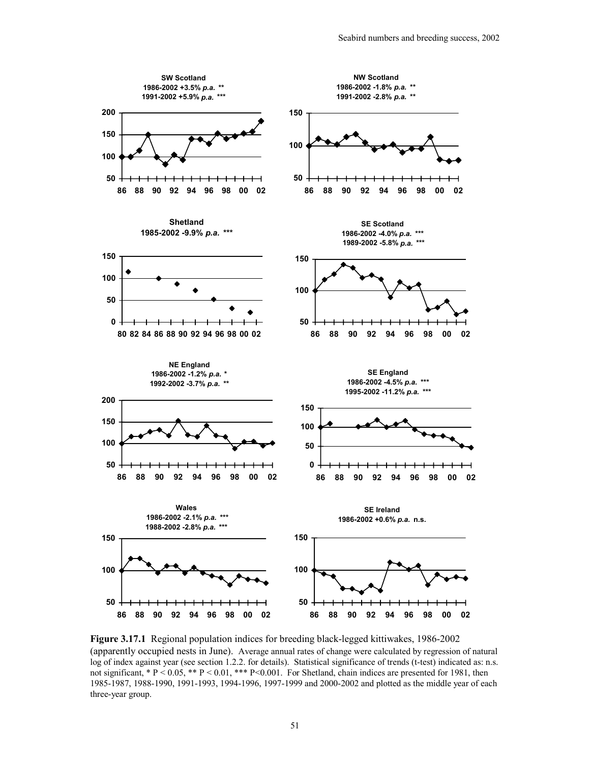**SW Scotland**
**1986-2002 +3.5% *p.a.* \*\***
**1991-2002 +5.9% *p.a.* \*\*\***

**NW Scotland**
**1986-2002 -1.8% *p.a.* \*\***
**1991-2002 -2.8% *p.a.* \*\***

**Shetland**
**1985-2002 -9.9% *p.a.* \*\*\***

**SE Scotland**
**1986-2002 -4.0% *p.a.* \*\*\***
**1989-2002 -5.8% *p.a.* \*\*\***

**NE England**
**1986-2002 -1.2% *p.a.* \***
**1992-2002 -3.7% *p.a.* \*\***

**SE England**
**1986-2002 -4.5% *p.a.* \*\*\***
**1995-2002 -11.2% *p.a.* \*\*\***

**Wales**
**1986-2002 -2.1% *p.a.* \*\*\***
**1988-2002 -2.8% *p.a.* \*\*\***

**SE Ireland**
**1986-2002 +0.6% *p.a.* n.s.**

**Figure 3.17.1** Regional population indices for breeding black-legged kittiwakes, 1986-2002 (apparently occupied nests in June). Average annual rates of change were calculated by regression of natural log of index against year (see section 1.2.2. for details). Statistical significance of trends (t-test) indicated as: n.s. not significant, * $P < 0.05$, ** $P < 0.01$, *** $P < 0.001$. For Shetland, chain indices are presented for 1981, then 1985-1987, 1988-1990, 1991-1993, 1994-1996, 1997-1999 and 2000-2002 and plotted as the middle year of each three-year group.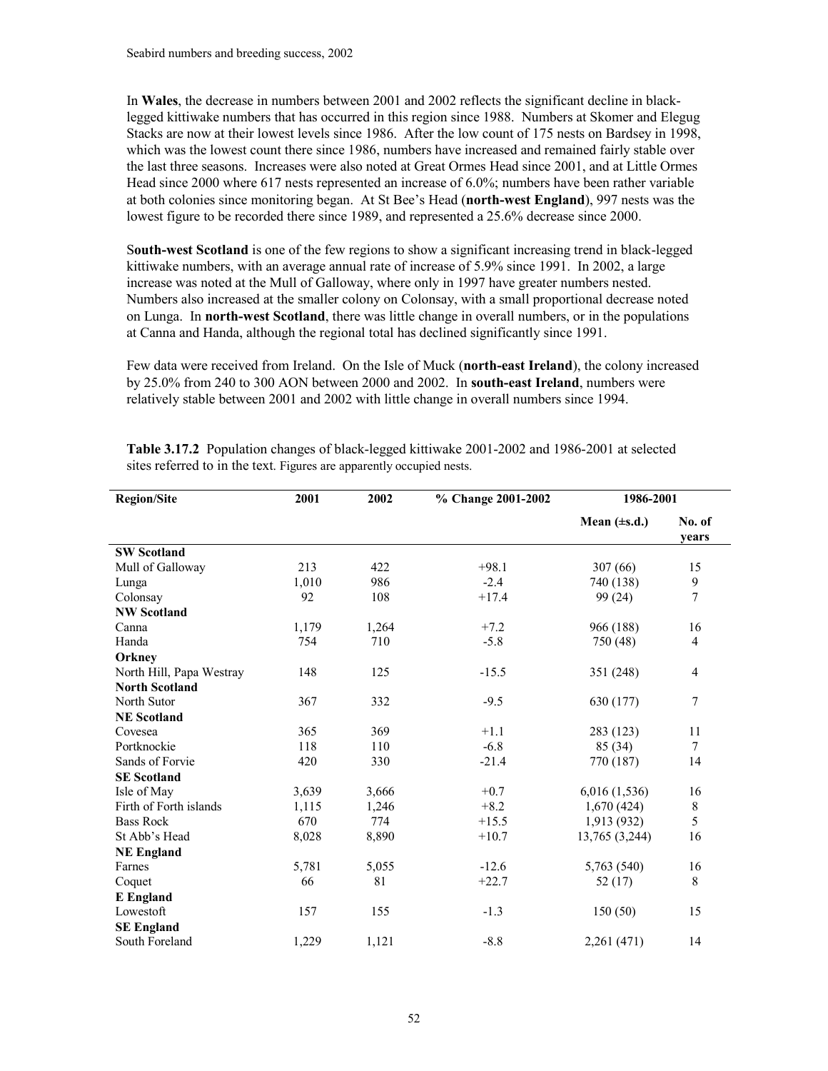In **Wales**, the decrease in numbers between 2001 and 2002 reflects the significant decline in black-legged kittiwake numbers that has occurred in this region since 1988. Numbers at Skomer and Elegug Stacks are now at their lowest levels since 1986. After the low count of 175 nests on Bardsey in 1998, which was the lowest count there since 1986, numbers have increased and remained fairly stable over the last three seasons. Increases were also noted at Great Ormes Head since 2001, and at Little Ormes Head since 2000 where 617 nests represented an increase of 6.0%; numbers have been rather variable at both colonies since monitoring began. At St Bee's Head (**north-west England**), 997 nests was the lowest figure to be recorded there since 1989, and represented a 25.6% decrease since 2000.

S**outh-west Scotland** is one of the few regions to show a significant increasing trend in black-legged kittiwake numbers, with an average annual rate of increase of 5.9% since 1991. In 2002, a large increase was noted at the Mull of Galloway, where only in 1997 have greater numbers nested. Numbers also increased at the smaller colony on Colonsay, with a small proportional decrease noted on Lunga. In **north-west Scotland**, there was little change in overall numbers, or in the populations at Canna and Handa, although the regional total has declined significantly since 1991.

Few data were received from Ireland. On the Isle of Muck (**north-east Ireland**), the colony increased by 25.0% from 240 to 300 AON between 2000 and 2002. In **south-east Ireland**, numbers were relatively stable between 2001 and 2002 with little change in overall numbers since 1994.

**Table 3.17.2** Population changes of black-legged kittiwake 2001-2002 and 1986-2001 at selected sites referred to in the text. Figures are apparently occupied nests.

| Region/Site | 2001 | 2002 | % Change 2001-2002 | 1986-2001 | |
|---|---|---|---|---|---|
| | | | | Mean (±s.d.) | No. of years |
| **SW Scotland** | | | | | |
| Mull of Galloway | 213 | 422 | +98.1 | 307 (66) | 15 |
| Lunga | 1,010 | 986 | -2.4 | 740 (138) | 9 |
| Colonsay | 92 | 108 | +17.4 | 99 (24) | 7 |
| **NW Scotland** | | | | | |
| Canna | 1,179 | 1,264 | +7.2 | 966 (188) | 16 |
| Handa | 754 | 710 | -5.8 | 750 (48) | 4 |
| **Orkney** | | | | | |
| North Hill, Papa Westray | 148 | 125 | -15.5 | 351 (248) | 4 |
| **North Scotland** | | | | | |
| North Sutor | 367 | 332 | -9.5 | 630 (177) | 7 |
| **NE Scotland** | | | | | |
| Covesea | 365 | 369 | +1.1 | 283 (123) | 11 |
| Portknockie | 118 | 110 | -6.8 | 85 (34) | 7 |
| Sands of Forvie | 420 | 330 | -21.4 | 770 (187) | 14 |
| **SE Scotland** | | | | | |
| Isle of May | 3,639 | 3,666 | +0.7 | 6,016 (1,536) | 16 |
| Firth of Forth islands | 1,115 | 1,246 | +8.2 | 1,670 (424) | 8 |
| Bass Rock | 670 | 774 | +15.5 | 1,913 (932) | 5 |
| St Abb's Head | 8,028 | 8,890 | +10.7 | 13,765 (3,244) | 16 |
| **NE England** | | | | | |
| Farnes | 5,781 | 5,055 | -12.6 | 5,763 (540) | 16 |
| Coquet | 66 | 81 | +22.7 | 52 (17) | 8 |
| **E England** | | | | | |
| Lowestoft | 157 | 155 | -1.3 | 150 (50) | 15 |
| **SE England** | | | | | |
| South Foreland | 1,229 | 1,121 | -8.8 | 2,261 (471) | 14 |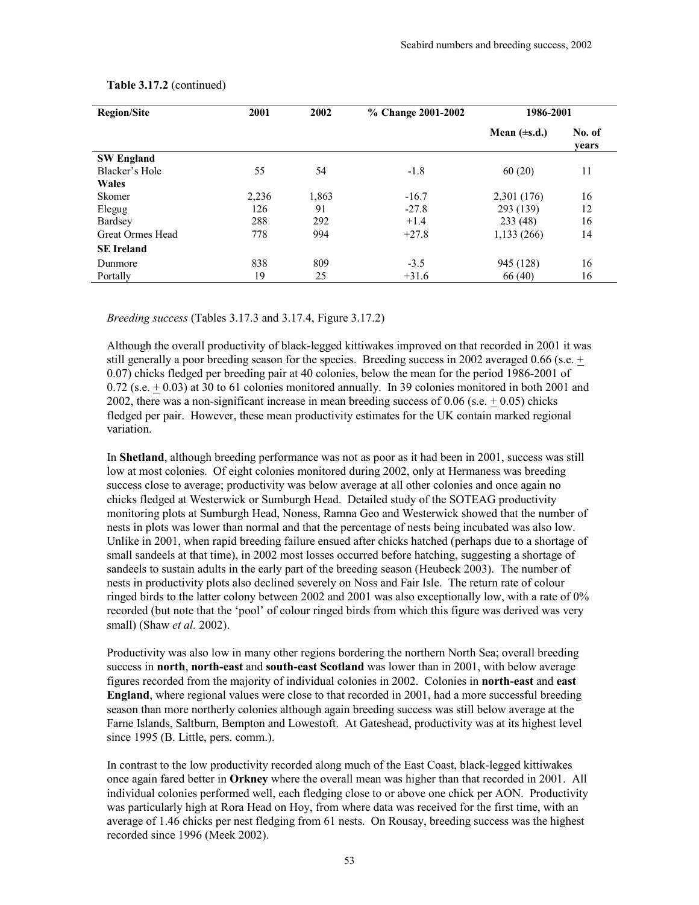**Table 3.17.2** (continued)

| Region/Site | 2001 | 2002 | % Change 2001-2002 | 1986-2001 | |
|---|---|---|---|---|---|
| | | | | Mean (±s.d.) | No. of years |
| **SW England** | | | | | |
| Blacker's Hole | 55 | 54 | -1.8 | 60 (20) | 11 |
| **Wales** | | | | | |
| Skomer | 2,236 | 1,863 | -16.7 | 2,301 (176) | 16 |
| Elegug | 126 | 91 | -27.8 | 293 (139) | 12 |
| Bardsey | 288 | 292 | +1.4 | 233 (48) | 16 |
| Great Ormes Head | 778 | 994 | +27.8 | 1,133 (266) | 14 |
| **SE Ireland** | | | | | |
| Dunmore | 838 | 809 | -3.5 | 945 (128) | 16 |
| Portally | 19 | 25 | +31.6 | 66 (40) | 16 |

*Breeding success* (Tables 3.17.3 and 3.17.4, Figure 3.17.2)

Although the overall productivity of black-legged kittiwakes improved on that recorded in 2001 it was still generally a poor breeding season for the species. Breeding success in 2002 averaged 0.66 (s.e. ± 0.07) chicks fledged per breeding pair at 40 colonies, below the mean for the period 1986-2001 of 0.72 (s.e. ± 0.03) at 30 to 61 colonies monitored annually. In 39 colonies monitored in both 2001 and 2002, there was a non-significant increase in mean breeding success of 0.06 (s.e. ± 0.05) chicks fledged per pair. However, these mean productivity estimates for the UK contain marked regional variation.

In **Shetland**, although breeding performance was not as poor as it had been in 2001, success was still low at most colonies. Of eight colonies monitored during 2002, only at Hermaness was breeding success close to average; productivity was below average at all other colonies and once again no chicks fledged at Westerwick or Sumburgh Head. Detailed study of the SOTEAG productivity monitoring plots at Sumburgh Head, Noness, Ramna Geo and Westerwick showed that the number of nests in plots was lower than normal and that the percentage of nests being incubated was also low. Unlike in 2001, when rapid breeding failure ensued after chicks hatched (perhaps due to a shortage of small sandeels at that time), in 2002 most losses occurred before hatching, suggesting a shortage of sandeels to sustain adults in the early part of the breeding season (Heubeck 2003). The number of nests in productivity plots also declined severely on Noss and Fair Isle. The return rate of colour ringed birds to the latter colony between 2002 and 2001 was also exceptionally low, with a rate of 0% recorded (but note that the 'pool' of colour ringed birds from which this figure was derived was very small) (Shaw *et al.* 2002).

Productivity was also low in many other regions bordering the northern North Sea; overall breeding success in **north**, **north-east** and **south-east Scotland** was lower than in 2001, with below average figures recorded from the majority of individual colonies in 2002. Colonies in **north-east** and **east England**, where regional values were close to that recorded in 2001, had a more successful breeding season than more northerly colonies although again breeding success was still below average at the Farne Islands, Saltburn, Bempton and Lowestoft. At Gateshead, productivity was at its highest level since 1995 (B. Little, pers. comm.).

In contrast to the low productivity recorded along much of the East Coast, black-legged kittiwakes once again fared better in **Orkney** where the overall mean was higher than that recorded in 2001. All individual colonies performed well, each fledging close to or above one chick per AON. Productivity was particularly high at Rora Head on Hoy, from where data was received for the first time, with an average of 1.46 chicks per nest fledging from 61 nests. On Rousay, breeding success was the highest recorded since 1996 (Meek 2002).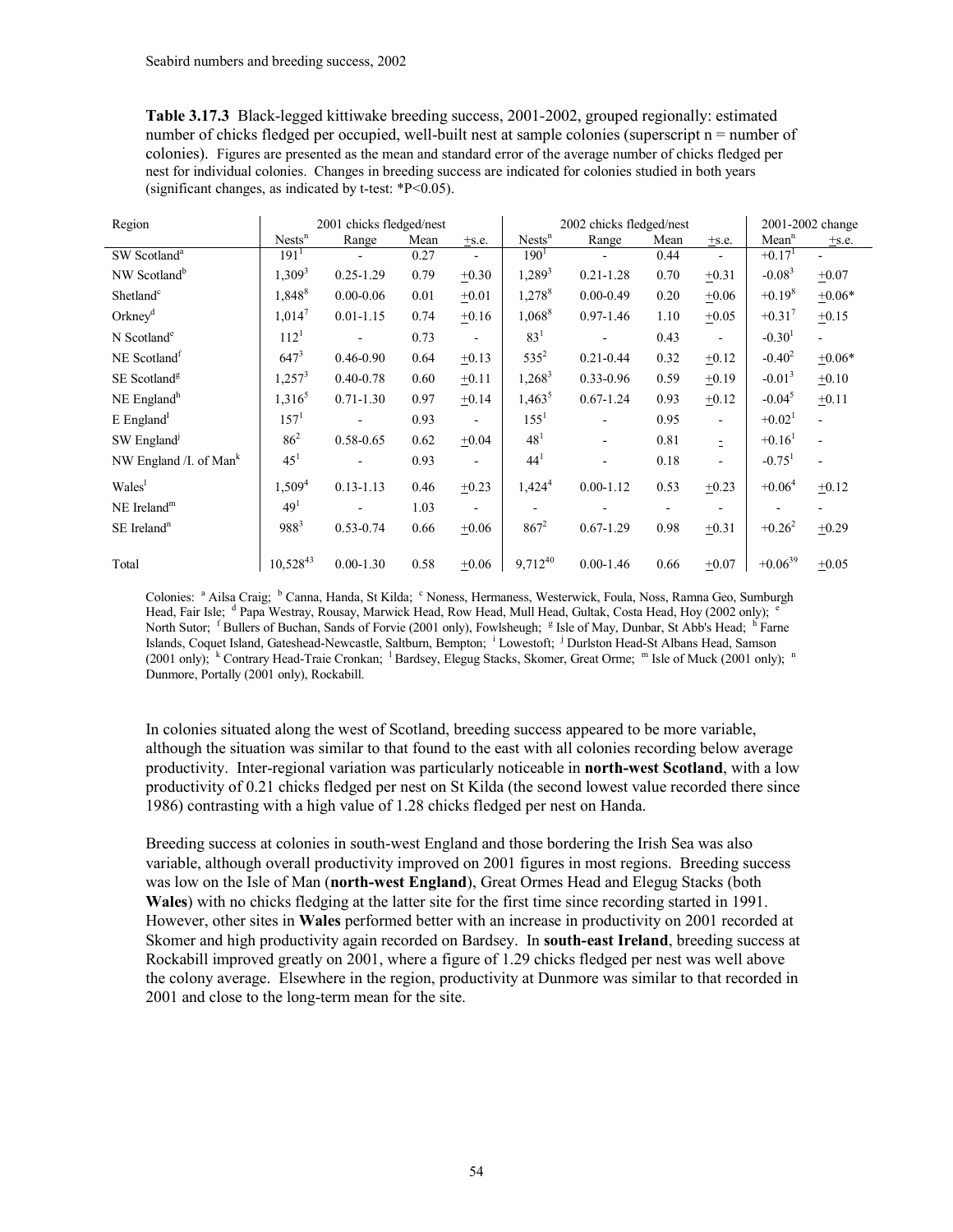**Table 3.17.3** Black-legged kittiwake breeding success, 2001-2002, grouped regionally: estimated number of chicks fledged per occupied, well-built nest at sample colonies (superscript n = number of colonies). Figures are presented as the mean and standard error of the average number of chicks fledged per nest for individual colonies. Changes in breeding success are indicated for colonies studied in both years (significant changes, as indicated by t-test: *P<0.05).

| Region | 2001 chicks fledged/nest | | | | 2002 chicks fledged/nest | | | | 2001-2002 change | |
|---|---|---|---|---|---|---|---|---|---|---|
| | Nests$^n$ | Range | Mean | ±s.e. | Nests$^n$ | Range | Mean | ±s.e. | Mean$^n$ | ±s.e. |
| SW Scotland[a] | 191$^1$ | - | 0.27 | - | 190$^1$ | - | 0.44 | - | +0.17$^1$ | - |
| NW Scotland[b] | 1,309$^3$ | 0.25-1.29 | 0.79 | ±0.30 | 1,289$^3$ | 0.21-1.28 | 0.70 | ±0.31 | -0.08$^3$ | ±0.07 |
| Shetland[c] | 1,848$^8$ | 0.00-0.06 | 0.01 | ±0.01 | 1,278$^8$ | 0.00-0.49 | 0.20 | ±0.06 | +0.19$^8$ | ±0.06* |
| Orkney[d] | 1,014$^7$ | 0.01-1.15 | 0.74 | ±0.16 | 1,068$^8$ | 0.97-1.46 | 1.10 | ±0.05 | +0.31$^7$ | ±0.15 |
| N Scotland[e] | 112$^1$ | - | 0.73 | - | 83$^1$ | - | 0.43 | - | -0.30$^1$ | - |
| NE Scotland[f] | 647$^3$ | 0.46-0.90 | 0.64 | ±0.13 | 535$^2$ | 0.21-0.44 | 0.32 | ±0.12 | -0.40$^2$ | ±0.06* |
| SE Scotland[g] | 1,257$^3$ | 0.40-0.78 | 0.60 | ±0.11 | 1,268$^3$ | 0.33-0.96 | 0.59 | ±0.19 | -0.01$^3$ | ±0.10 |
| NE England[h] | 1,316$^5$ | 0.71-1.30 | 0.97 | ±0.14 | 1,463$^5$ | 0.67-1.24 | 0.93 | ±0.12 | -0.04$^5$ | ±0.11 |
| E England[i] | 157$^1$ | - | 0.93 | - | 155$^1$ | - | 0.95 | - | +0.02$^1$ | - |
| SW England[j] | 86$^2$ | 0.58-0.65 | 0.62 | ±0.04 | 48$^1$ | - | 0.81 | - | +0.16$^1$ | - |
| NW England /I. of Man[k] | 45$^1$ | - | 0.93 | - | 44$^1$ | - | 0.18 | - | -0.75$^1$ | - |
| Wales[l] | 1,509$^4$ | 0.13-1.13 | 0.46 | ±0.23 | 1,424$^4$ | 0.00-1.12 | 0.53 | ±0.23 | +0.06$^4$ | ±0.12 |
| NE Ireland[m] | 49$^1$ | - | 1.03 | - | - | - | - | - | - | - |
| SE Ireland[n] | 988$^3$ | 0.53-0.74 | 0.66 | ±0.06 | 867$^2$ | 0.67-1.29 | 0.98 | ±0.31 | +0.26$^2$ | ±0.29 |
| Total | 10,528$^{43}$ | 0.00-1.30 | 0.58 | ±0.06 | 9,712$^{40}$ | 0.00-1.46 | 0.66 | ±0.07 | +0.06$^{39}$ | ±0.05 |

Colonies: [a] Ailsa Craig; [b] Canna, Handa, St Kilda; [c] Noness, Hermaness, Westerwick, Foula, Noss, Ramna Geo, Sumburgh Head, Fair Isle; [d] Papa Westray, Rousay, Marwick Head, Row Head, Mull Head, Gultak, Costa Head, Hoy (2002 only); [e] North Sutor; [f] Bullers of Buchan, Sands of Forvie (2001 only), Fowlsheugh; [g] Isle of May, Dunbar, St Abb's Head; [h] Farne Islands, Coquet Island, Gateshead-Newcastle, Saltburn, Bempton; [i] Lowestoft; [j] Durlston Head-St Albans Head, Samson (2001 only); [k] Contrary Head-Traie Cronkan; [l] Bardsey, Elegug Stacks, Skomer, Great Orme; [m] Isle of Muck (2001 only); [n] Dunmore, Portally (2001 only), Rockabill.

In colonies situated along the west of Scotland, breeding success appeared to be more variable, although the situation was similar to that found to the east with all colonies recording below average productivity. Inter-regional variation was particularly noticeable in **north-west Scotland**, with a low productivity of 0.21 chicks fledged per nest on St Kilda (the second lowest value recorded there since 1986) contrasting with a high value of 1.28 chicks fledged per nest on Handa.

Breeding success at colonies in south-west England and those bordering the Irish Sea was also variable, although overall productivity improved on 2001 figures in most regions. Breeding success was low on the Isle of Man (**north-west England**), Great Ormes Head and Elegug Stacks (both **Wales**) with no chicks fledging at the latter site for the first time since recording started in 1991. However, other sites in **Wales** performed better with an increase in productivity on 2001 recorded at Skomer and high productivity again recorded on Bardsey. In **south-east Ireland**, breeding success at Rockabill improved greatly on 2001, where a figure of 1.29 chicks fledged per nest was well above the colony average. Elsewhere in the region, productivity at Dunmore was similar to that recorded in 2001 and close to the long-term mean for the site.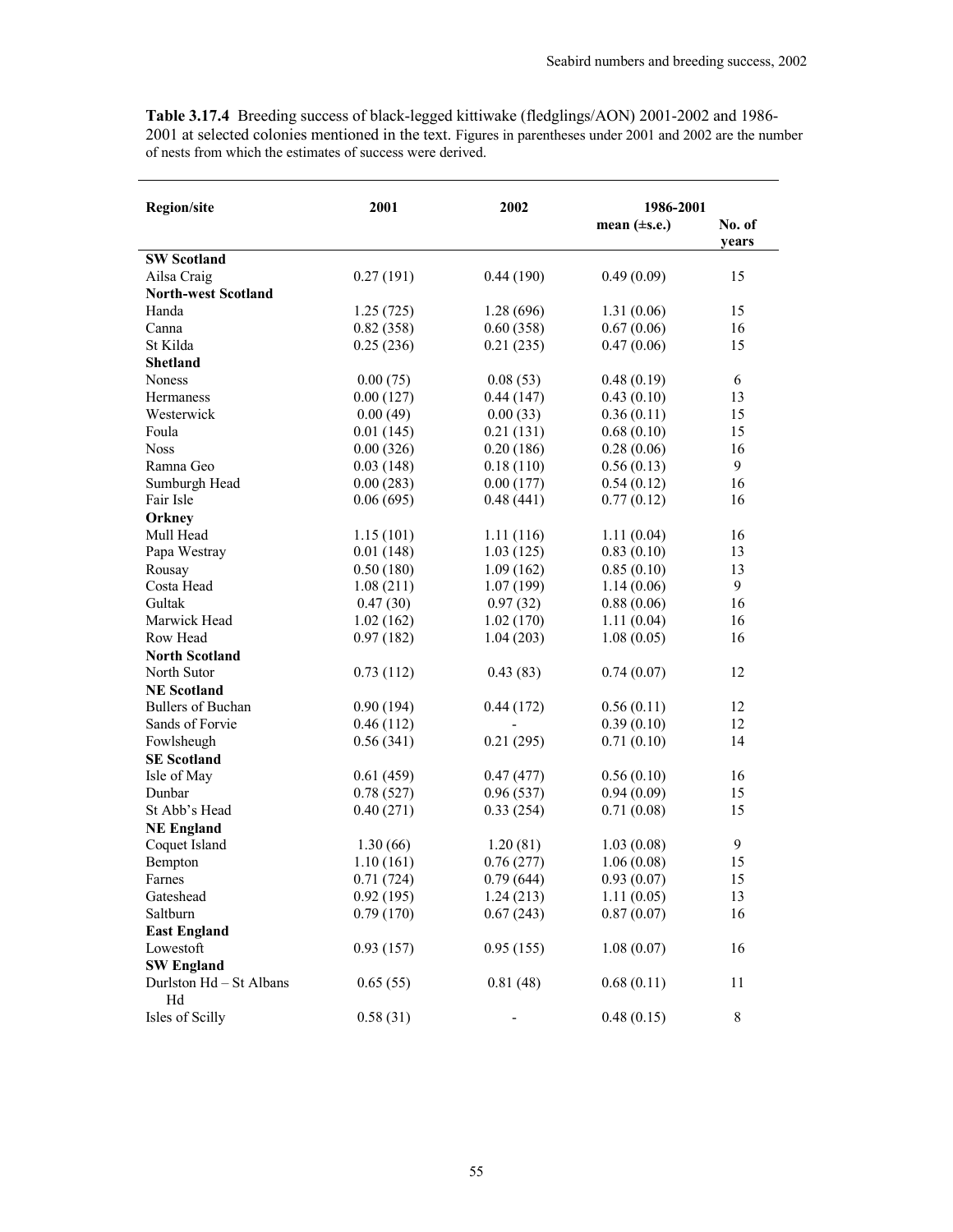**Table 3.17.4** Breeding success of black-legged kittiwake (fledglings/AON) 2001-2002 and 1986-2001 at selected colonies mentioned in the text. Figures in parentheses under 2001 and 2002 are the number of nests from which the estimates of success were derived.

| Region/site | 2001 | 2002 | 1986-2001 | |
|---|---|---|---|---|
| | | | mean (±s.e.) | No. of years |
| **SW Scotland** | | | | |
| Ailsa Craig | 0.27 (191) | 0.44 (190) | 0.49 (0.09) | 15 |
| **North-west Scotland** | | | | |
| Handa | 1.25 (725) | 1.28 (696) | 1.31 (0.06) | 15 |
| Canna | 0.82 (358) | 0.60 (358) | 0.67 (0.06) | 16 |
| St Kilda | 0.25 (236) | 0.21 (235) | 0.47 (0.06) | 15 |
| **Shetland** | | | | |
| Noness | 0.00 (75) | 0.08 (53) | 0.48 (0.19) | 6 |
| Hermaness | 0.00 (127) | 0.44 (147) | 0.43 (0.10) | 13 |
| Westerwick | 0.00 (49) | 0.00 (33) | 0.36 (0.11) | 15 |
| Foula | 0.01 (145) | 0.21 (131) | 0.68 (0.10) | 15 |
| Noss | 0.00 (326) | 0.20 (186) | 0.28 (0.06) | 16 |
| Ramna Geo | 0.03 (148) | 0.18 (110) | 0.56 (0.13) | 9 |
| Sumburgh Head | 0.00 (283) | 0.00 (177) | 0.54 (0.12) | 16 |
| Fair Isle | 0.06 (695) | 0.48 (441) | 0.77 (0.12) | 16 |
| **Orkney** | | | | |
| Mull Head | 1.15 (101) | 1.11 (116) | 1.11 (0.04) | 16 |
| Papa Westray | 0.01 (148) | 1.03 (125) | 0.83 (0.10) | 13 |
| Rousay | 0.50 (180) | 1.09 (162) | 0.85 (0.10) | 13 |
| Costa Head | 1.08 (211) | 1.07 (199) | 1.14 (0.06) | 9 |
| Gultak | 0.47 (30) | 0.97 (32) | 0.88 (0.06) | 16 |
| Marwick Head | 1.02 (162) | 1.02 (170) | 1.11 (0.04) | 16 |
| Row Head | 0.97 (182) | 1.04 (203) | 1.08 (0.05) | 16 |
| **North Scotland** | | | | |
| North Sutor | 0.73 (112) | 0.43 (83) | 0.74 (0.07) | 12 |
| **NE Scotland** | | | | |
| Bullers of Buchan | 0.90 (194) | 0.44 (172) | 0.56 (0.11) | 12 |
| Sands of Forvie | 0.46 (112) | - | 0.39 (0.10) | 12 |
| Fowlsheugh | 0.56 (341) | 0.21 (295) | 0.71 (0.10) | 14 |
| **SE Scotland** | | | | |
| Isle of May | 0.61 (459) | 0.47 (477) | 0.56 (0.10) | 16 |
| Dunbar | 0.78 (527) | 0.96 (537) | 0.94 (0.09) | 15 |
| St Abb's Head | 0.40 (271) | 0.33 (254) | 0.71 (0.08) | 15 |
| **NE England** | | | | |
| Coquet Island | 1.30 (66) | 1.20 (81) | 1.03 (0.08) | 9 |
| Bempton | 1.10 (161) | 0.76 (277) | 1.06 (0.08) | 15 |
| Farnes | 0.71 (724) | 0.79 (644) | 0.93 (0.07) | 15 |
| Gateshead | 0.92 (195) | 1.24 (213) | 1.11 (0.05) | 13 |
| Saltburn | 0.79 (170) | 0.67 (243) | 0.87 (0.07) | 16 |
| **East England** | | | | |
| Lowestoft | 0.93 (157) | 0.95 (155) | 1.08 (0.07) | 16 |
| **SW England** | | | | |
| Durlston Hd – St Albans Hd | 0.65 (55) | 0.81 (48) | 0.68 (0.11) | 11 |
| Isles of Scilly | 0.58 (31) | - | 0.48 (0.15) | 8 |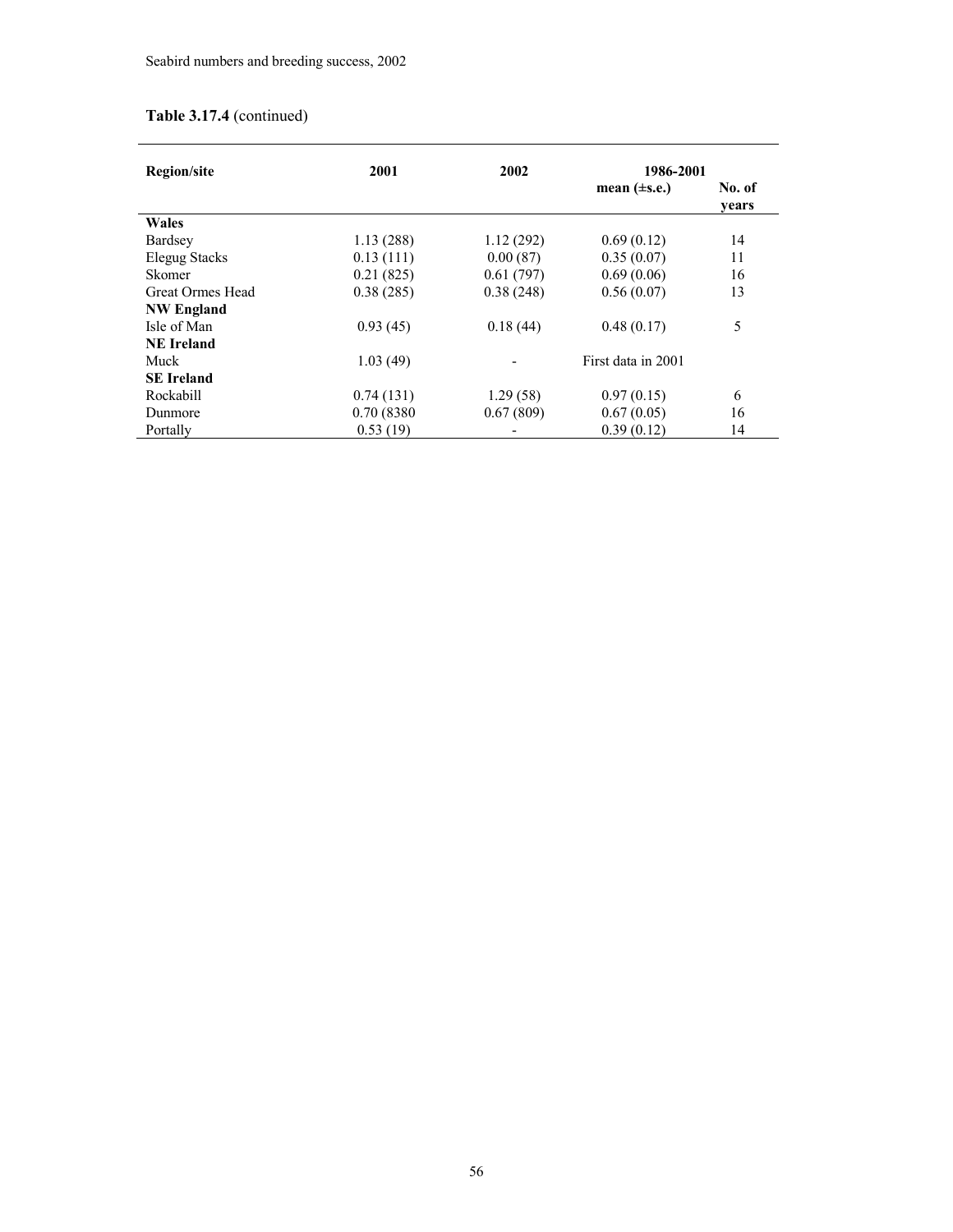**Table 3.17.4** (continued)

| Region/site | 2001 | 2002 | 1986-2001 mean (±s.e.) | No. of years |
|---|---|---|---|---|
| **Wales** | | | | |
| Bardsey | 1.13 (288) | 1.12 (292) | 0.69 (0.12) | 14 |
| Elegug Stacks | 0.13 (111) | 0.00 (87) | 0.35 (0.07) | 11 |
| Skomer | 0.21 (825) | 0.61 (797) | 0.69 (0.06) | 16 |
| Great Ormes Head | 0.38 (285) | 0.38 (248) | 0.56 (0.07) | 13 |
| **NW England** | | | | |
| Isle of Man | 0.93 (45) | 0.18 (44) | 0.48 (0.17) | 5 |
| **NE Ireland** | | | | |
| Muck | 1.03 (49) | - | First data in 2001 | |
| **SE Ireland** | | | | |
| Rockabill | 0.74 (131) | 1.29 (58) | 0.97 (0.15) | 6 |
| Dunmore | 0.70 (8380 | 0.67 (809) | 0.67 (0.05) | 16 |
| Portally | 0.53 (19) | - | 0.39 (0.12) | 14 |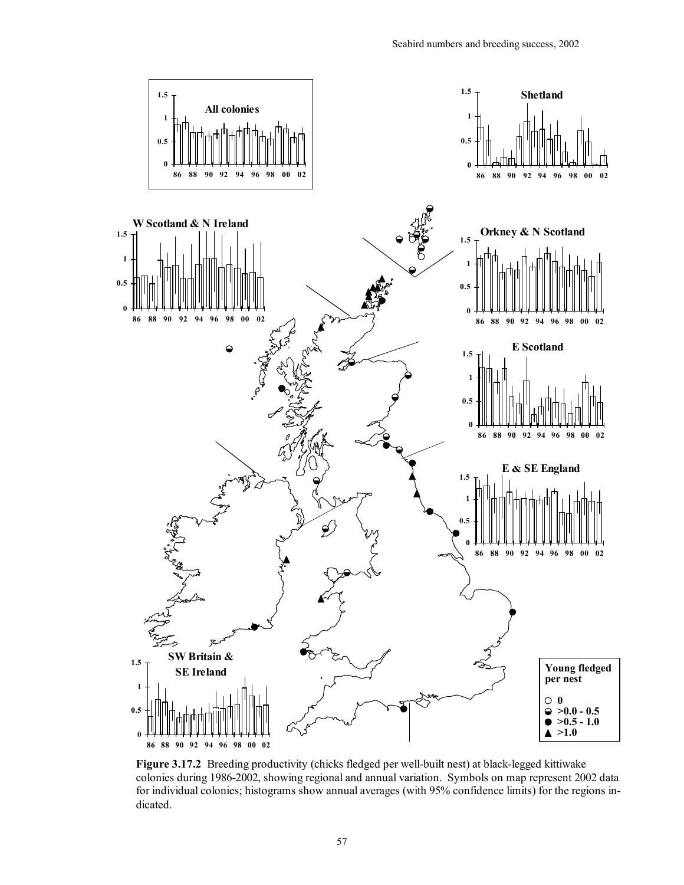**Figure 3.17.2** Breeding productivity (chicks fledged per well-built nest) at black-legged kittiwake colonies during 1986-2002, showing regional and annual variation. Symbols on map represent 2002 data for individual colonies; histograms show annual averages (with 95% confidence limits) for the regions indicated.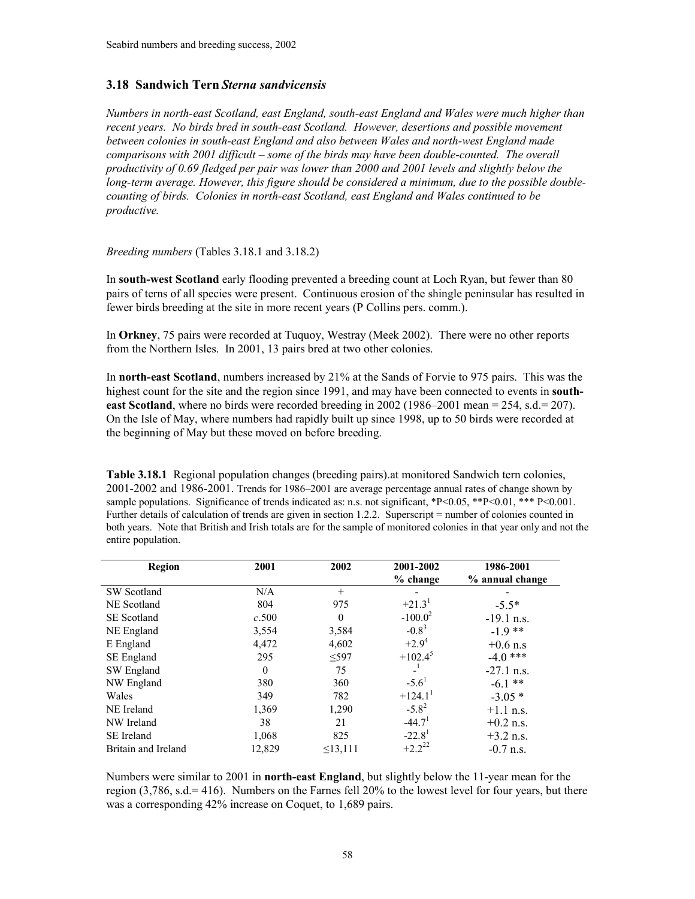### 3.18 Sandwich Tern *Sterna sandvicensis*

*Numbers in north-east Scotland, east England, south-east England and Wales were much higher than recent years. No birds bred in south-east Scotland. However, desertions and possible movement between colonies in south-east England and also between Wales and north-west England made comparisons with 2001 difficult – some of the birds may have been double-counted. The overall productivity of 0.69 fledged per pair was lower than 2000 and 2001 levels and slightly below the long-term average. However, this figure should be considered a minimum, due to the possible double-counting of birds. Colonies in north-east Scotland, east England and Wales continued to be productive.*

*Breeding numbers* (Tables 3.18.1 and 3.18.2)

In **south-west Scotland** early flooding prevented a breeding count at Loch Ryan, but fewer than 80 pairs of terns of all species were present. Continuous erosion of the shingle peninsular has resulted in fewer birds breeding at the site in more recent years (P Collins pers. comm.).

In **Orkney**, 75 pairs were recorded at Tuquoy, Westray (Meek 2002). There were no other reports from the Northern Isles. In 2001, 13 pairs bred at two other colonies.

In **north-east Scotland**, numbers increased by 21% at the Sands of Forvie to 975 pairs. This was the highest count for the site and the region since 1991, and may have been connected to events in **south-east Scotland**, where no birds were recorded breeding in 2002 (1986–2001 mean = 254, s.d.= 207). On the Isle of May, where numbers had rapidly built up since 1998, up to 50 birds were recorded at the beginning of May but these moved on before breeding.

**Table 3.18.1** Regional population changes (breeding pairs).at monitored Sandwich tern colonies, 2001-2002 and 1986-2001. Trends for 1986–2001 are average percentage annual rates of change shown by sample populations. Significance of trends indicated as: n.s. not significant, *P<0.05, **P<0.01, *** P<0.001. Further details of calculation of trends are given in section 1.2.2. Superscript = number of colonies counted in both years. Note that British and Irish totals are for the sample of monitored colonies in that year only and not the entire population.

| Region | 2001 | 2002 | 2001-2002 % change | 1986-2001 % annual change |
|---|---|---|---|---|
| SW Scotland | N/A | + | - | - |
| NE Scotland | 804 | 975 | +21.3[1] | -5.5* |
| SE Scotland | *c.*500 | 0 | -100.0[2] | -19.1 n.s. |
| NE England | 3,554 | 3,584 | -0.8[3] | -1.9 ** |
| E England | 4,472 | 4,602 | +2.9[4] | +0.6 n.s |
| SE England | 295 | ≤597 | +102.4[5] | -4.0 *** |
| SW England | 0 | 75 | -[1] | -27.1 n.s. |
| NW England | 380 | 360 | -5.6[1] | -6.1 ** |
| Wales | 349 | 782 | +124.1[1] | -3.05 * |
| NE Ireland | 1,369 | 1,290 | -5.8[2] | +1.1 n.s. |
| NW Ireland | 38 | 21 | -44.7[1] | +0.2 n.s. |
| SE Ireland | 1,068 | 825 | -22.8[1] | +3.2 n.s. |
| Britain and Ireland | 12,829 | ≤13,111 | +2.2[22] | -0.7 n.s. |

Numbers were similar to 2001 in **north-east England**, but slightly below the 11-year mean for the region (3,786, s.d.= 416). Numbers on the Farnes fell 20% to the lowest level for four years, but there was a corresponding 42% increase on Coquet, to 1,689 pairs.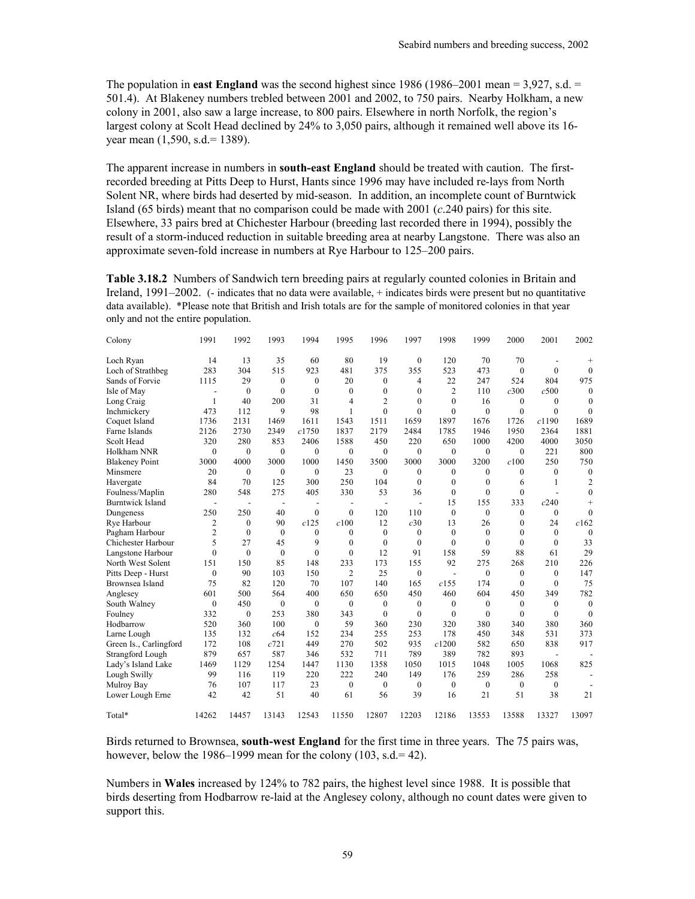The population in **east England** was the second highest since 1986 (1986–2001 mean = 3,927, s.d. = 501.4). At Blakeney numbers trebled between 2001 and 2002, to 750 pairs. Nearby Holkham, a new colony in 2001, also saw a large increase, to 800 pairs. Elsewhere in north Norfolk, the region's largest colony at Scolt Head declined by 24% to 3,050 pairs, although it remained well above its 16-year mean (1,590, s.d.= 1389).

The apparent increase in numbers in **south-east England** should be treated with caution. The first-recorded breeding at Pitts Deep to Hurst, Hants since 1996 may have included re-lays from North Solent NR, where birds had deserted by mid-season. In addition, an incomplete count of Burntwick Island (65 birds) meant that no comparison could be made with 2001 (*c*.240 pairs) for this site. Elsewhere, 33 pairs bred at Chichester Harbour (breeding last recorded there in 1994), possibly the result of a storm-induced reduction in suitable breeding area at nearby Langstone. There was also an approximate seven-fold increase in numbers at Rye Harbour to 125–200 pairs.

**Table 3.18.2** Numbers of Sandwich tern breeding pairs at regularly counted colonies in Britain and Ireland, 1991–2002. (- indicates that no data were available, + indicates birds were present but no quantitative data available). *Please note that British and Irish totals are for the sample of monitored colonies in that year only and not the entire population.

| Colony | 1991 | 1992 | 1993 | 1994 | 1995 | 1996 | 1997 | 1998 | 1999 | 2000 | 2001 | 2002 |
|---|---|---|---|---|---|---|---|---|---|---|---|---|
| Loch Ryan | 14 | 13 | 35 | 60 | 80 | 19 | 0 | 120 | 70 | 70 | - | + |
| Loch of Strathbeg | 283 | 304 | 515 | 923 | 481 | 375 | 355 | 523 | 473 | 0 | 0 | 0 |
| Sands of Forvie | 1115 | 29 | 0 | 0 | 20 | 0 | 4 | 22 | 247 | 524 | 804 | 975 |
| Isle of May | - | 0 | 0 | 0 | 0 | 0 | 0 | 2 | 110 | *c*300 | *c*500 | 0 |
| Long Craig | 1 | 40 | 200 | 31 | 4 | 2 | 0 | 0 | 16 | 0 | 0 | 0 |
| Inchmickery | 473 | 112 | 9 | 98 | 1 | 0 | 0 | 0 | 0 | 0 | 0 | 0 |
| Coquet Island | 1736 | 2131 | 1469 | 1611 | 1543 | 1511 | 1659 | 1897 | 1676 | 1726 | *c*1190 | 1689 |
| Farne Islands | 2126 | 2730 | 2349 | *c*1750 | 1837 | 2179 | 2484 | 1785 | 1946 | 1950 | 2364 | 1881 |
| Scolt Head | 320 | 280 | 853 | 2406 | 1588 | 450 | 220 | 650 | 1000 | 4200 | 4000 | 3050 |
| Holkham NNR | 0 | 0 | 0 | 0 | 0 | 0 | 0 | 0 | 0 | 0 | 221 | 800 |
| Blakeney Point | 3000 | 4000 | 3000 | 1000 | 1450 | 3500 | 3000 | 3000 | 3200 | *c*100 | 250 | 750 |
| Minsmere | 20 | 0 | 0 | 0 | 23 | 0 | 0 | 0 | 0 | 0 | 0 | 0 |
| Havergate | 84 | 70 | 125 | 300 | 250 | 104 | 0 | 0 | 0 | 6 | 1 | 2 |
| Foulness/Maplin | 280 | 548 | 275 | 405 | 330 | 53 | 36 | 0 | 0 | 0 | - | 0 |
| Burntwick Island | - | - | - | - | - | - | - | 15 | 155 | 333 | *c*240 | + |
| Dungeness | 250 | 250 | 40 | 0 | 0 | 120 | 110 | 0 | 0 | 0 | 0 | 0 |
| Rye Harbour | 2 | 0 | 90 | *c*125 | *c*100 | 12 | *c*30 | 13 | 26 | 0 | 24 | *c*162 |
| Pagham Harbour | 2 | 0 | 0 | 0 | 0 | 0 | 0 | 0 | 0 | 0 | 0 | 0 |
| Chichester Harbour | 5 | 27 | 45 | 9 | 0 | 0 | 0 | 0 | 0 | 0 | 0 | 33 |
| Langstone Harbour | 0 | 0 | 0 | 0 | 0 | 12 | 91 | 158 | 59 | 88 | 61 | 29 |
| North West Solent | 151 | 150 | 85 | 148 | 233 | 173 | 155 | 92 | 275 | 268 | 210 | 226 |
| Pitts Deep - Hurst | 0 | 90 | 103 | 150 | 2 | 25 | 0 | - | 0 | 0 | 0 | 147 |
| Brownsea Island | 75 | 82 | 120 | 70 | 107 | 140 | 165 | *c*155 | 174 | 0 | 0 | 75 |
| Anglesey | 601 | 500 | 564 | 400 | 650 | 650 | 450 | 460 | 604 | 450 | 349 | 782 |
| South Walney | 0 | 450 | 0 | 0 | 0 | 0 | 0 | 0 | 0 | 0 | 0 | 0 |
| Foulney | 332 | 0 | 253 | 380 | 343 | 0 | 0 | 0 | 0 | 0 | 0 | 0 |
| Hodbarrow | 520 | 360 | 100 | 0 | 59 | 360 | 230 | 320 | 380 | 340 | 380 | 360 |
| Larne Lough | 135 | 132 | *c*64 | 152 | 234 | 255 | 253 | 178 | 450 | 348 | 531 | 373 |
| Green Is., Carlingford | 172 | 108 | *c*721 | 449 | 270 | 502 | 935 | *c*1200 | 582 | 650 | 838 | 917 |
| Strangford Lough | 879 | 657 | 587 | 346 | 532 | 711 | 789 | 389 | 782 | 893 | - | - |
| Lady's Island Lake | 1469 | 1129 | 1254 | 1447 | 1130 | 1358 | 1050 | 1015 | 1048 | 1005 | 1068 | 825 |
| Lough Swilly | 99 | 116 | 119 | 220 | 222 | 240 | 149 | 176 | 259 | 286 | 258 | - |
| Mulroy Bay | 76 | 107 | 117 | 23 | 0 | 0 | 0 | 0 | 0 | 0 | 0 | - |
| Lower Lough Erne | 42 | 42 | 51 | 40 | 61 | 56 | 39 | 16 | 21 | 51 | 38 | 21 |
| Total* | 14262 | 14457 | 13143 | 12543 | 11550 | 12807 | 12203 | 12186 | 13553 | 13588 | 13327 | 13097 |

Birds returned to Brownsea, **south-west England** for the first time in three years. The 75 pairs was, however, below the 1986–1999 mean for the colony (103, s.d.= 42).

Numbers in **Wales** increased by 124% to 782 pairs, the highest level since 1988. It is possible that birds deserting from Hodbarrow re-laid at the Anglesey colony, although no count dates were given to support this.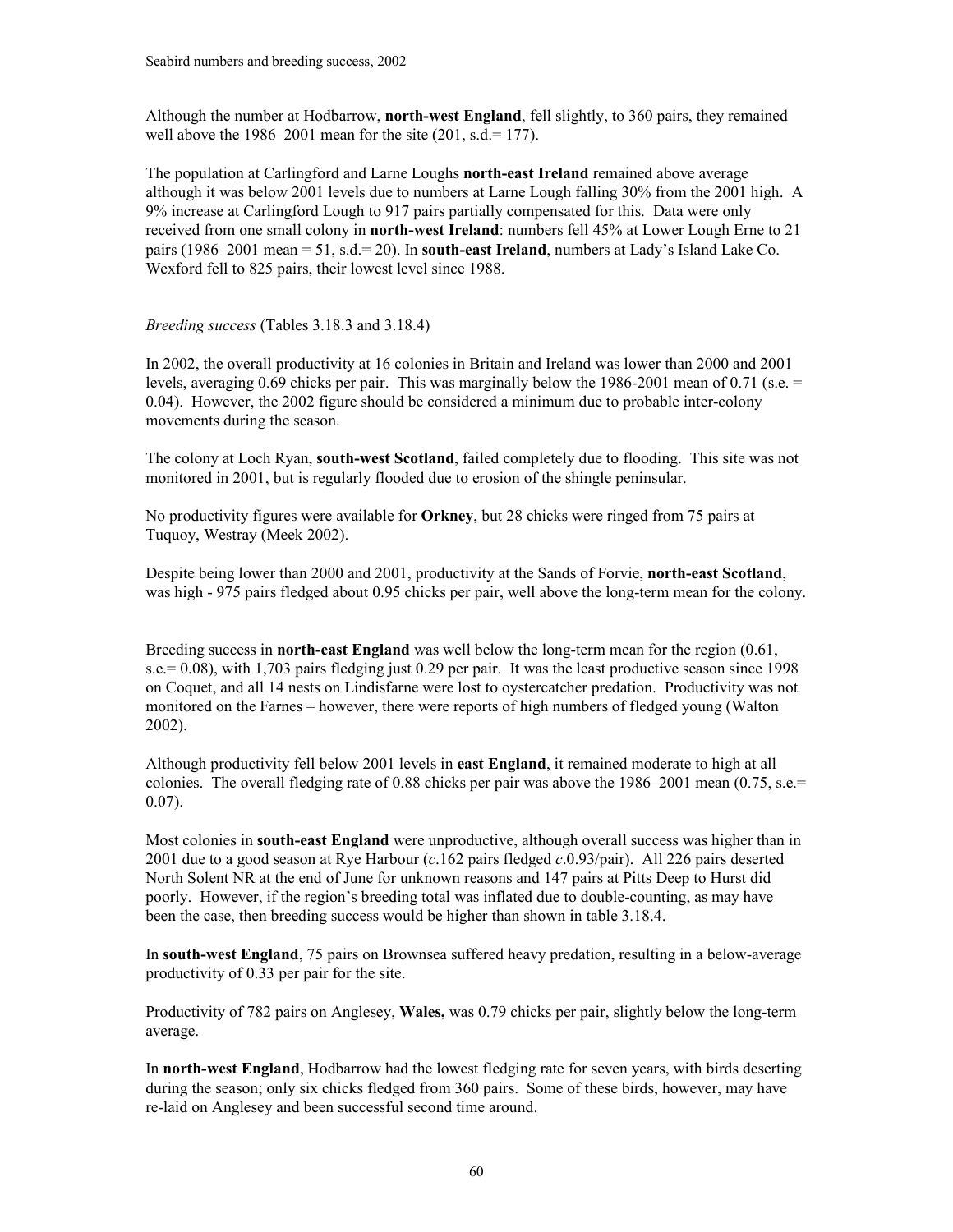Although the number at Hodbarrow, **north-west England**, fell slightly, to 360 pairs, they remained well above the 1986–2001 mean for the site (201, s.d.= 177).

The population at Carlingford and Larne Loughs **north-east Ireland** remained above average although it was below 2001 levels due to numbers at Larne Lough falling 30% from the 2001 high. A 9% increase at Carlingford Lough to 917 pairs partially compensated for this. Data were only received from one small colony in **north-west Ireland**: numbers fell 45% at Lower Lough Erne to 21 pairs (1986–2001 mean = 51, s.d.= 20). In **south-east Ireland**, numbers at Lady's Island Lake Co. Wexford fell to 825 pairs, their lowest level since 1988.

*Breeding success* (Tables 3.18.3 and 3.18.4)

In 2002, the overall productivity at 16 colonies in Britain and Ireland was lower than 2000 and 2001 levels, averaging 0.69 chicks per pair. This was marginally below the 1986-2001 mean of 0.71 (s.e. = 0.04). However, the 2002 figure should be considered a minimum due to probable inter-colony movements during the season.

The colony at Loch Ryan, **south-west Scotland**, failed completely due to flooding. This site was not monitored in 2001, but is regularly flooded due to erosion of the shingle peninsular.

No productivity figures were available for **Orkney**, but 28 chicks were ringed from 75 pairs at Tuquoy, Westray (Meek 2002).

Despite being lower than 2000 and 2001, productivity at the Sands of Forvie, **north-east Scotland**, was high - 975 pairs fledged about 0.95 chicks per pair, well above the long-term mean for the colony.

Breeding success in **north-east England** was well below the long-term mean for the region (0.61, s.e.= 0.08), with 1,703 pairs fledging just 0.29 per pair. It was the least productive season since 1998 on Coquet, and all 14 nests on Lindisfarne were lost to oystercatcher predation. Productivity was not monitored on the Farnes – however, there were reports of high numbers of fledged young (Walton 2002).

Although productivity fell below 2001 levels in **east England**, it remained moderate to high at all colonies. The overall fledging rate of 0.88 chicks per pair was above the 1986–2001 mean (0.75, s.e.= 0.07).

Most colonies in **south-east England** were unproductive, although overall success was higher than in 2001 due to a good season at Rye Harbour (*c*.162 pairs fledged *c*.0.93/pair). All 226 pairs deserted North Solent NR at the end of June for unknown reasons and 147 pairs at Pitts Deep to Hurst did poorly. However, if the region's breeding total was inflated due to double-counting, as may have been the case, then breeding success would be higher than shown in table 3.18.4.

In **south-west England**, 75 pairs on Brownsea suffered heavy predation, resulting in a below-average productivity of 0.33 per pair for the site.

Productivity of 782 pairs on Anglesey, **Wales,** was 0.79 chicks per pair, slightly below the long-term average.

In **north-west England**, Hodbarrow had the lowest fledging rate for seven years, with birds deserting during the season; only six chicks fledged from 360 pairs. Some of these birds, however, may have re-laid on Anglesey and been successful second time around.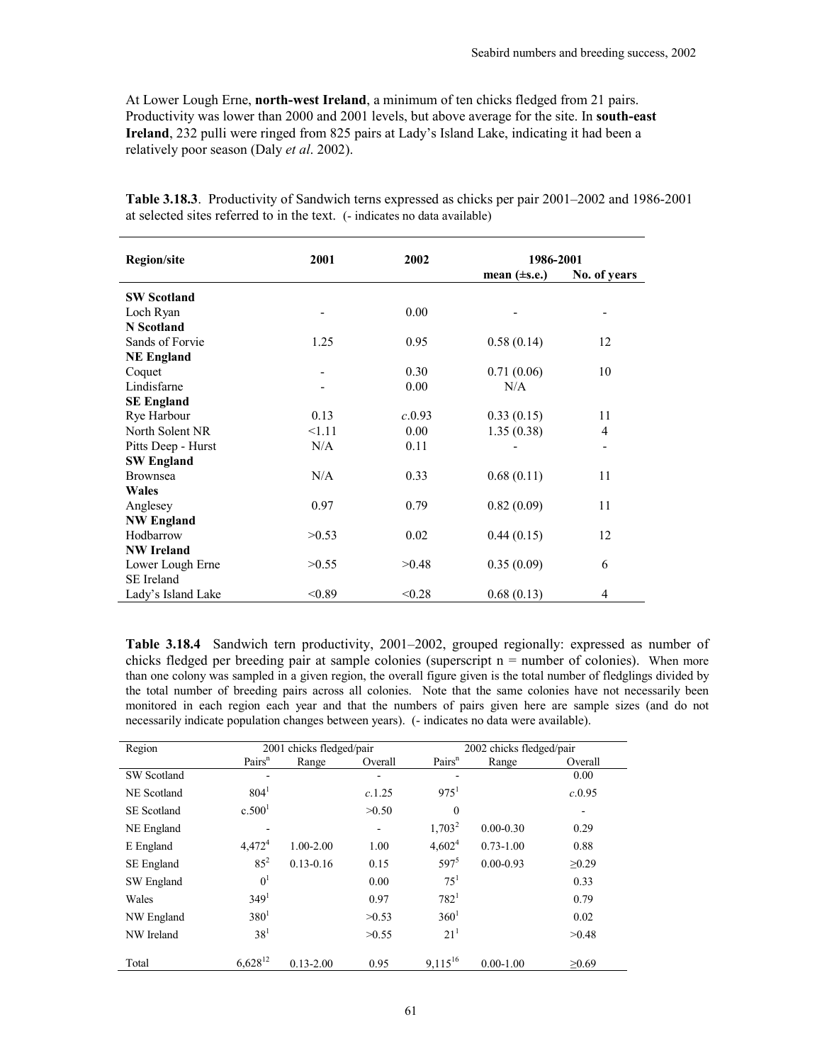At Lower Lough Erne, **north-west Ireland**, a minimum of ten chicks fledged from 21 pairs. Productivity was lower than 2000 and 2001 levels, but above average for the site. In **south-east Ireland**, 232 pulli were ringed from 825 pairs at Lady's Island Lake, indicating it had been a relatively poor season (Daly *et al*. 2002).

**Table 3.18.3**. Productivity of Sandwich terns expressed as chicks per pair 2001–2002 and 1986-2001 at selected sites referred to in the text. (- indicates no data available)

| Region/site | 2001 | 2002 | 1986-2001 mean (±s.e.) | 1986-2001 No. of years |
|---|---|---|---|---|
| **SW Scotland** | | | | |
| Loch Ryan | - | 0.00 | - | - |
| **N Scotland** | | | | |
| Sands of Forvie | 1.25 | 0.95 | 0.58 (0.14) | 12 |
| **NE England** | | | | |
| Coquet | - | 0.30 | 0.71 (0.06) | 10 |
| Lindisfarne | - | 0.00 | N/A | |
| **SE England** | | | | |
| Rye Harbour | 0.13 | *c*.0.93 | 0.33 (0.15) | 11 |
| North Solent NR | <1.11 | 0.00 | 1.35 (0.38) | 4 |
| Pitts Deep - Hurst | N/A | 0.11 | - | - |
| **SW England** | | | | |
| Brownsea | N/A | 0.33 | 0.68 (0.11) | 11 |
| **Wales** | | | | |
| Anglesey | 0.97 | 0.79 | 0.82 (0.09) | 11 |
| **NW England** | | | | |
| Hodbarrow | >0.53 | 0.02 | 0.44 (0.15) | 12 |
| **NW Ireland** | | | | |
| Lower Lough Erne | >0.55 | >0.48 | 0.35 (0.09) | 6 |
| SE Ireland | | | | |
| Lady's Island Lake | <0.89 | <0.28 | 0.68 (0.13) | 4 |

**Table 3.18.4** Sandwich tern productivity, 2001–2002, grouped regionally: expressed as number of chicks fledged per breeding pair at sample colonies (superscript n = number of colonies). When more than one colony was sampled in a given region, the overall figure given is the total number of fledglings divided by the total number of breeding pairs across all colonies. Note that the same colonies have not necessarily been monitored in each region each year and that the numbers of pairs given here are sample sizes (and do not necessarily indicate population changes between years). (- indicates no data were available).

| Region | 2001 chicks fledged/pair | | | 2002 chicks fledged/pair | | |
|---|---|---|---|---|---|---|
| | Pairs$^{n}$ | Range | Overall | Pairs$^{n}$ | Range | Overall |
| SW Scotland | - | | - | - | | 0.00 |
| NE Scotland | $804^{1}$ | | *c*.1.25 | $975^{1}$ | | *c*.0.95 |
| SE Scotland | c.$500^{1}$ | | >0.50 | 0 | | - |
| NE England | - | | - | $1,703^{2}$ | 0.00-0.30 | 0.29 |
| E England | $4,472^{4}$ | 1.00-2.00 | 1.00 | $4,602^{4}$ | 0.73-1.00 | 0.88 |
| SE England | $85^{2}$ | 0.13-0.16 | 0.15 | $597^{5}$ | 0.00-0.93 | ≥0.29 |
| SW England | $0^{1}$ | | 0.00 | $75^{1}$ | | 0.33 |
| Wales | $349^{1}$ | | 0.97 | $782^{1}$ | | 0.79 |
| NW England | $380^{1}$ | | >0.53 | $360^{1}$ | | 0.02 |
| NW Ireland | $38^{1}$ | | >0.55 | $21^{1}$ | | >0.48 |
| Total | $6,628^{12}$ | 0.13-2.00 | 0.95 | $9,115^{16}$ | 0.00-1.00 | ≥0.69 |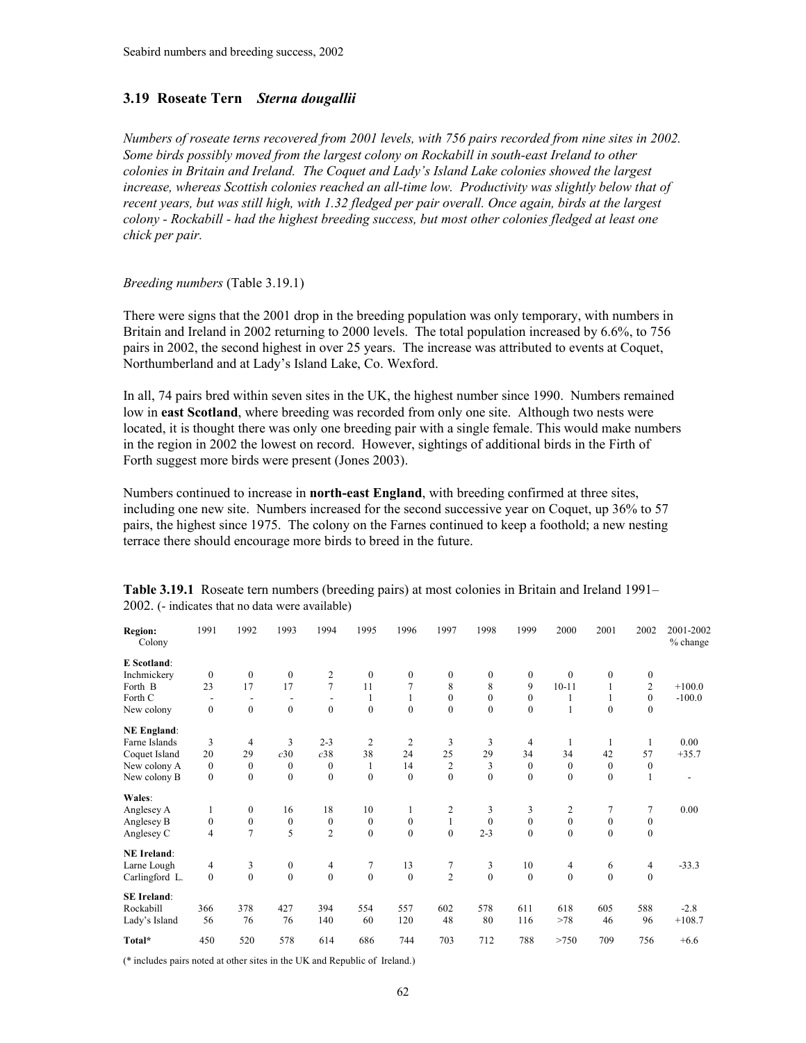### 3.19 Roseate Tern *Sterna dougallii*

*Numbers of roseate terns recovered from 2001 levels, with 756 pairs recorded from nine sites in 2002. Some birds possibly moved from the largest colony on Rockabill in south-east Ireland to other colonies in Britain and Ireland. The Coquet and Lady's Island Lake colonies showed the largest increase, whereas Scottish colonies reached an all-time low. Productivity was slightly below that of recent years, but was still high, with 1.32 fledged per pair overall. Once again, birds at the largest colony - Rockabill - had the highest breeding success, but most other colonies fledged at least one chick per pair.*

*Breeding numbers* (Table 3.19.1)

There were signs that the 2001 drop in the breeding population was only temporary, with numbers in Britain and Ireland in 2002 returning to 2000 levels. The total population increased by 6.6%, to 756 pairs in 2002, the second highest in over 25 years. The increase was attributed to events at Coquet, Northumberland and at Lady's Island Lake, Co. Wexford.

In all, 74 pairs bred within seven sites in the UK, the highest number since 1990. Numbers remained low in **east Scotland**, where breeding was recorded from only one site. Although two nests were located, it is thought there was only one breeding pair with a single female. This would make numbers in the region in 2002 the lowest on record. However, sightings of additional birds in the Firth of Forth suggest more birds were present (Jones 2003).

Numbers continued to increase in **north-east England**, with breeding confirmed at three sites, including one new site. Numbers increased for the second successive year on Coquet, up 36% to 57 pairs, the highest since 1975. The colony on the Farnes continued to keep a foothold; a new nesting terrace there should encourage more birds to breed in the future.

**Table 3.19.1** Roseate tern numbers (breeding pairs) at most colonies in Britain and Ireland 1991–2002. (- indicates that no data were available)

| Region: Colony | 1991 | 1992 | 1993 | 1994 | 1995 | 1996 | 1997 | 1998 | 1999 | 2000 | 2001 | 2002 | 2001-2002 % change |
|---|---|---|---|---|---|---|---|---|---|---|---|---|---|
| **E Scotland**: | | | | | | | | | | | | | |
| Inchmickery | 0 | 0 | 0 | 2 | 0 | 0 | 0 | 0 | 0 | 0 | 0 | 0 | |
| Forth B | 23 | 17 | 17 | 7 | 11 | 7 | 8 | 8 | 9 | 10-11 | 1 | 2 | +100.0 |
| Forth C | - | - | - | - | 1 | 1 | 0 | 0 | 0 | 1 | 1 | 0 | -100.0 |
| New colony | 0 | 0 | 0 | 0 | 0 | 0 | 0 | 0 | 0 | 1 | 0 | 0 | |
| **NE England**: | | | | | | | | | | | | | |
| Farne Islands | 3 | 4 | 3 | 2-3 | 2 | 2 | 3 | 3 | 4 | 1 | 1 | 1 | 0.00 |
| Coquet Island | 20 | 29 | *c*30 | *c*38 | 38 | 24 | 25 | 29 | 34 | 34 | 42 | 57 | +35.7 |
| New colony A | 0 | 0 | 0 | 0 | 1 | 14 | 2 | 3 | 0 | 0 | 0 | 0 | |
| New colony B | 0 | 0 | 0 | 0 | 0 | 0 | 0 | 0 | 0 | 0 | 0 | 1 | - |
| **Wales**: | | | | | | | | | | | | | |
| Anglesey A | 1 | 0 | 16 | 18 | 10 | 1 | 2 | 3 | 3 | 2 | 7 | 7 | 0.00 |
| Anglesey B | 0 | 0 | 0 | 0 | 0 | 0 | 1 | 0 | 0 | 0 | 0 | 0 | |
| Anglesey C | 4 | 7 | 5 | 2 | 0 | 0 | 0 | 2-3 | 0 | 0 | 0 | 0 | |
| **NE Ireland**: | | | | | | | | | | | | | |
| Larne Lough | 4 | 3 | 0 | 4 | 7 | 13 | 7 | 3 | 10 | 4 | 6 | 4 | -33.3 |
| Carlingford L. | 0 | 0 | 0 | 0 | 0 | 0 | 2 | 0 | 0 | 0 | 0 | 0 | |
| **SE Ireland**: | | | | | | | | | | | | | |
| Rockabill | 366 | 378 | 427 | 394 | 554 | 557 | 602 | 578 | 611 | 618 | 605 | 588 | -2.8 |
| Lady's Island | 56 | 76 | 76 | 140 | 60 | 120 | 48 | 80 | 116 | >78 | 46 | 96 | +108.7 |
| **Total*** | 450 | 520 | 578 | 614 | 686 | 744 | 703 | 712 | 788 | >750 | 709 | 756 | +6.6 |

(* includes pairs noted at other sites in the UK and Republic of Ireland.)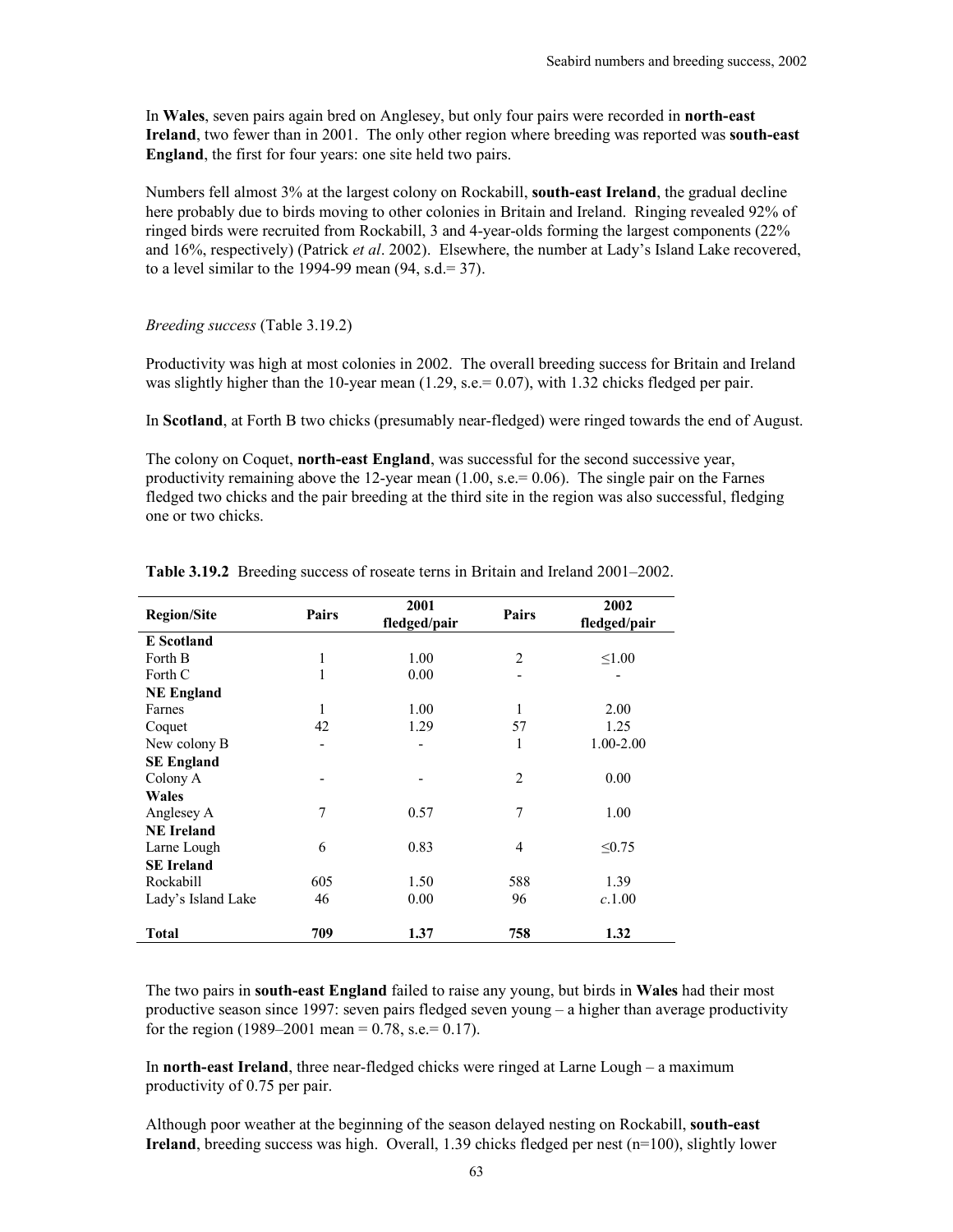In **Wales**, seven pairs again bred on Anglesey, but only four pairs were recorded in **north-east Ireland**, two fewer than in 2001. The only other region where breeding was reported was **south-east England**, the first for four years: one site held two pairs.

Numbers fell almost 3% at the largest colony on Rockabill, **south-east Ireland**, the gradual decline here probably due to birds moving to other colonies in Britain and Ireland. Ringing revealed 92% of ringed birds were recruited from Rockabill, 3 and 4-year-olds forming the largest components (22% and 16%, respectively) (Patrick *et al*. 2002). Elsewhere, the number at Lady's Island Lake recovered, to a level similar to the 1994-99 mean (94, s.d.= 37).

*Breeding success* (Table 3.19.2)

Productivity was high at most colonies in 2002. The overall breeding success for Britain and Ireland was slightly higher than the 10-year mean (1.29, s.e.= 0.07), with 1.32 chicks fledged per pair.

In **Scotland**, at Forth B two chicks (presumably near-fledged) were ringed towards the end of August.

The colony on Coquet, **north-east England**, was successful for the second successive year, productivity remaining above the 12-year mean (1.00, s.e.= 0.06). The single pair on the Farnes fledged two chicks and the pair breeding at the third site in the region was also successful, fledging one or two chicks.

**Table 3.19.2** Breeding success of roseate terns in Britain and Ireland 2001–2002.

| Region/Site | Pairs | 2001 fledged/pair | Pairs | 2002 fledged/pair |
|---|---|---|---|---|
| **E Scotland** | | | | |
| Forth B | 1 | 1.00 | 2 | ≤1.00 |
| Forth C | 1 | 0.00 | - | - |
| **NE England** | | | | |
| Farnes | 1 | 1.00 | 1 | 2.00 |
| Coquet | 42 | 1.29 | 57 | 1.25 |
| New colony B | - | - | 1 | 1.00-2.00 |
| **SE England** | | | | |
| Colony A | - | - | 2 | 0.00 |
| **Wales** | | | | |
| Anglesey A | 7 | 0.57 | 7 | 1.00 |
| **NE Ireland** | | | | |
| Larne Lough | 6 | 0.83 | 4 | ≤0.75 |
| **SE Ireland** | | | | |
| Rockabill | 605 | 1.50 | 588 | 1.39 |
| Lady's Island Lake | 46 | 0.00 | 96 | *c*.1.00 |
| **Total** | **709** | **1.37** | **758** | **1.32** |

The two pairs in **south-east England** failed to raise any young, but birds in **Wales** had their most productive season since 1997: seven pairs fledged seven young – a higher than average productivity for the region (1989–2001 mean = 0.78, s.e.= 0.17).

In **north-east Ireland**, three near-fledged chicks were ringed at Larne Lough – a maximum productivity of 0.75 per pair.

Although poor weather at the beginning of the season delayed nesting on Rockabill, **south-east Ireland**, breeding success was high. Overall, 1.39 chicks fledged per nest (n=100), slightly lower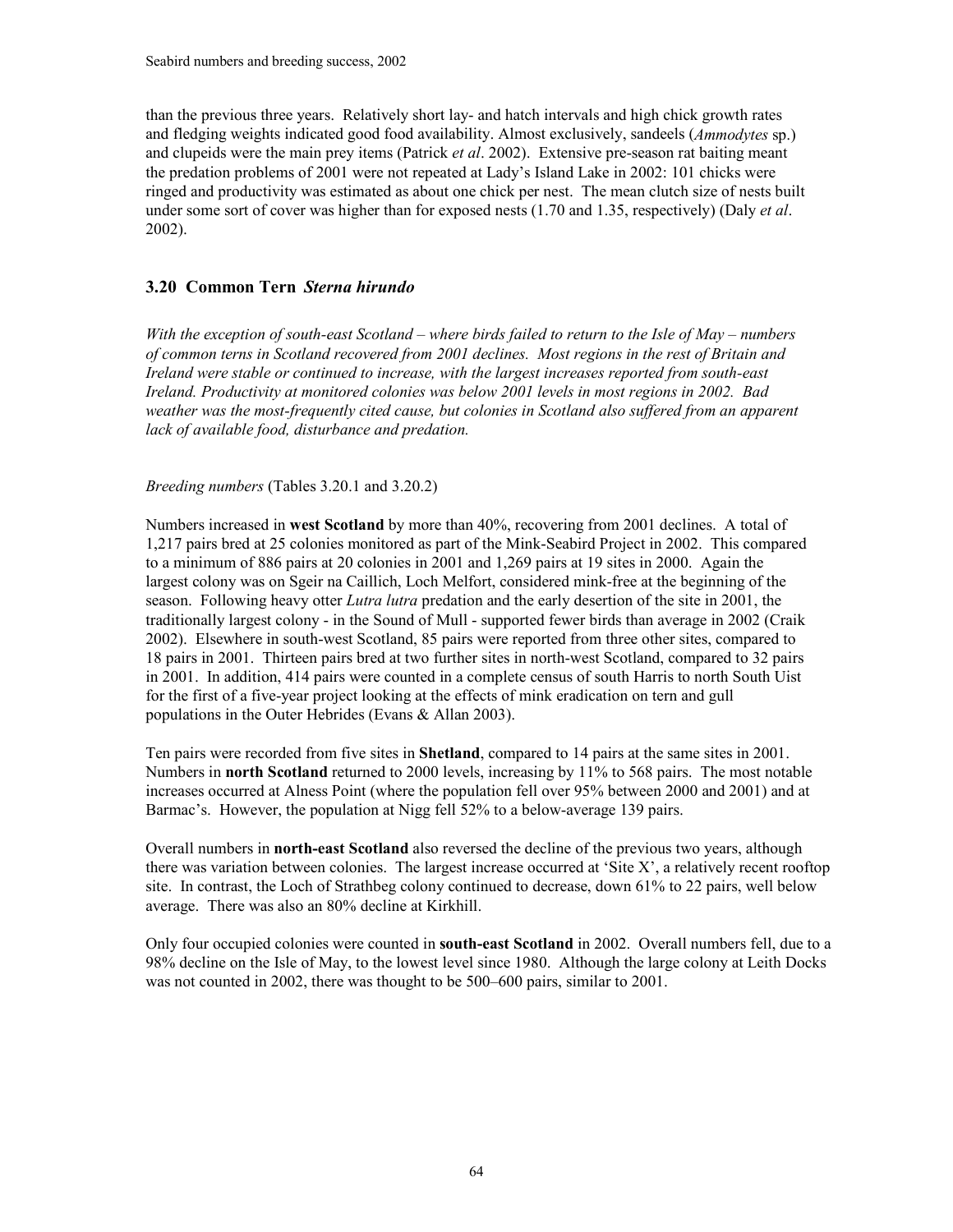than the previous three years. Relatively short lay- and hatch intervals and high chick growth rates and fledging weights indicated good food availability. Almost exclusively, sandeels (*Ammodytes* sp.) and clupeids were the main prey items (Patrick *et al*. 2002). Extensive pre-season rat baiting meant the predation problems of 2001 were not repeated at Lady's Island Lake in 2002: 101 chicks were ringed and productivity was estimated as about one chick per nest. The mean clutch size of nests built under some sort of cover was higher than for exposed nests (1.70 and 1.35, respectively) (Daly *et al*. 2002).

## 3.20 Common Tern *Sterna hirundo*

*With the exception of south-east Scotland – where birds failed to return to the Isle of May – numbers of common terns in Scotland recovered from 2001 declines. Most regions in the rest of Britain and Ireland were stable or continued to increase, with the largest increases reported from south-east Ireland. Productivity at monitored colonies was below 2001 levels in most regions in 2002. Bad weather was the most-frequently cited cause, but colonies in Scotland also suffered from an apparent lack of available food, disturbance and predation.*

*Breeding numbers* (Tables 3.20.1 and 3.20.2)

Numbers increased in **west Scotland** by more than 40%, recovering from 2001 declines. A total of 1,217 pairs bred at 25 colonies monitored as part of the Mink-Seabird Project in 2002. This compared to a minimum of 886 pairs at 20 colonies in 2001 and 1,269 pairs at 19 sites in 2000. Again the largest colony was on Sgeir na Caillich, Loch Melfort, considered mink-free at the beginning of the season. Following heavy otter *Lutra lutra* predation and the early desertion of the site in 2001, the traditionally largest colony - in the Sound of Mull - supported fewer birds than average in 2002 (Craik 2002). Elsewhere in south-west Scotland, 85 pairs were reported from three other sites, compared to 18 pairs in 2001. Thirteen pairs bred at two further sites in north-west Scotland, compared to 32 pairs in 2001. In addition, 414 pairs were counted in a complete census of south Harris to north South Uist for the first of a five-year project looking at the effects of mink eradication on tern and gull populations in the Outer Hebrides (Evans & Allan 2003).

Ten pairs were recorded from five sites in **Shetland**, compared to 14 pairs at the same sites in 2001. Numbers in **north Scotland** returned to 2000 levels, increasing by 11% to 568 pairs. The most notable increases occurred at Alness Point (where the population fell over 95% between 2000 and 2001) and at Barmac's. However, the population at Nigg fell 52% to a below-average 139 pairs.

Overall numbers in **north-east Scotland** also reversed the decline of the previous two years, although there was variation between colonies. The largest increase occurred at 'Site X', a relatively recent rooftop site. In contrast, the Loch of Strathbeg colony continued to decrease, down 61% to 22 pairs, well below average. There was also an 80% decline at Kirkhill.

Only four occupied colonies were counted in **south-east Scotland** in 2002. Overall numbers fell, due to a 98% decline on the Isle of May, to the lowest level since 1980. Although the large colony at Leith Docks was not counted in 2002, there was thought to be 500–600 pairs, similar to 2001.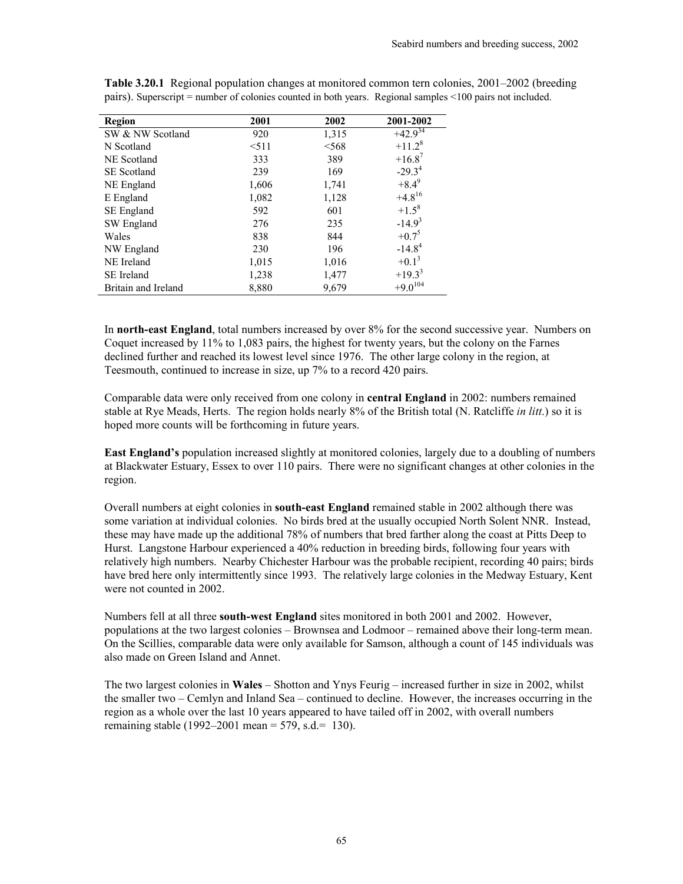**Table 3.20.1** Regional population changes at monitored common tern colonies, 2001–2002 (breeding pairs). Superscript = number of colonies counted in both years. Regional samples <100 pairs not included.

| Region | 2001 | 2002 | 2001-2002 |
|---|---|---|---|
| SW & NW Scotland | 920 | 1,315 | +42.9[34] |
| N Scotland | <511 | <568 | +11.2[8] |
| NE Scotland | 333 | 389 | +16.8[7] |
| SE Scotland | 239 | 169 | -29.3[4] |
| NE England | 1,606 | 1,741 | +8.4[9] |
| E England | 1,082 | 1,128 | +4.8[16] |
| SE England | 592 | 601 | +1.5[8] |
| SW England | 276 | 235 | -14.9[3] |
| Wales | 838 | 844 | +0.7[5] |
| NW England | 230 | 196 | -14.8[4] |
| NE Ireland | 1,015 | 1,016 | +0.1[3] |
| SE Ireland | 1,238 | 1,477 | +19.3[3] |
| Britain and Ireland | 8,880 | 9,679 | +9.0[104] |

In **north-east England**, total numbers increased by over 8% for the second successive year. Numbers on Coquet increased by 11% to 1,083 pairs, the highest for twenty years, but the colony on the Farnes declined further and reached its lowest level since 1976. The other large colony in the region, at Teesmouth, continued to increase in size, up 7% to a record 420 pairs.

Comparable data were only received from one colony in **central England** in 2002: numbers remained stable at Rye Meads, Herts. The region holds nearly 8% of the British total (N. Ratcliffe *in litt*.) so it is hoped more counts will be forthcoming in future years.

**East England's** population increased slightly at monitored colonies, largely due to a doubling of numbers at Blackwater Estuary, Essex to over 110 pairs. There were no significant changes at other colonies in the region.

Overall numbers at eight colonies in **south-east England** remained stable in 2002 although there was some variation at individual colonies. No birds bred at the usually occupied North Solent NNR. Instead, these may have made up the additional 78% of numbers that bred farther along the coast at Pitts Deep to Hurst. Langstone Harbour experienced a 40% reduction in breeding birds, following four years with relatively high numbers. Nearby Chichester Harbour was the probable recipient, recording 40 pairs; birds have bred here only intermittently since 1993. The relatively large colonies in the Medway Estuary, Kent were not counted in 2002.

Numbers fell at all three **south-west England** sites monitored in both 2001 and 2002. However, populations at the two largest colonies – Brownsea and Lodmoor – remained above their long-term mean. On the Scillies, comparable data were only available for Samson, although a count of 145 individuals was also made on Green Island and Annet.

The two largest colonies in **Wales** – Shotton and Ynys Feurig – increased further in size in 2002, whilst the smaller two – Cemlyn and Inland Sea – continued to decline. However, the increases occurring in the region as a whole over the last 10 years appeared to have tailed off in 2002, with overall numbers remaining stable (1992–2001 mean = 579, s.d.= 130).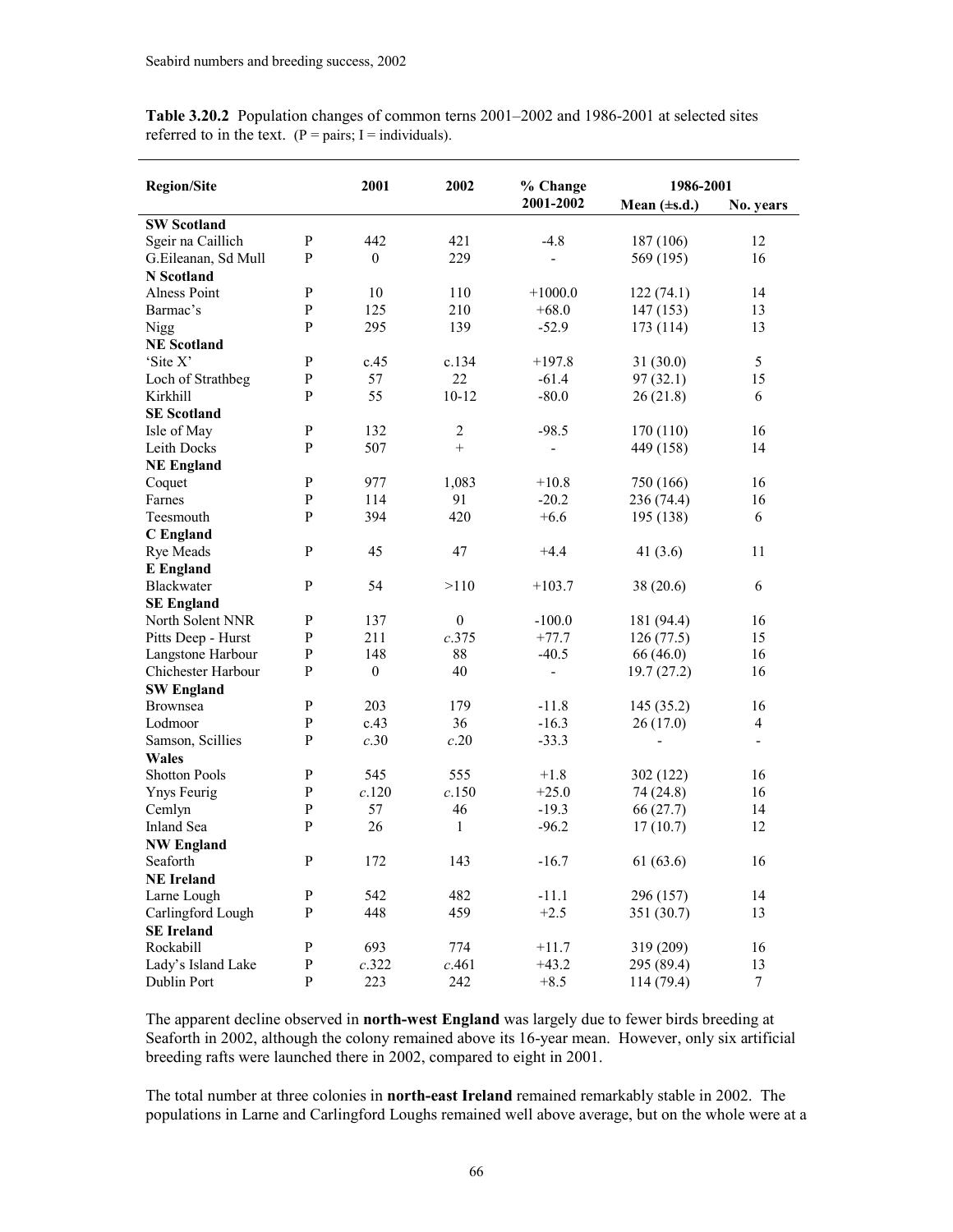**Table 3.20.2** Population changes of common terns 2001–2002 and 1986-2001 at selected sites referred to in the text. (P = pairs; I = individuals).

| Region/Site | | 2001 | 2002 | % Change 2001-2002 | 1986-2001 | |
|---|---|---|---|---|---|---|
| | | | | | Mean (±s.d.) | No. years |
| **SW Scotland** | | | | | | |
| Sgeir na Caillich | P | 442 | 421 | -4.8 | 187 (106) | 12 |
| G.Eileanan, Sd Mull | P | 0 | 229 | - | 569 (195) | 16 |
| **N Scotland** | | | | | | |
| Alness Point | P | 10 | 110 | +1000.0 | 122 (74.1) | 14 |
| Barmac's | P | 125 | 210 | +68.0 | 147 (153) | 13 |
| Nigg | P | 295 | 139 | -52.9 | 173 (114) | 13 |
| **NE Scotland** | | | | | | |
| 'Site X' | P | c.45 | c.134 | +197.8 | 31 (30.0) | 5 |
| Loch of Strathbeg | P | 57 | 22 | -61.4 | 97 (32.1) | 15 |
| Kirkhill | P | 55 | 10-12 | -80.0 | 26 (21.8) | 6 |
| **SE Scotland** | | | | | | |
| Isle of May | P | 132 | 2 | -98.5 | 170 (110) | 16 |
| Leith Docks | P | 507 | + | - | 449 (158) | 14 |
| **NE England** | | | | | | |
| Coquet | P | 977 | 1,083 | +10.8 | 750 (166) | 16 |
| Farnes | P | 114 | 91 | -20.2 | 236 (74.4) | 16 |
| Teesmouth | P | 394 | 420 | +6.6 | 195 (138) | 6 |
| **C England** | | | | | | |
| Rye Meads | P | 45 | 47 | +4.4 | 41 (3.6) | 11 |
| **E England** | | | | | | |
| Blackwater | P | 54 | >110 | +103.7 | 38 (20.6) | 6 |
| **SE England** | | | | | | |
| North Solent NNR | P | 137 | 0 | -100.0 | 181 (94.4) | 16 |
| Pitts Deep - Hurst | P | 211 | *c*.375 | +77.7 | 126 (77.5) | 15 |
| Langstone Harbour | P | 148 | 88 | -40.5 | 66 (46.0) | 16 |
| Chichester Harbour | P | 0 | 40 | - | 19.7 (27.2) | 16 |
| **SW England** | | | | | | |
| Brownsea | P | 203 | 179 | -11.8 | 145 (35.2) | 16 |
| Lodmoor | P | c.43 | 36 | -16.3 | 26 (17.0) | 4 |
| Samson, Scillies | P | *c*.30 | *c*.20 | -33.3 | - | - |
| **Wales** | | | | | | |
| Shotton Pools | P | 545 | 555 | +1.8 | 302 (122) | 16 |
| Ynys Feurig | P | *c*.120 | *c*.150 | +25.0 | 74 (24.8) | 16 |
| Cemlyn | P | 57 | 46 | -19.3 | 66 (27.7) | 14 |
| Inland Sea | P | 26 | 1 | -96.2 | 17 (10.7) | 12 |
| **NW England** | | | | | | |
| Seaforth | P | 172 | 143 | -16.7 | 61 (63.6) | 16 |
| **NE Ireland** | | | | | | |
| Larne Lough | P | 542 | 482 | -11.1 | 296 (157) | 14 |
| Carlingford Lough | P | 448 | 459 | +2.5 | 351 (30.7) | 13 |
| **SE Ireland** | | | | | | |
| Rockabill | P | 693 | 774 | +11.7 | 319 (209) | 16 |
| Lady's Island Lake | P | *c*.322 | *c*.461 | +43.2 | 295 (89.4) | 13 |
| Dublin Port | P | 223 | 242 | +8.5 | 114 (79.4) | 7 |

The apparent decline observed in **north-west England** was largely due to fewer birds breeding at Seaforth in 2002, although the colony remained above its 16-year mean. However, only six artificial breeding rafts were launched there in 2002, compared to eight in 2001.

The total number at three colonies in **north-east Ireland** remained remarkably stable in 2002. The populations in Larne and Carlingford Loughs remained well above average, but on the whole were at a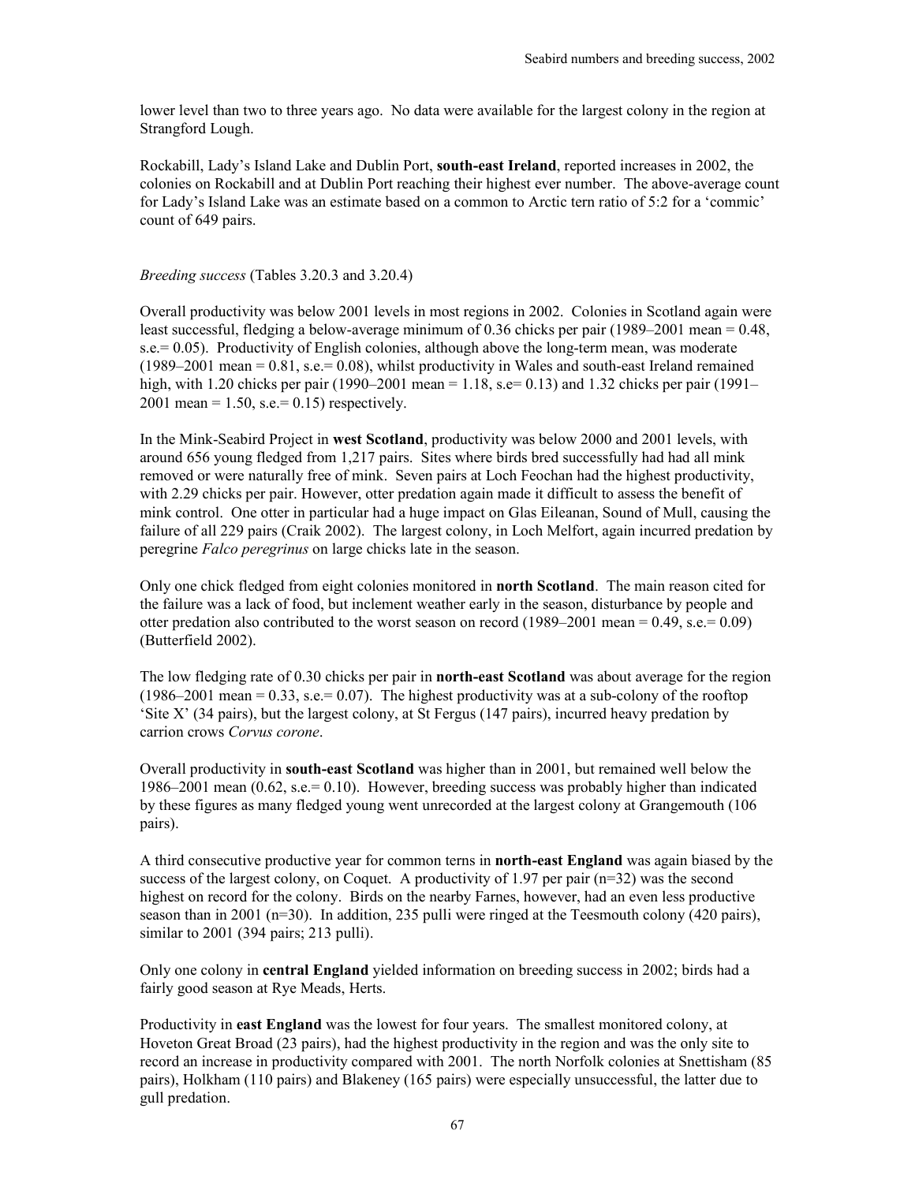lower level than two to three years ago. No data were available for the largest colony in the region at Strangford Lough.

Rockabill, Lady's Island Lake and Dublin Port, **south-east Ireland**, reported increases in 2002, the colonies on Rockabill and at Dublin Port reaching their highest ever number. The above-average count for Lady's Island Lake was an estimate based on a common to Arctic tern ratio of 5:2 for a 'commic' count of 649 pairs.

*Breeding success* (Tables 3.20.3 and 3.20.4)

Overall productivity was below 2001 levels in most regions in 2002. Colonies in Scotland again were least successful, fledging a below-average minimum of 0.36 chicks per pair (1989–2001 mean = 0.48, s.e.= 0.05). Productivity of English colonies, although above the long-term mean, was moderate (1989–2001 mean = 0.81, s.e.= 0.08), whilst productivity in Wales and south-east Ireland remained high, with 1.20 chicks per pair (1990–2001 mean = 1.18, s.e= 0.13) and 1.32 chicks per pair (1991–2001 mean = 1.50, s.e.= 0.15) respectively.

In the Mink-Seabird Project in **west Scotland**, productivity was below 2000 and 2001 levels, with around 656 young fledged from 1,217 pairs. Sites where birds bred successfully had had all mink removed or were naturally free of mink. Seven pairs at Loch Feochan had the highest productivity, with 2.29 chicks per pair. However, otter predation again made it difficult to assess the benefit of mink control. One otter in particular had a huge impact on Glas Eileanan, Sound of Mull, causing the failure of all 229 pairs (Craik 2002). The largest colony, in Loch Melfort, again incurred predation by peregrine *Falco peregrinus* on large chicks late in the season.

Only one chick fledged from eight colonies monitored in **north Scotland**. The main reason cited for the failure was a lack of food, but inclement weather early in the season, disturbance by people and otter predation also contributed to the worst season on record (1989–2001 mean = 0.49, s.e.= 0.09) (Butterfield 2002).

The low fledging rate of 0.30 chicks per pair in **north-east Scotland** was about average for the region (1986–2001 mean = 0.33, s.e.= 0.07). The highest productivity was at a sub-colony of the rooftop 'Site X' (34 pairs), but the largest colony, at St Fergus (147 pairs), incurred heavy predation by carrion crows *Corvus corone*.

Overall productivity in **south-east Scotland** was higher than in 2001, but remained well below the 1986–2001 mean (0.62, s.e.= 0.10). However, breeding success was probably higher than indicated by these figures as many fledged young went unrecorded at the largest colony at Grangemouth (106 pairs).

A third consecutive productive year for common terns in **north-east England** was again biased by the success of the largest colony, on Coquet. A productivity of 1.97 per pair (n=32) was the second highest on record for the colony. Birds on the nearby Farnes, however, had an even less productive season than in 2001 (n=30). In addition, 235 pulli were ringed at the Teesmouth colony (420 pairs), similar to 2001 (394 pairs; 213 pulli).

Only one colony in **central England** yielded information on breeding success in 2002; birds had a fairly good season at Rye Meads, Herts.

Productivity in **east England** was the lowest for four years. The smallest monitored colony, at Hoveton Great Broad (23 pairs), had the highest productivity in the region and was the only site to record an increase in productivity compared with 2001. The north Norfolk colonies at Snettisham (85 pairs), Holkham (110 pairs) and Blakeney (165 pairs) were especially unsuccessful, the latter due to gull predation.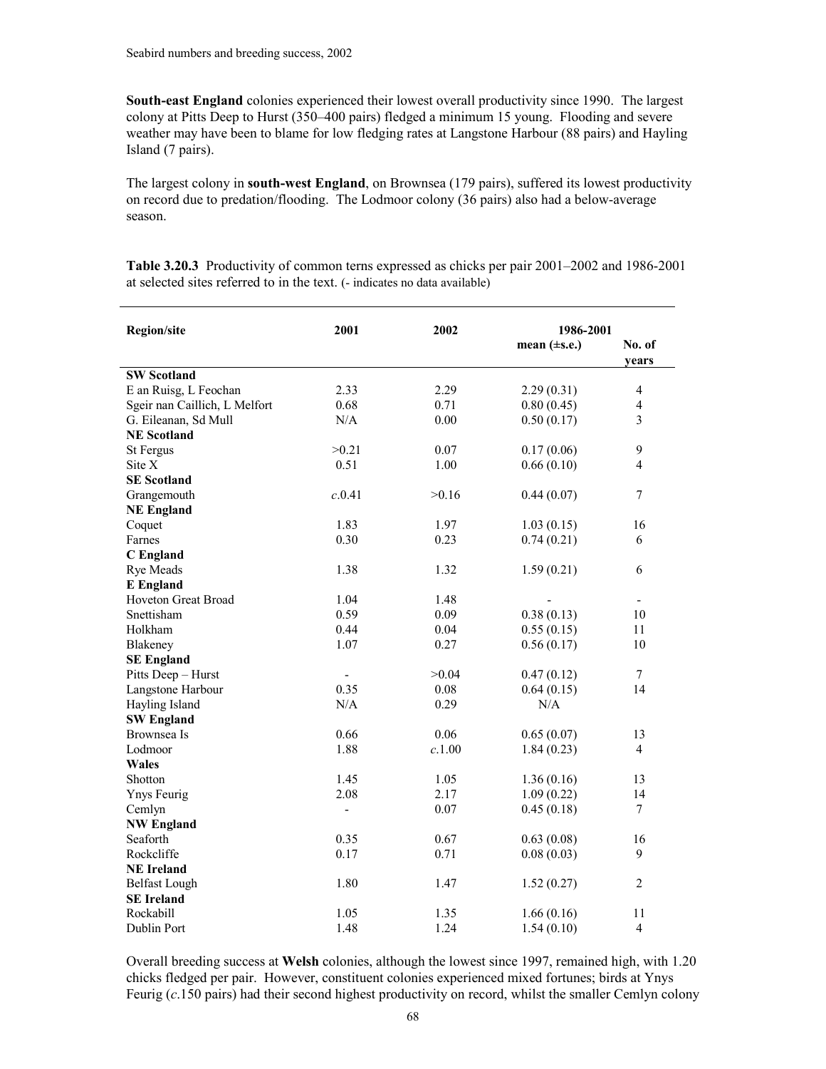**South-east England** colonies experienced their lowest overall productivity since 1990. The largest colony at Pitts Deep to Hurst (350–400 pairs) fledged a minimum 15 young. Flooding and severe weather may have been to blame for low fledging rates at Langstone Harbour (88 pairs) and Hayling Island (7 pairs).

The largest colony in **south-west England**, on Brownsea (179 pairs), suffered its lowest productivity on record due to predation/flooding. The Lodmoor colony (36 pairs) also had a below-average season.

**Table 3.20.3** Productivity of common terns expressed as chicks per pair 2001–2002 and 1986-2001 at selected sites referred to in the text. (- indicates no data available)

| Region/site | 2001 | 2002 | 1986-2001 mean (±s.e.) | No. of years |
|---|---|---|---|---|
| **SW Scotland** | | | | |
| E an Ruisg, L Feochan | 2.33 | 2.29 | 2.29 (0.31) | 4 |
| Sgeir nan Caillich, L Melfort | 0.68 | 0.71 | 0.80 (0.45) | 4 |
| G. Eileanan, Sd Mull | N/A | 0.00 | 0.50 (0.17) | 3 |
| **NE Scotland** | | | | |
| St Fergus | >0.21 | 0.07 | 0.17 (0.06) | 9 |
| Site X | 0.51 | 1.00 | 0.66 (0.10) | 4 |
| **SE Scotland** | | | | |
| Grangemouth | *c.*0.41 | >0.16 | 0.44 (0.07) | 7 |
| **NE England** | | | | |
| Coquet | 1.83 | 1.97 | 1.03 (0.15) | 16 |
| Farnes | 0.30 | 0.23 | 0.74 (0.21) | 6 |
| **C England** | | | | |
| Rye Meads | 1.38 | 1.32 | 1.59 (0.21) | 6 |
| **E England** | | | | |
| Hoveton Great Broad | 1.04 | 1.48 | - | - |
| Snettisham | 0.59 | 0.09 | 0.38 (0.13) | 10 |
| Holkham | 0.44 | 0.04 | 0.55 (0.15) | 11 |
| Blakeney | 1.07 | 0.27 | 0.56 (0.17) | 10 |
| **SE England** | | | | |
| Pitts Deep – Hurst | - | >0.04 | 0.47 (0.12) | 7 |
| Langstone Harbour | 0.35 | 0.08 | 0.64 (0.15) | 14 |
| Hayling Island | N/A | 0.29 | N/A | |
| **SW England** | | | | |
| Brownsea Is | 0.66 | 0.06 | 0.65 (0.07) | 13 |
| Lodmoor | 1.88 | *c.*1.00 | 1.84 (0.23) | 4 |
| **Wales** | | | | |
| Shotton | 1.45 | 1.05 | 1.36 (0.16) | 13 |
| Ynys Feurig | 2.08 | 2.17 | 1.09 (0.22) | 14 |
| Cemlyn | - | 0.07 | 0.45 (0.18) | 7 |
| **NW England** | | | | |
| Seaforth | 0.35 | 0.67 | 0.63 (0.08) | 16 |
| Rockcliffe | 0.17 | 0.71 | 0.08 (0.03) | 9 |
| **NE Ireland** | | | | |
| Belfast Lough | 1.80 | 1.47 | 1.52 (0.27) | 2 |
| **SE Ireland** | | | | |
| Rockabill | 1.05 | 1.35 | 1.66 (0.16) | 11 |
| Dublin Port | 1.48 | 1.24 | 1.54 (0.10) | 4 |

Overall breeding success at **Welsh** colonies, although the lowest since 1997, remained high, with 1.20 chicks fledged per pair. However, constituent colonies experienced mixed fortunes; birds at Ynys Feurig (*c.*150 pairs) had their second highest productivity on record, whilst the smaller Cemlyn colony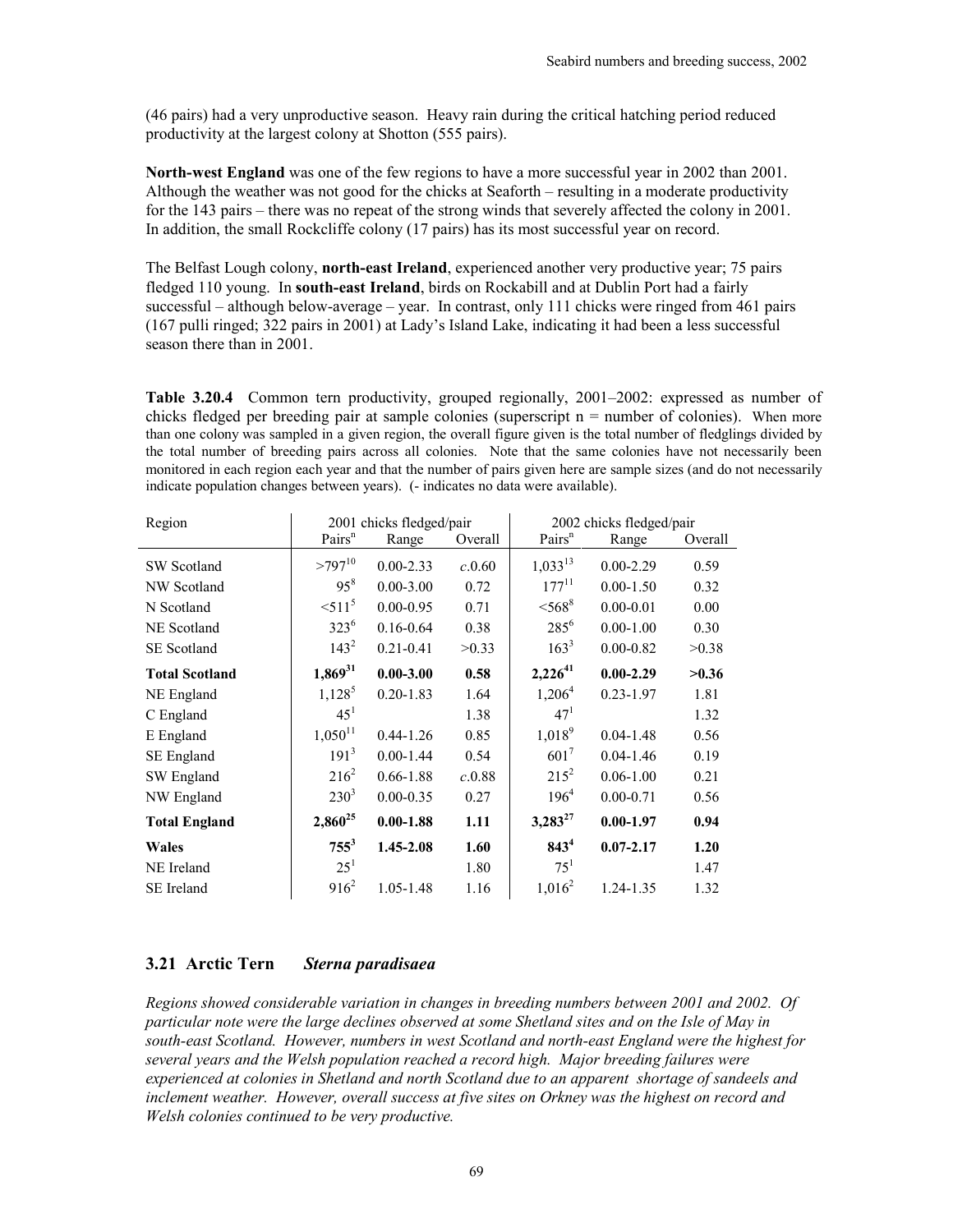(46 pairs) had a very unproductive season. Heavy rain during the critical hatching period reduced productivity at the largest colony at Shotton (555 pairs).

**North-west England** was one of the few regions to have a more successful year in 2002 than 2001. Although the weather was not good for the chicks at Seaforth – resulting in a moderate productivity for the 143 pairs – there was no repeat of the strong winds that severely affected the colony in 2001. In addition, the small Rockcliffe colony (17 pairs) has its most successful year on record.

The Belfast Lough colony, **north-east Ireland**, experienced another very productive year; 75 pairs fledged 110 young. In **south-east Ireland**, birds on Rockabill and at Dublin Port had a fairly successful – although below-average – year. In contrast, only 111 chicks were ringed from 461 pairs (167 pulli ringed; 322 pairs in 2001) at Lady's Island Lake, indicating it had been a less successful season there than in 2001.

**Table 3.20.4** Common tern productivity, grouped regionally, 2001–2002: expressed as number of chicks fledged per breeding pair at sample colonies (superscript n = number of colonies). When more than one colony was sampled in a given region, the overall figure given is the total number of fledglings divided by the total number of breeding pairs across all colonies. Note that the same colonies have not necessarily been monitored in each region each year and that the number of pairs given here are sample sizes (and do not necessarily indicate population changes between years). (- indicates no data were available).

| Region | 2001 chicks fledged/pair | | | 2002 chicks fledged/pair | | |
|---|---|---|---|---|---|---|
| | Pairs$^n$ | Range | Overall | Pairs$^n$ | Range | Overall |
| SW Scotland | >797$^{10}$ | 0.00-2.33 | *c.*0.60 | 1,033$^{13}$ | 0.00-2.29 | 0.59 |
| NW Scotland | 95$^{8}$ | 0.00-3.00 | 0.72 | 177$^{11}$ | 0.00-1.50 | 0.32 |
| N Scotland | <511$^{5}$ | 0.00-0.95 | 0.71 | <568$^{8}$ | 0.00-0.01 | 0.00 |
| NE Scotland | 323$^{6}$ | 0.16-0.64 | 0.38 | 285$^{6}$ | 0.00-1.00 | 0.30 |
| SE Scotland | 143$^{2}$ | 0.21-0.41 | >0.33 | 163$^{3}$ | 0.00-0.82 | >0.38 |
| **Total Scotland** | **1,869$^{31}$** | **0.00-3.00** | **0.58** | **2,226$^{41}$** | **0.00-2.29** | **>0.36** |
| NE England | 1,128$^{5}$ | 0.20-1.83 | 1.64 | 1,206$^{4}$ | 0.23-1.97 | 1.81 |
| C England | 45$^{1}$ | | 1.38 | 47$^{1}$ | | 1.32 |
| E England | 1,050$^{11}$ | 0.44-1.26 | 0.85 | 1,018$^{9}$ | 0.04-1.48 | 0.56 |
| SE England | 191$^{3}$ | 0.00-1.44 | 0.54 | 601$^{7}$ | 0.04-1.46 | 0.19 |
| SW England | 216$^{2}$ | 0.66-1.88 | *c.*0.88 | 215$^{2}$ | 0.06-1.00 | 0.21 |
| NW England | 230$^{3}$ | 0.00-0.35 | 0.27 | 196$^{4}$ | 0.00-0.71 | 0.56 |
| **Total England** | **2,860$^{25}$** | **0.00-1.88** | **1.11** | **3,283$^{27}$** | **0.00-1.97** | **0.94** |
| **Wales** | **755$^{3}$** | **1.45-2.08** | **1.60** | **843$^{4}$** | **0.07-2.17** | **1.20** |
| NE Ireland | 25$^{1}$ | | 1.80 | 75$^{1}$ | | 1.47 |
| SE Ireland | 916$^{2}$ | 1.05-1.48 | 1.16 | 1,016$^{2}$ | 1.24-1.35 | 1.32 |

## 3.21 Arctic Tern *Sterna paradisaea*

*Regions showed considerable variation in changes in breeding numbers between 2001 and 2002. Of particular note were the large declines observed at some Shetland sites and on the Isle of May in south-east Scotland. However, numbers in west Scotland and north-east England were the highest for several years and the Welsh population reached a record high. Major breeding failures were experienced at colonies in Shetland and north Scotland due to an apparent shortage of sandeels and inclement weather. However, overall success at five sites on Orkney was the highest on record and Welsh colonies continued to be very productive.*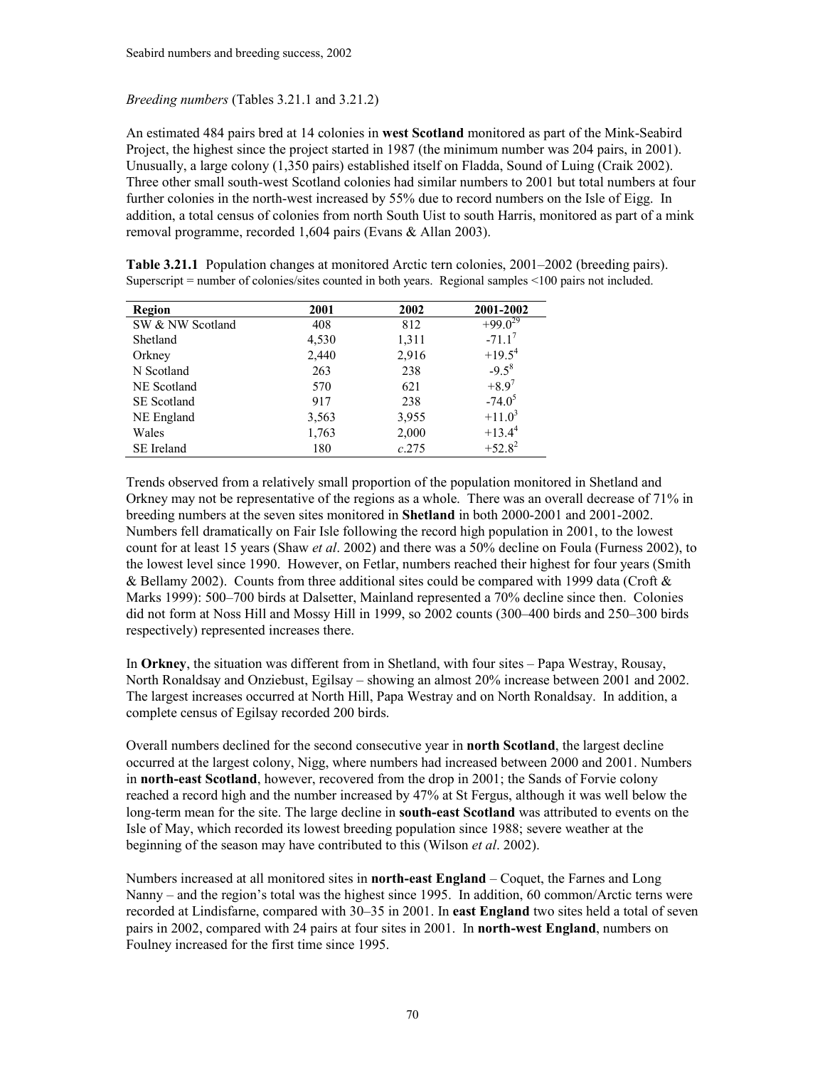*Breeding numbers* (Tables 3.21.1 and 3.21.2)

An estimated 484 pairs bred at 14 colonies in **west Scotland** monitored as part of the Mink-Seabird Project, the highest since the project started in 1987 (the minimum number was 204 pairs, in 2001). Unusually, a large colony (1,350 pairs) established itself on Fladda, Sound of Luing (Craik 2002). Three other small south-west Scotland colonies had similar numbers to 2001 but total numbers at four further colonies in the north-west increased by 55% due to record numbers on the Isle of Eigg. In addition, a total census of colonies from north South Uist to south Harris, monitored as part of a mink removal programme, recorded 1,604 pairs (Evans & Allan 2003).

**Table 3.21.1** Population changes at monitored Arctic tern colonies, 2001–2002 (breeding pairs). Superscript = number of colonies/sites counted in both years. Regional samples <100 pairs not included.

| Region | 2001 | 2002 | 2001-2002 |
|---|---|---|---|
| SW & NW Scotland | 408 | 812 | +99.0[29] |
| Shetland | 4,530 | 1,311 | -71.1[7] |
| Orkney | 2,440 | 2,916 | +19.5[4] |
| N Scotland | 263 | 238 | -9.5[8] |
| NE Scotland | 570 | 621 | +8.9[7] |
| SE Scotland | 917 | 238 | -74.0[5] |
| NE England | 3,563 | 3,955 | +11.0[3] |
| Wales | 1,763 | 2,000 | +13.4[4] |
| SE Ireland | 180 | *c*.275 | +52.8[2] |

Trends observed from a relatively small proportion of the population monitored in Shetland and Orkney may not be representative of the regions as a whole. There was an overall decrease of 71% in breeding numbers at the seven sites monitored in **Shetland** in both 2000-2001 and 2001-2002. Numbers fell dramatically on Fair Isle following the record high population in 2001, to the lowest count for at least 15 years (Shaw *et al*. 2002) and there was a 50% decline on Foula (Furness 2002), to the lowest level since 1990. However, on Fetlar, numbers reached their highest for four years (Smith & Bellamy 2002). Counts from three additional sites could be compared with 1999 data (Croft & Marks 1999): 500–700 birds at Dalsetter, Mainland represented a 70% decline since then. Colonies did not form at Noss Hill and Mossy Hill in 1999, so 2002 counts (300–400 birds and 250–300 birds respectively) represented increases there.

In **Orkney**, the situation was different from in Shetland, with four sites – Papa Westray, Rousay, North Ronaldsay and Onziebust, Egilsay – showing an almost 20% increase between 2001 and 2002. The largest increases occurred at North Hill, Papa Westray and on North Ronaldsay. In addition, a complete census of Egilsay recorded 200 birds.

Overall numbers declined for the second consecutive year in **north Scotland**, the largest decline occurred at the largest colony, Nigg, where numbers had increased between 2000 and 2001. Numbers in **north-east Scotland**, however, recovered from the drop in 2001; the Sands of Forvie colony reached a record high and the number increased by 47% at St Fergus, although it was well below the long-term mean for the site. The large decline in **south-east Scotland** was attributed to events on the Isle of May, which recorded its lowest breeding population since 1988; severe weather at the beginning of the season may have contributed to this (Wilson *et al*. 2002).

Numbers increased at all monitored sites in **north-east England** – Coquet, the Farnes and Long Nanny – and the region's total was the highest since 1995. In addition, 60 common/Arctic terns were recorded at Lindisfarne, compared with 30–35 in 2001. In **east England** two sites held a total of seven pairs in 2002, compared with 24 pairs at four sites in 2001. In **north-west England**, numbers on Foulney increased for the first time since 1995.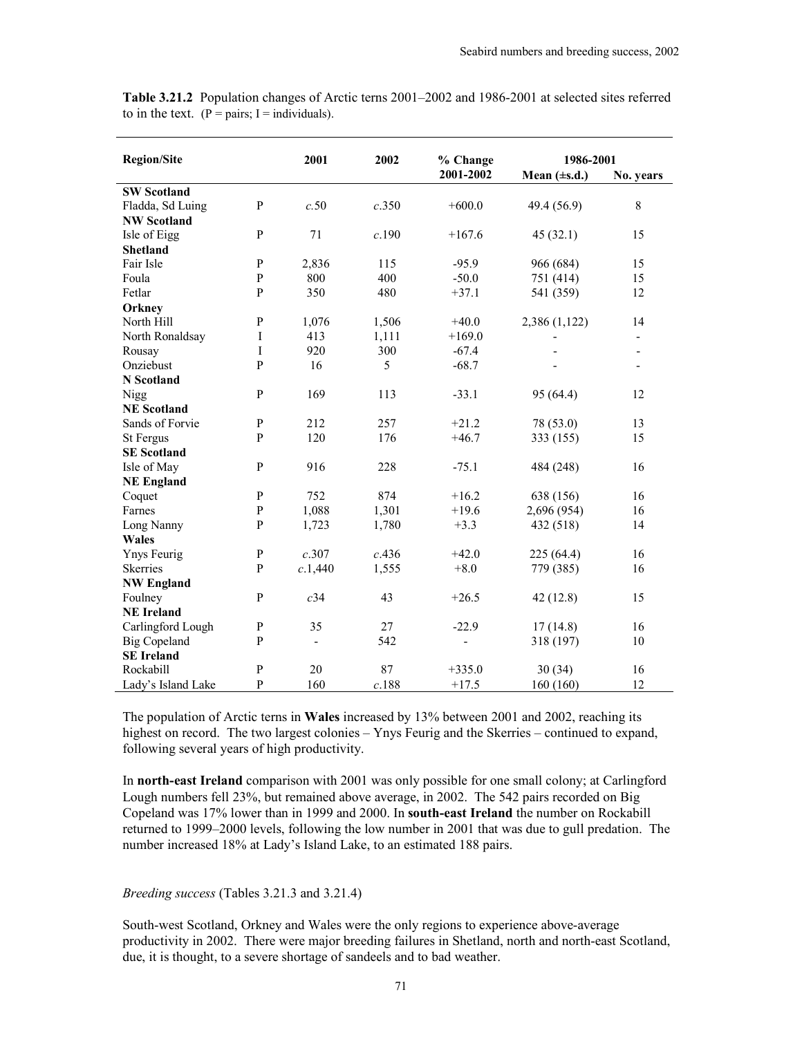**Table 3.21.2** Population changes of Arctic terns 2001–2002 and 1986-2001 at selected sites referred to in the text. (P = pairs; I = individuals).

| Region/Site | | 2001 | 2002 | % Change 2001-2002 | 1986-2001 | |
|---|---|---|---|---|---|---|
| | | | | | Mean (±s.d.) | No. years |
| **SW Scotland** | | | | | | |
| Fladda, Sd Luing | P | *c.*50 | *c.*350 | +600.0 | 49.4 (56.9) | 8 |
| **NW Scotland** | | | | | | |
| Isle of Eigg | P | 71 | *c.*190 | +167.6 | 45 (32.1) | 15 |
| **Shetland** | | | | | | |
| Fair Isle | P | 2,836 | 115 | -95.9 | 966 (684) | 15 |
| Foula | P | 800 | 400 | -50.0 | 751 (414) | 15 |
| Fetlar | P | 350 | 480 | +37.1 | 541 (359) | 12 |
| **Orkney** | | | | | | |
| North Hill | P | 1,076 | 1,506 | +40.0 | 2,386 (1,122) | 14 |
| North Ronaldsay | I | 413 | 1,111 | +169.0 | - | - |
| Rousay | I | 920 | 300 | -67.4 | - | - |
| Onziebust | P | 16 | 5 | -68.7 | - | - |
| **N Scotland** | | | | | | |
| Nigg | P | 169 | 113 | -33.1 | 95 (64.4) | 12 |
| **NE Scotland** | | | | | | |
| Sands of Forvie | P | 212 | 257 | +21.2 | 78 (53.0) | 13 |
| St Fergus | P | 120 | 176 | +46.7 | 333 (155) | 15 |
| **SE Scotland** | | | | | | |
| Isle of May | P | 916 | 228 | -75.1 | 484 (248) | 16 |
| **NE England** | | | | | | |
| Coquet | P | 752 | 874 | +16.2 | 638 (156) | 16 |
| Farnes | P | 1,088 | 1,301 | +19.6 | 2,696 (954) | 16 |
| Long Nanny | P | 1,723 | 1,780 | +3.3 | 432 (518) | 14 |
| **Wales** | | | | | | |
| Ynys Feurig | P | *c.*307 | *c.*436 | +42.0 | 225 (64.4) | 16 |
| Skerries | P | *c.*1,440 | 1,555 | +8.0 | 779 (385) | 16 |
| **NW England** | | | | | | |
| Foulney | P | *c*34 | 43 | +26.5 | 42 (12.8) | 15 |
| **NE Ireland** | | | | | | |
| Carlingford Lough | P | 35 | 27 | -22.9 | 17 (14.8) | 16 |
| Big Copeland | P | - | 542 | - | 318 (197) | 10 |
| **SE Ireland** | | | | | | |
| Rockabill | P | 20 | 87 | +335.0 | 30 (34) | 16 |
| Lady's Island Lake | P | 160 | *c.*188 | +17.5 | 160 (160) | 12 |

The population of Arctic terns in **Wales** increased by 13% between 2001 and 2002, reaching its highest on record. The two largest colonies – Ynys Feurig and the Skerries – continued to expand, following several years of high productivity.

In **north-east Ireland** comparison with 2001 was only possible for one small colony; at Carlingford Lough numbers fell 23%, but remained above average, in 2002. The 542 pairs recorded on Big Copeland was 17% lower than in 1999 and 2000. In **south-east Ireland** the number on Rockabill returned to 1999–2000 levels, following the low number in 2001 that was due to gull predation. The number increased 18% at Lady's Island Lake, to an estimated 188 pairs.

*Breeding success* (Tables 3.21.3 and 3.21.4)

South-west Scotland, Orkney and Wales were the only regions to experience above-average productivity in 2002. There were major breeding failures in Shetland, north and north-east Scotland, due, it is thought, to a severe shortage of sandeels and to bad weather.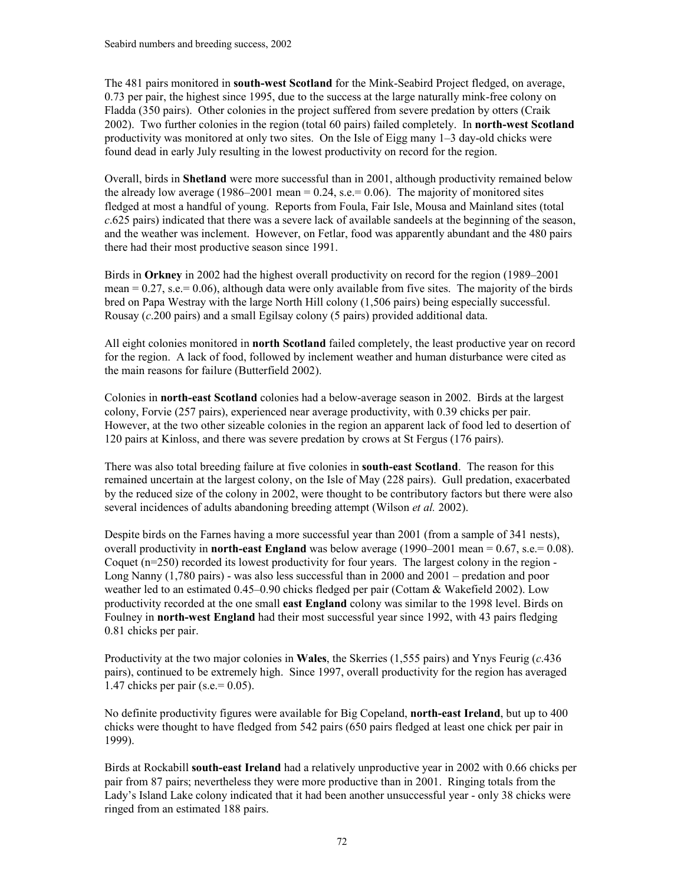The 481 pairs monitored in **south-west Scotland** for the Mink-Seabird Project fledged, on average, 0.73 per pair, the highest since 1995, due to the success at the large naturally mink-free colony on Fladda (350 pairs). Other colonies in the project suffered from severe predation by otters (Craik 2002). Two further colonies in the region (total 60 pairs) failed completely. In **north-west Scotland** productivity was monitored at only two sites. On the Isle of Eigg many 1–3 day-old chicks were found dead in early July resulting in the lowest productivity on record for the region.

Overall, birds in **Shetland** were more successful than in 2001, although productivity remained below the already low average (1986–2001 mean = 0.24, s.e.= 0.06). The majority of monitored sites fledged at most a handful of young. Reports from Foula, Fair Isle, Mousa and Mainland sites (total *c*.625 pairs) indicated that there was a severe lack of available sandeels at the beginning of the season, and the weather was inclement. However, on Fetlar, food was apparently abundant and the 480 pairs there had their most productive season since 1991.

Birds in **Orkney** in 2002 had the highest overall productivity on record for the region (1989–2001 mean = 0.27, s.e.= 0.06), although data were only available from five sites. The majority of the birds bred on Papa Westray with the large North Hill colony (1,506 pairs) being especially successful. Rousay (*c*.200 pairs) and a small Egilsay colony (5 pairs) provided additional data.

All eight colonies monitored in **north Scotland** failed completely, the least productive year on record for the region. A lack of food, followed by inclement weather and human disturbance were cited as the main reasons for failure (Butterfield 2002).

Colonies in **north-east Scotland** colonies had a below-average season in 2002. Birds at the largest colony, Forvie (257 pairs), experienced near average productivity, with 0.39 chicks per pair. However, at the two other sizeable colonies in the region an apparent lack of food led to desertion of 120 pairs at Kinloss, and there was severe predation by crows at St Fergus (176 pairs).

There was also total breeding failure at five colonies in **south-east Scotland**. The reason for this remained uncertain at the largest colony, on the Isle of May (228 pairs). Gull predation, exacerbated by the reduced size of the colony in 2002, were thought to be contributory factors but there were also several incidences of adults abandoning breeding attempt (Wilson *et al.* 2002).

Despite birds on the Farnes having a more successful year than 2001 (from a sample of 341 nests), overall productivity in **north-east England** was below average (1990–2001 mean = 0.67, s.e.= 0.08). Coquet (n=250) recorded its lowest productivity for four years. The largest colony in the region - Long Nanny (1,780 pairs) - was also less successful than in 2000 and 2001 – predation and poor weather led to an estimated 0.45–0.90 chicks fledged per pair (Cottam & Wakefield 2002). Low productivity recorded at the one small **east England** colony was similar to the 1998 level. Birds on Foulney in **north-west England** had their most successful year since 1992, with 43 pairs fledging 0.81 chicks per pair.

Productivity at the two major colonies in **Wales**, the Skerries (1,555 pairs) and Ynys Feurig (*c*.436 pairs), continued to be extremely high. Since 1997, overall productivity for the region has averaged 1.47 chicks per pair (s.e.= 0.05).

No definite productivity figures were available for Big Copeland, **north-east Ireland**, but up to 400 chicks were thought to have fledged from 542 pairs (650 pairs fledged at least one chick per pair in 1999).

Birds at Rockabill **south-east Ireland** had a relatively unproductive year in 2002 with 0.66 chicks per pair from 87 pairs; nevertheless they were more productive than in 2001. Ringing totals from the Lady's Island Lake colony indicated that it had been another unsuccessful year - only 38 chicks were ringed from an estimated 188 pairs.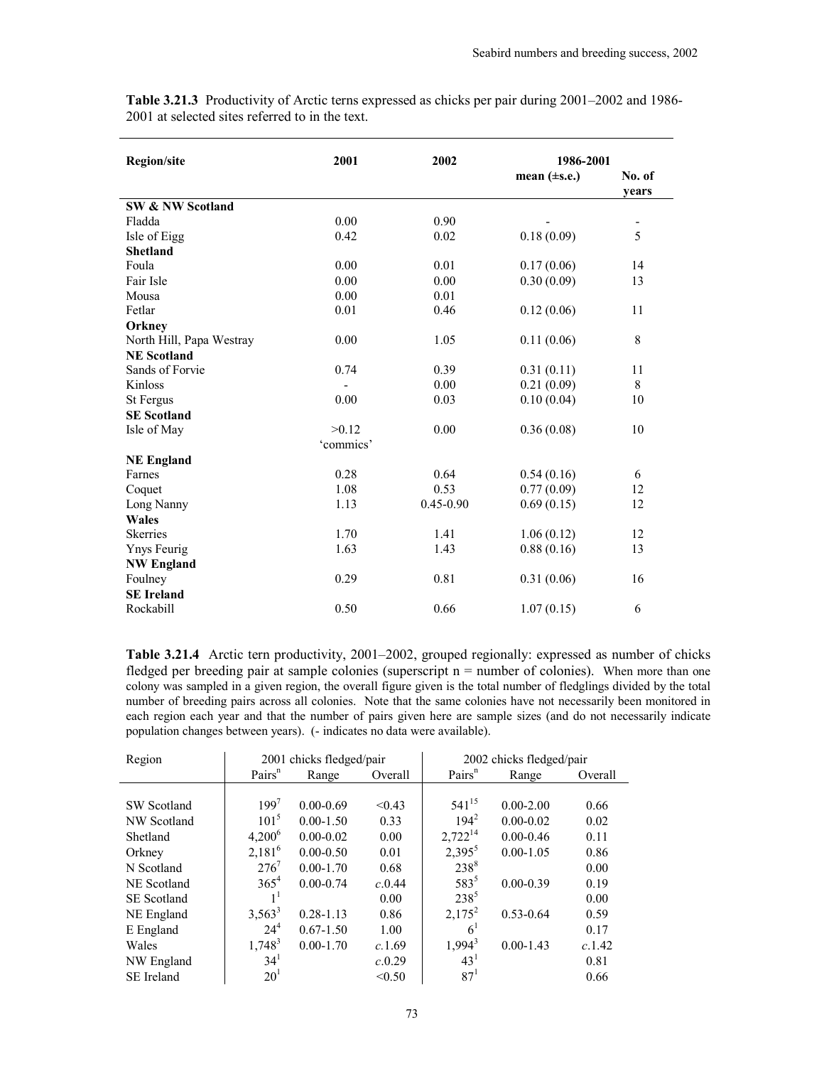**Table 3.21.3** Productivity of Arctic terns expressed as chicks per pair during 2001–2002 and 1986-2001 at selected sites referred to in the text.

| Region/site | 2001 | 2002 | 1986-2001 mean (±s.e.) | 1986-2001 No. of years |
|---|---|---|---|---|
| **SW & NW Scotland** | | | | |
| Fladda | 0.00 | 0.90 | - | - |
| Isle of Eigg | 0.42 | 0.02 | 0.18 (0.09) | 5 |
| **Shetland** | | | | |
| Foula | 0.00 | 0.01 | 0.17 (0.06) | 14 |
| Fair Isle | 0.00 | 0.00 | 0.30 (0.09) | 13 |
| Mousa | 0.00 | 0.01 | | |
| Fetlar | 0.01 | 0.46 | 0.12 (0.06) | 11 |
| **Orkney** | | | | |
| North Hill, Papa Westray | 0.00 | 1.05 | 0.11 (0.06) | 8 |
| **NE Scotland** | | | | |
| Sands of Forvie | 0.74 | 0.39 | 0.31 (0.11) | 11 |
| Kinloss | - | 0.00 | 0.21 (0.09) | 8 |
| St Fergus | 0.00 | 0.03 | 0.10 (0.04) | 10 |
| **SE Scotland** | | | | |
| Isle of May | >0.12 'commics' | 0.00 | 0.36 (0.08) | 10 |
| **NE England** | | | | |
| Farnes | 0.28 | 0.64 | 0.54 (0.16) | 6 |
| Coquet | 1.08 | 0.53 | 0.77 (0.09) | 12 |
| Long Nanny | 1.13 | 0.45-0.90 | 0.69 (0.15) | 12 |
| **Wales** | | | | |
| Skerries | 1.70 | 1.41 | 1.06 (0.12) | 12 |
| Ynys Feurig | 1.63 | 1.43 | 0.88 (0.16) | 13 |
| **NW England** | | | | |
| Foulney | 0.29 | 0.81 | 0.31 (0.06) | 16 |
| **SE Ireland** | | | | |
| Rockabill | 0.50 | 0.66 | 1.07 (0.15) | 6 |

**Table 3.21.4** Arctic tern productivity, 2001–2002, grouped regionally: expressed as number of chicks fledged per breeding pair at sample colonies (superscript n = number of colonies). When more than one colony was sampled in a given region, the overall figure given is the total number of fledglings divided by the total number of breeding pairs across all colonies. Note that the same colonies have not necessarily been monitored in each region each year and that the number of pairs given here are sample sizes (and do not necessarily indicate population changes between years). (- indicates no data were available).

| Region | 2001 chicks fledged/pair | | | 2002 chicks fledged/pair | | |
|---|---|---|---|---|---|---|
| | Pairs$^{n}$ | Range | Overall | Pairs$^{n}$ | Range | Overall |
| SW Scotland | $199^{7}$ | 0.00-0.69 | <0.43 | $541^{15}$ | 0.00-2.00 | 0.66 |
| NW Scotland | $101^{5}$ | 0.00-1.50 | 0.33 | $194^{2}$ | 0.00-0.02 | 0.02 |
| Shetland | $4{,}200^{6}$ | 0.00-0.02 | 0.00 | $2{,}722^{14}$ | 0.00-0.46 | 0.11 |
| Orkney | $2{,}181^{6}$ | 0.00-0.50 | 0.01 | $2{,}395^{5}$ | 0.00-1.05 | 0.86 |
| N Scotland | $276^{7}$ | 0.00-1.70 | 0.68 | $238^{8}$ | | 0.00 |
| NE Scotland | $365^{4}$ | 0.00-0.74 | *c.*0.44 | $583^{5}$ | 0.00-0.39 | 0.19 |
| SE Scotland | $1^{1}$ | | 0.00 | $238^{5}$ | | 0.00 |
| NE England | $3{,}563^{3}$ | 0.28-1.13 | 0.86 | $2{,}175^{2}$ | 0.53-0.64 | 0.59 |
| E England | $24^{4}$ | 0.67-1.50 | 1.00 | $6^{1}$ | | 0.17 |
| Wales | $1{,}748^{3}$ | 0.00-1.70 | *c.*1.69 | $1{,}994^{3}$ | 0.00-1.43 | *c.*1.42 |
| NW England | $34^{1}$ | | *c.*0.29 | $43^{1}$ | | 0.81 |
| SE Ireland | $20^{1}$ | | <0.50 | $87^{1}$ | | 0.66 |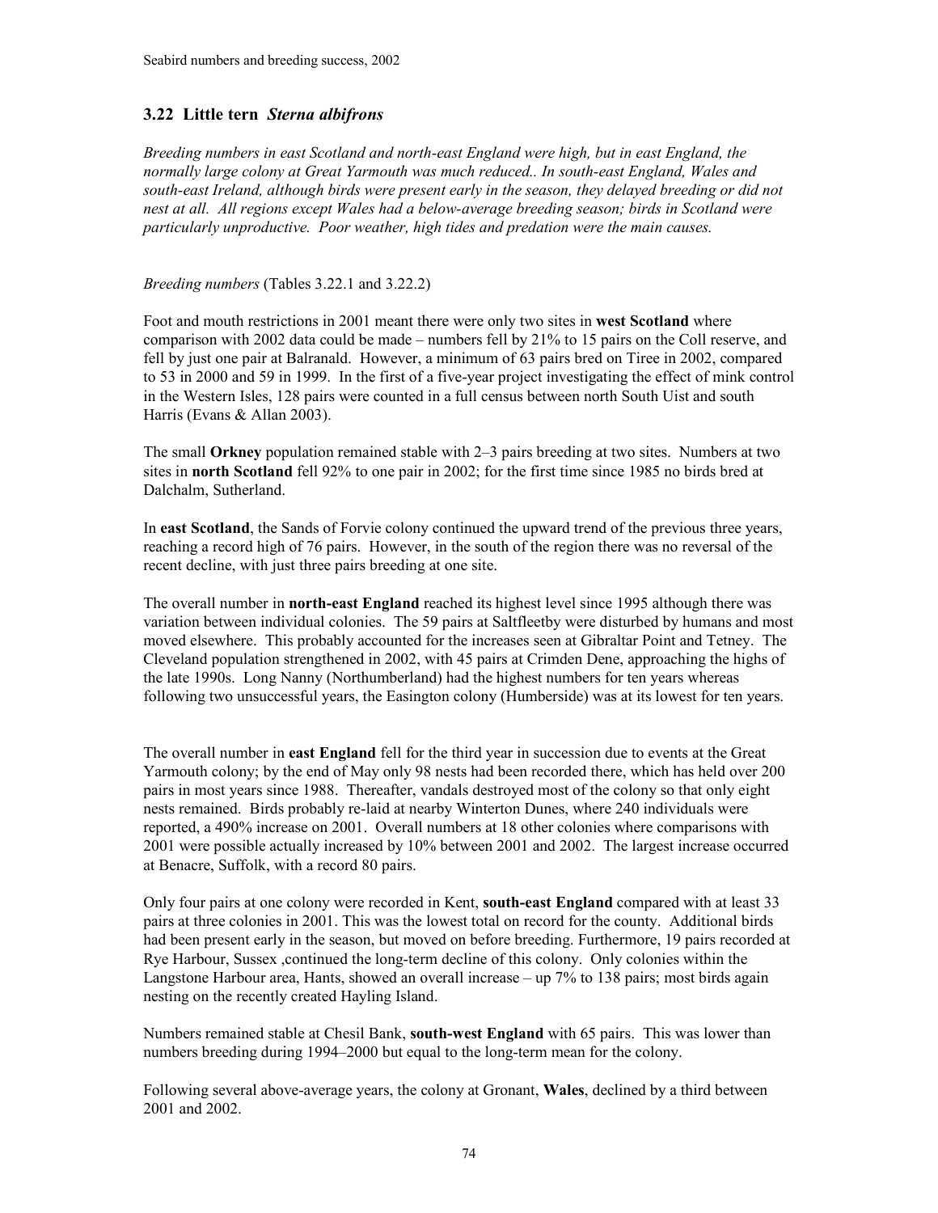## 3.22 Little tern *Sterna albifrons*

*Breeding numbers in east Scotland and north-east England were high, but in east England, the normally large colony at Great Yarmouth was much reduced.. In south-east England, Wales and south-east Ireland, although birds were present early in the season, they delayed breeding or did not nest at all. All regions except Wales had a below-average breeding season; birds in Scotland were particularly unproductive. Poor weather, high tides and predation were the main causes.*

*Breeding numbers* (Tables 3.22.1 and 3.22.2)

Foot and mouth restrictions in 2001 meant there were only two sites in **west Scotland** where comparison with 2002 data could be made – numbers fell by 21% to 15 pairs on the Coll reserve, and fell by just one pair at Balranald. However, a minimum of 63 pairs bred on Tiree in 2002, compared to 53 in 2000 and 59 in 1999. In the first of a five-year project investigating the effect of mink control in the Western Isles, 128 pairs were counted in a full census between north South Uist and south Harris (Evans & Allan 2003).

The small **Orkney** population remained stable with 2–3 pairs breeding at two sites. Numbers at two sites in **north Scotland** fell 92% to one pair in 2002; for the first time since 1985 no birds bred at Dalchalm, Sutherland.

In **east Scotland**, the Sands of Forvie colony continued the upward trend of the previous three years, reaching a record high of 76 pairs. However, in the south of the region there was no reversal of the recent decline, with just three pairs breeding at one site.

The overall number in **north-east England** reached its highest level since 1995 although there was variation between individual colonies. The 59 pairs at Saltfleetby were disturbed by humans and most moved elsewhere. This probably accounted for the increases seen at Gibraltar Point and Tetney. The Cleveland population strengthened in 2002, with 45 pairs at Crimden Dene, approaching the highs of the late 1990s. Long Nanny (Northumberland) had the highest numbers for ten years whereas following two unsuccessful years, the Easington colony (Humberside) was at its lowest for ten years.

The overall number in **east England** fell for the third year in succession due to events at the Great Yarmouth colony; by the end of May only 98 nests had been recorded there, which has held over 200 pairs in most years since 1988. Thereafter, vandals destroyed most of the colony so that only eight nests remained. Birds probably re-laid at nearby Winterton Dunes, where 240 individuals were reported, a 490% increase on 2001. Overall numbers at 18 other colonies where comparisons with 2001 were possible actually increased by 10% between 2001 and 2002. The largest increase occurred at Benacre, Suffolk, with a record 80 pairs.

Only four pairs at one colony were recorded in Kent, **south-east England** compared with at least 33 pairs at three colonies in 2001. This was the lowest total on record for the county. Additional birds had been present early in the season, but moved on before breeding. Furthermore, 19 pairs recorded at Rye Harbour, Sussex ,continued the long-term decline of this colony. Only colonies within the Langstone Harbour area, Hants, showed an overall increase – up 7% to 138 pairs; most birds again nesting on the recently created Hayling Island.

Numbers remained stable at Chesil Bank, **south-west England** with 65 pairs. This was lower than numbers breeding during 1994–2000 but equal to the long-term mean for the colony.

Following several above-average years, the colony at Gronant, **Wales**, declined by a third between 2001 and 2002.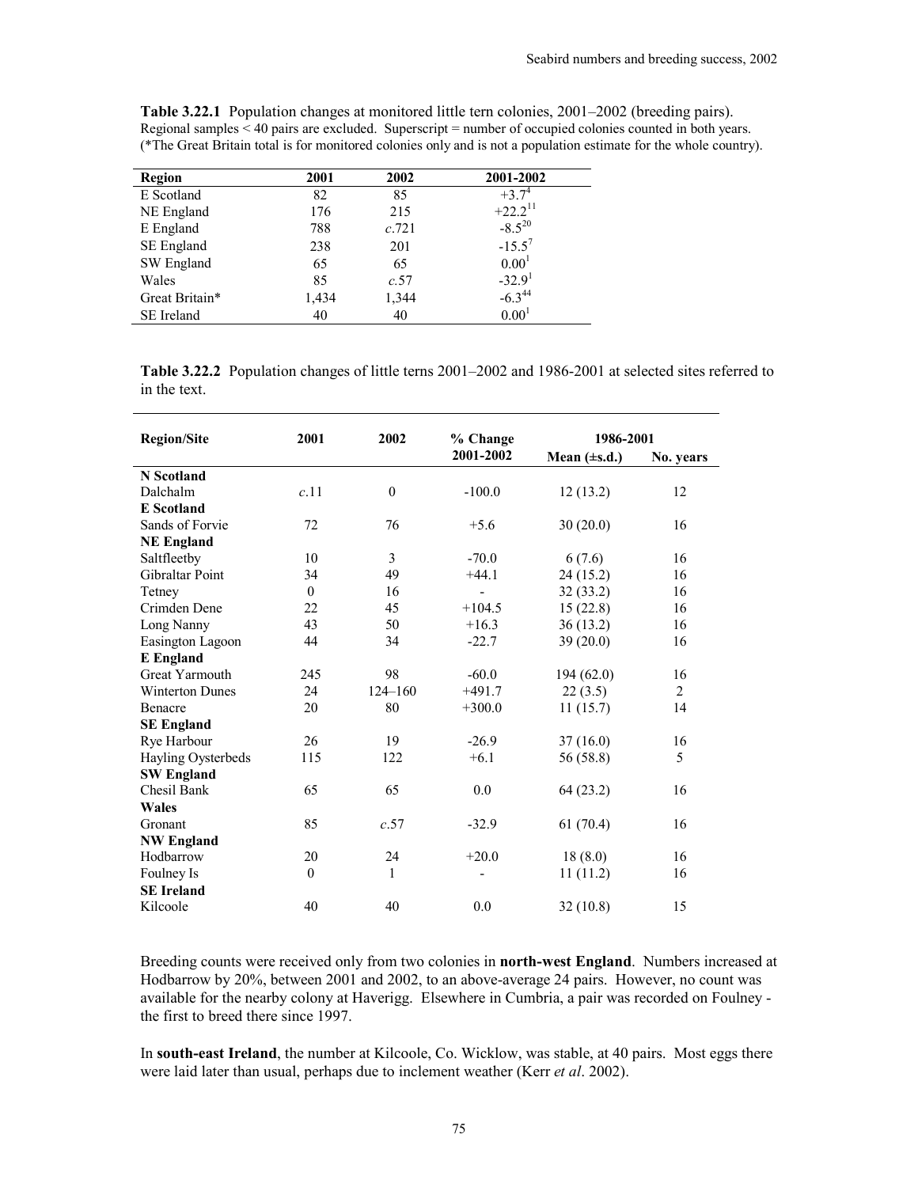**Table 3.22.1** Population changes at monitored little tern colonies, 2001–2002 (breeding pairs). Regional samples < 40 pairs are excluded. Superscript = number of occupied colonies counted in both years. (*The Great Britain total is for monitored colonies only and is not a population estimate for the whole country).

| Region | 2001 | 2002 | 2001-2002 |
|---|---|---|---|
| E Scotland | 82 | 85 | +3.7[4] |
| NE England | 176 | 215 | +22.2[11] |
| E England | 788 | *c.*721 | -8.5[20] |
| SE England | 238 | 201 | -15.5[7] |
| SW England | 65 | 65 | 0.00[1] |
| Wales | 85 | *c.*57 | -32.9[1] |
| Great Britain* | 1,434 | 1,344 | -6.3[44] |
| SE Ireland | 40 | 40 | 0.00[1] |

**Table 3.22.2** Population changes of little terns 2001–2002 and 1986-2001 at selected sites referred to in the text.

| Region/Site | 2001 | 2002 | % Change 2001-2002 | 1986-2001 Mean (±s.d.) | 1986-2001 No. years |
|---|---|---|---|---|---|
| **N Scotland** | | | | | |
| Dalchalm | *c.*11 | 0 | -100.0 | 12 (13.2) | 12 |
| **E Scotland** | | | | | |
| Sands of Forvie | 72 | 76 | +5.6 | 30 (20.0) | 16 |
| **NE England** | | | | | |
| Saltfleetby | 10 | 3 | -70.0 | 6 (7.6) | 16 |
| Gibraltar Point | 34 | 49 | +44.1 | 24 (15.2) | 16 |
| Tetney | 0 | 16 | - | 32 (33.2) | 16 |
| Crimden Dene | 22 | 45 | +104.5 | 15 (22.8) | 16 |
| Long Nanny | 43 | 50 | +16.3 | 36 (13.2) | 16 |
| Easington Lagoon | 44 | 34 | -22.7 | 39 (20.0) | 16 |
| **E England** | | | | | |
| Great Yarmouth | 245 | 98 | -60.0 | 194 (62.0) | 16 |
| Winterton Dunes | 24 | 124–160 | +491.7 | 22 (3.5) | 2 |
| Benacre | 20 | 80 | +300.0 | 11 (15.7) | 14 |
| **SE England** | | | | | |
| Rye Harbour | 26 | 19 | -26.9 | 37 (16.0) | 16 |
| Hayling Oysterbeds | 115 | 122 | +6.1 | 56 (58.8) | 5 |
| **SW England** | | | | | |
| Chesil Bank | 65 | 65 | 0.0 | 64 (23.2) | 16 |
| **Wales** | | | | | |
| Gronant | 85 | *c.*57 | -32.9 | 61 (70.4) | 16 |
| **NW England** | | | | | |
| Hodbarrow | 20 | 24 | +20.0 | 18 (8.0) | 16 |
| Foulney Is | 0 | 1 | - | 11 (11.2) | 16 |
| **SE Ireland** | | | | | |
| Kilcoole | 40 | 40 | 0.0 | 32 (10.8) | 15 |

Breeding counts were received only from two colonies in **north-west England**. Numbers increased at Hodbarrow by 20%, between 2001 and 2002, to an above-average 24 pairs. However, no count was available for the nearby colony at Haverigg. Elsewhere in Cumbria, a pair was recorded on Foulney - the first to breed there since 1997.

In **south-east Ireland**, the number at Kilcoole, Co. Wicklow, was stable, at 40 pairs. Most eggs there were laid later than usual, perhaps due to inclement weather (Kerr *et al*. 2002).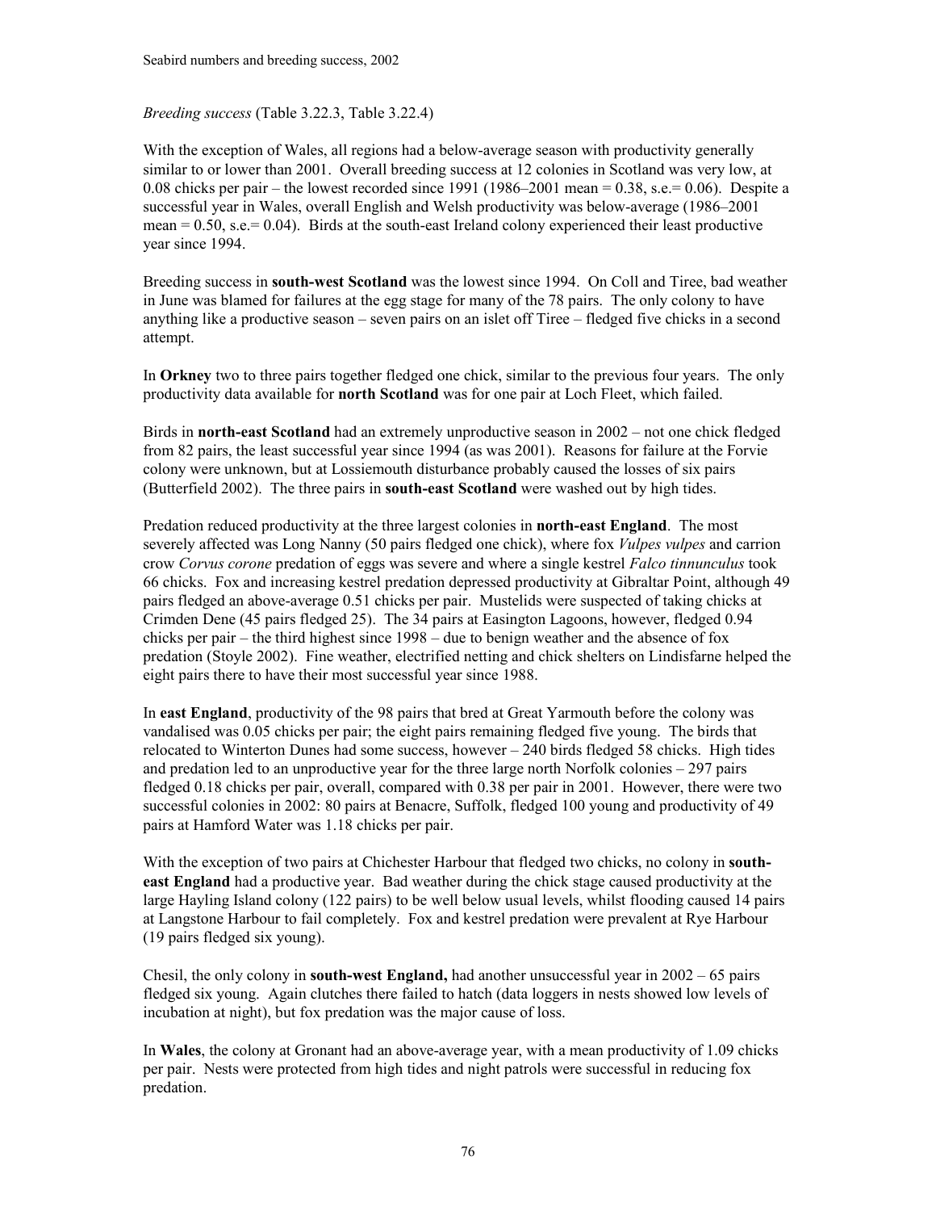*Breeding success* (Table 3.22.3, Table 3.22.4)

With the exception of Wales, all regions had a below-average season with productivity generally similar to or lower than 2001. Overall breeding success at 12 colonies in Scotland was very low, at 0.08 chicks per pair – the lowest recorded since 1991 (1986–2001 mean = 0.38, s.e.= 0.06). Despite a successful year in Wales, overall English and Welsh productivity was below-average (1986–2001 mean = 0.50, s.e.= 0.04). Birds at the south-east Ireland colony experienced their least productive year since 1994.

Breeding success in **south-west Scotland** was the lowest since 1994. On Coll and Tiree, bad weather in June was blamed for failures at the egg stage for many of the 78 pairs. The only colony to have anything like a productive season – seven pairs on an islet off Tiree – fledged five chicks in a second attempt.

In **Orkney** two to three pairs together fledged one chick, similar to the previous four years. The only productivity data available for **north Scotland** was for one pair at Loch Fleet, which failed.

Birds in **north-east Scotland** had an extremely unproductive season in 2002 – not one chick fledged from 82 pairs, the least successful year since 1994 (as was 2001). Reasons for failure at the Forvie colony were unknown, but at Lossiemouth disturbance probably caused the losses of six pairs (Butterfield 2002). The three pairs in **south-east Scotland** were washed out by high tides.

Predation reduced productivity at the three largest colonies in **north-east England**. The most severely affected was Long Nanny (50 pairs fledged one chick), where fox *Vulpes vulpes* and carrion crow *Corvus corone* predation of eggs was severe and where a single kestrel *Falco tinnunculus* took 66 chicks. Fox and increasing kestrel predation depressed productivity at Gibraltar Point, although 49 pairs fledged an above-average 0.51 chicks per pair. Mustelids were suspected of taking chicks at Crimden Dene (45 pairs fledged 25). The 34 pairs at Easington Lagoons, however, fledged 0.94 chicks per pair – the third highest since 1998 – due to benign weather and the absence of fox predation (Stoyle 2002). Fine weather, electrified netting and chick shelters on Lindisfarne helped the eight pairs there to have their most successful year since 1988.

In **east England**, productivity of the 98 pairs that bred at Great Yarmouth before the colony was vandalised was 0.05 chicks per pair; the eight pairs remaining fledged five young. The birds that relocated to Winterton Dunes had some success, however – 240 birds fledged 58 chicks. High tides and predation led to an unproductive year for the three large north Norfolk colonies – 297 pairs fledged 0.18 chicks per pair, overall, compared with 0.38 per pair in 2001. However, there were two successful colonies in 2002: 80 pairs at Benacre, Suffolk, fledged 100 young and productivity of 49 pairs at Hamford Water was 1.18 chicks per pair.

With the exception of two pairs at Chichester Harbour that fledged two chicks, no colony in **south-east England** had a productive year. Bad weather during the chick stage caused productivity at the large Hayling Island colony (122 pairs) to be well below usual levels, whilst flooding caused 14 pairs at Langstone Harbour to fail completely. Fox and kestrel predation were prevalent at Rye Harbour (19 pairs fledged six young).

Chesil, the only colony in **south-west England,** had another unsuccessful year in 2002 – 65 pairs fledged six young. Again clutches there failed to hatch (data loggers in nests showed low levels of incubation at night), but fox predation was the major cause of loss.

In **Wales**, the colony at Gronant had an above-average year, with a mean productivity of 1.09 chicks per pair. Nests were protected from high tides and night patrols were successful in reducing fox predation.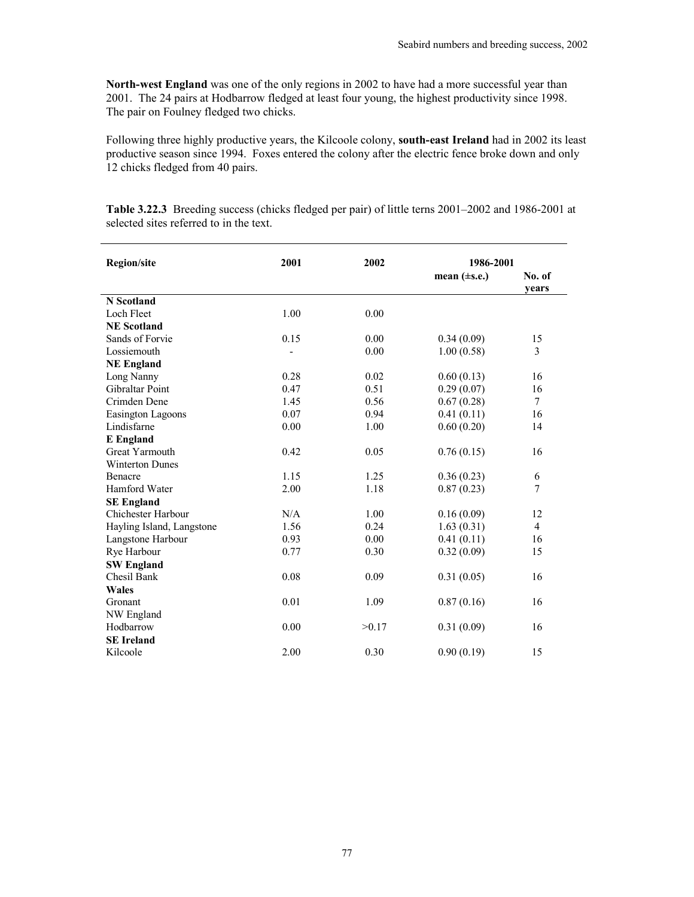**North-west England** was one of the only regions in 2002 to have had a more successful year than 2001. The 24 pairs at Hodbarrow fledged at least four young, the highest productivity since 1998. The pair on Foulney fledged two chicks.

Following three highly productive years, the Kilcoole colony, **south-east Ireland** had in 2002 its least productive season since 1994. Foxes entered the colony after the electric fence broke down and only 12 chicks fledged from 40 pairs.

**Table 3.22.3** Breeding success (chicks fledged per pair) of little terns 2001–2002 and 1986-2001 at selected sites referred to in the text.

| Region/site | 2001 | 2002 | 1986-2001 | |
|---|---|---|---|---|
| | | | mean (±s.e.) | No. of years |
| **N Scotland** | | | | |
| Loch Fleet | 1.00 | 0.00 | | |
| **NE Scotland** | | | | |
| Sands of Forvie | 0.15 | 0.00 | 0.34 (0.09) | 15 |
| Lossiemouth | - | 0.00 | 1.00 (0.58) | 3 |
| **NE England** | | | | |
| Long Nanny | 0.28 | 0.02 | 0.60 (0.13) | 16 |
| Gibraltar Point | 0.47 | 0.51 | 0.29 (0.07) | 16 |
| Crimden Dene | 1.45 | 0.56 | 0.67 (0.28) | 7 |
| Easington Lagoons | 0.07 | 0.94 | 0.41 (0.11) | 16 |
| Lindisfarne | 0.00 | 1.00 | 0.60 (0.20) | 14 |
| **E England** | | | | |
| Great Yarmouth | 0.42 | 0.05 | 0.76 (0.15) | 16 |
| Winterton Dunes | | | | |
| Benacre | 1.15 | 1.25 | 0.36 (0.23) | 6 |
| Hamford Water | 2.00 | 1.18 | 0.87 (0.23) | 7 |
| **SE England** | | | | |
| Chichester Harbour | N/A | 1.00 | 0.16 (0.09) | 12 |
| Hayling Island, Langstone | 1.56 | 0.24 | 1.63 (0.31) | 4 |
| Langstone Harbour | 0.93 | 0.00 | 0.41 (0.11) | 16 |
| Rye Harbour | 0.77 | 0.30 | 0.32 (0.09) | 15 |
| **SW England** | | | | |
| Chesil Bank | 0.08 | 0.09 | 0.31 (0.05) | 16 |
| **Wales** | | | | |
| Gronant | 0.01 | 1.09 | 0.87 (0.16) | 16 |
| NW England | | | | |
| Hodbarrow | 0.00 | >0.17 | 0.31 (0.09) | 16 |
| **SE Ireland** | | | | |
| Kilcoole | 2.00 | 0.30 | 0.90 (0.19) | 15 |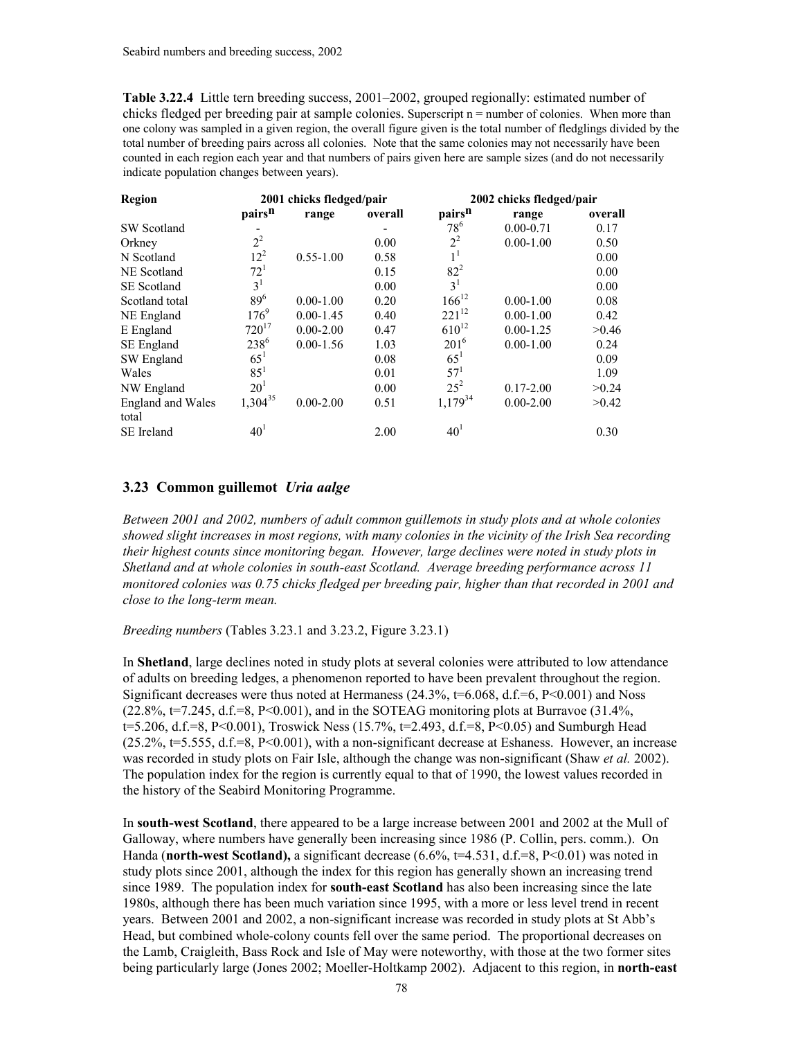**Table 3.22.4** Little tern breeding success, 2001–2002, grouped regionally: estimated number of chicks fledged per breeding pair at sample colonies. Superscript n = number of colonies. When more than one colony was sampled in a given region, the overall figure given is the total number of fledglings divided by the total number of breeding pairs across all colonies. Note that the same colonies may not necessarily have been counted in each region each year and that numbers of pairs given here are sample sizes (and do not necessarily indicate population changes between years).

| Region | 2001 chicks fledged/pair | | | 2002 chicks fledged/pair | | |
|---|---|---|---|---|---|---|
| | pairs$^n$ | range | overall | pairs$^n$ | range | overall |
| SW Scotland | - | | - | $78^6$ | 0.00-0.71 | 0.17 |
| Orkney | $2^2$ | | 0.00 | $2^2$ | 0.00-1.00 | 0.50 |
| N Scotland | $12^2$ | 0.55-1.00 | 0.58 | $1^1$ | | 0.00 |
| NE Scotland | $72^1$ | | 0.15 | $82^2$ | | 0.00 |
| SE Scotland | $3^1$ | | 0.00 | $3^1$ | | 0.00 |
| Scotland total | $89^6$ | 0.00-1.00 | 0.20 | $166^{12}$ | 0.00-1.00 | 0.08 |
| NE England | $176^9$ | 0.00-1.45 | 0.40 | $221^{12}$ | 0.00-1.00 | 0.42 |
| E England | $720^{17}$ | 0.00-2.00 | 0.47 | $610^{12}$ | 0.00-1.25 | >0.46 |
| SE England | $238^6$ | 0.00-1.56 | 1.03 | $201^6$ | 0.00-1.00 | 0.24 |
| SW England | $65^1$ | | 0.08 | $65^1$ | | 0.09 |
| Wales | $85^1$ | | 0.01 | $57^1$ | | 1.09 |
| NW England | $20^1$ | | 0.00 | $25^2$ | 0.17-2.00 | >0.24 |
| England and Wales total | $1{,}304^{35}$ | 0.00-2.00 | 0.51 | $1{,}179^{34}$ | 0.00-2.00 | >0.42 |
| SE Ireland | $40^1$ | | 2.00 | $40^1$ | | 0.30 |

## 3.23 Common guillemot *Uria aalge*

*Between 2001 and 2002, numbers of adult common guillemots in study plots and at whole colonies showed slight increases in most regions, with many colonies in the vicinity of the Irish Sea recording their highest counts since monitoring began. However, large declines were noted in study plots in Shetland and at whole colonies in south-east Scotland. Average breeding performance across 11 monitored colonies was 0.75 chicks fledged per breeding pair, higher than that recorded in 2001 and close to the long-term mean.*

*Breeding numbers* (Tables 3.23.1 and 3.23.2, Figure 3.23.1)

In **Shetland**, large declines noted in study plots at several colonies were attributed to low attendance of adults on breeding ledges, a phenomenon reported to have been prevalent throughout the region. Significant decreases were thus noted at Hermaness (24.3%, $t=6.068$, d.f.=6, $P<0.001$) and Noss (22.8%, $t=7.245$, d.f.=8, $P<0.001$), and in the SOTEAG monitoring plots at Burravoe (31.4%, $t=5.206$, d.f.=8, $P<0.001$), Troswick Ness (15.7%, $t=2.493$, d.f.=8, $P<0.05$) and Sumburgh Head (25.2%, $t=5.555$, d.f.=8, $P<0.001$), with a non-significant decrease at Eshaness. However, an increase was recorded in study plots on Fair Isle, although the change was non-significant (Shaw *et al.* 2002). The population index for the region is currently equal to that of 1990, the lowest values recorded in the history of the Seabird Monitoring Programme.

In **south-west Scotland**, there appeared to be a large increase between 2001 and 2002 at the Mull of Galloway, where numbers have generally been increasing since 1986 (P. Collin, pers. comm.). On Handa (**north-west Scotland),** a significant decrease (6.6%, $t=4.531$, d.f.=8, $P<0.01$) was noted in study plots since 2001, although the index for this region has generally shown an increasing trend since 1989. The population index for **south-east Scotland** has also been increasing since the late 1980s, although there has been much variation since 1995, with a more or less level trend in recent years. Between 2001 and 2002, a non-significant increase was recorded in study plots at St Abb's Head, but combined whole-colony counts fell over the same period. The proportional decreases on the Lamb, Craigleith, Bass Rock and Isle of May were noteworthy, with those at the two former sites being particularly large (Jones 2002; Moeller-Holtkamp 2002). Adjacent to this region, in **north-east**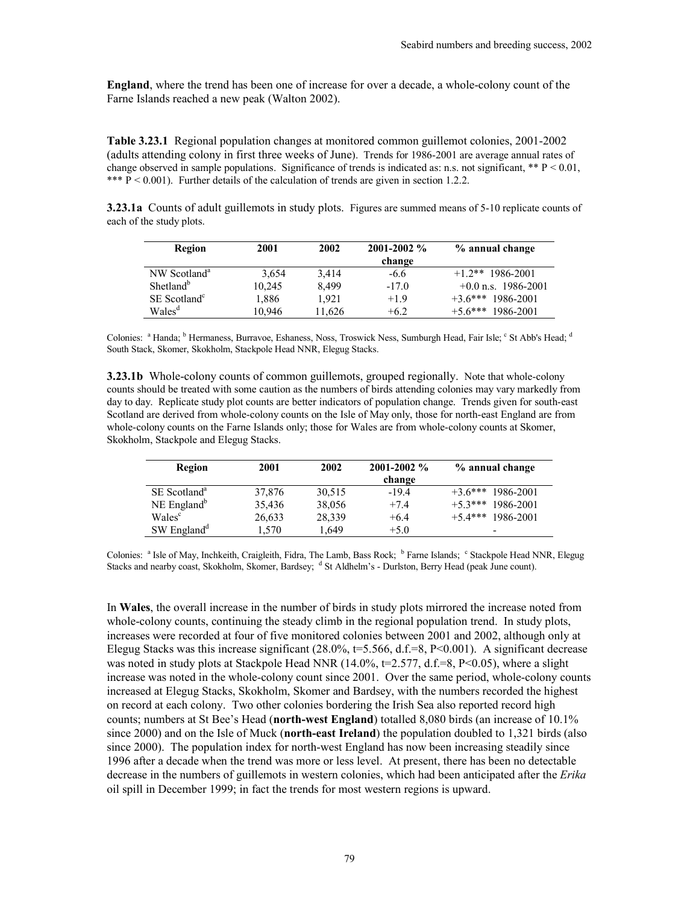**England**, where the trend has been one of increase for over a decade, a whole-colony count of the Farne Islands reached a new peak (Walton 2002).

**Table 3.23.1** Regional population changes at monitored common guillemot colonies, 2001-2002 (adults attending colony in first three weeks of June). Trends for 1986-2001 are average annual rates of change observed in sample populations. Significance of trends is indicated as: n.s. not significant, ** P < 0.01, *** P < 0.001). Further details of the calculation of trends are given in section 1.2.2.

**3.23.1a** Counts of adult guillemots in study plots. Figures are summed means of 5-10 replicate counts of each of the study plots.

| Region | 2001 | 2002 | 2001-2002 % change | % annual change |
|---|---|---|---|---|
| NW Scotland[a] | 3,654 | 3,414 | -6.6 | +1.2** 1986-2001 |
| Shetland[b] | 10,245 | 8,499 | -17.0 | +0.0 n.s. 1986-2001 |
| SE Scotland[c] | 1,886 | 1,921 | +1.9 | +3.6*** 1986-2001 |
| Wales[d] | 10,946 | 11,626 | +6.2 | +5.6*** 1986-2001 |

Colonies: [a] Handa; [b] Hermaness, Burravoe, Eshaness, Noss, Troswick Ness, Sumburgh Head, Fair Isle; [c] St Abb's Head; [d] South Stack, Skomer, Skokholm, Stackpole Head NNR, Elegug Stacks.

**3.23.1b** Whole-colony counts of common guillemots, grouped regionally. Note that whole-colony counts should be treated with some caution as the numbers of birds attending colonies may vary markedly from day to day. Replicate study plot counts are better indicators of population change. Trends given for south-east Scotland are derived from whole-colony counts on the Isle of May only, those for north-east England are from whole-colony counts on the Farne Islands only; those for Wales are from whole-colony counts at Skomer, Skokholm, Stackpole and Elegug Stacks.

| Region | 2001 | 2002 | 2001-2002 % change | % annual change |
|---|---|---|---|---|
| SE Scotland[a] | 37,876 | 30,515 | -19.4 | +3.6*** 1986-2001 |
| NE England[b] | 35,436 | 38,056 | +7.4 | +5.3*** 1986-2001 |
| Wales[c] | 26,633 | 28,339 | +6.4 | +5.4*** 1986-2001 |
| SW England[d] | 1,570 | 1,649 | +5.0 | - |

Colonies: [a] Isle of May, Inchkeith, Craigleith, Fidra, The Lamb, Bass Rock; [b] Farne Islands; [c] Stackpole Head NNR, Elegug Stacks and nearby coast, Skokholm, Skomer, Bardsey; [d] St Aldhelm's - Durlston, Berry Head (peak June count).

In **Wales**, the overall increase in the number of birds in study plots mirrored the increase noted from whole-colony counts, continuing the steady climb in the regional population trend. In study plots, increases were recorded at four of five monitored colonies between 2001 and 2002, although only at Elegug Stacks was this increase significant (28.0%, $t=5.566$, d.f.=8, $P<0.001$). A significant decrease was noted in study plots at Stackpole Head NNR (14.0%, $t=2.577$, d.f.=8, $P<0.05$), where a slight increase was noted in the whole-colony count since 2001. Over the same period, whole-colony counts increased at Elegug Stacks, Skokholm, Skomer and Bardsey, with the numbers recorded the highest on record at each colony. Two other colonies bordering the Irish Sea also reported record high counts; numbers at St Bee's Head (**north-west England**) totalled 8,080 birds (an increase of 10.1% since 2000) and on the Isle of Muck (**north-east Ireland**) the population doubled to 1,321 birds (also since 2000). The population index for north-west England has now been increasing steadily since 1996 after a decade when the trend was more or less level. At present, there has been no detectable decrease in the numbers of guillemots in western colonies, which had been anticipated after the *Erika* oil spill in December 1999; in fact the trends for most western regions is upward.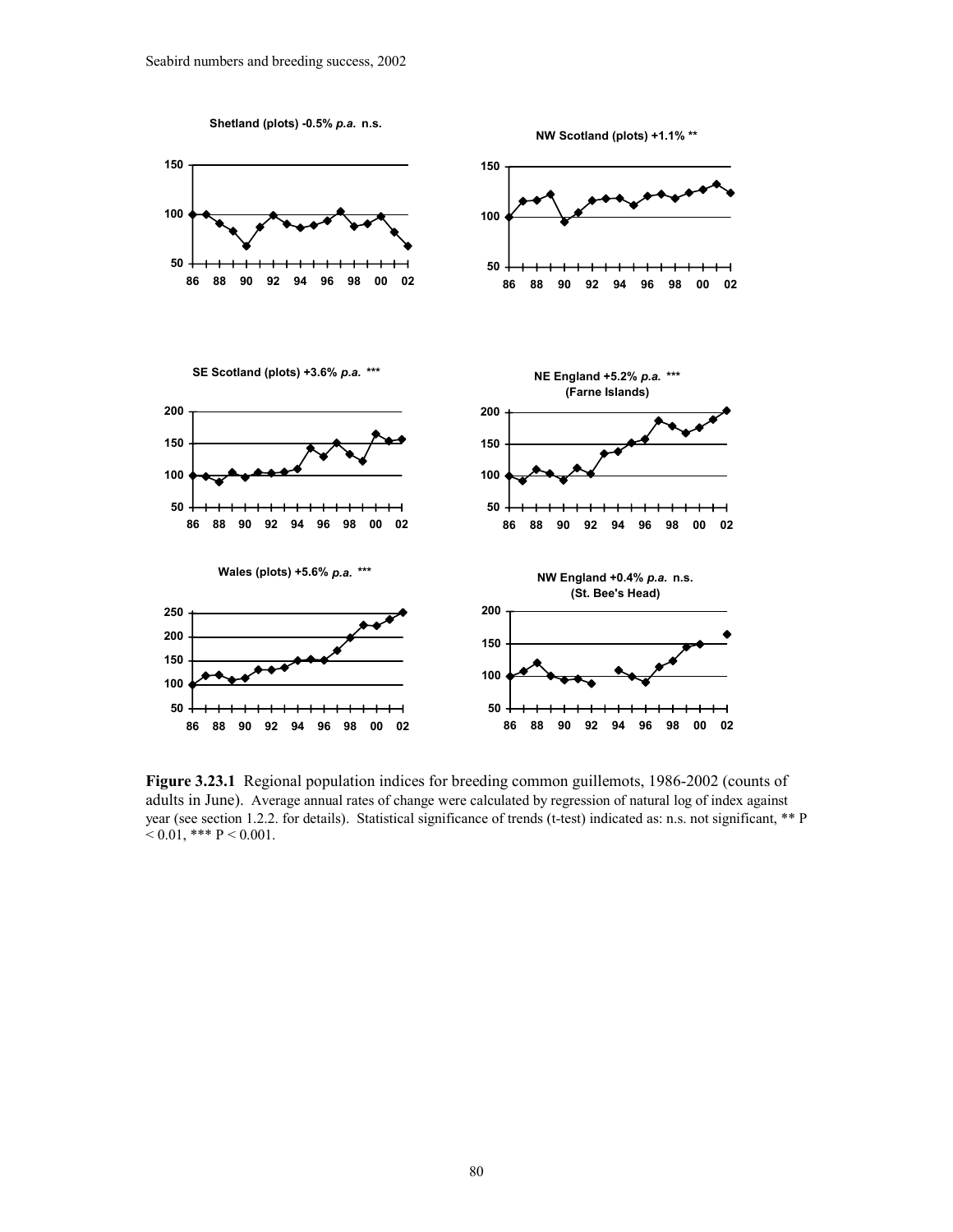Shetland (plots) -0.5% *p.a.* n.s.

NW Scotland (plots) +1.1% **

SE Scotland (plots) +3.6% *p.a.* ***

NE England +5.2% *p.a.* ***
(Farne Islands)

Wales (plots) +5.6% *p.a.* ***

NW England +0.4% *p.a.* n.s.
(St. Bee's Head)

**Figure 3.23.1** Regional population indices for breeding common guillemots, 1986-2002 (counts of adults in June). Average annual rates of change were calculated by regression of natural log of index against year (see section 1.2.2. for details). Statistical significance of trends (t-test) indicated as: n.s. not significant, ** $P < 0.01$, *** $P < 0.001$.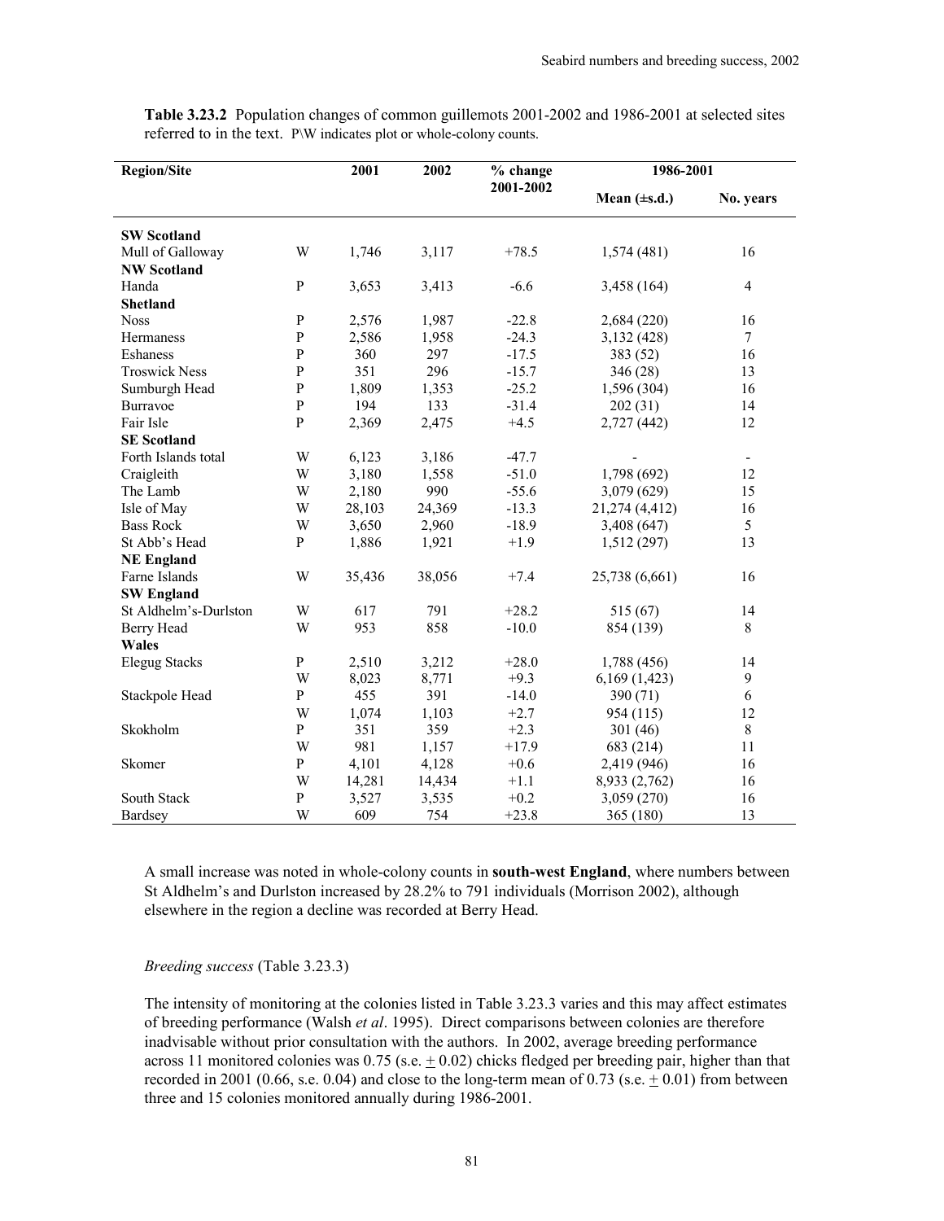**Table 3.23.2** Population changes of common guillemots 2001-2002 and 1986-2001 at selected sites referred to in the text. P\W indicates plot or whole-colony counts.

| Region/Site | | 2001 | 2002 | % change 2001-2002 | 1986-2001 | |
|---|---|---|---|---|---|---|
| | | | | | Mean (±s.d.) | No. years |
| **SW Scotland** | | | | | | |
| Mull of Galloway | W | 1,746 | 3,117 | +78.5 | 1,574 (481) | 16 |
| **NW Scotland** | | | | | | |
| Handa | P | 3,653 | 3,413 | -6.6 | 3,458 (164) | 4 |
| **Shetland** | | | | | | |
| Noss | P | 2,576 | 1,987 | -22.8 | 2,684 (220) | 16 |
| Hermaness | P | 2,586 | 1,958 | -24.3 | 3,132 (428) | 7 |
| Eshaness | P | 360 | 297 | -17.5 | 383 (52) | 16 |
| Troswick Ness | P | 351 | 296 | -15.7 | 346 (28) | 13 |
| Sumburgh Head | P | 1,809 | 1,353 | -25.2 | 1,596 (304) | 16 |
| Burravoe | P | 194 | 133 | -31.4 | 202 (31) | 14 |
| Fair Isle | P | 2,369 | 2,475 | +4.5 | 2,727 (442) | 12 |
| **SE Scotland** | | | | | | |
| Forth Islands total | W | 6,123 | 3,186 | -47.7 | - | - |
| Craigleith | W | 3,180 | 1,558 | -51.0 | 1,798 (692) | 12 |
| The Lamb | W | 2,180 | 990 | -55.6 | 3,079 (629) | 15 |
| Isle of May | W | 28,103 | 24,369 | -13.3 | 21,274 (4,412) | 16 |
| Bass Rock | W | 3,650 | 2,960 | -18.9 | 3,408 (647) | 5 |
| St Abb's Head | P | 1,886 | 1,921 | +1.9 | 1,512 (297) | 13 |
| **NE England** | | | | | | |
| Farne Islands | W | 35,436 | 38,056 | +7.4 | 25,738 (6,661) | 16 |
| **SW England** | | | | | | |
| St Aldhelm's-Durlston | W | 617 | 791 | +28.2 | 515 (67) | 14 |
| Berry Head | W | 953 | 858 | -10.0 | 854 (139) | 8 |
| **Wales** | | | | | | |
| Elegug Stacks | P | 2,510 | 3,212 | +28.0 | 1,788 (456) | 14 |
| | W | 8,023 | 8,771 | +9.3 | 6,169 (1,423) | 9 |
| Stackpole Head | P | 455 | 391 | -14.0 | 390 (71) | 6 |
| | W | 1,074 | 1,103 | +2.7 | 954 (115) | 12 |
| Skokholm | P | 351 | 359 | +2.3 | 301 (46) | 8 |
| | W | 981 | 1,157 | +17.9 | 683 (214) | 11 |
| Skomer | P | 4,101 | 4,128 | +0.6 | 2,419 (946) | 16 |
| | W | 14,281 | 14,434 | +1.1 | 8,933 (2,762) | 16 |
| South Stack | P | 3,527 | 3,535 | +0.2 | 3,059 (270) | 16 |
| Bardsey | W | 609 | 754 | +23.8 | 365 (180) | 13 |

A small increase was noted in whole-colony counts in **south-west England**, where numbers between St Aldhelm's and Durlston increased by 28.2% to 791 individuals (Morrison 2002), although elsewhere in the region a decline was recorded at Berry Head.

*Breeding success* (Table 3.23.3)

The intensity of monitoring at the colonies listed in Table 3.23.3 varies and this may affect estimates of breeding performance (Walsh *et al*. 1995). Direct comparisons between colonies are therefore inadvisable without prior consultation with the authors. In 2002, average breeding performance across 11 monitored colonies was 0.75 (s.e. ± 0.02) chicks fledged per breeding pair, higher than that recorded in 2001 (0.66, s.e. 0.04) and close to the long-term mean of 0.73 (s.e. ± 0.01) from between three and 15 colonies monitored annually during 1986-2001.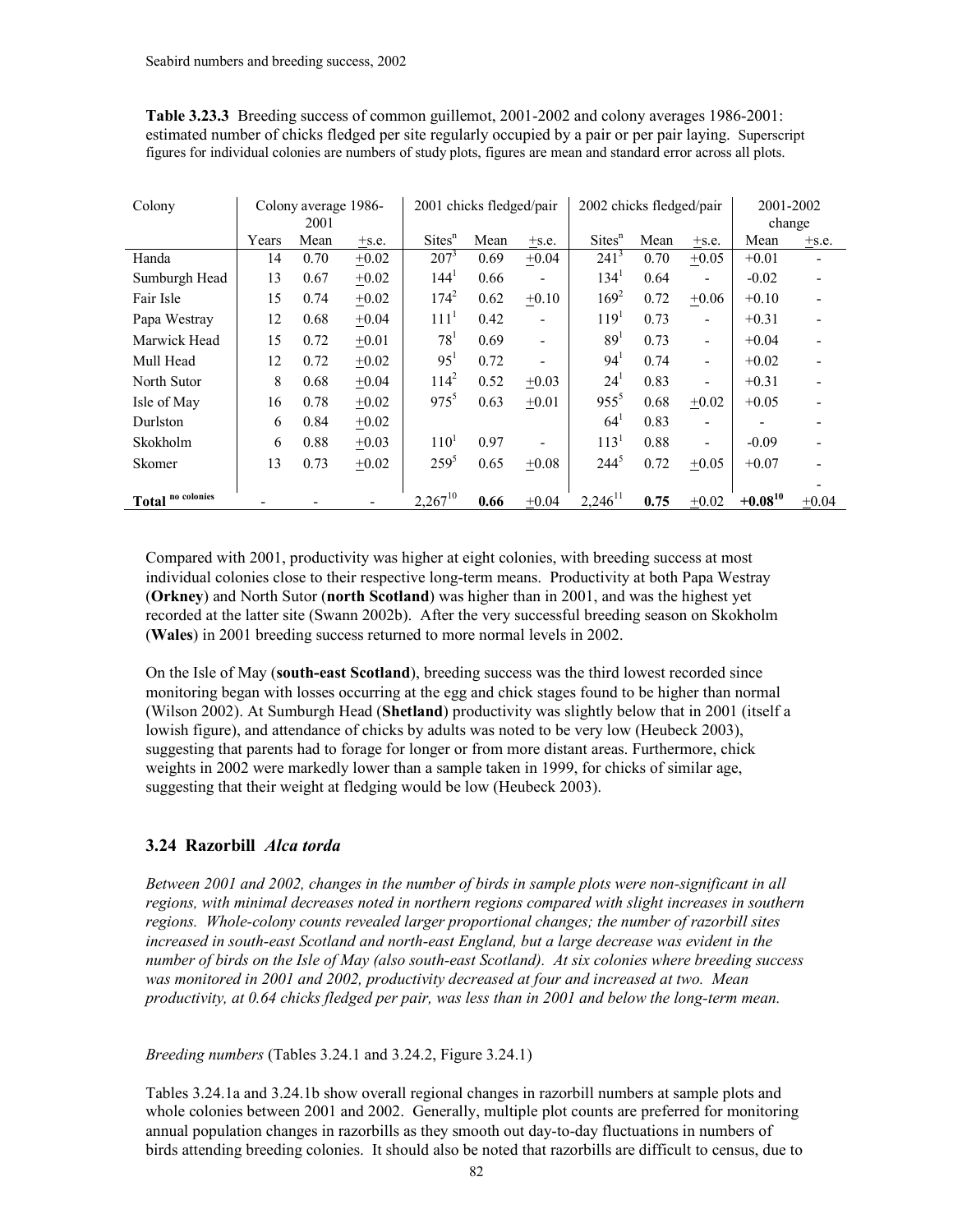**Table 3.23.3** Breeding success of common guillemot, 2001-2002 and colony averages 1986-2001: estimated number of chicks fledged per site regularly occupied by a pair or per pair laying. Superscript figures for individual colonies are numbers of study plots, figures are mean and standard error across all plots.

| Colony | Colony average 1986-2001 | | | 2001 chicks fledged/pair | | | 2002 chicks fledged/pair | | | 2001-2002 change | |
|---|---|---|---|---|---|---|---|---|---|---|---|
| | Years | Mean | ±s.e. | Sites$^n$ | Mean | ±s.e. | Sites$^n$ | Mean | ±s.e. | Mean | ±s.e. |
| Handa | 14 | 0.70 | ±0.02 | 207$^3$ | 0.69 | ±0.04 | 241$^3$ | 0.70 | ±0.05 | +0.01 | - |
| Sumburgh Head | 13 | 0.67 | ±0.02 | 144$^1$ | 0.66 | - | 134$^1$ | 0.64 | - | -0.02 | - |
| Fair Isle | 15 | 0.74 | ±0.02 | 174$^2$ | 0.62 | ±0.10 | 169$^2$ | 0.72 | ±0.06 | +0.10 | - |
| Papa Westray | 12 | 0.68 | ±0.04 | 111$^1$ | 0.42 | - | 119$^1$ | 0.73 | - | +0.31 | - |
| Marwick Head | 15 | 0.72 | ±0.01 | 78$^1$ | 0.69 | - | 89$^1$ | 0.73 | - | +0.04 | - |
| Mull Head | 12 | 0.72 | ±0.02 | 95$^1$ | 0.72 | - | 94$^1$ | 0.74 | - | +0.02 | - |
| North Sutor | 8 | 0.68 | ±0.04 | 114$^2$ | 0.52 | ±0.03 | 24$^1$ | 0.83 | - | +0.31 | - |
| Isle of May | 16 | 0.78 | ±0.02 | 975$^5$ | 0.63 | ±0.01 | 955$^5$ | 0.68 | ±0.02 | +0.05 | - |
| Durlston | 6 | 0.84 | ±0.02 | | | | 64$^1$ | 0.83 | - | - | - |
| Skokholm | 6 | 0.88 | ±0.03 | 110$^1$ | 0.97 | - | 113$^1$ | 0.88 | - | -0.09 | - |
| Skomer | 13 | 0.73 | ±0.02 | 259$^5$ | 0.65 | ±0.08 | 244$^5$ | 0.72 | ±0.05 | +0.07 | - |
| **Total** $^{\text{no colonies}}$ | - | - | - | 2,267$^{10}$ | **0.66** | ±0.04 | 2,246$^{11}$ | **0.75** | ±0.02 | **+0.08$^{10}$** | -±0.04 |

Compared with 2001, productivity was higher at eight colonies, with breeding success at most individual colonies close to their respective long-term means. Productivity at both Papa Westray (**Orkney**) and North Sutor (**north Scotland**) was higher than in 2001, and was the highest yet recorded at the latter site (Swann 2002b). After the very successful breeding season on Skokholm (**Wales**) in 2001 breeding success returned to more normal levels in 2002.

On the Isle of May (**south-east Scotland**), breeding success was the third lowest recorded since monitoring began with losses occurring at the egg and chick stages found to be higher than normal (Wilson 2002). At Sumburgh Head (**Shetland**) productivity was slightly below that in 2001 (itself a lowish figure), and attendance of chicks by adults was noted to be very low (Heubeck 2003), suggesting that parents had to forage for longer or from more distant areas. Furthermore, chick weights in 2002 were markedly lower than a sample taken in 1999, for chicks of similar age, suggesting that their weight at fledging would be low (Heubeck 2003).

## 3.24 Razorbill *Alca torda*

*Between 2001 and 2002, changes in the number of birds in sample plots were non-significant in all regions, with minimal decreases noted in northern regions compared with slight increases in southern regions. Whole-colony counts revealed larger proportional changes; the number of razorbill sites increased in south-east Scotland and north-east England, but a large decrease was evident in the number of birds on the Isle of May (also south-east Scotland). At six colonies where breeding success was monitored in 2001 and 2002, productivity decreased at four and increased at two. Mean productivity, at 0.64 chicks fledged per pair, was less than in 2001 and below the long-term mean.*

*Breeding numbers* (Tables 3.24.1 and 3.24.2, Figure 3.24.1)

Tables 3.24.1a and 3.24.1b show overall regional changes in razorbill numbers at sample plots and whole colonies between 2001 and 2002. Generally, multiple plot counts are preferred for monitoring annual population changes in razorbills as they smooth out day-to-day fluctuations in numbers of birds attending breeding colonies. It should also be noted that razorbills are difficult to census, due to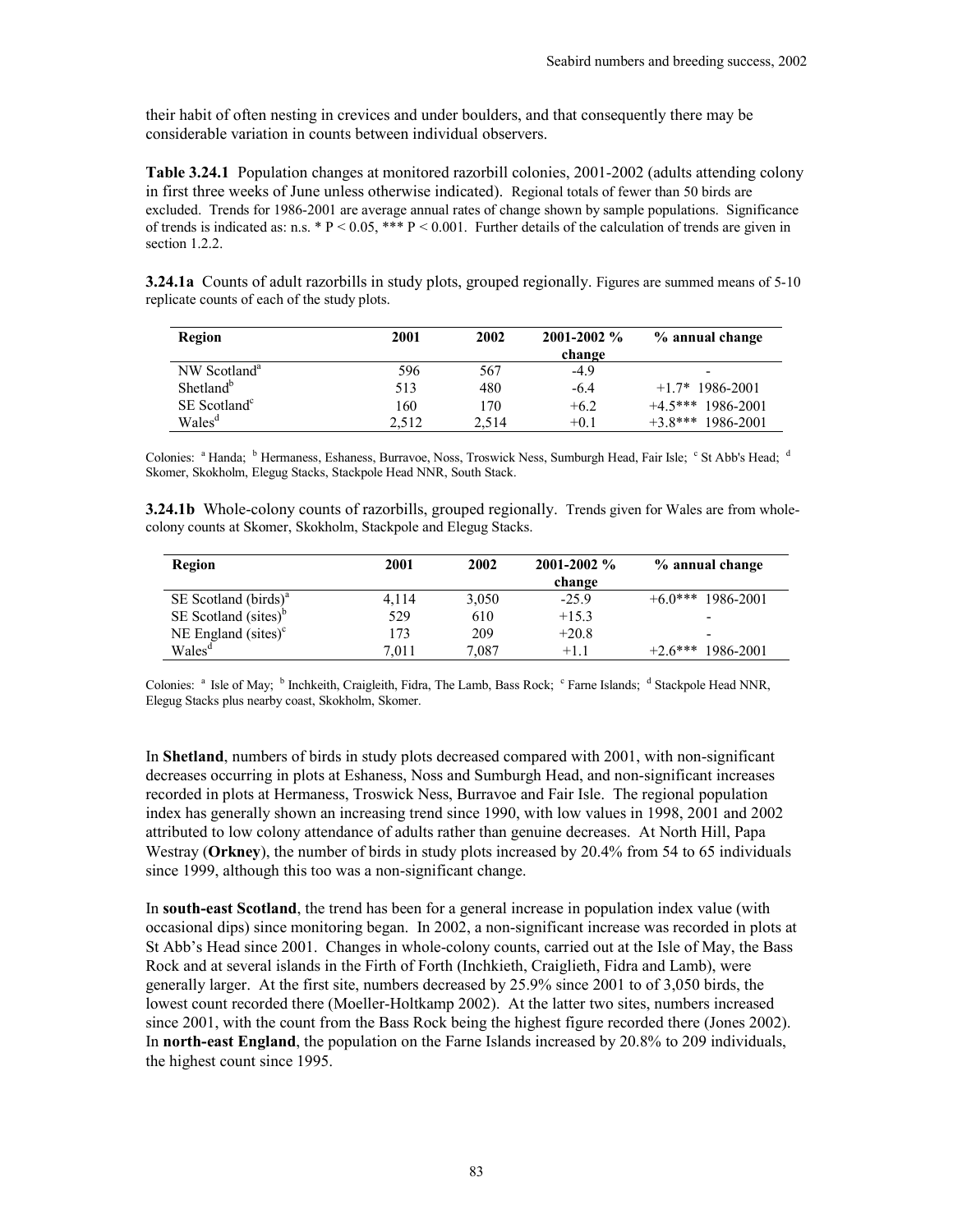their habit of often nesting in crevices and under boulders, and that consequently there may be considerable variation in counts between individual observers.

**Table 3.24.1** Population changes at monitored razorbill colonies, 2001-2002 (adults attending colony in first three weeks of June unless otherwise indicated). Regional totals of fewer than 50 birds are excluded. Trends for 1986-2001 are average annual rates of change shown by sample populations. Significance of trends is indicated as: n.s. * $P < 0.05$, *** $P < 0.001$. Further details of the calculation of trends are given in section 1.2.2.

**3.24.1a** Counts of adult razorbills in study plots, grouped regionally. Figures are summed means of 5-10 replicate counts of each of the study plots.

| Region | 2001 | 2002 | 2001-2002 % change | % annual change |
|---|---|---|---|---|
| NW Scotland[a] | 596 | 567 | -4.9 | - |
| Shetland[b] | 513 | 480 | -6.4 | +1.7* 1986-2001 |
| SE Scotland[c] | 160 | 170 | +6.2 | +4.5*** 1986-2001 |
| Wales[d] | 2,512 | 2,514 | +0.1 | +3.8*** 1986-2001 |

Colonies: [a] Handa; [b] Hermaness, Eshaness, Burravoe, Noss, Troswick Ness, Sumburgh Head, Fair Isle; [c] St Abb's Head; [d] Skomer, Skokholm, Elegug Stacks, Stackpole Head NNR, South Stack.

**3.24.1b** Whole-colony counts of razorbills, grouped regionally. Trends given for Wales are from whole-colony counts at Skomer, Skokholm, Stackpole and Elegug Stacks.

| Region | 2001 | 2002 | 2001-2002 % change | % annual change |
|---|---|---|---|---|
| SE Scotland (birds)[a] | 4,114 | 3,050 | -25.9 | +6.0*** 1986-2001 |
| SE Scotland (sites)[b] | 529 | 610 | +15.3 | - |
| NE England (sites)[c] | 173 | 209 | +20.8 | - |
| Wales[d] | 7,011 | 7,087 | +1.1 | +2.6*** 1986-2001 |

Colonies: [a] Isle of May; [b] Inchkeith, Craigleith, Fidra, The Lamb, Bass Rock; [c] Farne Islands; [d] Stackpole Head NNR, Elegug Stacks plus nearby coast, Skokholm, Skomer.

In **Shetland**, numbers of birds in study plots decreased compared with 2001, with non-significant decreases occurring in plots at Eshaness, Noss and Sumburgh Head, and non-significant increases recorded in plots at Hermaness, Troswick Ness, Burravoe and Fair Isle. The regional population index has generally shown an increasing trend since 1990, with low values in 1998, 2001 and 2002 attributed to low colony attendance of adults rather than genuine decreases. At North Hill, Papa Westray (**Orkney**), the number of birds in study plots increased by 20.4% from 54 to 65 individuals since 1999, although this too was a non-significant change.

In **south-east Scotland**, the trend has been for a general increase in population index value (with occasional dips) since monitoring began. In 2002, a non-significant increase was recorded in plots at St Abb's Head since 2001. Changes in whole-colony counts, carried out at the Isle of May, the Bass Rock and at several islands in the Firth of Forth (Inchkieth, Craiglieth, Fidra and Lamb), were generally larger. At the first site, numbers decreased by 25.9% since 2001 to of 3,050 birds, the lowest count recorded there (Moeller-Holtkamp 2002). At the latter two sites, numbers increased since 2001, with the count from the Bass Rock being the highest figure recorded there (Jones 2002). In **north-east England**, the population on the Farne Islands increased by 20.8% to 209 individuals, the highest count since 1995.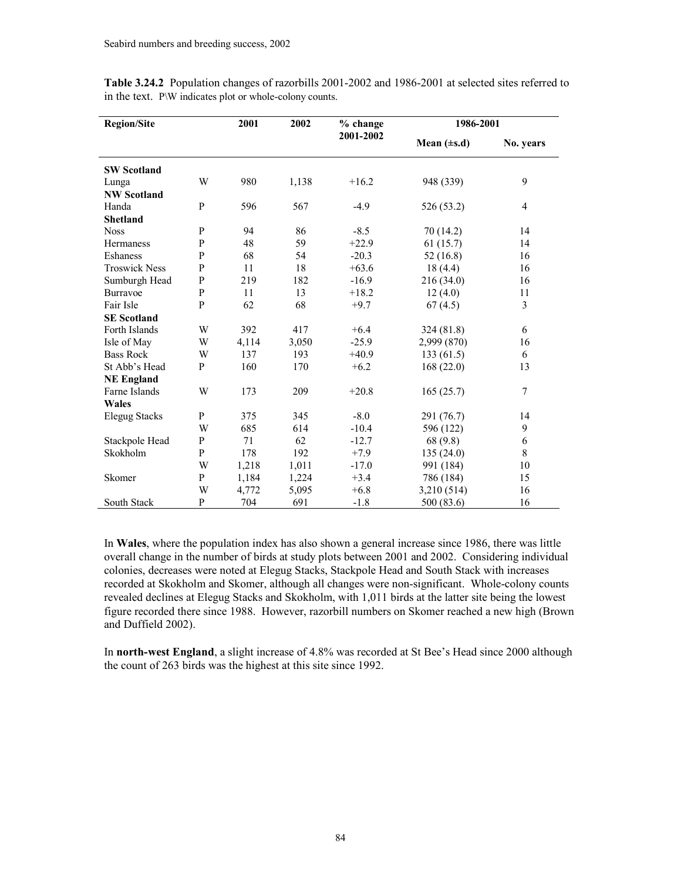**Table 3.24.2** Population changes of razorbills 2001-2002 and 1986-2001 at selected sites referred to in the text. P\W indicates plot or whole-colony counts.

| Region/Site | | 2001 | 2002 | % change 2001-2002 | 1986-2001 | |
|---|---|---|---|---|---|---|
| | | | | | Mean (±s.d) | No. years |
| **SW Scotland** | | | | | | |
| Lunga | W | 980 | 1,138 | +16.2 | 948 (339) | 9 |
| **NW Scotland** | | | | | | |
| Handa | P | 596 | 567 | -4.9 | 526 (53.2) | 4 |
| **Shetland** | | | | | | |
| Noss | P | 94 | 86 | -8.5 | 70 (14.2) | 14 |
| Hermaness | P | 48 | 59 | +22.9 | 61 (15.7) | 14 |
| Eshaness | P | 68 | 54 | -20.3 | 52 (16.8) | 16 |
| Troswick Ness | P | 11 | 18 | +63.6 | 18 (4.4) | 16 |
| Sumburgh Head | P | 219 | 182 | -16.9 | 216 (34.0) | 16 |
| Burravoe | P | 11 | 13 | +18.2 | 12 (4.0) | 11 |
| Fair Isle | P | 62 | 68 | +9.7 | 67 (4.5) | 3 |
| **SE Scotland** | | | | | | |
| Forth Islands | W | 392 | 417 | +6.4 | 324 (81.8) | 6 |
| Isle of May | W | 4,114 | 3,050 | -25.9 | 2,999 (870) | 16 |
| Bass Rock | W | 137 | 193 | +40.9 | 133 (61.5) | 6 |
| St Abb's Head | P | 160 | 170 | +6.2 | 168 (22.0) | 13 |
| **NE England** | | | | | | |
| Farne Islands | W | 173 | 209 | +20.8 | 165 (25.7) | 7 |
| **Wales** | | | | | | |
| Elegug Stacks | P | 375 | 345 | -8.0 | 291 (76.7) | 14 |
| | W | 685 | 614 | -10.4 | 596 (122) | 9 |
| Stackpole Head | P | 71 | 62 | -12.7 | 68 (9.8) | 6 |
| Skokholm | P | 178 | 192 | +7.9 | 135 (24.0) | 8 |
| | W | 1,218 | 1,011 | -17.0 | 991 (184) | 10 |
| Skomer | P | 1,184 | 1,224 | +3.4 | 786 (184) | 15 |
| | W | 4,772 | 5,095 | +6.8 | 3,210 (514) | 16 |
| South Stack | P | 704 | 691 | -1.8 | 500 (83.6) | 16 |

In **Wales**, where the population index has also shown a general increase since 1986, there was little overall change in the number of birds at study plots between 2001 and 2002. Considering individual colonies, decreases were noted at Elegug Stacks, Stackpole Head and South Stack with increases recorded at Skokholm and Skomer, although all changes were non-significant. Whole-colony counts revealed declines at Elegug Stacks and Skokholm, with 1,011 birds at the latter site being the lowest figure recorded there since 1988. However, razorbill numbers on Skomer reached a new high (Brown and Duffield 2002).

In **north-west England**, a slight increase of 4.8% was recorded at St Bee's Head since 2000 although the count of 263 birds was the highest at this site since 1992.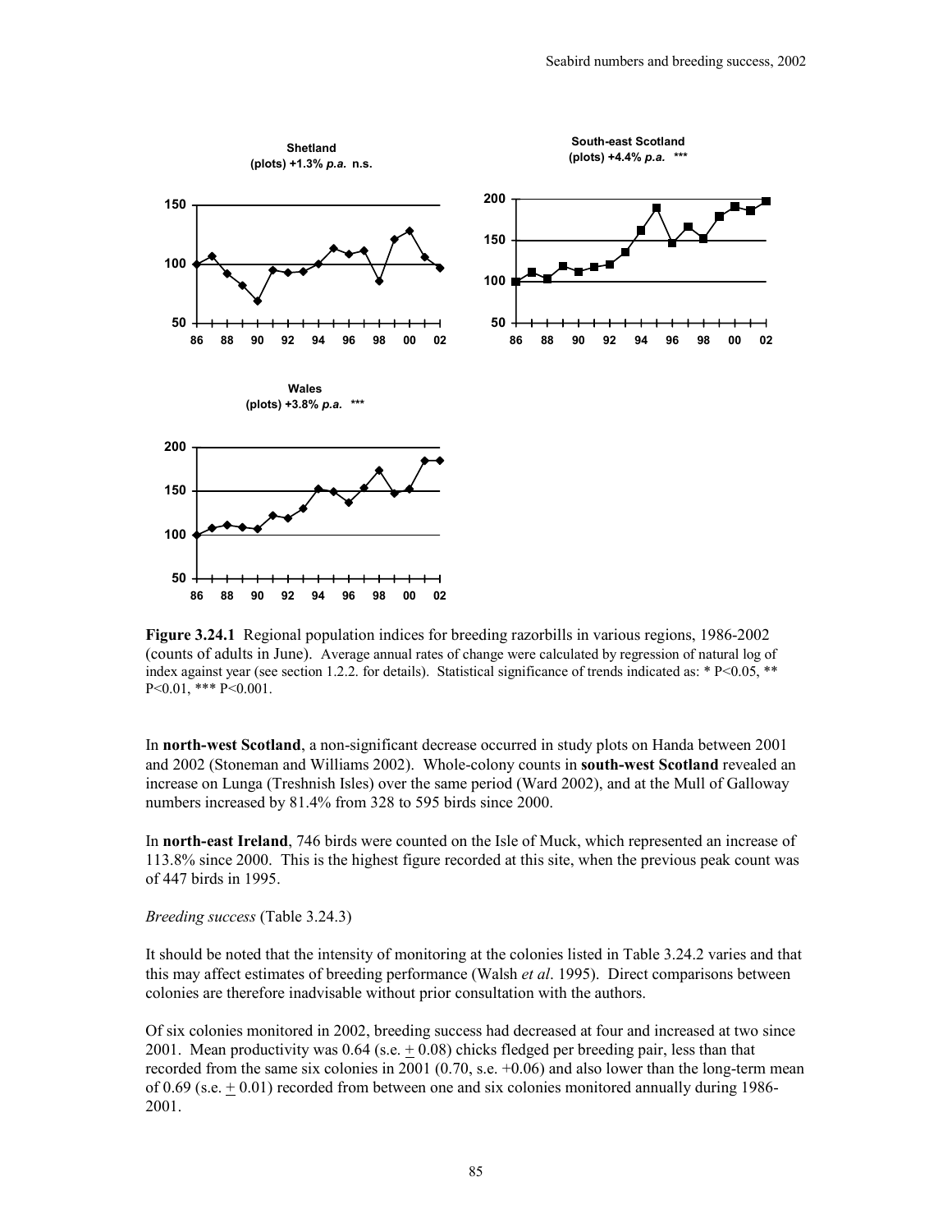Shetland
(plots) +1.3% *p.a.* n.s.

South-east Scotland
(plots) +4.4% *p.a.* ***

Wales
(plots) +3.8% *p.a.* ***

**Figure 3.24.1** Regional population indices for breeding razorbills in various regions, 1986-2002 (counts of adults in June). Average annual rates of change were calculated by regression of natural log of index against year (see section 1.2.2. for details). Statistical significance of trends indicated as: * P<0.05, ** P<0.01, *** P<0.001.

In **north-west Scotland**, a non-significant decrease occurred in study plots on Handa between 2001 and 2002 (Stoneman and Williams 2002). Whole-colony counts in **south-west Scotland** revealed an increase on Lunga (Treshnish Isles) over the same period (Ward 2002), and at the Mull of Galloway numbers increased by 81.4% from 328 to 595 birds since 2000.

In **north-east Ireland**, 746 birds were counted on the Isle of Muck, which represented an increase of 113.8% since 2000. This is the highest figure recorded at this site, when the previous peak count was of 447 birds in 1995.

*Breeding success* (Table 3.24.3)

It should be noted that the intensity of monitoring at the colonies listed in Table 3.24.2 varies and that this may affect estimates of breeding performance (Walsh *et al*. 1995). Direct comparisons between colonies are therefore inadvisable without prior consultation with the authors.

Of six colonies monitored in 2002, breeding success had decreased at four and increased at two since 2001. Mean productivity was 0.64 (s.e. $\pm$ 0.08) chicks fledged per breeding pair, less than that recorded from the same six colonies in 2001 (0.70, s.e. +0.06) and also lower than the long-term mean of 0.69 (s.e. $\pm$ 0.01) recorded from between one and six colonies monitored annually during 1986-2001.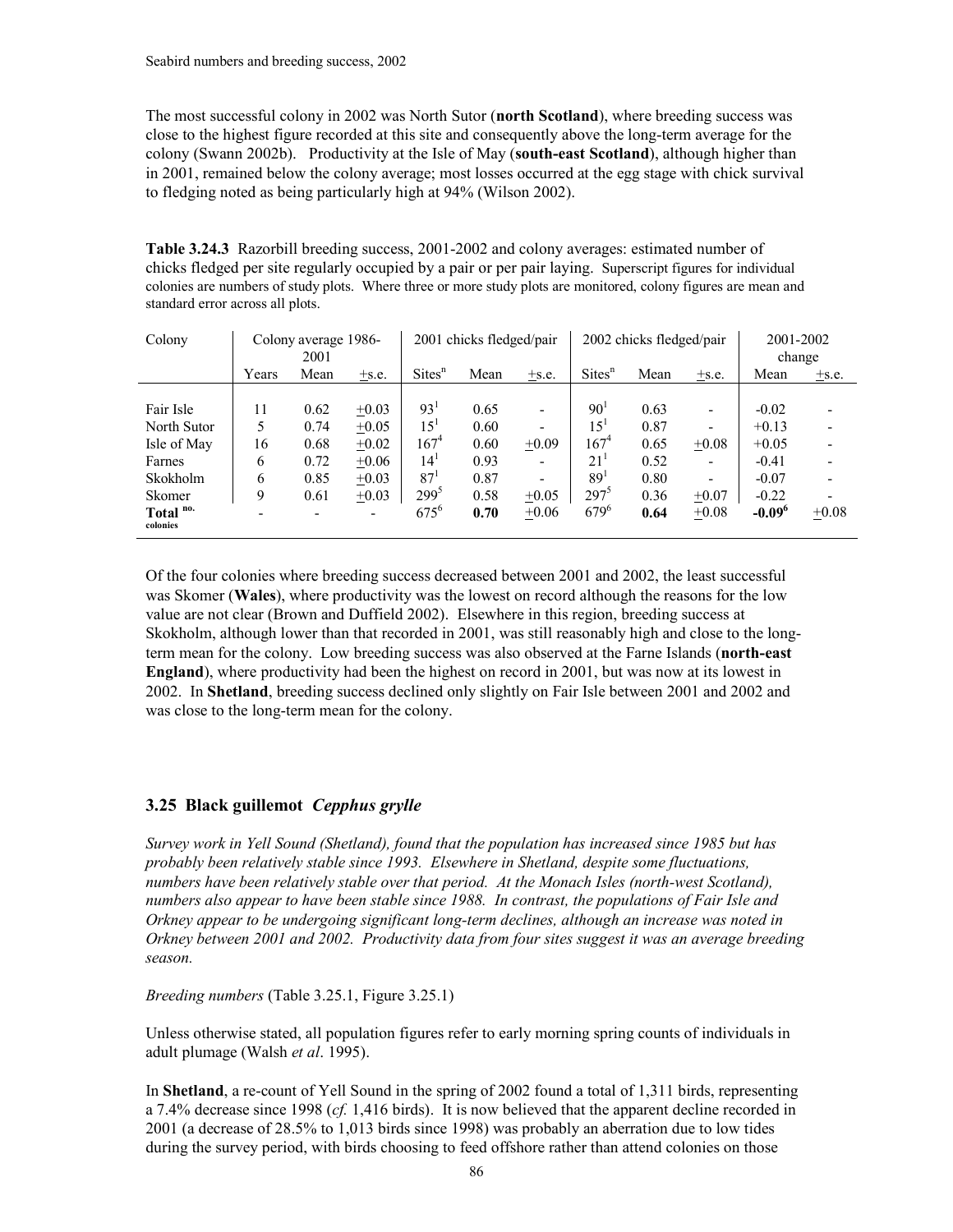The most successful colony in 2002 was North Sutor (**north Scotland**), where breeding success was close to the highest figure recorded at this site and consequently above the long-term average for the colony (Swann 2002b). Productivity at the Isle of May (**south-east Scotland**), although higher than in 2001, remained below the colony average; most losses occurred at the egg stage with chick survival to fledging noted as being particularly high at 94% (Wilson 2002).

**Table 3.24.3** Razorbill breeding success, 2001-2002 and colony averages: estimated number of chicks fledged per site regularly occupied by a pair or per pair laying. Superscript figures for individual colonies are numbers of study plots. Where three or more study plots are monitored, colony figures are mean and standard error across all plots.

| Colony | Colony average 1986-2001 | | | 2001 chicks fledged/pair | | | 2002 chicks fledged/pair | | | 2001-2002 change | |
|---|---|---|---|---|---|---|---|---|---|---|---|
| | Years | Mean | ±s.e. | Sites$^n$ | Mean | ±s.e. | Sites$^n$ | Mean | ±s.e. | Mean | ±s.e. |
| Fair Isle | 11 | 0.62 | ±0.03 | 93[1] | 0.65 | - | 90[1] | 0.63 | - | -0.02 | - |
| North Sutor | 5 | 0.74 | ±0.05 | 15[1] | 0.60 | - | 15[1] | 0.87 | - | +0.13 | - |
| Isle of May | 16 | 0.68 | ±0.02 | 167[4] | 0.60 | ±0.09 | 167[4] | 0.65 | ±0.08 | +0.05 | - |
| Farnes | 6 | 0.72 | ±0.06 | 14[1] | 0.93 | - | 21[1] | 0.52 | - | -0.41 | - |
| Skokholm | 6 | 0.85 | ±0.03 | 87[1] | 0.87 | - | 89[1] | 0.80 | - | -0.07 | - |
| Skomer | 9 | 0.61 | ±0.03 | 299[5] | 0.58 | ±0.05 | 297[5] | 0.36 | ±0.07 | -0.22 | - |
| **Total** no. colonies | - | - | - | 675[6] | **0.70** | ±0.06 | 679[6] | **0.64** | ±0.08 | **-0.09**[6] | ±0.08 |

Of the four colonies where breeding success decreased between 2001 and 2002, the least successful was Skomer (**Wales**), where productivity was the lowest on record although the reasons for the low value are not clear (Brown and Duffield 2002). Elsewhere in this region, breeding success at Skokholm, although lower than that recorded in 2001, was still reasonably high and close to the long-term mean for the colony. Low breeding success was also observed at the Farne Islands (**north-east England**), where productivity had been the highest on record in 2001, but was now at its lowest in 2002. In **Shetland**, breeding success declined only slightly on Fair Isle between 2001 and 2002 and was close to the long-term mean for the colony.

## 3.25 Black guillemot *Cepphus grylle*

*Survey work in Yell Sound (Shetland), found that the population has increased since 1985 but has probably been relatively stable since 1993. Elsewhere in Shetland, despite some fluctuations, numbers have been relatively stable over that period. At the Monach Isles (north-west Scotland), numbers also appear to have been stable since 1988. In contrast, the populations of Fair Isle and Orkney appear to be undergoing significant long-term declines, although an increase was noted in Orkney between 2001 and 2002. Productivity data from four sites suggest it was an average breeding season.*

*Breeding numbers* (Table 3.25.1, Figure 3.25.1)

Unless otherwise stated, all population figures refer to early morning spring counts of individuals in adult plumage (Walsh *et al*. 1995).

In **Shetland**, a re-count of Yell Sound in the spring of 2002 found a total of 1,311 birds, representing a 7.4% decrease since 1998 (*cf.* 1,416 birds). It is now believed that the apparent decline recorded in 2001 (a decrease of 28.5% to 1,013 birds since 1998) was probably an aberration due to low tides during the survey period, with birds choosing to feed offshore rather than attend colonies on those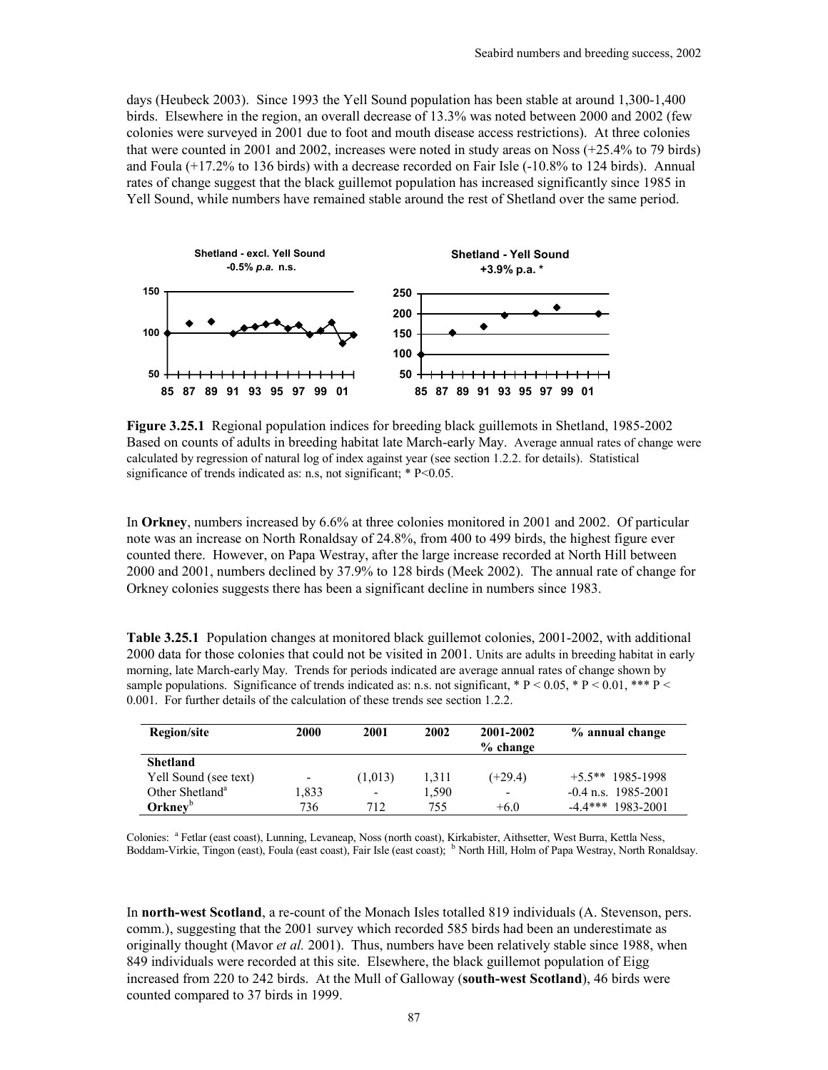days (Heubeck 2003). Since 1993 the Yell Sound population has been stable at around 1,300-1,400 birds. Elsewhere in the region, an overall decrease of 13.3% was noted between 2000 and 2002 (few colonies were surveyed in 2001 due to foot and mouth disease access restrictions). At three colonies that were counted in 2001 and 2002, increases were noted in study areas on Noss (+25.4% to 79 birds) and Foula (+17.2% to 136 birds) with a decrease recorded on Fair Isle (-10.8% to 124 birds). Annual rates of change suggest that the black guillemot population has increased significantly since 1985 in Yell Sound, while numbers have remained stable around the rest of Shetland over the same period.

**Figure 3.25.1** Regional population indices for breeding black guillemots in Shetland, 1985-2002 Based on counts of adults in breeding habitat late March-early May. Average annual rates of change were calculated by regression of natural log of index against year (see section 1.2.2. for details). Statistical significance of trends indicated as: n.s, not significant; * P<0.05.

In **Orkney**, numbers increased by 6.6% at three colonies monitored in 2001 and 2002. Of particular note was an increase on North Ronaldsay of 24.8%, from 400 to 499 birds, the highest figure ever counted there. However, on Papa Westray, after the large increase recorded at North Hill between 2000 and 2001, numbers declined by 37.9% to 128 birds (Meek 2002). The annual rate of change for Orkney colonies suggests there has been a significant decline in numbers since 1983.

**Table 3.25.1** Population changes at monitored black guillemot colonies, 2001-2002, with additional 2000 data for those colonies that could not be visited in 2001. Units are adults in breeding habitat in early morning, late March-early May. Trends for periods indicated are average annual rates of change shown by sample populations. Significance of trends indicated as: n.s. not significant, * P < 0.05, * P < 0.01, *** P < 0.001. For further details of the calculation of these trends see section 1.2.2.

| Region/site | 2000 | 2001 | 2002 | 2001-2002 % change | % annual change |
|---|---|---|---|---|---|
| **Shetland** | | | | | |
| Yell Sound (see text) | - | (1,013) | 1,311 | (+29.4) | +5.5** 1985-1998 |
| Other Shetland[a] | 1,833 | - | 1,590 | - | -0.4 n.s. 1985-2001 |
| **Orkney**[b] | 736 | 712 | 755 | +6.0 | -4.4*** 1983-2001 |

Colonies: [a] Fetlar (east coast), Lunning, Levaneap, Noss (north coast), Kirkabister, Aithsetter, West Burra, Kettla Ness, Boddam-Virkie, Tingon (east), Foula (east coast), Fair Isle (east coast); [b] North Hill, Holm of Papa Westray, North Ronaldsay.

In **north-west Scotland**, a re-count of the Monach Isles totalled 819 individuals (A. Stevenson, pers. comm.), suggesting that the 2001 survey which recorded 585 birds had been an underestimate as originally thought (Mavor *et al.* 2001). Thus, numbers have been relatively stable since 1988, when 849 individuals were recorded at this site. Elsewhere, the black guillemot population of Eigg increased from 220 to 242 birds. At the Mull of Galloway (**south-west Scotland**), 46 birds were counted compared to 37 birds in 1999.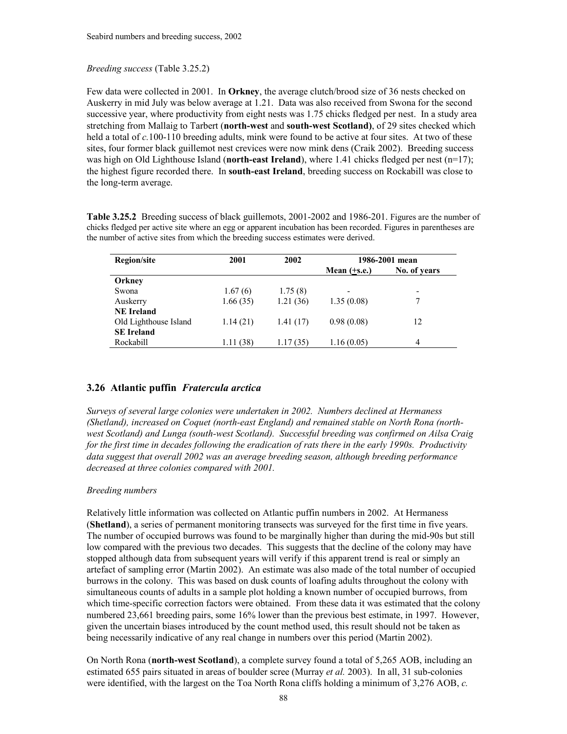*Breeding success* (Table 3.25.2)

Few data were collected in 2001. In **Orkney**, the average clutch/brood size of 36 nests checked on Auskerry in mid July was below average at 1.21. Data was also received from Swona for the second successive year, where productivity from eight nests was 1.75 chicks fledged per nest. In a study area stretching from Mallaig to Tarbert (**north-west** and **south-west Scotland**), of 29 sites checked which held a total of *c.*100-110 breeding adults, mink were found to be active at four sites. At two of these sites, four former black guillemot nest crevices were now mink dens (Craik 2002). Breeding success was high on Old Lighthouse Island (**north-east Ireland**), where 1.41 chicks fledged per nest (n=17); the highest figure recorded there. In **south-east Ireland**, breeding success on Rockabill was close to the long-term average.

**Table 3.25.2** Breeding success of black guillemots, 2001-2002 and 1986-201. Figures are the number of chicks fledged per active site where an egg or apparent incubation has been recorded. Figures in parentheses are the number of active sites from which the breeding success estimates were derived.

| Region/site | 2001 | 2002 | 1986-2001 mean | |
|---|---|---|---|---|
| | | | Mean (±s.e.) | No. of years |
| **Orkney** | | | | |
| Swona | 1.67 (6) | 1.75 (8) | - | - |
| Auskerry | 1.66 (35) | 1.21 (36) | 1.35 (0.08) | 7 |
| **NE Ireland** | | | | |
| Old Lighthouse Island | 1.14 (21) | 1.41 (17) | 0.98 (0.08) | 12 |
| **SE Ireland** | | | | |
| Rockabill | 1.11 (38) | 1.17 (35) | 1.16 (0.05) | 4 |

## 3.26 Atlantic puffin *Fratercula arctica*

*Surveys of several large colonies were undertaken in 2002. Numbers declined at Hermaness (Shetland), increased on Coquet (north-east England) and remained stable on North Rona (north-west Scotland) and Lunga (south-west Scotland). Successful breeding was confirmed on Ailsa Craig for the first time in decades following the eradication of rats there in the early 1990s. Productivity data suggest that overall 2002 was an average breeding season, although breeding performance decreased at three colonies compared with 2001.*

*Breeding numbers*

Relatively little information was collected on Atlantic puffin numbers in 2002. At Hermaness (**Shetland**), a series of permanent monitoring transects was surveyed for the first time in five years. The number of occupied burrows was found to be marginally higher than during the mid-90s but still low compared with the previous two decades. This suggests that the decline of the colony may have stopped although data from subsequent years will verify if this apparent trend is real or simply an artefact of sampling error (Martin 2002). An estimate was also made of the total number of occupied burrows in the colony. This was based on dusk counts of loafing adults throughout the colony with simultaneous counts of adults in a sample plot holding a known number of occupied burrows, from which time-specific correction factors were obtained. From these data it was estimated that the colony numbered 23,661 breeding pairs, some 16% lower than the previous best estimate, in 1997. However, given the uncertain biases introduced by the count method used, this result should not be taken as being necessarily indicative of any real change in numbers over this period (Martin 2002).

On North Rona (**north-west Scotland**), a complete survey found a total of 5,265 AOB, including an estimated 655 pairs situated in areas of boulder scree (Murray *et al.* 2003). In all, 31 sub-colonies were identified, with the largest on the Toa North Rona cliffs holding a minimum of 3,276 AOB, *c.*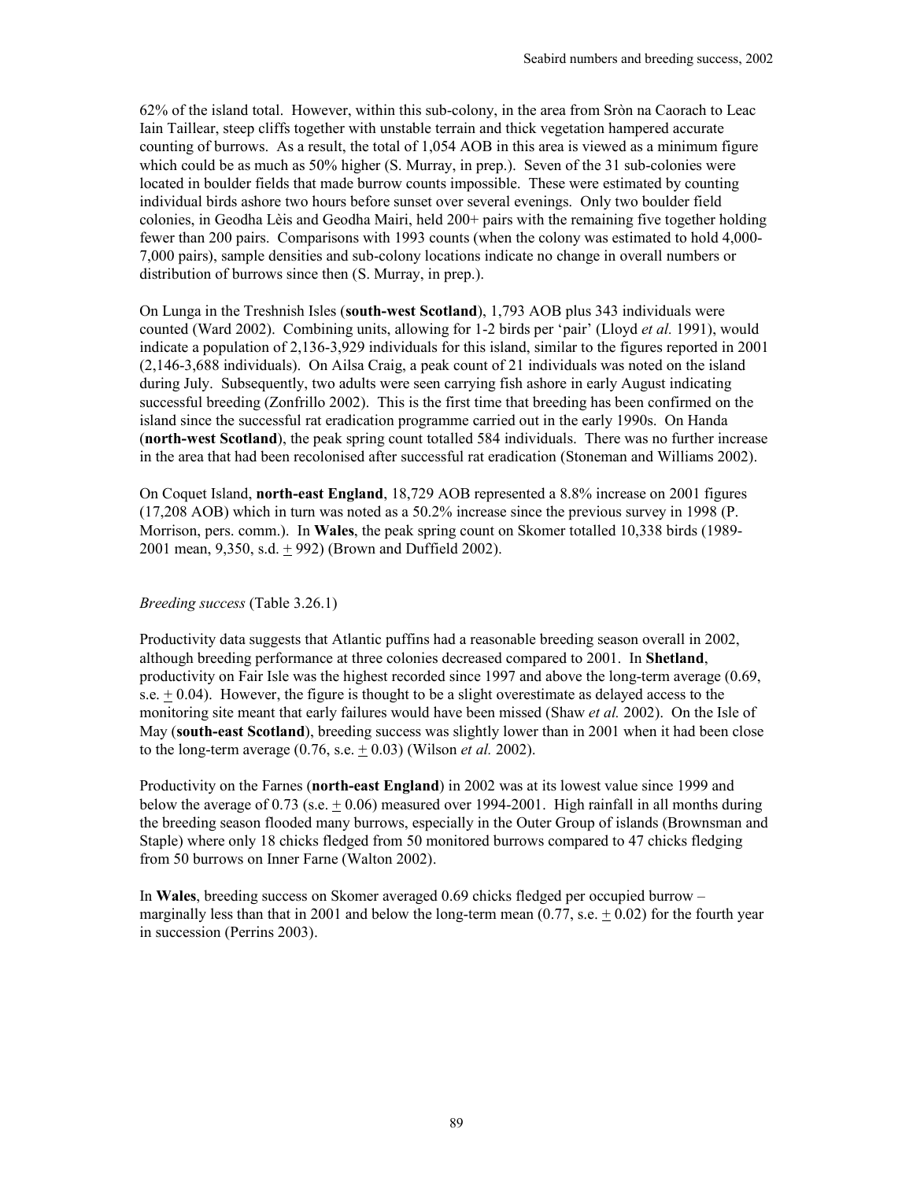62% of the island total. However, within this sub-colony, in the area from Sròn na Caorach to Leac Iain Taillear, steep cliffs together with unstable terrain and thick vegetation hampered accurate counting of burrows. As a result, the total of 1,054 AOB in this area is viewed as a minimum figure which could be as much as 50% higher (S. Murray, in prep.). Seven of the 31 sub-colonies were located in boulder fields that made burrow counts impossible. These were estimated by counting individual birds ashore two hours before sunset over several evenings. Only two boulder field colonies, in Geodha Lèis and Geodha Mairi, held 200+ pairs with the remaining five together holding fewer than 200 pairs. Comparisons with 1993 counts (when the colony was estimated to hold 4,000-7,000 pairs), sample densities and sub-colony locations indicate no change in overall numbers or distribution of burrows since then (S. Murray, in prep.).

On Lunga in the Treshnish Isles (**south-west Scotland**), 1,793 AOB plus 343 individuals were counted (Ward 2002). Combining units, allowing for 1-2 birds per 'pair' (Lloyd *et al.* 1991), would indicate a population of 2,136-3,929 individuals for this island, similar to the figures reported in 2001 (2,146-3,688 individuals). On Ailsa Craig, a peak count of 21 individuals was noted on the island during July. Subsequently, two adults were seen carrying fish ashore in early August indicating successful breeding (Zonfrillo 2002). This is the first time that breeding has been confirmed on the island since the successful rat eradication programme carried out in the early 1990s. On Handa (**north-west Scotland**), the peak spring count totalled 584 individuals. There was no further increase in the area that had been recolonised after successful rat eradication (Stoneman and Williams 2002).

On Coquet Island, **north-east England**, 18,729 AOB represented a 8.8% increase on 2001 figures (17,208 AOB) which in turn was noted as a 50.2% increase since the previous survey in 1998 (P. Morrison, pers. comm.). In **Wales**, the peak spring count on Skomer totalled 10,338 birds (1989-2001 mean, 9,350, s.d. ± 992) (Brown and Duffield 2002).

*Breeding success* (Table 3.26.1)

Productivity data suggests that Atlantic puffins had a reasonable breeding season overall in 2002, although breeding performance at three colonies decreased compared to 2001. In **Shetland**, productivity on Fair Isle was the highest recorded since 1997 and above the long-term average (0.69, s.e. ± 0.04). However, the figure is thought to be a slight overestimate as delayed access to the monitoring site meant that early failures would have been missed (Shaw *et al.* 2002). On the Isle of May (**south-east Scotland**), breeding success was slightly lower than in 2001 when it had been close to the long-term average (0.76, s.e. ± 0.03) (Wilson *et al.* 2002).

Productivity on the Farnes (**north-east England**) in 2002 was at its lowest value since 1999 and below the average of 0.73 (s.e. ± 0.06) measured over 1994-2001. High rainfall in all months during the breeding season flooded many burrows, especially in the Outer Group of islands (Brownsman and Staple) where only 18 chicks fledged from 50 monitored burrows compared to 47 chicks fledging from 50 burrows on Inner Farne (Walton 2002).

In **Wales**, breeding success on Skomer averaged 0.69 chicks fledged per occupied burrow – marginally less than that in 2001 and below the long-term mean (0.77, s.e. ± 0.02) for the fourth year in succession (Perrins 2003).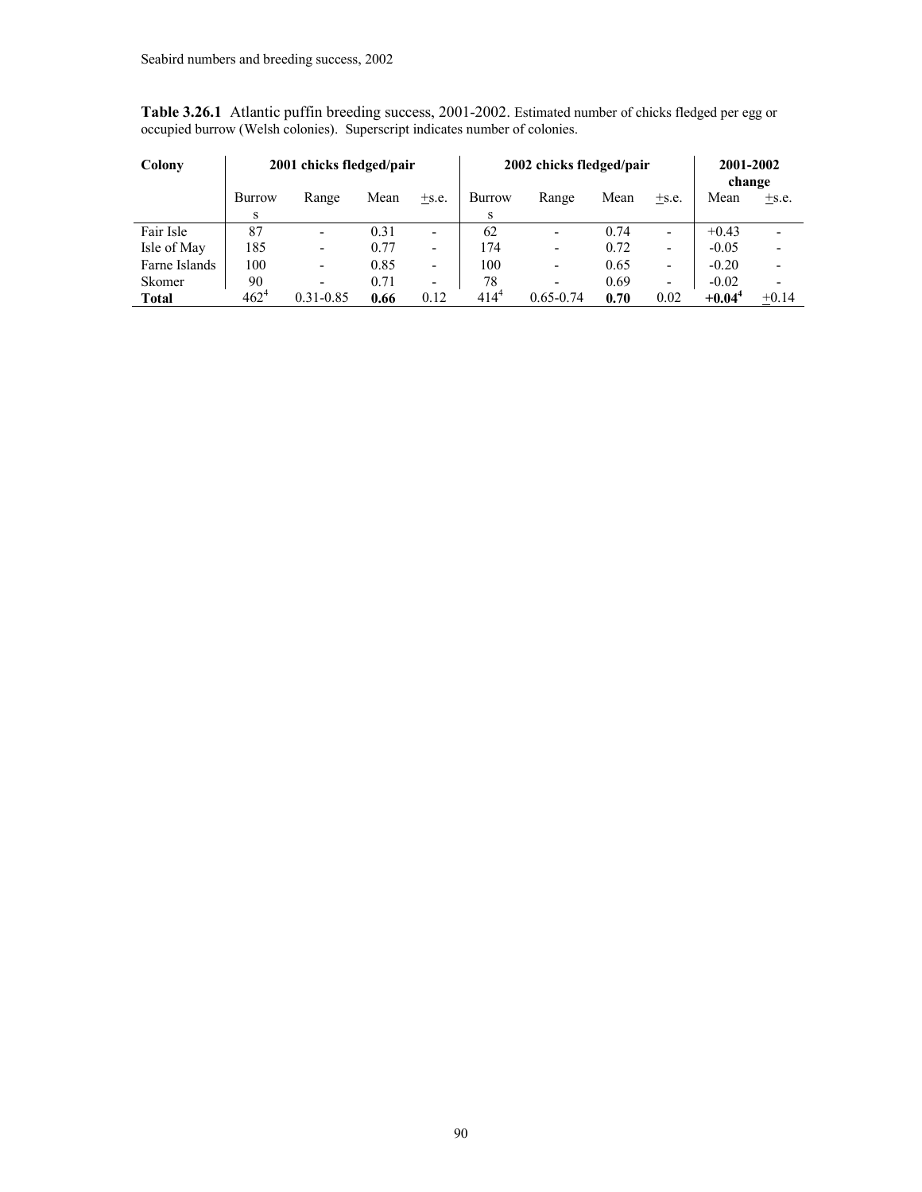**Table 3.26.1** Atlantic puffin breeding success, 2001-2002. Estimated number of chicks fledged per egg or occupied burrow (Welsh colonies). Superscript indicates number of colonies.

| Colony | 2001 chicks fledged/pair | | | | 2002 chicks fledged/pair | | | | 2001-2002 change | |
|---|---|---|---|---|---|---|---|---|---|---|
| | Burrows | Range | Mean | ±s.e. | Burrows | Range | Mean | ±s.e. | Mean | ±s.e. |
| Fair Isle | 87 | - | 0.31 | - | 62 | - | 0.74 | - | +0.43 | - |
| Isle of May | 185 | - | 0.77 | - | 174 | - | 0.72 | - | -0.05 | - |
| Farne Islands | 100 | - | 0.85 | - | 100 | - | 0.65 | - | -0.20 | - |
| Skomer | 90 | - | 0.71 | - | 78 | - | 0.69 | - | -0.02 | - |
| **Total** | $462^4$ | 0.31-0.85 | **0.66** | 0.12 | $414^4$ | 0.65-0.74 | **0.70** | 0.02 | **$+0.04^4$** | ±0.14 |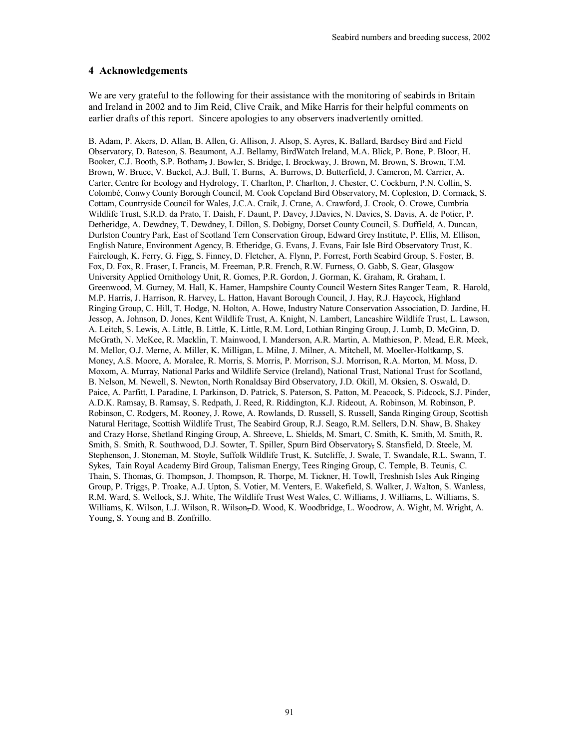## 4 Acknowledgements

We are very grateful to the following for their assistance with the monitoring of seabirds in Britain and Ireland in 2002 and to Jim Reid, Clive Craik, and Mike Harris for their helpful comments on earlier drafts of this report. Sincere apologies to any observers inadvertently omitted.

B. Adam, P. Akers, D. Allan, B. Allen, G. Allison, J. Alsop, S. Ayres, K. Ballard, Bardsey Bird and Field Observatory, D. Bateson, S. Beaumont, A.J. Bellamy, BirdWatch Ireland, M.A. Blick, P. Bone, P. Bloor, H. Booker, C.J. Booth, S.P. Botham, J. Bowler, S. Bridge, I. Brockway, J. Brown, M. Brown, S. Brown, T.M. Brown, W. Bruce, V. Buckel, A.J. Bull, T. Burns, A. Burrows, D. Butterfield, J. Cameron, M. Carrier, A. Carter, Centre for Ecology and Hydrology, T. Charlton, P. Charlton, J. Chester, C. Cockburn, P.N. Collin, S. Colombé, Conwy County Borough Council, M. Cook Copeland Bird Observatory, M. Copleston, D. Cormack, S. Cottam, Countryside Council for Wales, J.C.A. Craik, J. Crane, A. Crawford, J. Crook, O. Crowe, Cumbria Wildlife Trust, S.R.D. da Prato, T. Daish, F. Daunt, P. Davey, J.Davies, N. Davies, S. Davis, A. de Potier, P. Detheridge, A. Dewdney, T. Dewdney, I. Dillon, S. Dobigny, Dorset County Council, S. Duffield, A. Duncan, Durlston Country Park, East of Scotland Tern Conservation Group, Edward Grey Institute, P. Ellis, M. Ellison, English Nature, Environment Agency, B. Etheridge, G. Evans, J. Evans, Fair Isle Bird Observatory Trust, K. Fairclough, K. Ferry, G. Figg, S. Finney, D. Fletcher, A. Flynn, P. Forrest, Forth Seabird Group, S. Foster, B. Fox, D. Fox, R. Fraser, I. Francis, M. Freeman, P.R. French, R.W. Furness, O. Gabb, S. Gear, Glasgow University Applied Ornithology Unit, R. Gomes, P.R. Gordon, J. Gorman, K. Graham, R. Graham, I. Greenwood, M. Gurney, M. Hall, K. Hamer, Hampshire County Council Western Sites Ranger Team, R. Harold, M.P. Harris, J. Harrison, R. Harvey, L. Hatton, Havant Borough Council, J. Hay, R.J. Haycock, Highland Ringing Group, C. Hill, T. Hodge, N. Holton, A. Howe, Industry Nature Conservation Association, D. Jardine, H. Jessop, A. Johnson, D. Jones, Kent Wildlife Trust, A. Knight, N. Lambert, Lancashire Wildlife Trust, L. Lawson, A. Leitch, S. Lewis, A. Little, B. Little, K. Little, R.M. Lord, Lothian Ringing Group, J. Lumb, D. McGinn, D. McGrath, N. McKee, R. Macklin, T. Mainwood, I. Manderson, A.R. Martin, A. Mathieson, P. Mead, E.R. Meek, M. Mellor, O.J. Merne, A. Miller, K. Milligan, L. Milne, J. Milner, A. Mitchell, M. Moeller-Holtkamp, S. Money, A.S. Moore, A. Moralee, R. Morris, S. Morris, P. Morrison, S.J. Morrison, R.A. Morton, M. Moss, D. Moxom, A. Murray, National Parks and Wildlife Service (Ireland), National Trust, National Trust for Scotland, B. Nelson, M. Newell, S. Newton, North Ronaldsay Bird Observatory, J.D. Okill, M. Oksien, S. Oswald, D. Paice, A. Parfitt, I. Paradine, I. Parkinson, D. Patrick, S. Paterson, S. Patton, M. Peacock, S. Pidcock, S.J. Pinder, A.D.K. Ramsay, B. Ramsay, S. Redpath, J. Reed, R. Riddington, K.J. Rideout, A. Robinson, M. Robinson, P. Robinson, C. Rodgers, M. Rooney, J. Rowe, A. Rowlands, D. Russell, S. Russell, Sanda Ringing Group, Scottish Natural Heritage, Scottish Wildlife Trust, The Seabird Group, R.J. Seago, R.M. Sellers, D.N. Shaw, B. Shakey and Crazy Horse, Shetland Ringing Group, A. Shreeve, L. Shields, M. Smart, C. Smith, K. Smith, M. Smith, R. Smith, S. Smith, R. Southwood, D.J. Sowter, T. Spiller, Spurn Bird Observatory, S. Stansfield, D. Steele, M. Stephenson, J. Stoneman, M. Stoyle, Suffolk Wildlife Trust, K. Sutcliffe, J. Swale, T. Swandale, R.L. Swann, T. Sykes, Tain Royal Academy Bird Group, Talisman Energy, Tees Ringing Group, C. Temple, B. Teunis, C. Thain, S. Thomas, G. Thompson, J. Thompson, R. Thorpe, M. Tickner, H. Towll, Treshnish Isles Auk Ringing Group, P. Triggs, P. Troake, A.J. Upton, S. Votier, M. Venters, E. Wakefield, S. Walker, J. Walton, S. Wanless, R.M. Ward, S. Wellock, S.J. White, The Wildlife Trust West Wales, C. Williams, J. Williams, L. Williams, S. Williams, K. Wilson, L.J. Wilson, R. Wilson, D. Wood, K. Woodbridge, L. Woodrow, A. Wight, M. Wright, A. Young, S. Young and B. Zonfrillo.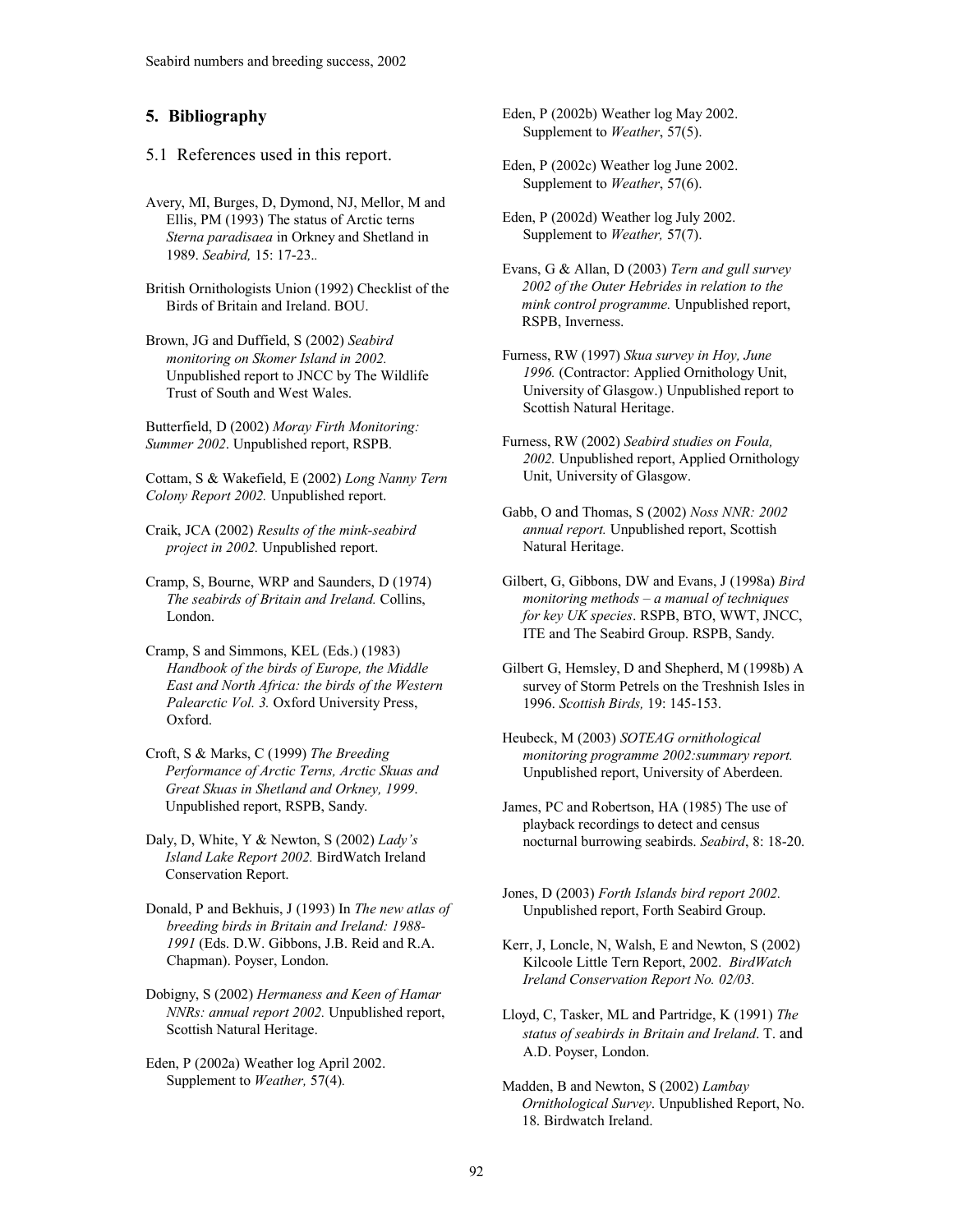## 5. Bibliography

### 5.1 References used in this report.

Avery, MI, Burges, D, Dymond, NJ, Mellor, M and Ellis, PM (1993) The status of Arctic terns *Sterna paradisaea* in Orkney and Shetland in 1989. *Seabird,* 15: 17-23..

British Ornithologists Union (1992) Checklist of the Birds of Britain and Ireland. BOU.

Brown, JG and Duffield, S (2002) *Seabird monitoring on Skomer Island in 2002.* Unpublished report to JNCC by The Wildlife Trust of South and West Wales.

Butterfield, D (2002) *Moray Firth Monitoring: Summer 2002*. Unpublished report, RSPB.

Cottam, S & Wakefield, E (2002) *Long Nanny Tern Colony Report 2002.* Unpublished report.

Craik, JCA (2002) *Results of the mink-seabird project in 2002.* Unpublished report.

Cramp, S, Bourne, WRP and Saunders, D (1974) *The seabirds of Britain and Ireland.* Collins, London.

Cramp, S and Simmons, KEL (Eds.) (1983) *Handbook of the birds of Europe, the Middle East and North Africa: the birds of the Western Palearctic Vol. 3.* Oxford University Press, Oxford.

Croft, S & Marks, C (1999) *The Breeding Performance of Arctic Terns, Arctic Skuas and Great Skuas in Shetland and Orkney, 1999*. Unpublished report, RSPB, Sandy.

Daly, D, White, Y & Newton, S (2002) *Lady's Island Lake Report 2002.* BirdWatch Ireland Conservation Report.

Donald, P and Bekhuis, J (1993) In *The new atlas of breeding birds in Britain and Ireland: 1988-1991* (Eds. D.W. Gibbons, J.B. Reid and R.A. Chapman). Poyser, London.

Dobigny, S (2002) *Hermaness and Keen of Hamar NNRs: annual report 2002.* Unpublished report, Scottish Natural Heritage.

Eden, P (2002a) Weather log April 2002. Supplement to *Weather,* 57(4)*.*

Eden, P (2002b) Weather log May 2002. Supplement to *Weather*, 57(5).

Eden, P (2002c) Weather log June 2002. Supplement to *Weather*, 57(6).

Eden, P (2002d) Weather log July 2002. Supplement to *Weather,* 57(7).

Evans, G & Allan, D (2003) *Tern and gull survey 2002 of the Outer Hebrides in relation to the mink control programme.* Unpublished report, RSPB, Inverness.

Furness, RW (1997) *Skua survey in Hoy, June 1996.* (Contractor: Applied Ornithology Unit, University of Glasgow.) Unpublished report to Scottish Natural Heritage.

Furness, RW (2002) *Seabird studies on Foula, 2002.* Unpublished report, Applied Ornithology Unit, University of Glasgow.

Gabb, O and Thomas, S (2002) *Noss NNR: 2002 annual report.* Unpublished report, Scottish Natural Heritage.

Gilbert, G, Gibbons, DW and Evans, J (1998a) *Bird monitoring methods – a manual of techniques for key UK species*. RSPB, BTO, WWT, JNCC, ITE and The Seabird Group. RSPB, Sandy.

Gilbert G, Hemsley, D and Shepherd, M (1998b) A survey of Storm Petrels on the Treshnish Isles in 1996. *Scottish Birds,* 19: 145-153.

Heubeck, M (2003) *SOTEAG ornithological monitoring programme 2002:summary report.* Unpublished report, University of Aberdeen.

James, PC and Robertson, HA (1985) The use of playback recordings to detect and census nocturnal burrowing seabirds. *Seabird*, 8: 18-20.

Jones, D (2003) *Forth Islands bird report 2002.* Unpublished report, Forth Seabird Group.

Kerr, J, Loncle, N, Walsh, E and Newton, S (2002) Kilcoole Little Tern Report, 2002. *BirdWatch Ireland Conservation Report No. 02/03.*

Lloyd, C, Tasker, ML and Partridge, K (1991) *The status of seabirds in Britain and Ireland*. T. and A.D. Poyser, London.

Madden, B and Newton, S (2002) *Lambay Ornithological Survey*. Unpublished Report, No. 18. Birdwatch Ireland.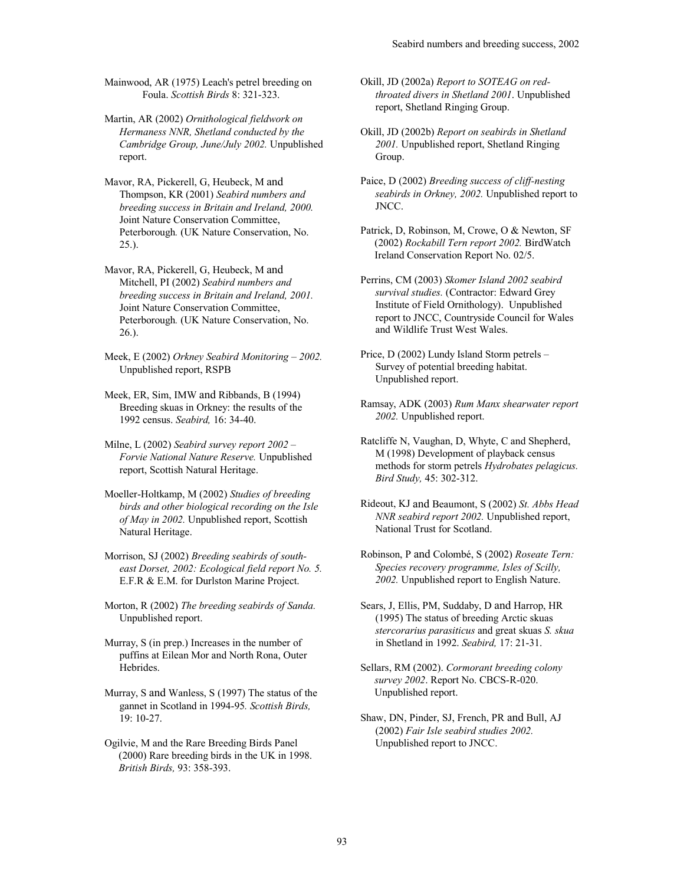Mainwood, AR (1975) Leach's petrel breeding on Foula. *Scottish Birds* 8: 321-323.

Martin, AR (2002) *Ornithological fieldwork on Hermaness NNR, Shetland conducted by the Cambridge Group, June/July 2002.* Unpublished report.

Mavor, RA, Pickerell, G, Heubeck, M and Thompson, KR (2001) *Seabird numbers and breeding success in Britain and Ireland, 2000.* Joint Nature Conservation Committee, Peterborough. (UK Nature Conservation, No. 25.).

Mavor, RA, Pickerell, G, Heubeck, M and Mitchell, PI (2002) *Seabird numbers and breeding success in Britain and Ireland, 2001.* Joint Nature Conservation Committee, Peterborough. (UK Nature Conservation, No. 26.).

Meek, E (2002) *Orkney Seabird Monitoring – 2002.* Unpublished report, RSPB

Meek, ER, Sim, IMW and Ribbands, B (1994) Breeding skuas in Orkney: the results of the 1992 census. *Seabird,* 16: 34-40.

Milne, L (2002) *Seabird survey report 2002 – Forvie National Nature Reserve.* Unpublished report, Scottish Natural Heritage.

Moeller-Holtkamp, M (2002) *Studies of breeding birds and other biological recording on the Isle of May in 2002.* Unpublished report, Scottish Natural Heritage.

Morrison, SJ (2002) *Breeding seabirds of south-east Dorset, 2002: Ecological field report No. 5.* E.F.R & E.M. for Durlston Marine Project.

Morton, R (2002) *The breeding seabirds of Sanda.* Unpublished report.

Murray, S (in prep.) Increases in the number of puffins at Eilean Mor and North Rona, Outer Hebrides.

Murray, S and Wanless, S (1997) The status of the gannet in Scotland in 1994-95*. Scottish Birds,* 19: 10-27.

Ogilvie, M and the Rare Breeding Birds Panel (2000) Rare breeding birds in the UK in 1998. *British Birds,* 93: 358-393.

Okill, JD (2002a) *Report to SOTEAG on red-throated divers in Shetland 2001*. Unpublished report, Shetland Ringing Group.

Okill, JD (2002b) *Report on seabirds in Shetland 2001.* Unpublished report, Shetland Ringing Group.

Paice, D (2002) *Breeding success of cliff-nesting seabirds in Orkney, 2002.* Unpublished report to JNCC.

Patrick, D, Robinson, M, Crowe, O & Newton, SF (2002) *Rockabill Tern report 2002.* BirdWatch Ireland Conservation Report No. 02/5.

Perrins, CM (2003) *Skomer Island 2002 seabird survival studies.* (Contractor: Edward Grey Institute of Field Ornithology). Unpublished report to JNCC, Countryside Council for Wales and Wildlife Trust West Wales.

Price, D (2002) Lundy Island Storm petrels – Survey of potential breeding habitat. Unpublished report.

Ramsay, ADK (2003) *Rum Manx shearwater report 2002.* Unpublished report.

Ratcliffe N, Vaughan, D, Whyte, C and Shepherd, M (1998) Development of playback census methods for storm petrels *Hydrobates pelagicus. Bird Study,* 45: 302-312.

Rideout, KJ and Beaumont, S (2002) *St. Abbs Head NNR seabird report 2002.* Unpublished report, National Trust for Scotland.

Robinson, P and Colombé, S (2002) *Roseate Tern: Species recovery programme, Isles of Scilly, 2002.* Unpublished report to English Nature.

Sears, J, Ellis, PM, Suddaby, D and Harrop, HR (1995) The status of breeding Arctic skuas *stercorarius parasiticus* and great skuas *S. skua* in Shetland in 1992. *Seabird,* 17: 21-31.

Sellars, RM (2002). *Cormorant breeding colony survey 2002*. Report No. CBCS-R-020. Unpublished report.

Shaw, DN, Pinder, SJ, French, PR and Bull, AJ (2002) *Fair Isle seabird studies 2002.* Unpublished report to JNCC.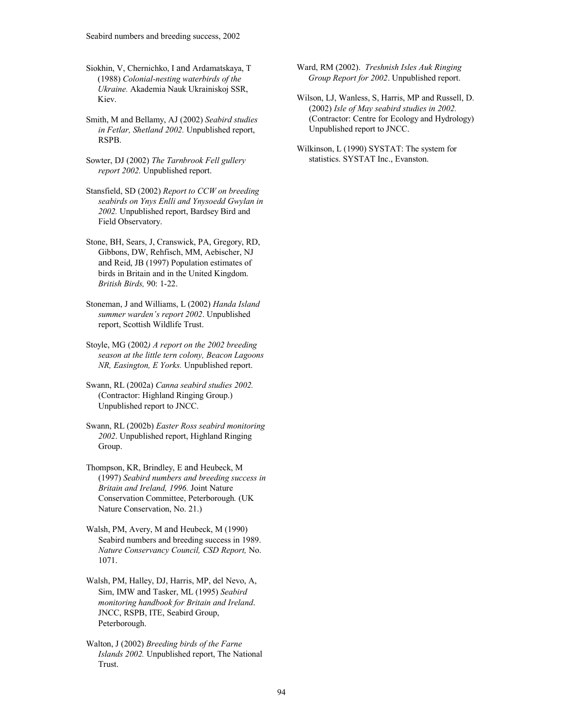Siokhin, V, Chernichko, I and Ardamatskaya, T (1988) *Colonial-nesting waterbirds of the Ukraine.* Akademia Nauk Ukrainiskoj SSR, Kiev.

Smith, M and Bellamy, AJ (2002) *Seabird studies in Fetlar, Shetland 2002.* Unpublished report, RSPB.

Sowter, DJ (2002) *The Tarnbrook Fell gullery report 2002.* Unpublished report.

Stansfield, SD (2002) *Report to CCW on breeding seabirds on Ynys Enlli and Ynysoedd Gwylan in 2002.* Unpublished report, Bardsey Bird and Field Observatory.

Stone, BH, Sears, J, Cranswick, PA, Gregory, RD, Gibbons, DW, Rehfisch, MM, Aebischer, NJ and Reid, JB (1997) Population estimates of birds in Britain and in the United Kingdom. *British Birds,* 90: 1-22.

Stoneman, J and Williams, L (2002) *Handa Island summer warden's report 2002*. Unpublished report, Scottish Wildlife Trust.

Stoyle, MG (2002*) A report on the 2002 breeding season at the little tern colony, Beacon Lagoons NR, Easington, E Yorks.* Unpublished report.

Swann, RL (2002a) *Canna seabird studies 2002.* (Contractor: Highland Ringing Group.) Unpublished report to JNCC.

Swann, RL (2002b) *Easter Ross seabird monitoring 2002*. Unpublished report, Highland Ringing Group.

Thompson, KR, Brindley, E and Heubeck, M (1997) *Seabird numbers and breeding success in Britain and Ireland, 1996.* Joint Nature Conservation Committee, Peterborough*.* (UK Nature Conservation, No. 21.)

Walsh, PM, Avery, M and Heubeck, M (1990) Seabird numbers and breeding success in 1989. *Nature Conservancy Council, CSD Report,* No. 1071.

Walsh, PM, Halley, DJ, Harris, MP, del Nevo, A, Sim, IMW and Tasker, ML (1995) *Seabird monitoring handbook for Britain and Ireland*. JNCC, RSPB, ITE, Seabird Group, Peterborough.

Walton, J (2002) *Breeding birds of the Farne Islands 2002.* Unpublished report, The National Trust.

Ward, RM (2002). *Treshnish Isles Auk Ringing Group Report for 2002*. Unpublished report.

Wilson, LJ, Wanless, S, Harris, MP and Russell, D. (2002) *Isle of May seabird studies in 2002.* (Contractor: Centre for Ecology and Hydrology) Unpublished report to JNCC.

Wilkinson, L (1990) SYSTAT: The system for statistics. SYSTAT Inc., Evanston.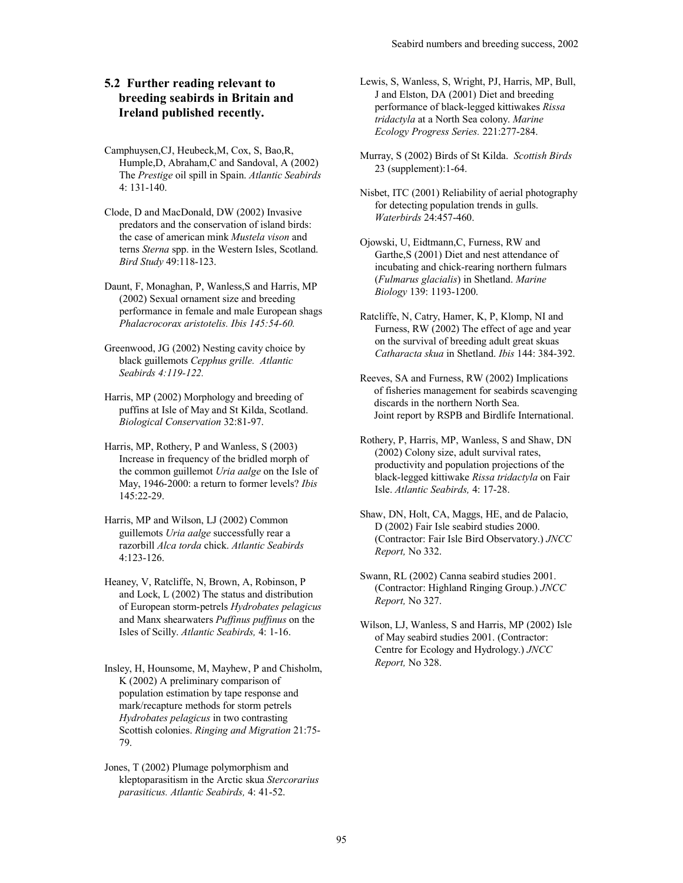## 5.2 Further reading relevant to breeding seabirds in Britain and Ireland published recently.

Camphuysen,CJ, Heubeck,M, Cox, S, Bao,R, Humple,D, Abraham,C and Sandoval, A (2002) The *Prestige* oil spill in Spain. *Atlantic Seabirds* 4: 131-140.

Clode, D and MacDonald, DW (2002) Invasive predators and the conservation of island birds: the case of american mink *Mustela vison* and terns *Sterna* spp. in the Western Isles, Scotland. *Bird Study* 49:118-123.

Daunt, F, Monaghan, P, Wanless,S and Harris, MP (2002) Sexual ornament size and breeding performance in female and male European shags *Phalacrocorax aristotelis. Ibis 145:54-60.*

Greenwood, JG (2002) Nesting cavity choice by black guillemots *Cepphus grille. Atlantic Seabirds 4:119-122.*

Harris, MP (2002) Morphology and breeding of puffins at Isle of May and St Kilda, Scotland. *Biological Conservation* 32:81-97.

Harris, MP, Rothery, P and Wanless, S (2003) Increase in frequency of the bridled morph of the common guillemot *Uria aalge* on the Isle of May, 1946-2000: a return to former levels? *Ibis* 145:22-29.

Harris, MP and Wilson, LJ (2002) Common guillemots *Uria aalge* successfully rear a razorbill *Alca torda* chick. *Atlantic Seabirds* 4:123-126.

Heaney, V, Ratcliffe, N, Brown, A, Robinson, P and Lock, L (2002) The status and distribution of European storm-petrels *Hydrobates pelagicus* and Manx shearwaters *Puffinus puffinus* on the Isles of Scilly. *Atlantic Seabirds,* 4: 1-16.

Insley, H, Hounsome, M, Mayhew, P and Chisholm, K (2002) A preliminary comparison of population estimation by tape response and mark/recapture methods for storm petrels *Hydrobates pelagicus* in two contrasting Scottish colonies. *Ringing and Migration* 21:75-79.

Jones, T (2002) Plumage polymorphism and kleptoparasitism in the Arctic skua *Stercorarius parasiticus. Atlantic Seabirds,* 4: 41-52.

Lewis, S, Wanless, S, Wright, PJ, Harris, MP, Bull, J and Elston, DA (2001) Diet and breeding performance of black-legged kittiwakes *Rissa tridactyla* at a North Sea colony. *Marine Ecology Progress Series.* 221:277-284.

Murray, S (2002) Birds of St Kilda. *Scottish Birds* 23 (supplement):1-64.

Nisbet, ITC (2001) Reliability of aerial photography for detecting population trends in gulls. *Waterbirds* 24:457-460.

Ojowski, U, Eidtmann,C, Furness, RW and Garthe,S (2001) Diet and nest attendance of incubating and chick-rearing northern fulmars (*Fulmarus glacialis*) in Shetland. *Marine Biology* 139: 1193-1200.

Ratcliffe, N, Catry, Hamer, K, P, Klomp, NI and Furness, RW (2002) The effect of age and year on the survival of breeding adult great skuas *Catharacta skua* in Shetland. *Ibis* 144: 384-392.

Reeves, SA and Furness, RW (2002) Implications of fisheries management for seabirds scavenging discards in the northern North Sea. Joint report by RSPB and Birdlife International.

Rothery, P, Harris, MP, Wanless, S and Shaw, DN (2002) Colony size, adult survival rates, productivity and population projections of the black-legged kittiwake *Rissa tridactyla* on Fair Isle. *Atlantic Seabirds,* 4: 17-28.

Shaw, DN, Holt, CA, Maggs, HE, and de Palacio, D (2002) Fair Isle seabird studies 2000. (Contractor: Fair Isle Bird Observatory.) *JNCC Report,* No 332.

Swann, RL (2002) Canna seabird studies 2001. (Contractor: Highland Ringing Group.) *JNCC Report,* No 327.

Wilson, LJ, Wanless, S and Harris, MP (2002) Isle of May seabird studies 2001. (Contractor: Centre for Ecology and Hydrology.) *JNCC Report,* No 328.